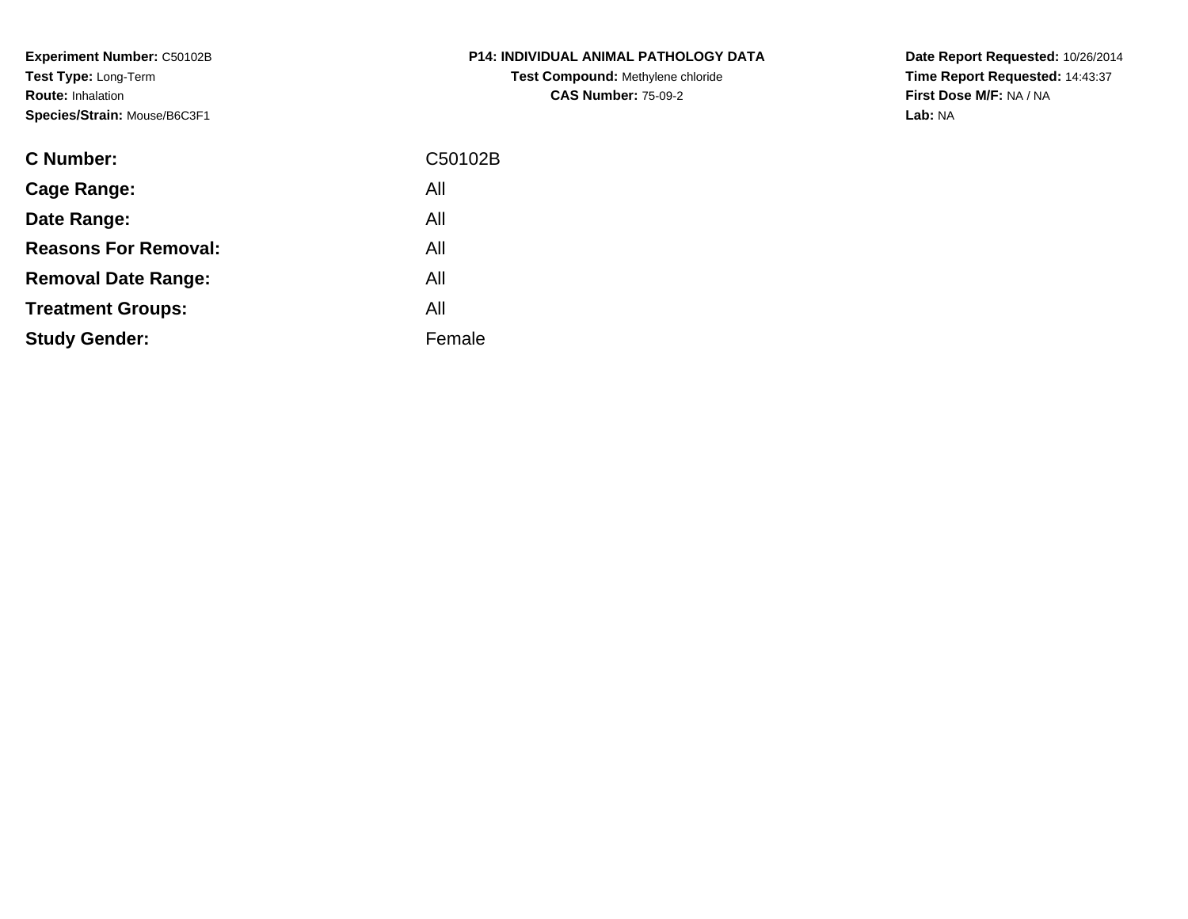**Experiment Number:** C50102B
**Test Type:** Long-Term
**Route:** Inhalation
**Species/Strain:** Mouse/B6C3F1

**P14: INDIVIDUAL ANIMAL PATHOLOGY DATA**
**Test Compound:** Methylene chloride
**CAS Number:** 75-09-2

**Date Report Requested:** 10/26/2014
**Time Report Requested:** 14:43:37
**First Dose M/F:** NA / NA
**Lab:** NA

| | |
|---|---|
| **C Number:** | C50102B |
| **Cage Range:** | All |
| **Date Range:** | All |
| **Reasons For Removal:** | All |
| **Removal Date Range:** | All |
| **Treatment Groups:** | All |
| **Study Gender:** | Female |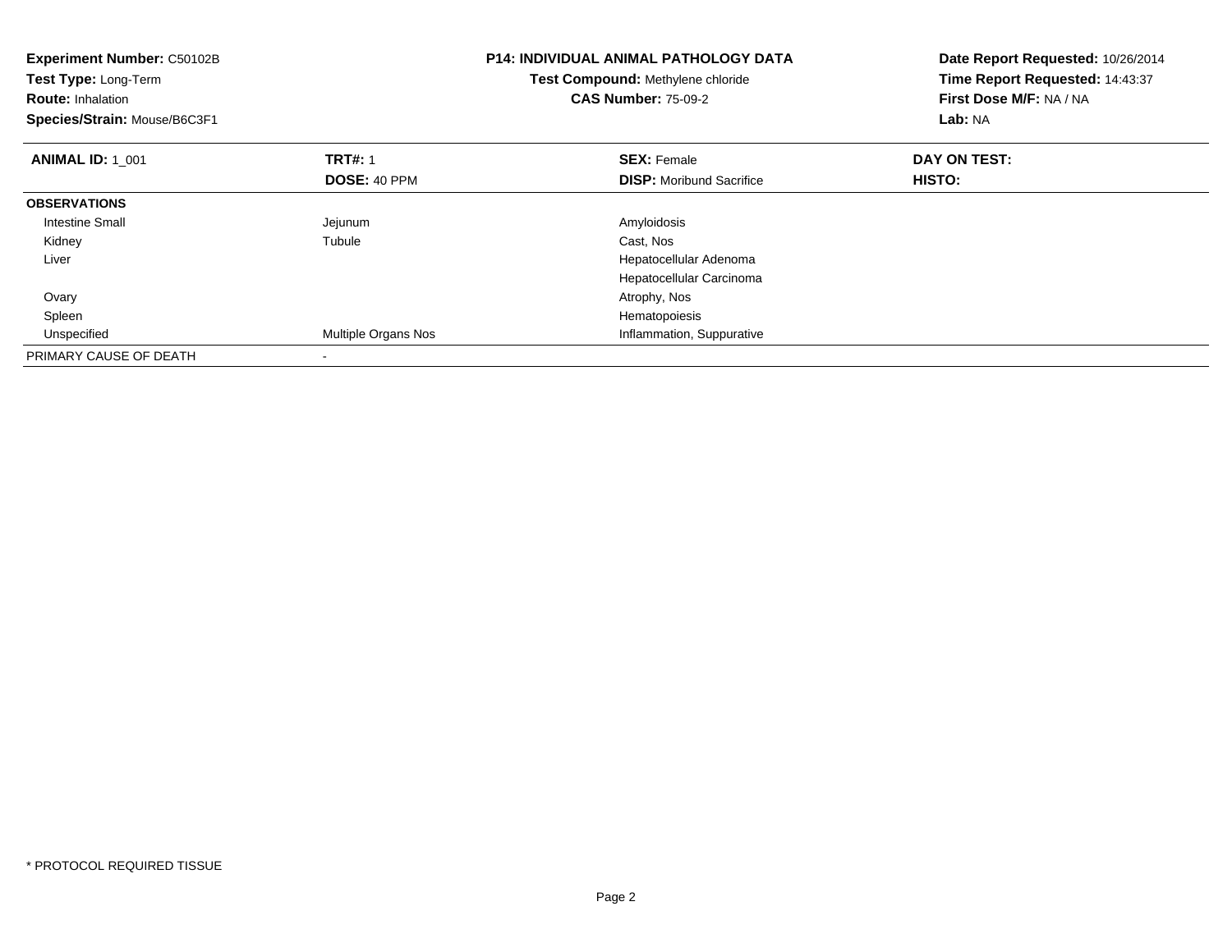**Experiment Number:** C50102B
**Test Type:** Long-Term
**Route:** Inhalation
**Species/Strain:** Mouse/B6C3F1

**P14: INDIVIDUAL ANIMAL PATHOLOGY DATA**
**Test Compound:** Methylene chloride
**CAS Number:** 75-09-2

**Date Report Requested:** 10/26/2014
**Time Report Requested:** 14:43:37
**First Dose M/F:** NA / NA
**Lab:** NA

| **ANIMAL ID:** 1_001 | **TRT#:** 1 | **SEX:** Female | **DAY ON TEST:** |
|---|---|---|---|
| | **DOSE:** 40 PPM | **DISP:** Moribund Sacrifice | **HISTO:** |
| **OBSERVATIONS** | | | |
| Intestine Small | Jejunum | Amyloidosis | |
| Kidney | Tubule | Cast, Nos | |
| Liver | | Hepatocellular Adenoma | |
| | | Hepatocellular Carcinoma | |
| Ovary | | Atrophy, Nos | |
| Spleen | | Hematopoiesis | |
| Unspecified | Multiple Organs Nos | Inflammation, Suppurative | |
| PRIMARY CAUSE OF DEATH | - | | |

* PROTOCOL REQUIRED TISSUE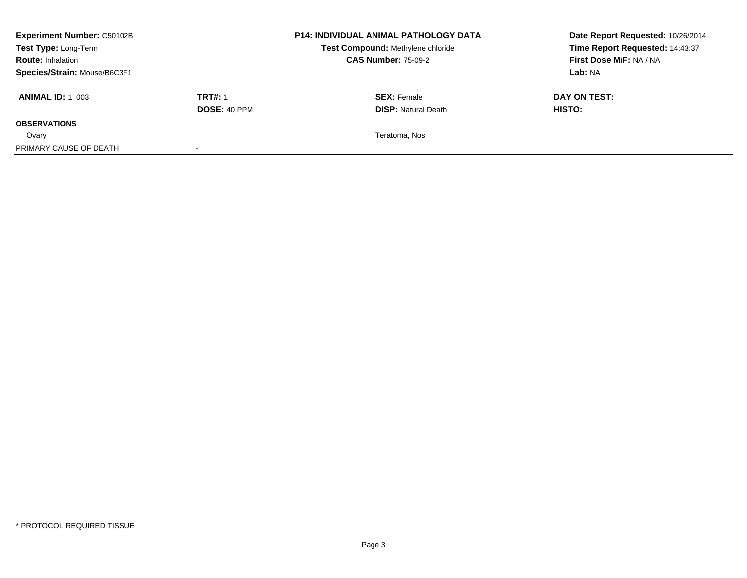**Experiment Number:** C50102B
**Test Type:** Long-Term
**Route:** Inhalation
**Species/Strain:** Mouse/B6C3F1

**P14: INDIVIDUAL ANIMAL PATHOLOGY DATA**
**Test Compound:** Methylene chloride
**CAS Number:** 75-09-2

**Date Report Requested:** 10/26/2014
**Time Report Requested:** 14:43:37
**First Dose M/F:** NA / NA
**Lab:** NA

| **ANIMAL ID:** 1_003 | **TRT#:** 1 | **SEX:** Female | **DAY ON TEST:** |
|---|---|---|---|
| | **DOSE:** 40 PPM | **DISP:** Natural Death | **HISTO:** |
| **OBSERVATIONS** | | | |
| Ovary | | Teratoma, Nos | |
| PRIMARY CAUSE OF DEATH | - | | |

\* PROTOCOL REQUIRED TISSUE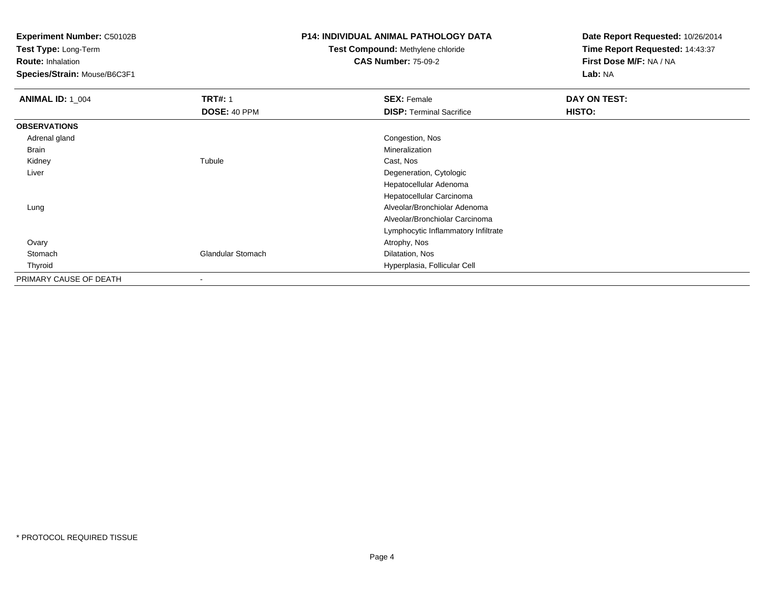**Experiment Number:** C50102B
**Test Type:** Long-Term
**Route:** Inhalation
**Species/Strain:** Mouse/B6C3F1

**P14: INDIVIDUAL ANIMAL PATHOLOGY DATA**
**Test Compound:** Methylene chloride
**CAS Number:** 75-09-2

**Date Report Requested:** 10/26/2014
**Time Report Requested:** 14:43:37
**First Dose M/F:** NA / NA
**Lab:** NA

| **ANIMAL ID:** 1_004 | **TRT#:** 1 | **SEX:** Female | **DAY ON TEST:** |
|---|---|---|---|
| | **DOSE:** 40 PPM | **DISP:** Terminal Sacrifice | **HISTO:** |
| **OBSERVATIONS** | | | |
| Adrenal gland | | Congestion, Nos | |
| Brain | | Mineralization | |
| Kidney | Tubule | Cast, Nos | |
| Liver | | Degeneration, Cytologic | |
| | | Hepatocellular Adenoma | |
| | | Hepatocellular Carcinoma | |
| Lung | | Alveolar/Bronchiolar Adenoma | |
| | | Alveolar/Bronchiolar Carcinoma | |
| | | Lymphocytic Inflammatory Infiltrate | |
| Ovary | | Atrophy, Nos | |
| Stomach | Glandular Stomach | Dilatation, Nos | |
| Thyroid | | Hyperplasia, Follicular Cell | |
| PRIMARY CAUSE OF DEATH | - | | |

* PROTOCOL REQUIRED TISSUE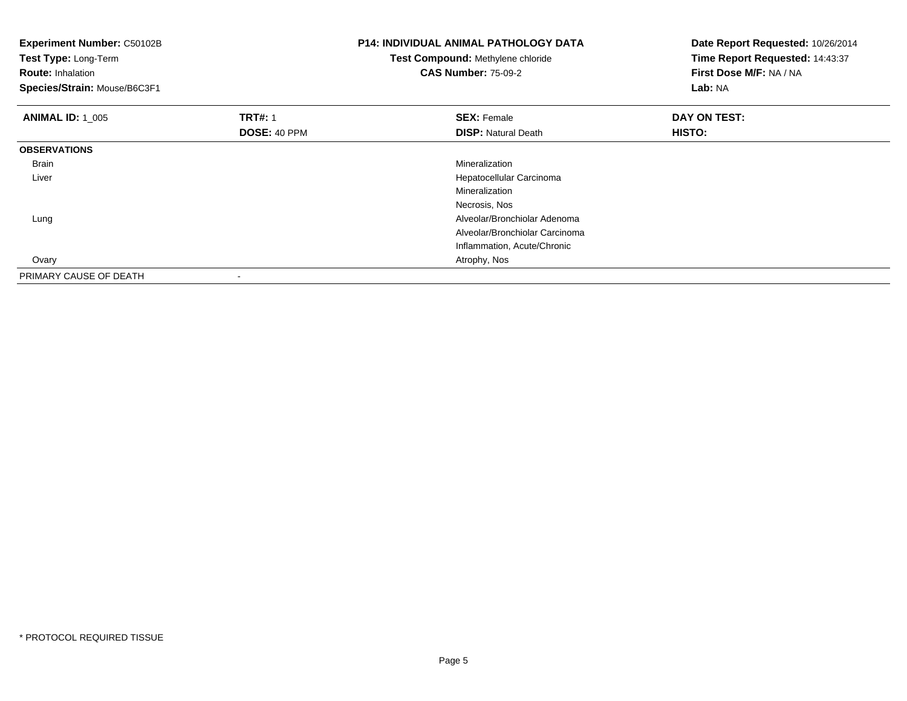**Experiment Number:** C50102B
**Test Type:** Long-Term
**Route:** Inhalation
**Species/Strain:** Mouse/B6C3F1

## P14: INDIVIDUAL ANIMAL PATHOLOGY DATA
**Test Compound:** Methylene chloride
**CAS Number:** 75-09-2

**Date Report Requested:** 10/26/2014
**Time Report Requested:** 14:43:37
**First Dose M/F:** NA / NA
**Lab:** NA

| **ANIMAL ID:** 1_005 | **TRT#:** 1 | **SEX:** Female | **DAY ON TEST:** |
|---|---|---|---|
| | **DOSE:** 40 PPM | **DISP:** Natural Death | **HISTO:** |
| **OBSERVATIONS** | | | |
| Brain | | Mineralization | |
| Liver | | Hepatocellular Carcinoma | |
| | | Mineralization | |
| | | Necrosis, Nos | |
| Lung | | Alveolar/Bronchiolar Adenoma | |
| | | Alveolar/Bronchiolar Carcinoma | |
| | | Inflammation, Acute/Chronic | |
| Ovary | | Atrophy, Nos | |
| PRIMARY CAUSE OF DEATH | - | | |

* PROTOCOL REQUIRED TISSUE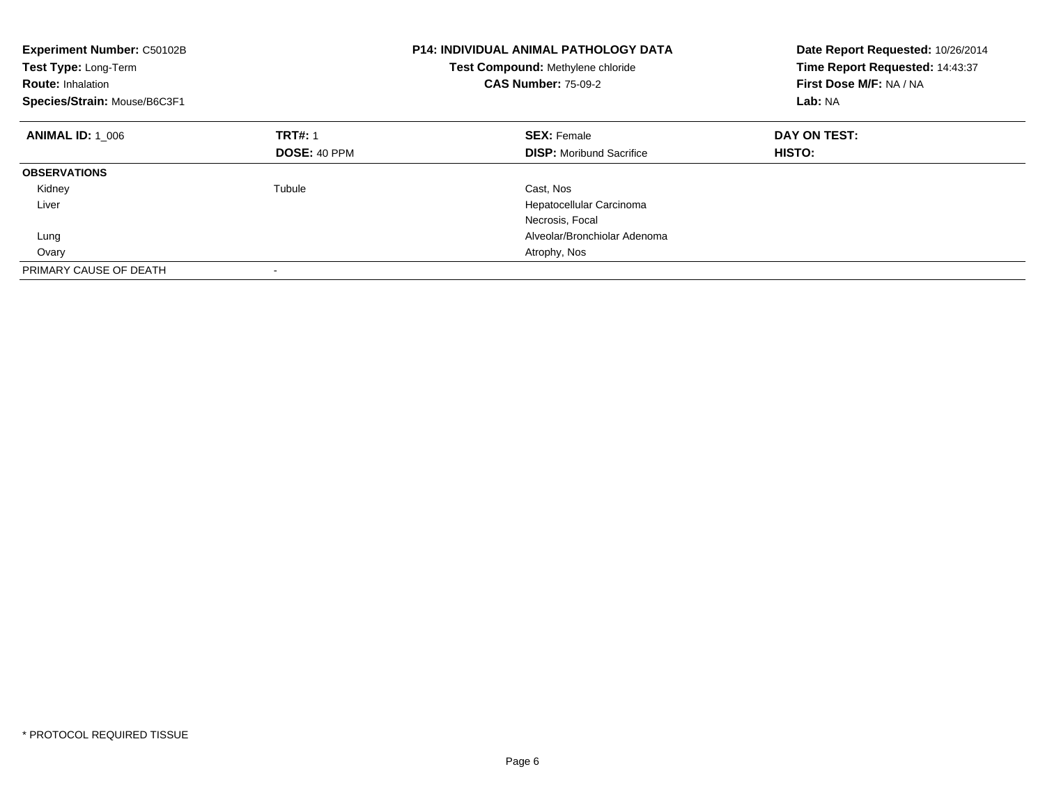**Experiment Number:** C50102B
**Test Type:** Long-Term
**Route:** Inhalation
**Species/Strain:** Mouse/B6C3F1

**P14: INDIVIDUAL ANIMAL PATHOLOGY DATA**
**Test Compound:** Methylene chloride
**CAS Number:** 75-09-2

**Date Report Requested:** 10/26/2014
**Time Report Requested:** 14:43:37
**First Dose M/F:** NA / NA
**Lab:** NA

| **ANIMAL ID:** 1_006 | **TRT#:** 1 | **SEX:** Female | **DAY ON TEST:** |
|---|---|---|---|
| | **DOSE:** 40 PPM | **DISP:** Moribund Sacrifice | **HISTO:** |
| **OBSERVATIONS** | | | |
| Kidney | Tubule | Cast, Nos | |
| Liver | | Hepatocellular Carcinoma | |
| | | Necrosis, Focal | |
| Lung | | Alveolar/Bronchiolar Adenoma | |
| Ovary | | Atrophy, Nos | |
| PRIMARY CAUSE OF DEATH | - | | |

* PROTOCOL REQUIRED TISSUE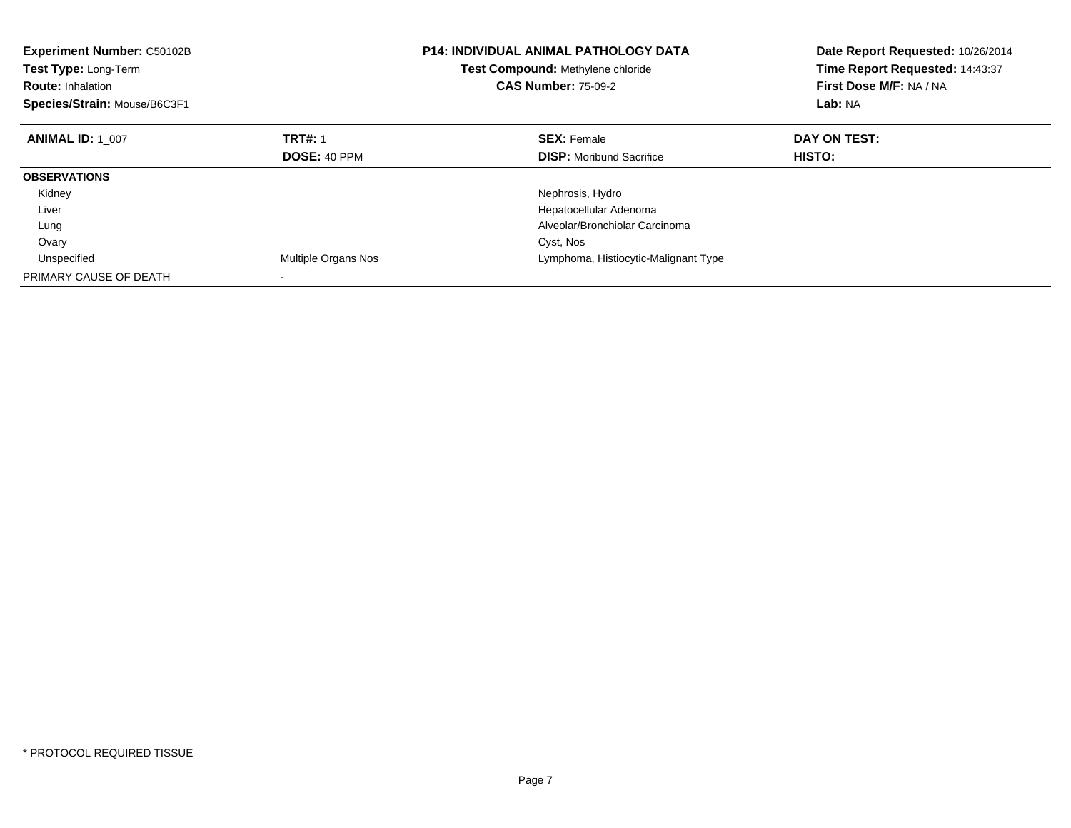**Experiment Number:** C50102B
**Test Type:** Long-Term
**Route:** Inhalation
**Species/Strain:** Mouse/B6C3F1

**P14: INDIVIDUAL ANIMAL PATHOLOGY DATA**
**Test Compound:** Methylene chloride
**CAS Number:** 75-09-2

**Date Report Requested:** 10/26/2014
**Time Report Requested:** 14:43:37
**First Dose M/F:** NA / NA
**Lab:** NA

| **ANIMAL ID:** 1_007 | **TRT#:** 1 | **SEX:** Female | **DAY ON TEST:** |
|---|---|---|---|
| | **DOSE:** 40 PPM | **DISP:** Moribund Sacrifice | **HISTO:** |
| **OBSERVATIONS** | | | |
| Kidney | | Nephrosis, Hydro | |
| Liver | | Hepatocellular Adenoma | |
| Lung | | Alveolar/Bronchiolar Carcinoma | |
| Ovary | | Cyst, Nos | |
| Unspecified | Multiple Organs Nos | Lymphoma, Histiocytic-Malignant Type | |
| PRIMARY CAUSE OF DEATH | - | | |

\* PROTOCOL REQUIRED TISSUE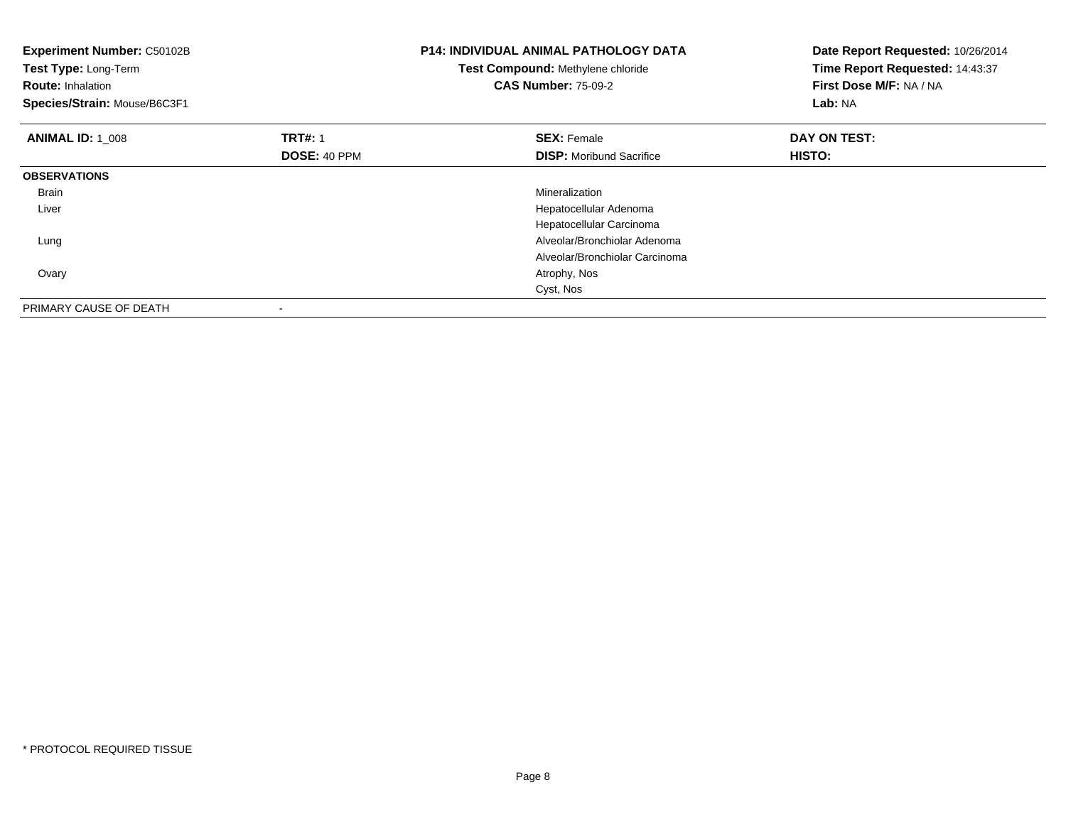**Experiment Number:** C50102B
**Test Type:** Long-Term
**Route:** Inhalation
**Species/Strain:** Mouse/B6C3F1

**P14: INDIVIDUAL ANIMAL PATHOLOGY DATA**
**Test Compound:** Methylene chloride
**CAS Number:** 75-09-2

**Date Report Requested:** 10/26/2014
**Time Report Requested:** 14:43:37
**First Dose M/F:** NA / NA
**Lab:** NA

| **ANIMAL ID:** 1_008 | **TRT#:** 1 | **SEX:** Female | **DAY ON TEST:** |
|---|---|---|---|
| | **DOSE:** 40 PPM | **DISP:** Moribund Sacrifice | **HISTO:** |
| **OBSERVATIONS** | | | |
| Brain | | Mineralization | |
| Liver | | Hepatocellular Adenoma | |
| | | Hepatocellular Carcinoma | |
| Lung | | Alveolar/Bronchiolar Adenoma | |
| | | Alveolar/Bronchiolar Carcinoma | |
| Ovary | | Atrophy, Nos | |
| | | Cyst, Nos | |
| PRIMARY CAUSE OF DEATH | - | | |

* PROTOCOL REQUIRED TISSUE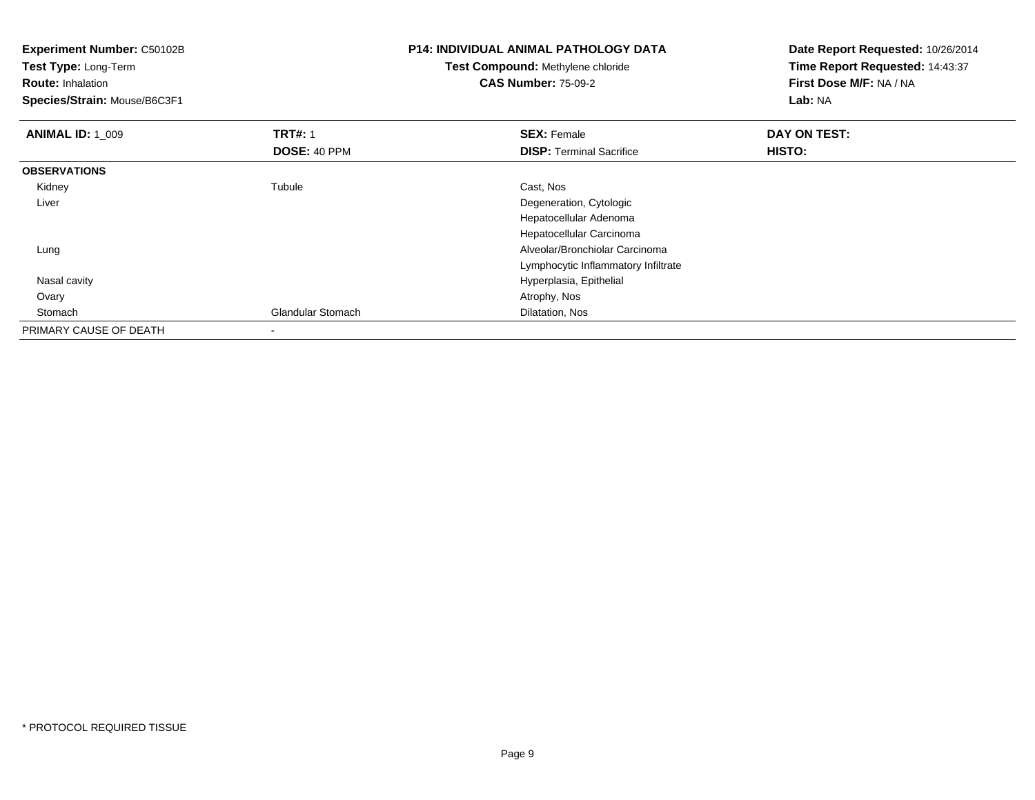**Experiment Number:** C50102B
**Test Type:** Long-Term
**Route:** Inhalation
**Species/Strain:** Mouse/B6C3F1

**P14: INDIVIDUAL ANIMAL PATHOLOGY DATA**
**Test Compound:** Methylene chloride
**CAS Number:** 75-09-2

**Date Report Requested:** 10/26/2014
**Time Report Requested:** 14:43:37
**First Dose M/F:** NA / NA
**Lab:** NA

| **ANIMAL ID:** 1_009 | **TRT#:** 1 | **SEX:** Female | **DAY ON TEST:** |
|---|---|---|---|
| | **DOSE:** 40 PPM | **DISP:** Terminal Sacrifice | **HISTO:** |
| **OBSERVATIONS** | | | |
| Kidney | Tubule | Cast, Nos | |
| Liver | | Degeneration, Cytologic | |
| | | Hepatocellular Adenoma | |
| | | Hepatocellular Carcinoma | |
| Lung | | Alveolar/Bronchiolar Carcinoma | |
| | | Lymphocytic Inflammatory Infiltrate | |
| Nasal cavity | | Hyperplasia, Epithelial | |
| Ovary | | Atrophy, Nos | |
| Stomach | Glandular Stomach | Dilatation, Nos | |
| PRIMARY CAUSE OF DEATH | - | | |

* PROTOCOL REQUIRED TISSUE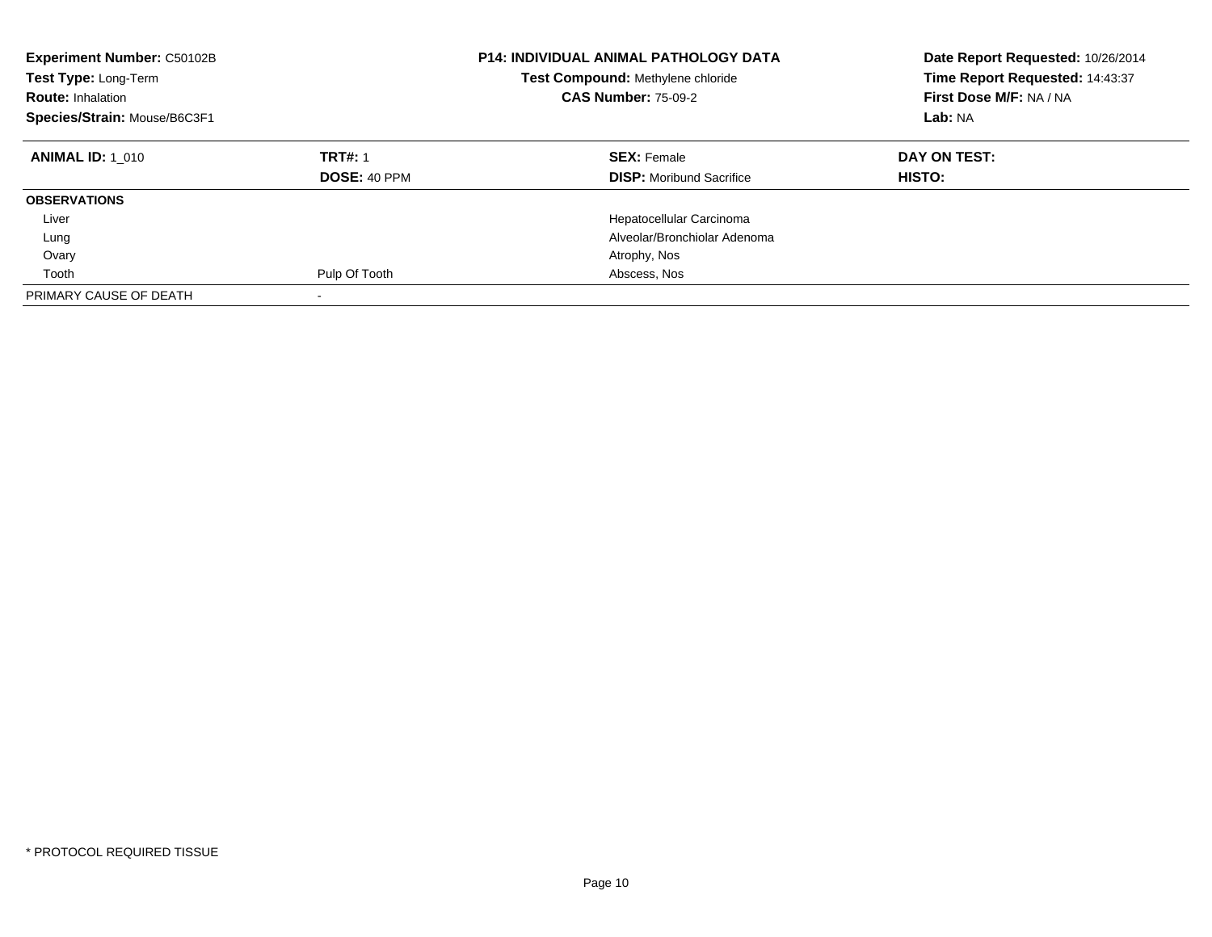**Experiment Number:** C50102B
**Test Type:** Long-Term
**Route:** Inhalation
**Species/Strain:** Mouse/B6C3F1

**P14: INDIVIDUAL ANIMAL PATHOLOGY DATA**
**Test Compound:** Methylene chloride
**CAS Number:** 75-09-2

**Date Report Requested:** 10/26/2014
**Time Report Requested:** 14:43:37
**First Dose M/F:** NA / NA
**Lab:** NA

| **ANIMAL ID:** 1_010 | **TRT#:** 1 | **SEX:** Female | **DAY ON TEST:** |
|---|---|---|---|
| | **DOSE:** 40 PPM | **DISP:** Moribund Sacrifice | **HISTO:** |
| **OBSERVATIONS** | | | |
| Liver | | Hepatocellular Carcinoma | |
| Lung | | Alveolar/Bronchiolar Adenoma | |
| Ovary | | Atrophy, Nos | |
| Tooth | Pulp Of Tooth | Abscess, Nos | |
| PRIMARY CAUSE OF DEATH | - | | |

* PROTOCOL REQUIRED TISSUE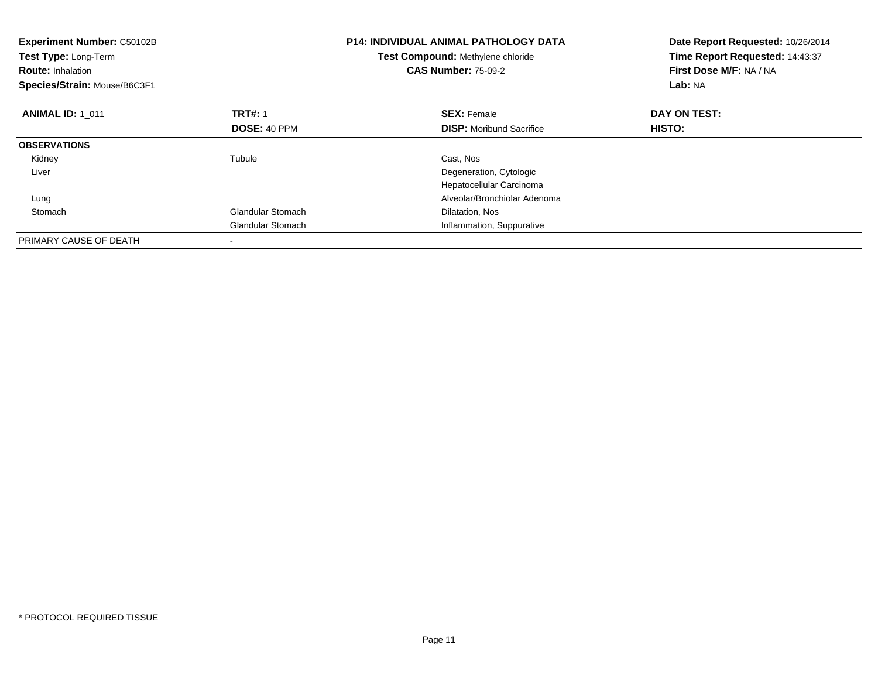**Experiment Number:** C50102B
**Test Type:** Long-Term
**Route:** Inhalation
**Species/Strain:** Mouse/B6C3F1

**P14: INDIVIDUAL ANIMAL PATHOLOGY DATA**
**Test Compound:** Methylene chloride
**CAS Number:** 75-09-2

**Date Report Requested:** 10/26/2014
**Time Report Requested:** 14:43:37
**First Dose M/F:** NA / NA
**Lab:** NA

| **ANIMAL ID:** 1_011 | **TRT#:** 1 | **SEX:** Female | **DAY ON TEST:** |
|---|---|---|---|
| | **DOSE:** 40 PPM | **DISP:** Moribund Sacrifice | **HISTO:** |
| **OBSERVATIONS** | | | |
| Kidney | Tubule | Cast, Nos | |
| Liver | | Degeneration, Cytologic | |
| | | Hepatocellular Carcinoma | |
| Lung | | Alveolar/Bronchiolar Adenoma | |
| Stomach | Glandular Stomach | Dilatation, Nos | |
| | Glandular Stomach | Inflammation, Suppurative | |
| PRIMARY CAUSE OF DEATH | - | | |

* PROTOCOL REQUIRED TISSUE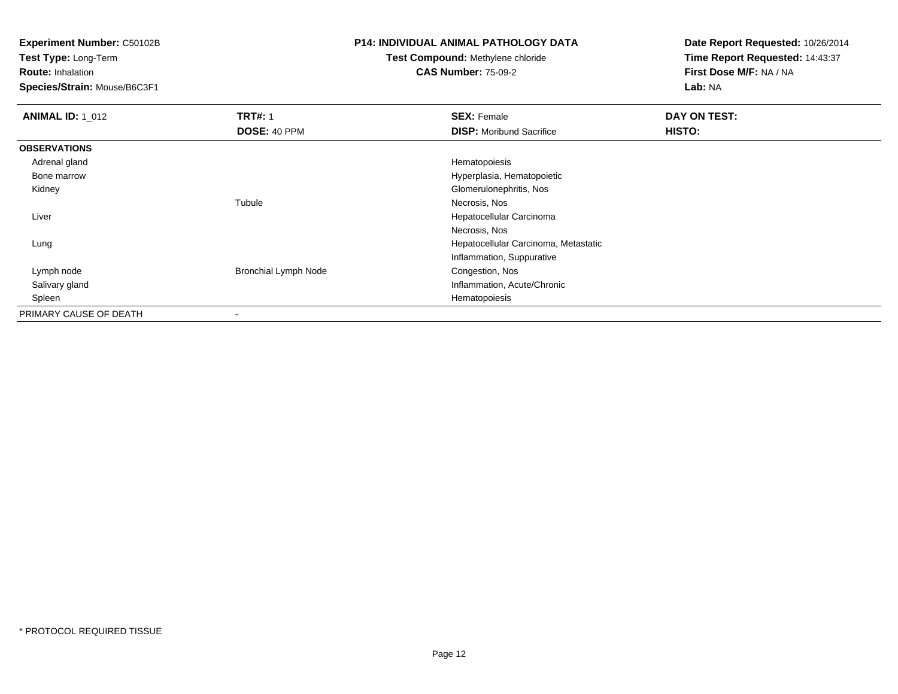**Experiment Number:** C50102B
**Test Type:** Long-Term
**Route:** Inhalation
**Species/Strain:** Mouse/B6C3F1

**P14: INDIVIDUAL ANIMAL PATHOLOGY DATA**
**Test Compound:** Methylene chloride
**CAS Number:** 75-09-2

**Date Report Requested:** 10/26/2014
**Time Report Requested:** 14:43:37
**First Dose M/F:** NA / NA
**Lab:** NA

| **ANIMAL ID:** 1_012 | **TRT#:** 1 | **SEX:** Female | **DAY ON TEST:** |
|---|---|---|---|
| | **DOSE:** 40 PPM | **DISP:** Moribund Sacrifice | **HISTO:** |
| **OBSERVATIONS** | | | |
| Adrenal gland | | Hematopoiesis | |
| Bone marrow | | Hyperplasia, Hematopoietic | |
| Kidney | | Glomerulonephritis, Nos | |
| | Tubule | Necrosis, Nos | |
| Liver | | Hepatocellular Carcinoma | |
| | | Necrosis, Nos | |
| Lung | | Hepatocellular Carcinoma, Metastatic | |
| | | Inflammation, Suppurative | |
| Lymph node | Bronchial Lymph Node | Congestion, Nos | |
| Salivary gland | | Inflammation, Acute/Chronic | |
| Spleen | | Hematopoiesis | |
| PRIMARY CAUSE OF DEATH | - | | |

* PROTOCOL REQUIRED TISSUE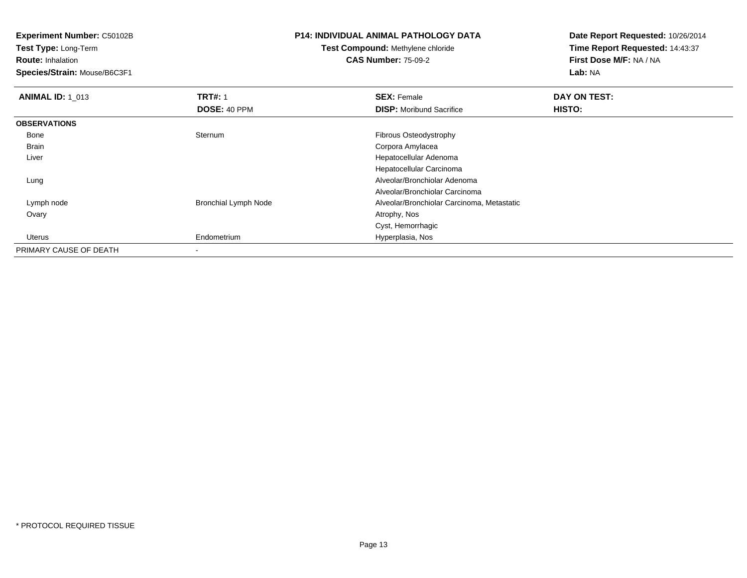**Experiment Number:** C50102B
**Test Type:** Long-Term
**Route:** Inhalation
**Species/Strain:** Mouse/B6C3F1

**P14: INDIVIDUAL ANIMAL PATHOLOGY DATA**
**Test Compound:** Methylene chloride
**CAS Number:** 75-09-2

**Date Report Requested:** 10/26/2014
**Time Report Requested:** 14:43:37
**First Dose M/F:** NA / NA
**Lab:** NA

| **ANIMAL ID:** 1_013 | **TRT#:** 1 | **SEX:** Female | **DAY ON TEST:** |
|---|---|---|---|
| | **DOSE:** 40 PPM | **DISP:** Moribund Sacrifice | **HISTO:** |
| **OBSERVATIONS** | | | |
| Bone | Sternum | Fibrous Osteodystrophy | |
| Brain | | Corpora Amylacea | |
| Liver | | Hepatocellular Adenoma | |
| | | Hepatocellular Carcinoma | |
| Lung | | Alveolar/Bronchiolar Adenoma | |
| | | Alveolar/Bronchiolar Carcinoma | |
| Lymph node | Bronchial Lymph Node | Alveolar/Bronchiolar Carcinoma, Metastatic | |
| Ovary | | Atrophy, Nos | |
| | | Cyst, Hemorrhagic | |
| Uterus | Endometrium | Hyperplasia, Nos | |
| PRIMARY CAUSE OF DEATH | - | | |

* PROTOCOL REQUIRED TISSUE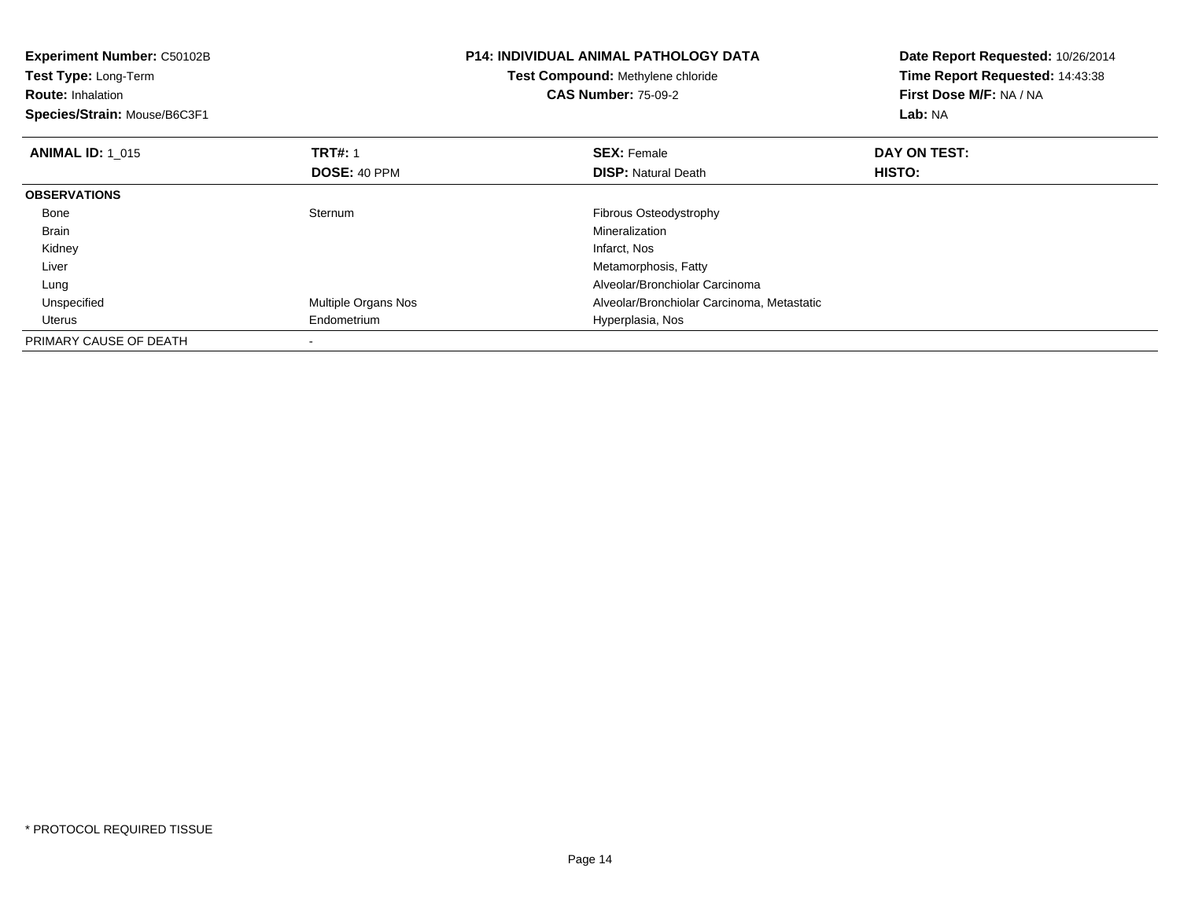**Experiment Number:** C50102B
**Test Type:** Long-Term
**Route:** Inhalation
**Species/Strain:** Mouse/B6C3F1

**P14: INDIVIDUAL ANIMAL PATHOLOGY DATA**
**Test Compound:** Methylene chloride
**CAS Number:** 75-09-2

**Date Report Requested:** 10/26/2014
**Time Report Requested:** 14:43:38
**First Dose M/F:** NA / NA
**Lab:** NA

| **ANIMAL ID:** 1_015 | **TRT#:** 1 | **SEX:** Female | **DAY ON TEST:** |
|---|---|---|---|
| | **DOSE:** 40 PPM | **DISP:** Natural Death | **HISTO:** |
| **OBSERVATIONS** | | | |
| Bone | Sternum | Fibrous Osteodystrophy | |
| Brain | | Mineralization | |
| Kidney | | Infarct, Nos | |
| Liver | | Metamorphosis, Fatty | |
| Lung | | Alveolar/Bronchiolar Carcinoma | |
| Unspecified | Multiple Organs Nos | Alveolar/Bronchiolar Carcinoma, Metastatic | |
| Uterus | Endometrium | Hyperplasia, Nos | |
| PRIMARY CAUSE OF DEATH | - | | |

* PROTOCOL REQUIRED TISSUE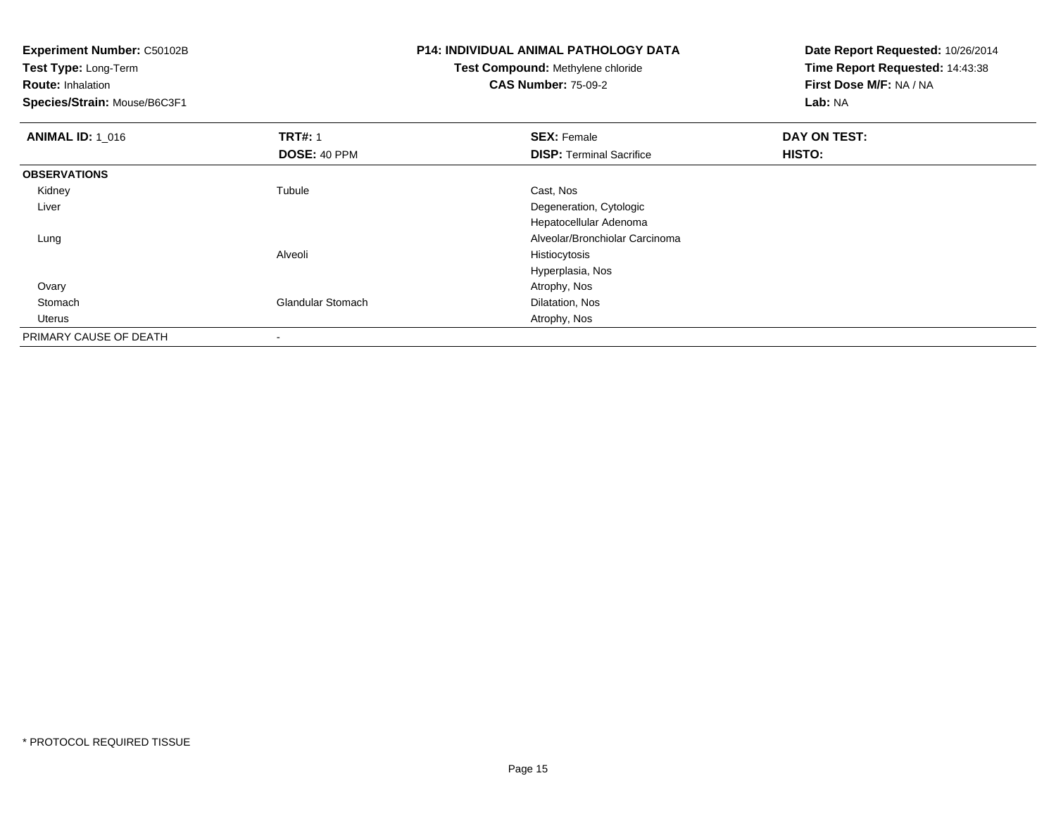**Experiment Number:** C50102B
**Test Type:** Long-Term
**Route:** Inhalation
**Species/Strain:** Mouse/B6C3F1

**P14: INDIVIDUAL ANIMAL PATHOLOGY DATA**
**Test Compound:** Methylene chloride
**CAS Number:** 75-09-2

**Date Report Requested:** 10/26/2014
**Time Report Requested:** 14:43:38
**First Dose M/F:** NA / NA
**Lab:** NA

| **ANIMAL ID:** 1_016 | **TRT#:** 1 | **SEX:** Female | **DAY ON TEST:** |
|---|---|---|---|
| | **DOSE:** 40 PPM | **DISP:** Terminal Sacrifice | **HISTO:** |
| **OBSERVATIONS** | | | |
| Kidney | Tubule | Cast, Nos | |
| Liver | | Degeneration, Cytologic | |
| | | Hepatocellular Adenoma | |
| Lung | | Alveolar/Bronchiolar Carcinoma | |
| | Alveoli | Histiocytosis | |
| | | Hyperplasia, Nos | |
| Ovary | | Atrophy, Nos | |
| Stomach | Glandular Stomach | Dilatation, Nos | |
| Uterus | | Atrophy, Nos | |
| PRIMARY CAUSE OF DEATH | - | | |

* PROTOCOL REQUIRED TISSUE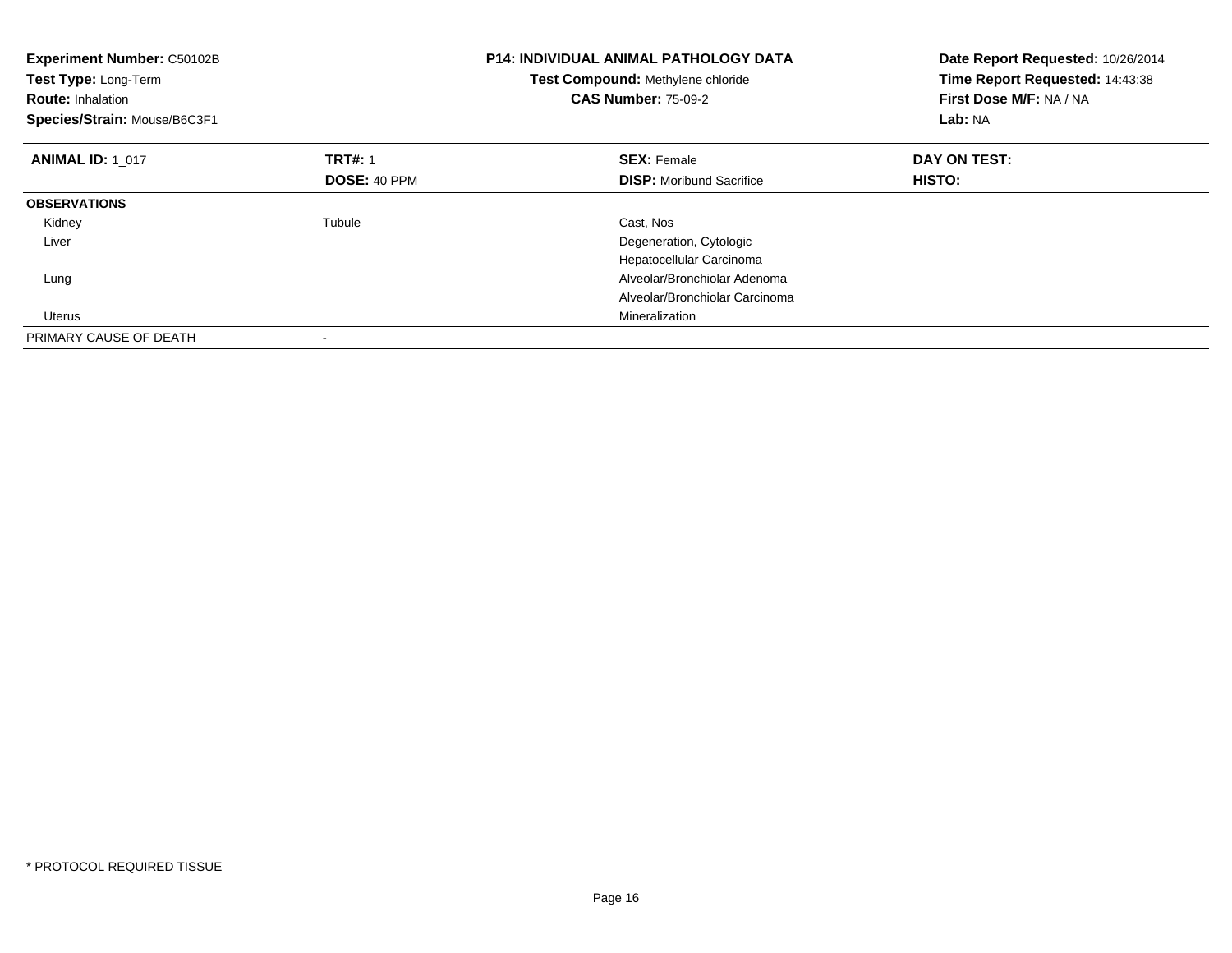**Experiment Number:** C50102B
**Test Type:** Long-Term
**Route:** Inhalation
**Species/Strain:** Mouse/B6C3F1

**P14: INDIVIDUAL ANIMAL PATHOLOGY DATA**
**Test Compound:** Methylene chloride
**CAS Number:** 75-09-2

**Date Report Requested:** 10/26/2014
**Time Report Requested:** 14:43:38
**First Dose M/F:** NA / NA
**Lab:** NA

| **ANIMAL ID:** 1_017 | **TRT#:** 1 | **SEX:** Female | **DAY ON TEST:** |
|---|---|---|---|
| | **DOSE:** 40 PPM | **DISP:** Moribund Sacrifice | **HISTO:** |
| **OBSERVATIONS** | | | |
| Kidney | Tubule | Cast, Nos | |
| Liver | | Degeneration, Cytologic | |
| | | Hepatocellular Carcinoma | |
| Lung | | Alveolar/Bronchiolar Adenoma | |
| | | Alveolar/Bronchiolar Carcinoma | |
| Uterus | | Mineralization | |
| PRIMARY CAUSE OF DEATH | - | | |

* PROTOCOL REQUIRED TISSUE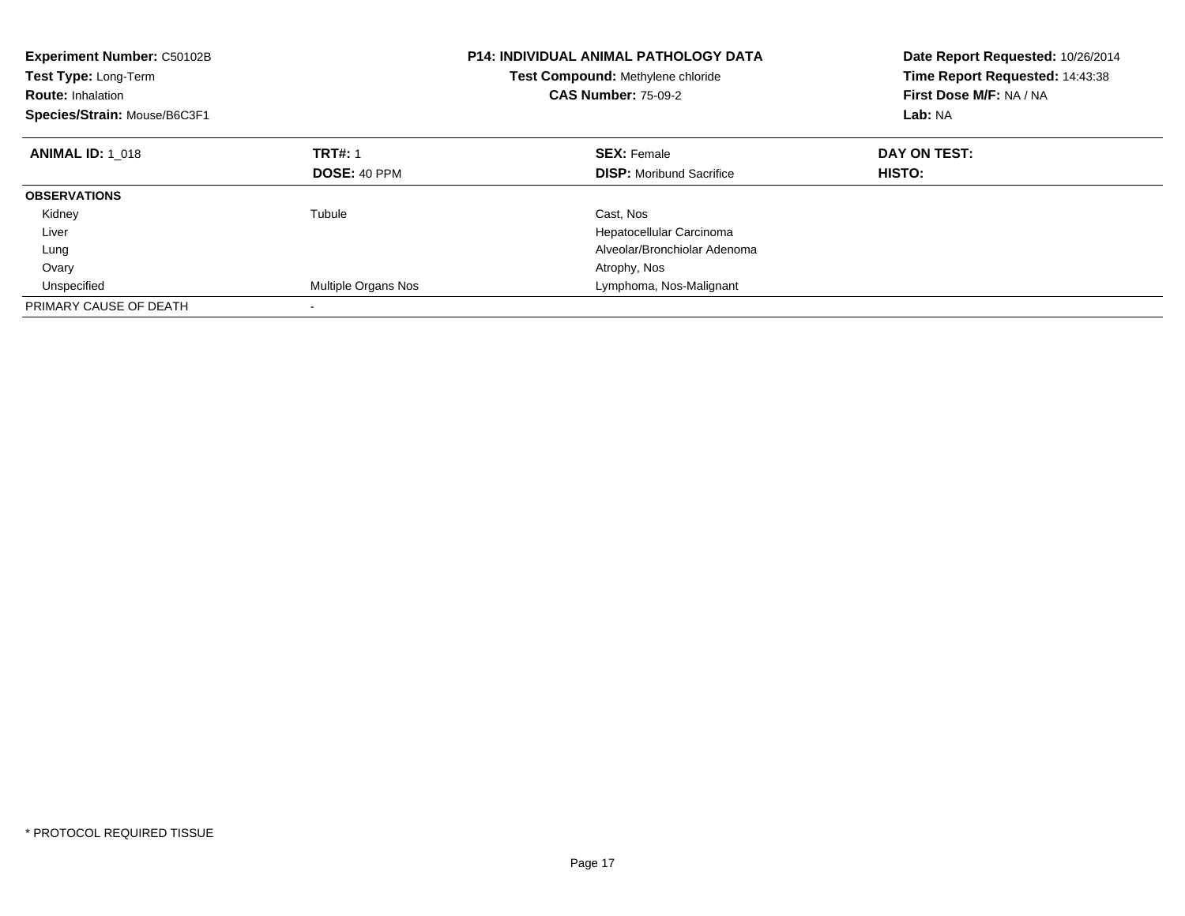**Experiment Number:** C50102B
**Test Type:** Long-Term
**Route:** Inhalation
**Species/Strain:** Mouse/B6C3F1

**P14: INDIVIDUAL ANIMAL PATHOLOGY DATA**
**Test Compound:** Methylene chloride
**CAS Number:** 75-09-2

**Date Report Requested:** 10/26/2014
**Time Report Requested:** 14:43:38
**First Dose M/F:** NA / NA
**Lab:** NA

| **ANIMAL ID:** 1_018 | **TRT#:** 1 | **SEX:** Female | **DAY ON TEST:** |
|---|---|---|---|
| | **DOSE:** 40 PPM | **DISP:** Moribund Sacrifice | **HISTO:** |
| **OBSERVATIONS** | | | |
| Kidney | Tubule | Cast, Nos | |
| Liver | | Hepatocellular Carcinoma | |
| Lung | | Alveolar/Bronchiolar Adenoma | |
| Ovary | | Atrophy, Nos | |
| Unspecified | Multiple Organs Nos | Lymphoma, Nos-Malignant | |
| PRIMARY CAUSE OF DEATH | - | | |

* PROTOCOL REQUIRED TISSUE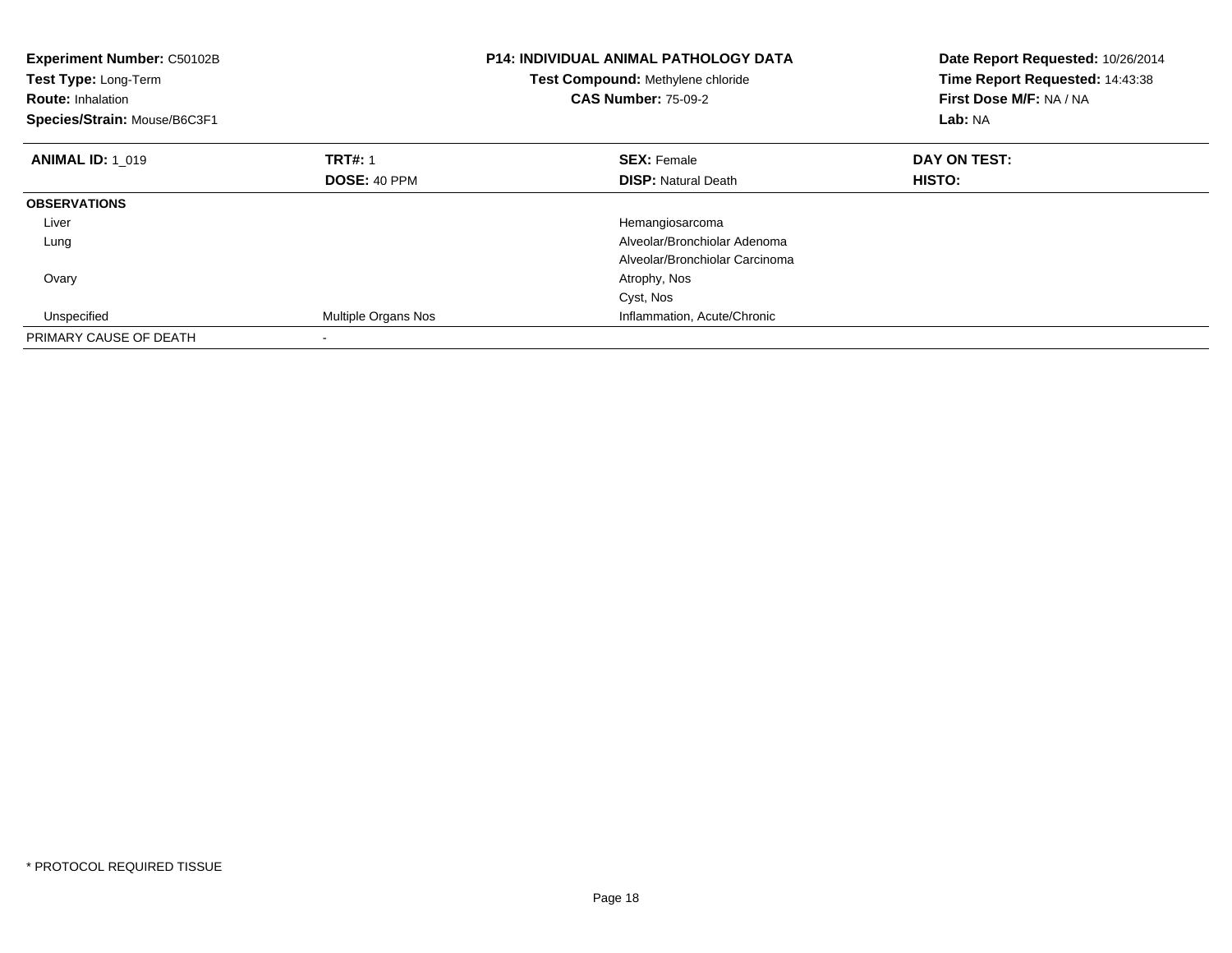**Experiment Number:** C50102B
**Test Type:** Long-Term
**Route:** Inhalation
**Species/Strain:** Mouse/B6C3F1

**P14: INDIVIDUAL ANIMAL PATHOLOGY DATA**
**Test Compound:** Methylene chloride
**CAS Number:** 75-09-2

**Date Report Requested:** 10/26/2014
**Time Report Requested:** 14:43:38
**First Dose M/F:** NA / NA
**Lab:** NA

| **ANIMAL ID:** 1_019 | **TRT#:** 1 | **SEX:** Female | **DAY ON TEST:** |
|---|---|---|---|
| | **DOSE:** 40 PPM | **DISP:** Natural Death | **HISTO:** |
| **OBSERVATIONS** | | | |
| Liver | | Hemangiosarcoma | |
| Lung | | Alveolar/Bronchiolar Adenoma | |
| | | Alveolar/Bronchiolar Carcinoma | |
| Ovary | | Atrophy, Nos | |
| | | Cyst, Nos | |
| Unspecified | Multiple Organs Nos | Inflammation, Acute/Chronic | |
| PRIMARY CAUSE OF DEATH | - | | |

* PROTOCOL REQUIRED TISSUE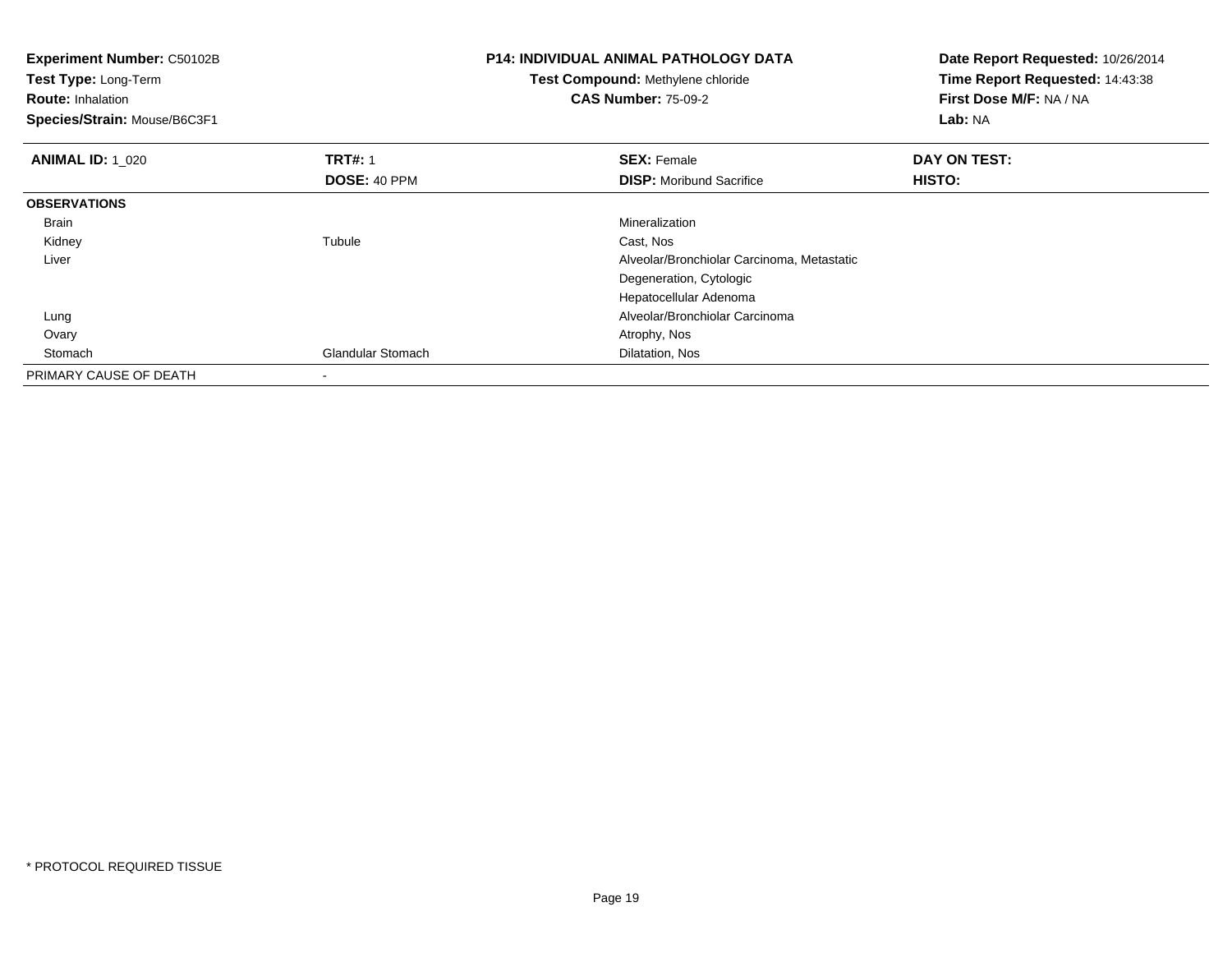**Experiment Number:** C50102B
**Test Type:** Long-Term
**Route:** Inhalation
**Species/Strain:** Mouse/B6C3F1

**P14: INDIVIDUAL ANIMAL PATHOLOGY DATA**
**Test Compound:** Methylene chloride
**CAS Number:** 75-09-2

**Date Report Requested:** 10/26/2014
**Time Report Requested:** 14:43:38
**First Dose M/F:** NA / NA
**Lab:** NA

| **ANIMAL ID:** 1_020 | **TRT#:** 1 | **SEX:** Female | **DAY ON TEST:** |
|---|---|---|---|
| | **DOSE:** 40 PPM | **DISP:** Moribund Sacrifice | **HISTO:** |
| **OBSERVATIONS** | | | |
| Brain | | Mineralization | |
| Kidney | Tubule | Cast, Nos | |
| Liver | | Alveolar/Bronchiolar Carcinoma, Metastatic | |
| | | Degeneration, Cytologic | |
| | | Hepatocellular Adenoma | |
| Lung | | Alveolar/Bronchiolar Carcinoma | |
| Ovary | | Atrophy, Nos | |
| Stomach | Glandular Stomach | Dilatation, Nos | |
| PRIMARY CAUSE OF DEATH | - | | |

* PROTOCOL REQUIRED TISSUE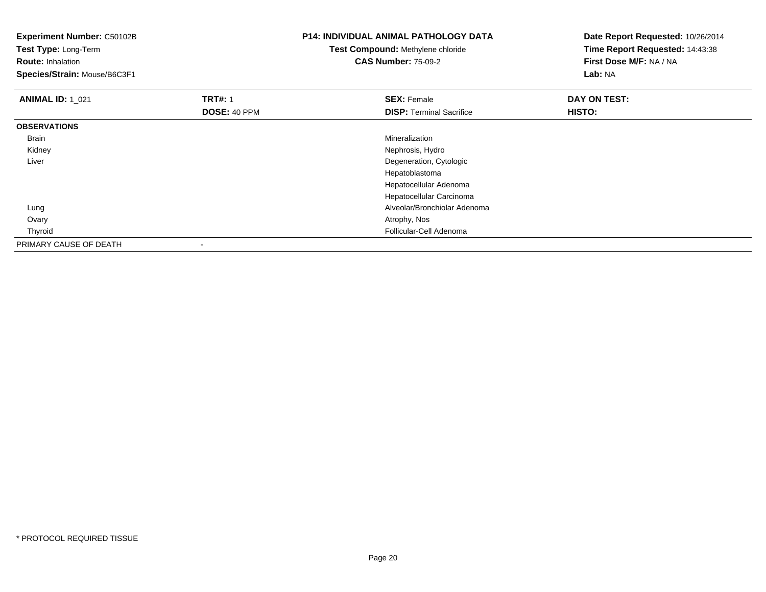**Experiment Number:** C50102B
**Test Type:** Long-Term
**Route:** Inhalation
**Species/Strain:** Mouse/B6C3F1

**P14: INDIVIDUAL ANIMAL PATHOLOGY DATA**
**Test Compound:** Methylene chloride
**CAS Number:** 75-09-2

**Date Report Requested:** 10/26/2014
**Time Report Requested:** 14:43:38
**First Dose M/F:** NA / NA
**Lab:** NA

| **ANIMAL ID:** 1_021 | **TRT#:** 1 | **SEX:** Female | **DAY ON TEST:** |
|---|---|---|---|
| | **DOSE:** 40 PPM | **DISP:** Terminal Sacrifice | **HISTO:** |
| **OBSERVATIONS** | | | |
| Brain | | Mineralization | |
| Kidney | | Nephrosis, Hydro | |
| Liver | | Degeneration, Cytologic | |
| | | Hepatoblastoma | |
| | | Hepatocellular Adenoma | |
| | | Hepatocellular Carcinoma | |
| Lung | | Alveolar/Bronchiolar Adenoma | |
| Ovary | | Atrophy, Nos | |
| Thyroid | | Follicular-Cell Adenoma | |
| PRIMARY CAUSE OF DEATH | - | | |

* PROTOCOL REQUIRED TISSUE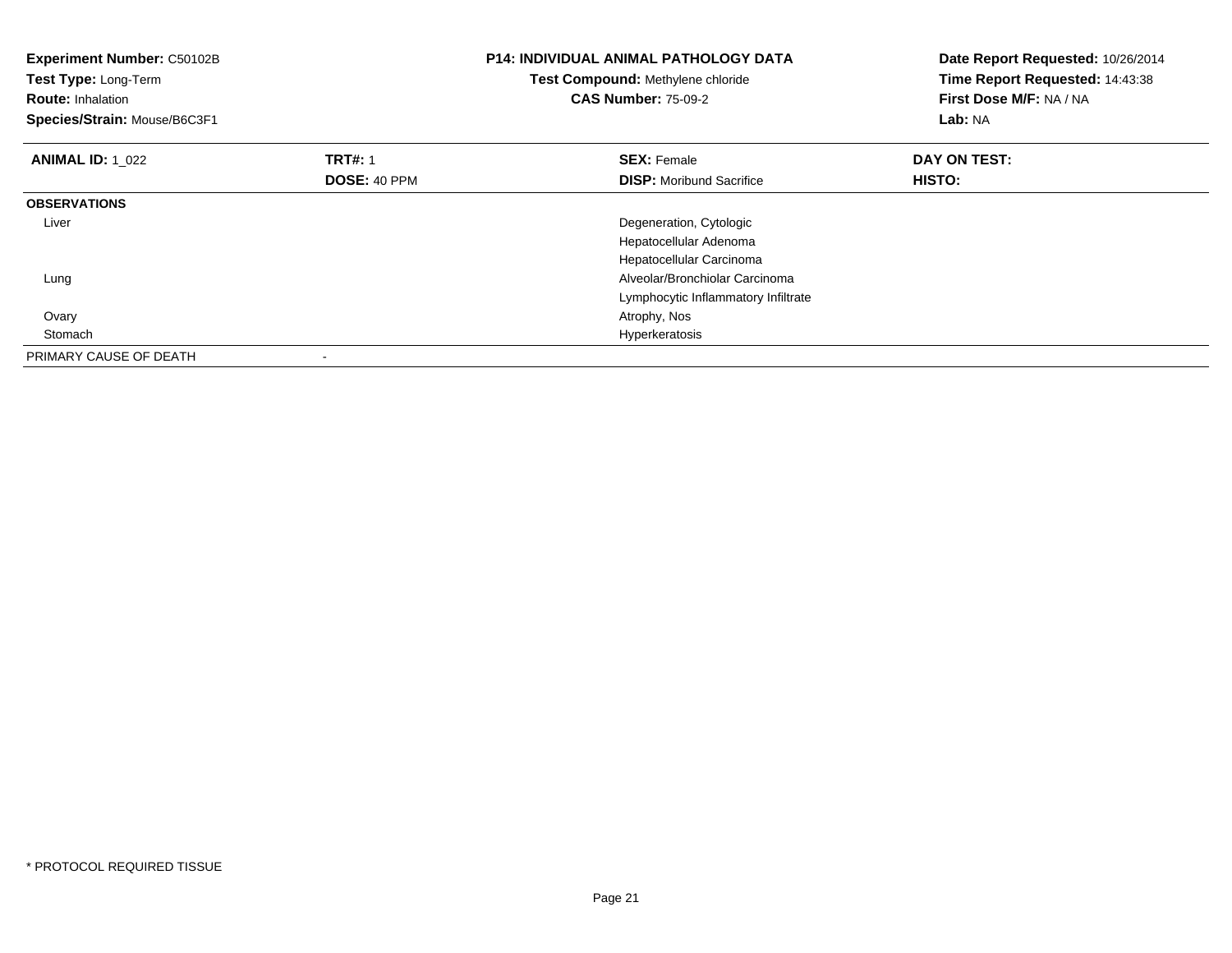**Experiment Number:** C50102B
**Test Type:** Long-Term
**Route:** Inhalation
**Species/Strain:** Mouse/B6C3F1

**P14: INDIVIDUAL ANIMAL PATHOLOGY DATA**
**Test Compound:** Methylene chloride
**CAS Number:** 75-09-2

**Date Report Requested:** 10/26/2014
**Time Report Requested:** 14:43:38
**First Dose M/F:** NA / NA
**Lab:** NA

| **ANIMAL ID:** 1_022 | **TRT#:** 1 | **SEX:** Female | **DAY ON TEST:** |
|---|---|---|---|
| | **DOSE:** 40 PPM | **DISP:** Moribund Sacrifice | **HISTO:** |
| **OBSERVATIONS** | | | |
| Liver | | Degeneration, Cytologic | |
| | | Hepatocellular Adenoma | |
| | | Hepatocellular Carcinoma | |
| Lung | | Alveolar/Bronchiolar Carcinoma | |
| | | Lymphocytic Inflammatory Infiltrate | |
| Ovary | | Atrophy, Nos | |
| Stomach | | Hyperkeratosis | |
| PRIMARY CAUSE OF DEATH | - | | |

* PROTOCOL REQUIRED TISSUE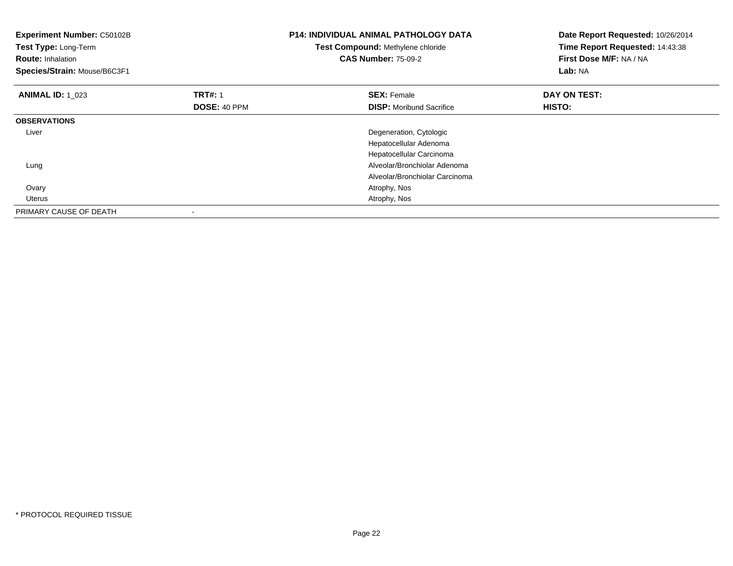**Experiment Number:** C50102B
**Test Type:** Long-Term
**Route:** Inhalation
**Species/Strain:** Mouse/B6C3F1

**P14: INDIVIDUAL ANIMAL PATHOLOGY DATA**
**Test Compound:** Methylene chloride
**CAS Number:** 75-09-2

**Date Report Requested:** 10/26/2014
**Time Report Requested:** 14:43:38
**First Dose M/F:** NA / NA
**Lab:** NA

| **ANIMAL ID:** 1_023 | **TRT#:** 1 | **SEX:** Female | **DAY ON TEST:** |
|---|---|---|---|
| | **DOSE:** 40 PPM | **DISP:** Moribund Sacrifice | **HISTO:** |
| **OBSERVATIONS** | | | |
| Liver | | Degeneration, Cytologic | |
| | | Hepatocellular Adenoma | |
| | | Hepatocellular Carcinoma | |
| Lung | | Alveolar/Bronchiolar Adenoma | |
| | | Alveolar/Bronchiolar Carcinoma | |
| Ovary | | Atrophy, Nos | |
| Uterus | | Atrophy, Nos | |
| PRIMARY CAUSE OF DEATH | - | | |

* PROTOCOL REQUIRED TISSUE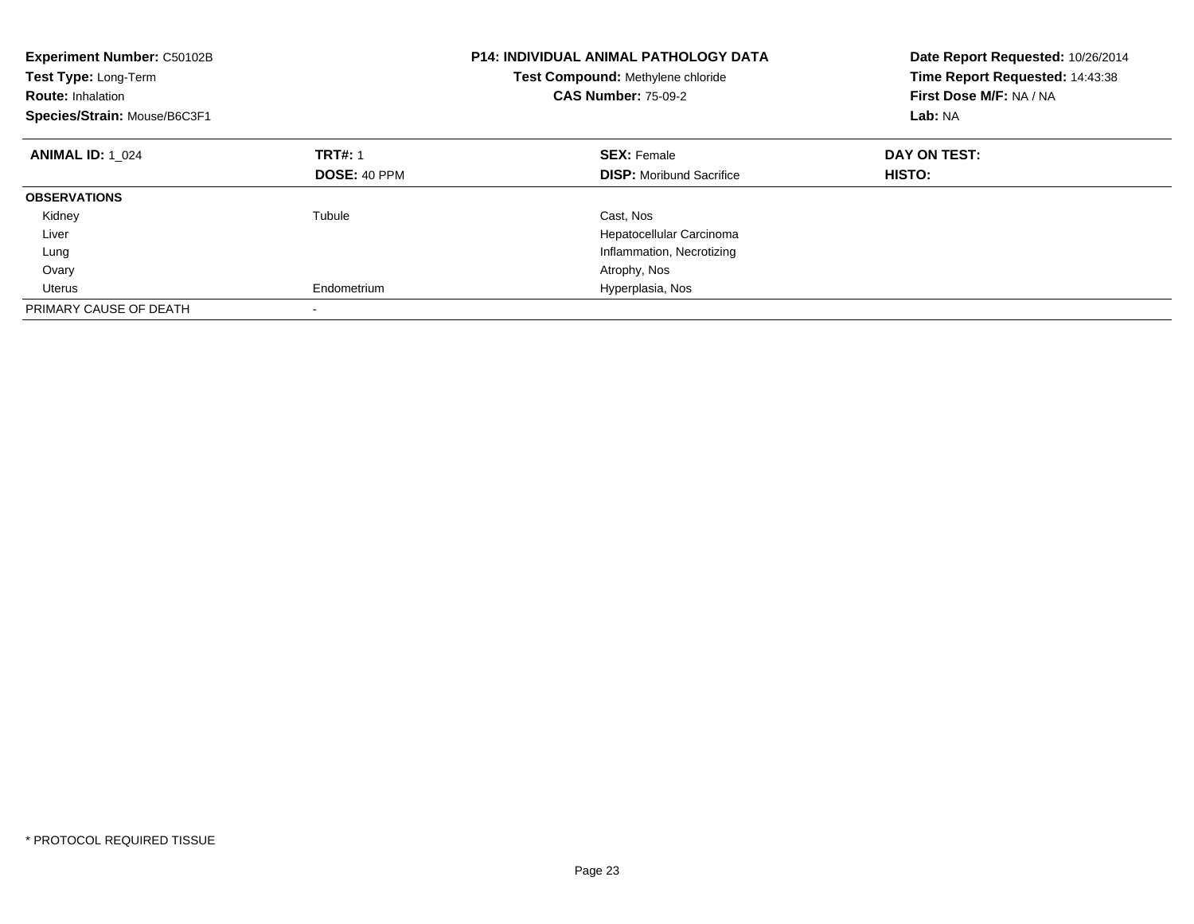**Experiment Number:** C50102B
**Test Type:** Long-Term
**Route:** Inhalation
**Species/Strain:** Mouse/B6C3F1

**P14: INDIVIDUAL ANIMAL PATHOLOGY DATA**
**Test Compound:** Methylene chloride
**CAS Number:** 75-09-2

**Date Report Requested:** 10/26/2014
**Time Report Requested:** 14:43:38
**First Dose M/F:** NA / NA
**Lab:** NA

| **ANIMAL ID:** 1_024 | **TRT#:** 1 | **SEX:** Female | **DAY ON TEST:** |
|---|---|---|---|
| | **DOSE:** 40 PPM | **DISP:** Moribund Sacrifice | **HISTO:** |
| **OBSERVATIONS** | | | |
| Kidney | Tubule | Cast, Nos | |
| Liver | | Hepatocellular Carcinoma | |
| Lung | | Inflammation, Necrotizing | |
| Ovary | | Atrophy, Nos | |
| Uterus | Endometrium | Hyperplasia, Nos | |
| PRIMARY CAUSE OF DEATH | - | | |

* PROTOCOL REQUIRED TISSUE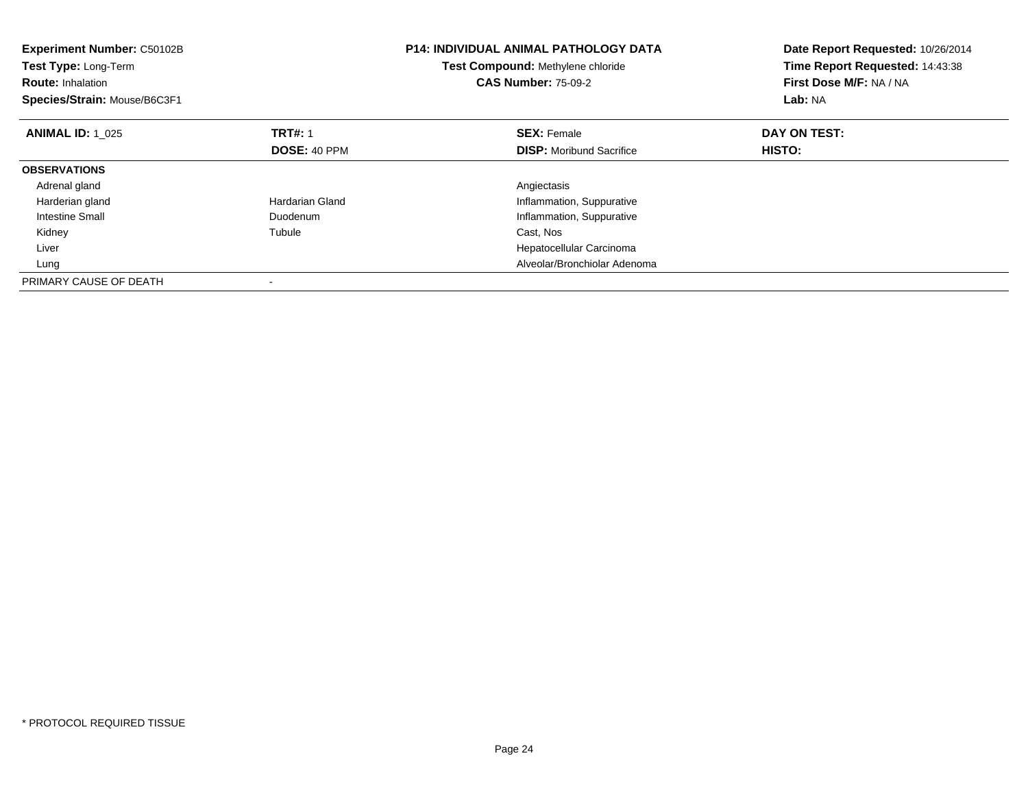**Experiment Number:** C50102B
**Test Type:** Long-Term
**Route:** Inhalation
**Species/Strain:** Mouse/B6C3F1

**P14: INDIVIDUAL ANIMAL PATHOLOGY DATA**
**Test Compound:** Methylene chloride
**CAS Number:** 75-09-2

**Date Report Requested:** 10/26/2014
**Time Report Requested:** 14:43:38
**First Dose M/F:** NA / NA
**Lab:** NA

| **ANIMAL ID:** 1_025 | **TRT#:** 1 | **SEX:** Female | **DAY ON TEST:** |
|---|---|---|---|
| | **DOSE:** 40 PPM | **DISP:** Moribund Sacrifice | **HISTO:** |
| **OBSERVATIONS** | | | |
| Adrenal gland | | Angiectasis | |
| Harderian gland | Hardarian Gland | Inflammation, Suppurative | |
| Intestine Small | Duodenum | Inflammation, Suppurative | |
| Kidney | Tubule | Cast, Nos | |
| Liver | | Hepatocellular Carcinoma | |
| Lung | | Alveolar/Bronchiolar Adenoma | |
| PRIMARY CAUSE OF DEATH | - | | |

\* PROTOCOL REQUIRED TISSUE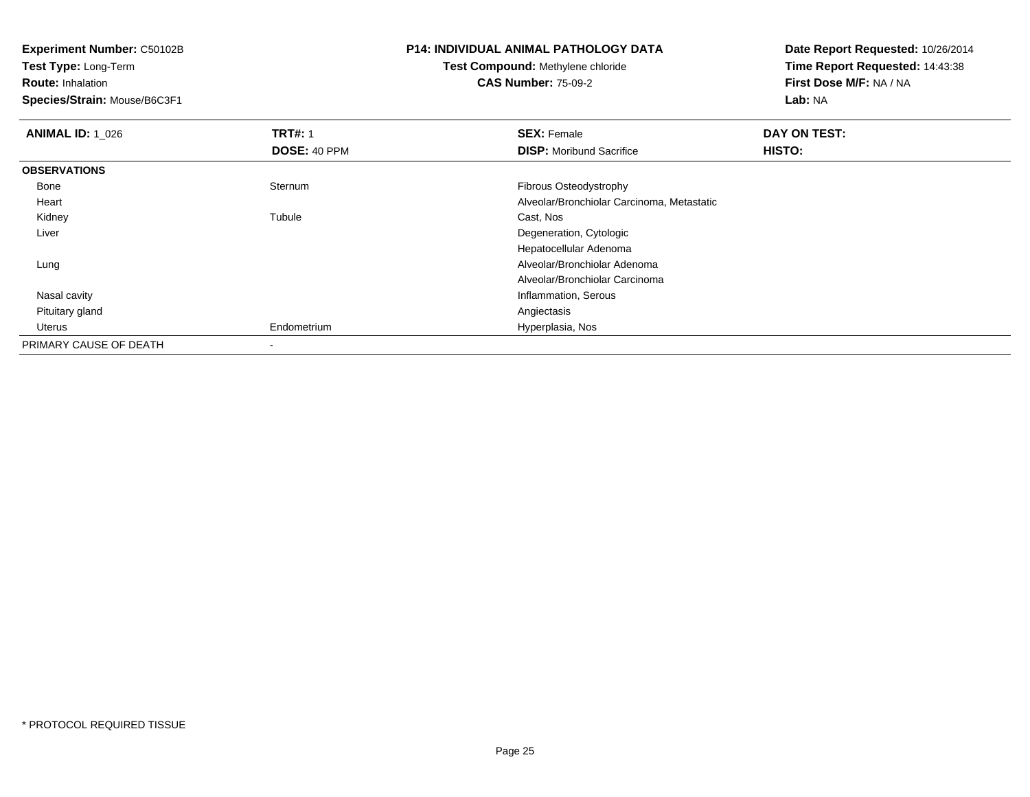**Experiment Number:** C50102B
**Test Type:** Long-Term
**Route:** Inhalation
**Species/Strain:** Mouse/B6C3F1

**P14: INDIVIDUAL ANIMAL PATHOLOGY DATA**
**Test Compound:** Methylene chloride
**CAS Number:** 75-09-2

**Date Report Requested:** 10/26/2014
**Time Report Requested:** 14:43:38
**First Dose M/F:** NA / NA
**Lab:** NA

| **ANIMAL ID:** 1_026 | **TRT#:** 1 | **SEX:** Female | **DAY ON TEST:** |
|---|---|---|---|
| | **DOSE:** 40 PPM | **DISP:** Moribund Sacrifice | **HISTO:** |
| **OBSERVATIONS** | | | |
| Bone | Sternum | Fibrous Osteodystrophy | |
| Heart | | Alveolar/Bronchiolar Carcinoma, Metastatic | |
| Kidney | Tubule | Cast, Nos | |
| Liver | | Degeneration, Cytologic | |
| | | Hepatocellular Adenoma | |
| Lung | | Alveolar/Bronchiolar Adenoma | |
| | | Alveolar/Bronchiolar Carcinoma | |
| Nasal cavity | | Inflammation, Serous | |
| Pituitary gland | | Angiectasis | |
| Uterus | Endometrium | Hyperplasia, Nos | |
| PRIMARY CAUSE OF DEATH | - | | |

* PROTOCOL REQUIRED TISSUE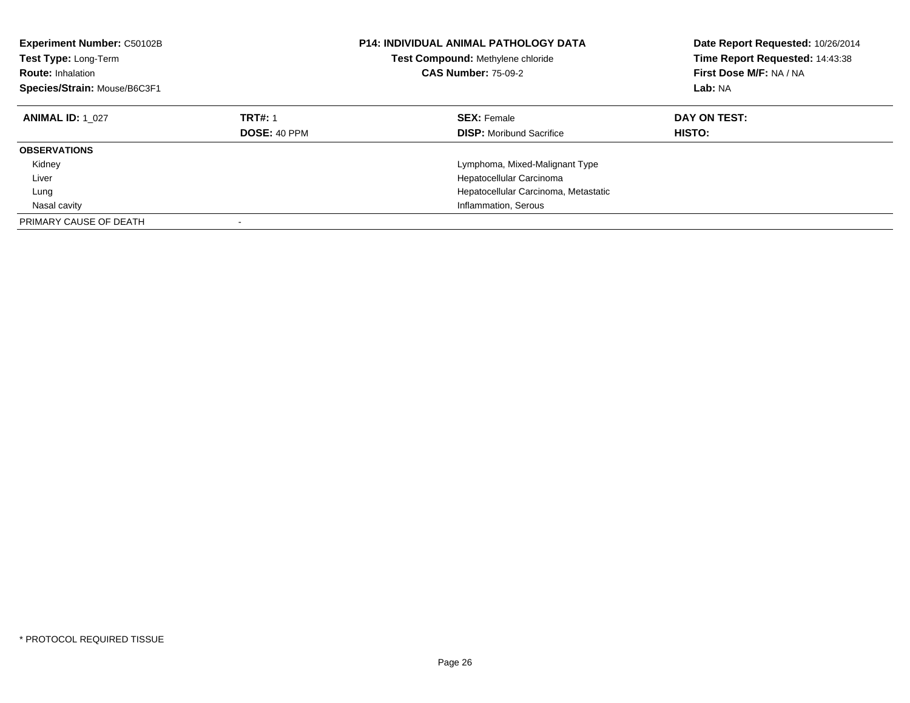**Experiment Number:** C50102B
**Test Type:** Long-Term
**Route:** Inhalation
**Species/Strain:** Mouse/B6C3F1

**P14: INDIVIDUAL ANIMAL PATHOLOGY DATA**
**Test Compound:** Methylene chloride
**CAS Number:** 75-09-2

**Date Report Requested:** 10/26/2014
**Time Report Requested:** 14:43:38
**First Dose M/F:** NA / NA
**Lab:** NA

| **ANIMAL ID:** 1_027 | **TRT#:** 1 | **SEX:** Female | **DAY ON TEST:** |
|---|---|---|---|
| | **DOSE:** 40 PPM | **DISP:** Moribund Sacrifice | **HISTO:** |
| **OBSERVATIONS** | | | |
| Kidney | | Lymphoma, Mixed-Malignant Type | |
| Liver | | Hepatocellular Carcinoma | |
| Lung | | Hepatocellular Carcinoma, Metastatic | |
| Nasal cavity | | Inflammation, Serous | |
| PRIMARY CAUSE OF DEATH | - | | |

* PROTOCOL REQUIRED TISSUE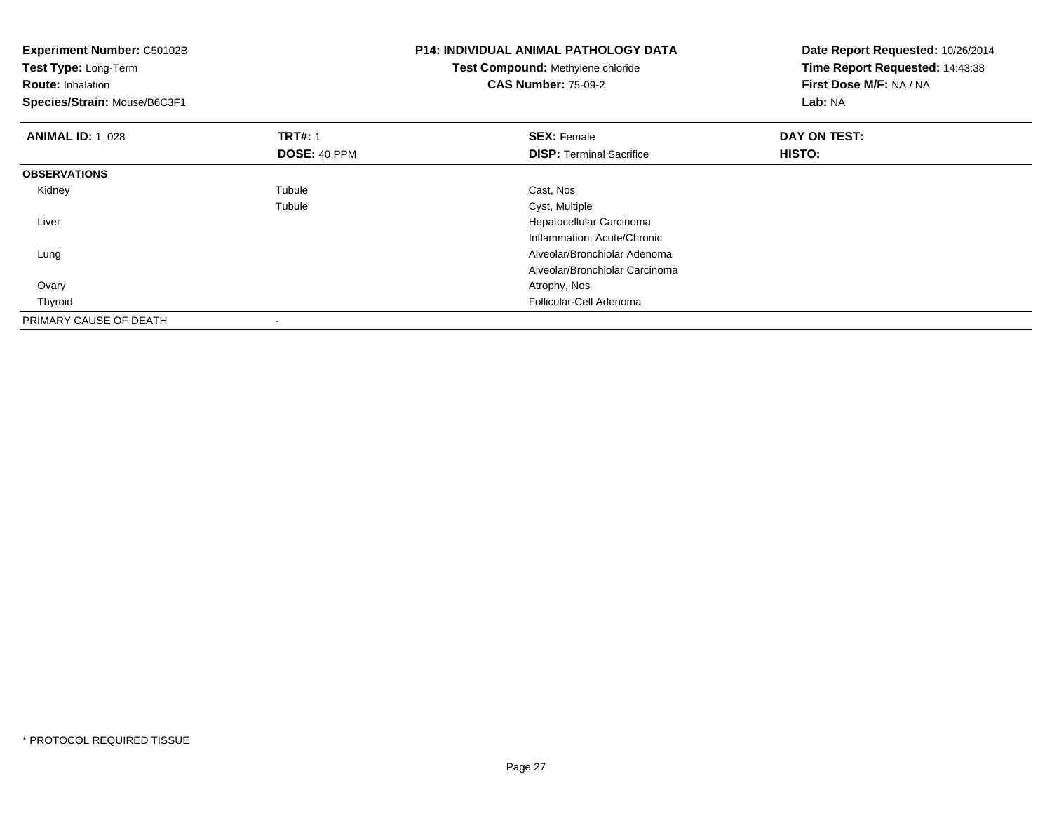**Experiment Number:** C50102B
**Test Type:** Long-Term
**Route:** Inhalation
**Species/Strain:** Mouse/B6C3F1

**P14: INDIVIDUAL ANIMAL PATHOLOGY DATA**
**Test Compound:** Methylene chloride
**CAS Number:** 75-09-2

**Date Report Requested:** 10/26/2014
**Time Report Requested:** 14:43:38
**First Dose M/F:** NA / NA
**Lab:** NA

| **ANIMAL ID:** 1_028 | **TRT#:** 1 | **SEX:** Female | **DAY ON TEST:** |
|---|---|---|---|
| | **DOSE:** 40 PPM | **DISP:** Terminal Sacrifice | **HISTO:** |
| **OBSERVATIONS** | | | |
| Kidney | Tubule | Cast, Nos | |
| | Tubule | Cyst, Multiple | |
| Liver | | Hepatocellular Carcinoma | |
| | | Inflammation, Acute/Chronic | |
| Lung | | Alveolar/Bronchiolar Adenoma | |
| | | Alveolar/Bronchiolar Carcinoma | |
| Ovary | | Atrophy, Nos | |
| Thyroid | | Follicular-Cell Adenoma | |
| PRIMARY CAUSE OF DEATH | - | | |

* PROTOCOL REQUIRED TISSUE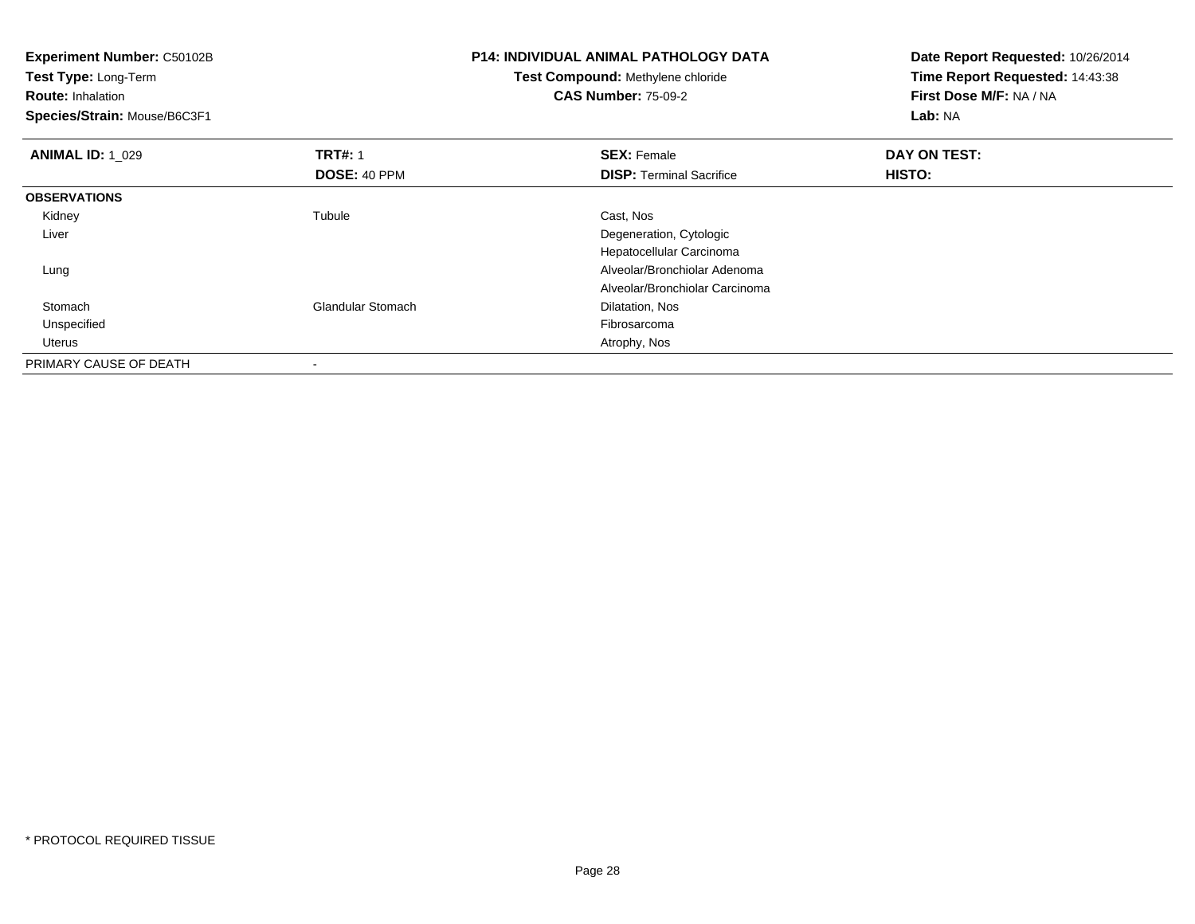**Experiment Number:** C50102B
**Test Type:** Long-Term
**Route:** Inhalation
**Species/Strain:** Mouse/B6C3F1

**P14: INDIVIDUAL ANIMAL PATHOLOGY DATA**
**Test Compound:** Methylene chloride
**CAS Number:** 75-09-2

**Date Report Requested:** 10/26/2014
**Time Report Requested:** 14:43:38
**First Dose M/F:** NA / NA
**Lab:** NA

| **ANIMAL ID:** 1_029 | **TRT#:** 1 | **SEX:** Female | **DAY ON TEST:** |
|---|---|---|---|
| | **DOSE:** 40 PPM | **DISP:** Terminal Sacrifice | **HISTO:** |
| **OBSERVATIONS** | | | |
| Kidney | Tubule | Cast, Nos | |
| Liver | | Degeneration, Cytologic | |
| | | Hepatocellular Carcinoma | |
| Lung | | Alveolar/Bronchiolar Adenoma | |
| | | Alveolar/Bronchiolar Carcinoma | |
| Stomach | Glandular Stomach | Dilatation, Nos | |
| Unspecified | | Fibrosarcoma | |
| Uterus | | Atrophy, Nos | |
| PRIMARY CAUSE OF DEATH | - | | |

* PROTOCOL REQUIRED TISSUE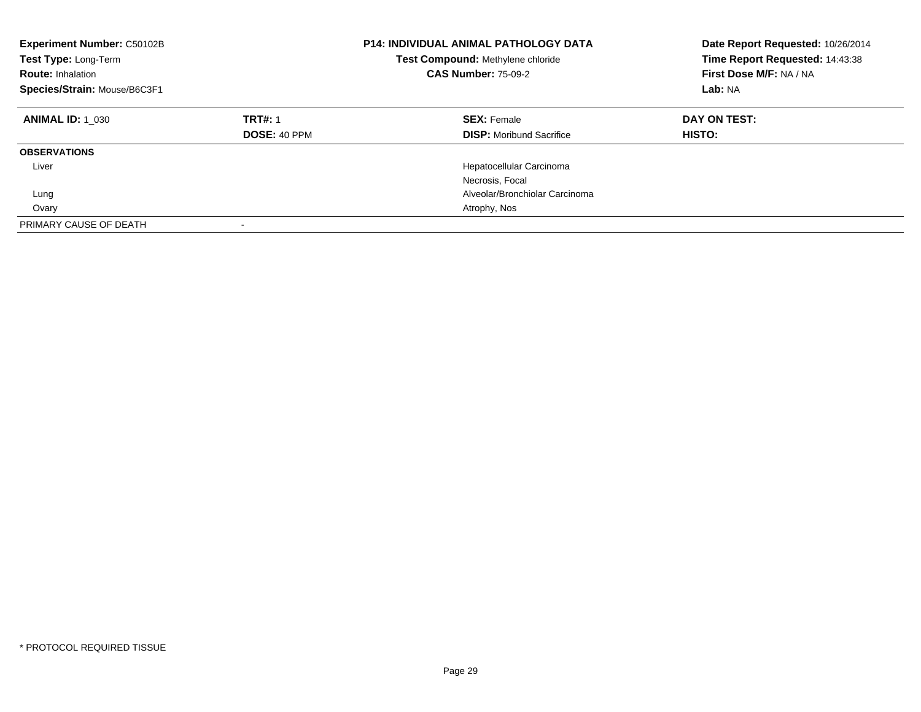**Experiment Number:** C50102B
**Test Type:** Long-Term
**Route:** Inhalation
**Species/Strain:** Mouse/B6C3F1

**P14: INDIVIDUAL ANIMAL PATHOLOGY DATA**
**Test Compound:** Methylene chloride
**CAS Number:** 75-09-2

**Date Report Requested:** 10/26/2014
**Time Report Requested:** 14:43:38
**First Dose M/F:** NA / NA
**Lab:** NA

| **ANIMAL ID:** 1_030 | **TRT#:** 1 | **SEX:** Female | **DAY ON TEST:** |
|---|---|---|---|
| | **DOSE:** 40 PPM | **DISP:** Moribund Sacrifice | **HISTO:** |
| **OBSERVATIONS** | | | |
| Liver | | Hepatocellular Carcinoma | |
| | | Necrosis, Focal | |
| Lung | | Alveolar/Bronchiolar Carcinoma | |
| Ovary | | Atrophy, Nos | |
| PRIMARY CAUSE OF DEATH | - | | |

* PROTOCOL REQUIRED TISSUE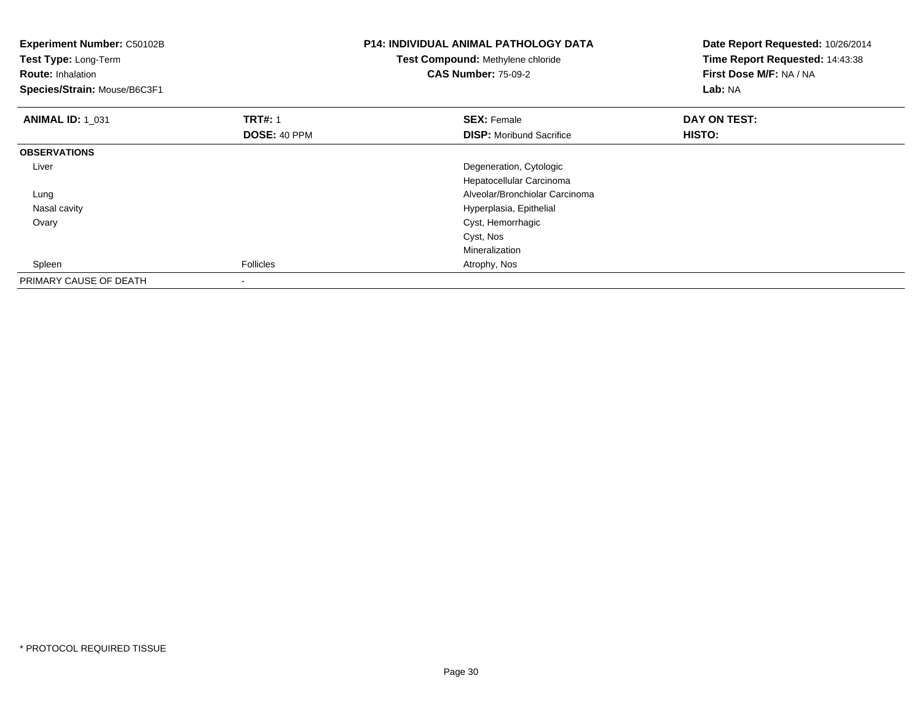**Experiment Number:** C50102B
**Test Type:** Long-Term
**Route:** Inhalation
**Species/Strain:** Mouse/B6C3F1

**P14: INDIVIDUAL ANIMAL PATHOLOGY DATA**
**Test Compound:** Methylene chloride
**CAS Number:** 75-09-2

**Date Report Requested:** 10/26/2014
**Time Report Requested:** 14:43:38
**First Dose M/F:** NA / NA
**Lab:** NA

| **ANIMAL ID:** 1_031 | **TRT#:** 1 | **SEX:** Female | **DAY ON TEST:** |
|---|---|---|---|
| | **DOSE:** 40 PPM | **DISP:** Moribund Sacrifice | **HISTO:** |
| **OBSERVATIONS** | | | |
| Liver | | Degeneration, Cytologic | |
| | | Hepatocellular Carcinoma | |
| Lung | | Alveolar/Bronchiolar Carcinoma | |
| Nasal cavity | | Hyperplasia, Epithelial | |
| Ovary | | Cyst, Hemorrhagic | |
| | | Cyst, Nos | |
| | | Mineralization | |
| Spleen | Follicles | Atrophy, Nos | |
| PRIMARY CAUSE OF DEATH | - | | |

* PROTOCOL REQUIRED TISSUE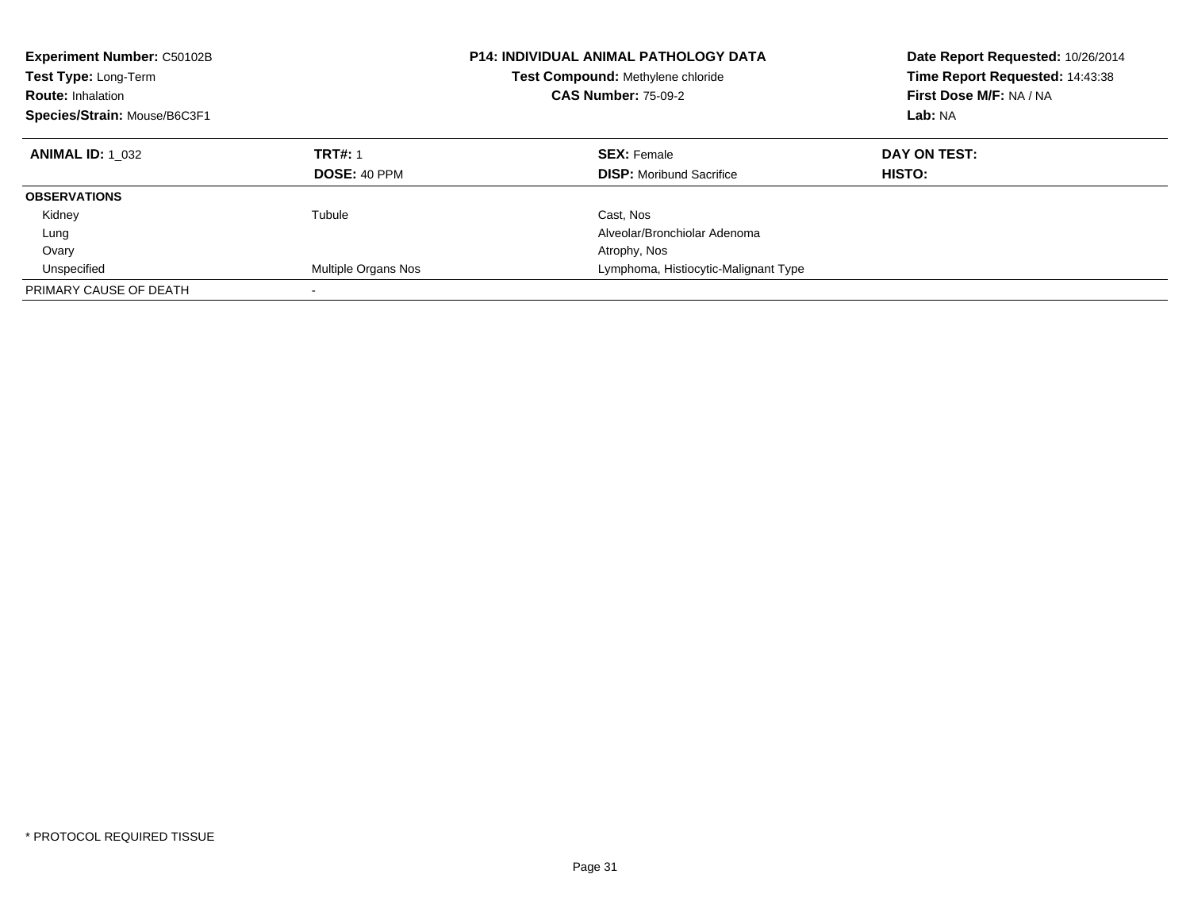**Experiment Number:** C50102B
**Test Type:** Long-Term
**Route:** Inhalation
**Species/Strain:** Mouse/B6C3F1

**P14: INDIVIDUAL ANIMAL PATHOLOGY DATA**
**Test Compound:** Methylene chloride
**CAS Number:** 75-09-2

**Date Report Requested:** 10/26/2014
**Time Report Requested:** 14:43:38
**First Dose M/F:** NA / NA
**Lab:** NA

| **ANIMAL ID:** 1_032 | **TRT#:** 1 | **SEX:** Female | **DAY ON TEST:** |
|---|---|---|---|
| | **DOSE:** 40 PPM | **DISP:** Moribund Sacrifice | **HISTO:** |
| **OBSERVATIONS** | | | |
| Kidney | Tubule | Cast, Nos | |
| Lung | | Alveolar/Bronchiolar Adenoma | |
| Ovary | | Atrophy, Nos | |
| Unspecified | Multiple Organs Nos | Lymphoma, Histiocytic-Malignant Type | |
| PRIMARY CAUSE OF DEATH | - | | |

* PROTOCOL REQUIRED TISSUE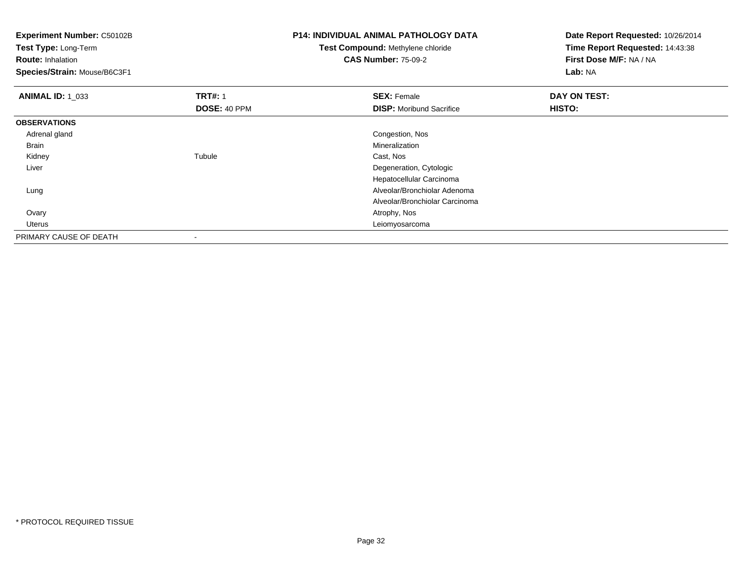**Experiment Number:** C50102B
**Test Type:** Long-Term
**Route:** Inhalation
**Species/Strain:** Mouse/B6C3F1

**P14: INDIVIDUAL ANIMAL PATHOLOGY DATA**
**Test Compound:** Methylene chloride
**CAS Number:** 75-09-2

**Date Report Requested:** 10/26/2014
**Time Report Requested:** 14:43:38
**First Dose M/F:** NA / NA
**Lab:** NA

| **ANIMAL ID:** 1_033 | **TRT#:** 1 | **SEX:** Female | **DAY ON TEST:** |
|---|---|---|---|
| | **DOSE:** 40 PPM | **DISP:** Moribund Sacrifice | **HISTO:** |
| **OBSERVATIONS** | | | |
| Adrenal gland | | Congestion, Nos | |
| Brain | | Mineralization | |
| Kidney | Tubule | Cast, Nos | |
| Liver | | Degeneration, Cytologic | |
| | | Hepatocellular Carcinoma | |
| Lung | | Alveolar/Bronchiolar Adenoma | |
| | | Alveolar/Bronchiolar Carcinoma | |
| Ovary | | Atrophy, Nos | |
| Uterus | | Leiomyosarcoma | |
| PRIMARY CAUSE OF DEATH | - | | |

* PROTOCOL REQUIRED TISSUE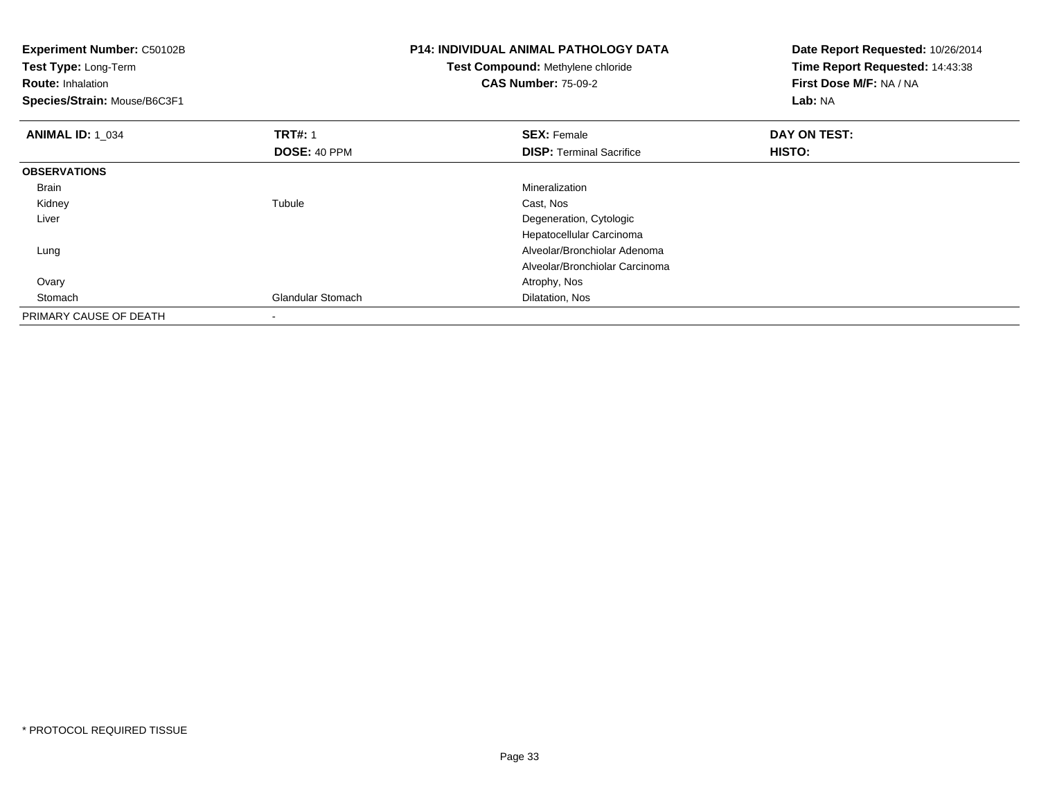**Experiment Number:** C50102B
**Test Type:** Long-Term
**Route:** Inhalation
**Species/Strain:** Mouse/B6C3F1

**P14: INDIVIDUAL ANIMAL PATHOLOGY DATA**
**Test Compound:** Methylene chloride
**CAS Number:** 75-09-2

**Date Report Requested:** 10/26/2014
**Time Report Requested:** 14:43:38
**First Dose M/F:** NA / NA
**Lab:** NA

| **ANIMAL ID:** 1_034 | **TRT#:** 1 | **SEX:** Female | **DAY ON TEST:** |
|---|---|---|---|
| | **DOSE:** 40 PPM | **DISP:** Terminal Sacrifice | **HISTO:** |
| **OBSERVATIONS** | | | |
| Brain | | Mineralization | |
| Kidney | Tubule | Cast, Nos | |
| Liver | | Degeneration, Cytologic | |
| | | Hepatocellular Carcinoma | |
| Lung | | Alveolar/Bronchiolar Adenoma | |
| | | Alveolar/Bronchiolar Carcinoma | |
| Ovary | | Atrophy, Nos | |
| Stomach | Glandular Stomach | Dilatation, Nos | |
| PRIMARY CAUSE OF DEATH | - | | |

* PROTOCOL REQUIRED TISSUE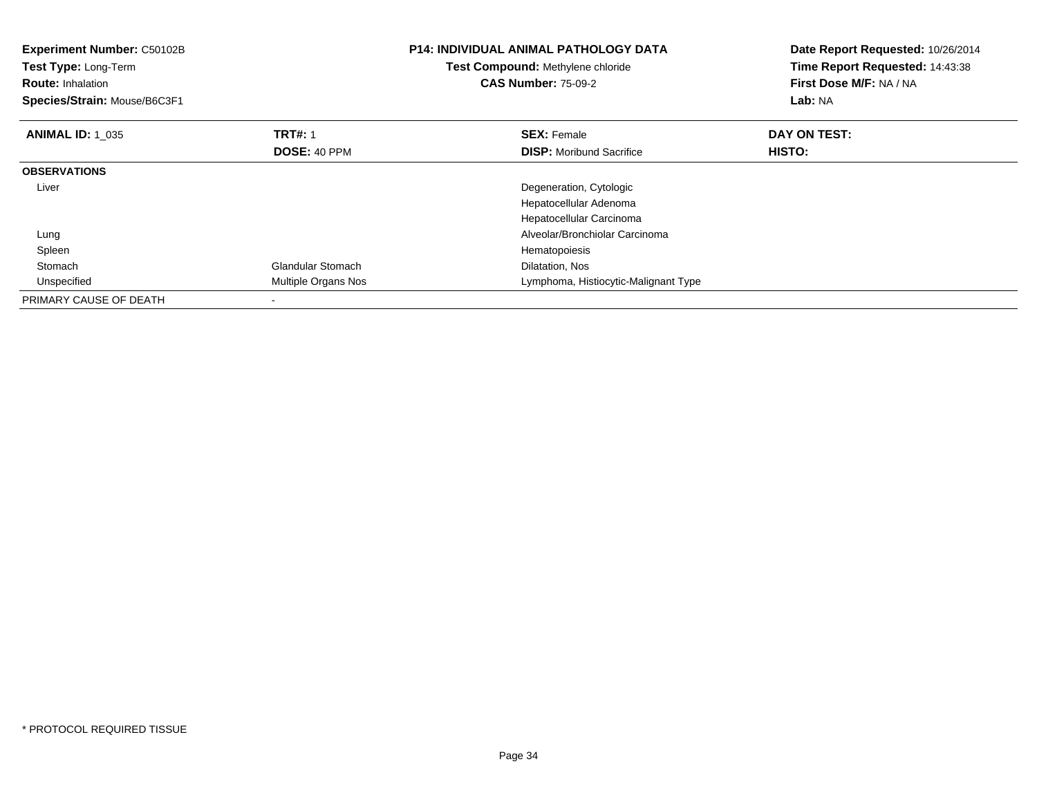**Experiment Number:** C50102B
**Test Type:** Long-Term
**Route:** Inhalation
**Species/Strain:** Mouse/B6C3F1

**P14: INDIVIDUAL ANIMAL PATHOLOGY DATA**
**Test Compound:** Methylene chloride
**CAS Number:** 75-09-2

**Date Report Requested:** 10/26/2014
**Time Report Requested:** 14:43:38
**First Dose M/F:** NA / NA
**Lab:** NA

| **ANIMAL ID:** 1_035 | **TRT#:** 1 | **SEX:** Female | **DAY ON TEST:** |
|---|---|---|---|
| | **DOSE:** 40 PPM | **DISP:** Moribund Sacrifice | **HISTO:** |
| **OBSERVATIONS** | | | |
| Liver | | Degeneration, Cytologic | |
| | | Hepatocellular Adenoma | |
| | | Hepatocellular Carcinoma | |
| Lung | | Alveolar/Bronchiolar Carcinoma | |
| Spleen | | Hematopoiesis | |
| Stomach | Glandular Stomach | Dilatation, Nos | |
| Unspecified | Multiple Organs Nos | Lymphoma, Histiocytic-Malignant Type | |
| PRIMARY CAUSE OF DEATH | - | | |

* PROTOCOL REQUIRED TISSUE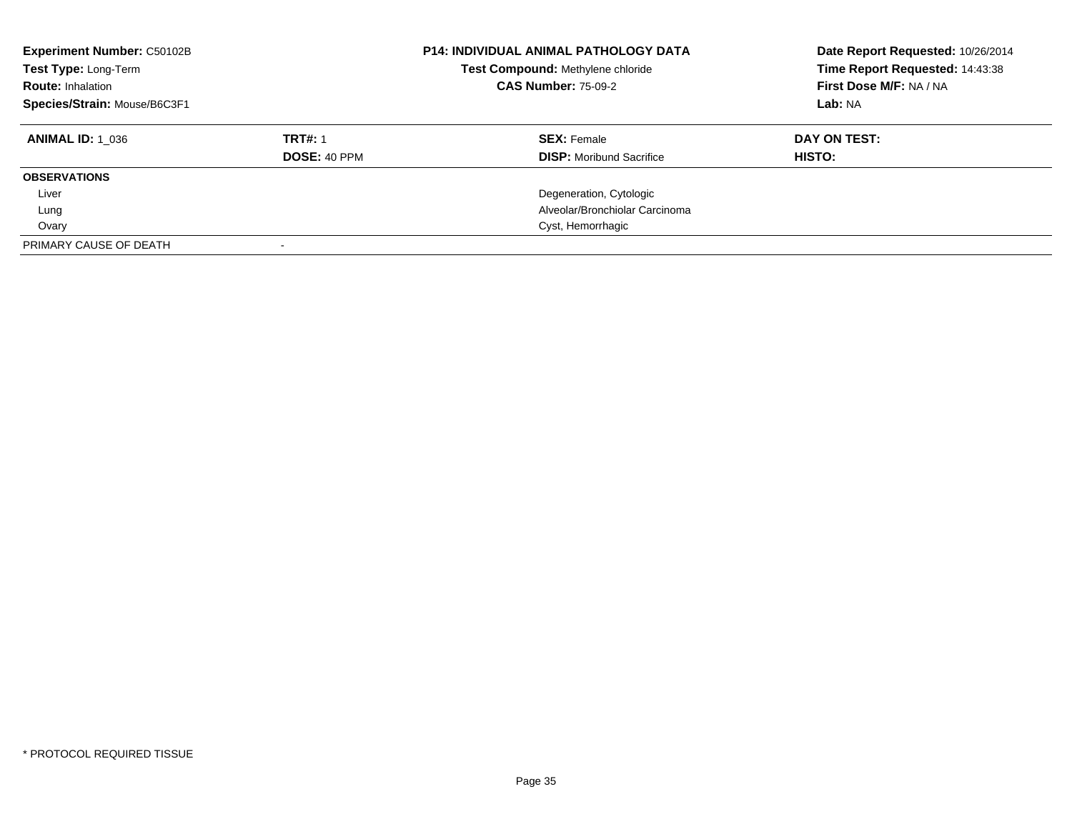**Experiment Number:** C50102B
**Test Type:** Long-Term
**Route:** Inhalation
**Species/Strain:** Mouse/B6C3F1

**P14: INDIVIDUAL ANIMAL PATHOLOGY DATA**
**Test Compound:** Methylene chloride
**CAS Number:** 75-09-2

**Date Report Requested:** 10/26/2014
**Time Report Requested:** 14:43:38
**First Dose M/F:** NA / NA
**Lab:** NA

| **ANIMAL ID:** 1_036 | **TRT#:** 1 | **SEX:** Female | **DAY ON TEST:** |
|---|---|---|---|
| | **DOSE:** 40 PPM | **DISP:** Moribund Sacrifice | **HISTO:** |
| **OBSERVATIONS** | | | |
| Liver | | Degeneration, Cytologic | |
| Lung | | Alveolar/Bronchiolar Carcinoma | |
| Ovary | | Cyst, Hemorrhagic | |
| PRIMARY CAUSE OF DEATH | - | | |

* PROTOCOL REQUIRED TISSUE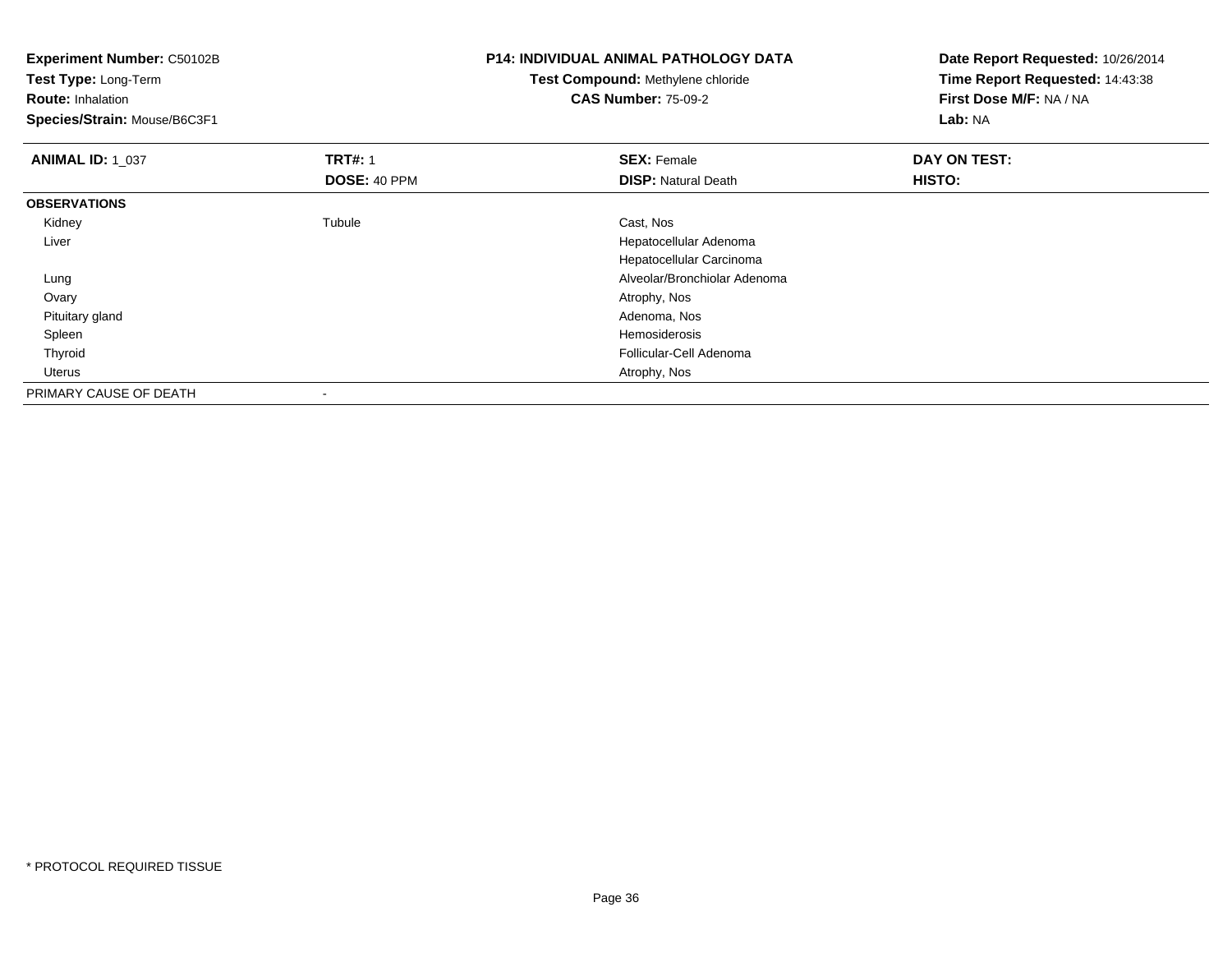**Experiment Number:** C50102B
**Test Type:** Long-Term
**Route:** Inhalation
**Species/Strain:** Mouse/B6C3F1

**P14: INDIVIDUAL ANIMAL PATHOLOGY DATA**
**Test Compound:** Methylene chloride
**CAS Number:** 75-09-2

**Date Report Requested:** 10/26/2014
**Time Report Requested:** 14:43:38
**First Dose M/F:** NA / NA
**Lab:** NA

| **ANIMAL ID:** 1_037 | **TRT#:** 1 | **SEX:** Female | **DAY ON TEST:** |
|---|---|---|---|
| | **DOSE:** 40 PPM | **DISP:** Natural Death | **HISTO:** |
| **OBSERVATIONS** | | | |
| Kidney | Tubule | Cast, Nos | |
| Liver | | Hepatocellular Adenoma | |
| | | Hepatocellular Carcinoma | |
| Lung | | Alveolar/Bronchiolar Adenoma | |
| Ovary | | Atrophy, Nos | |
| Pituitary gland | | Adenoma, Nos | |
| Spleen | | Hemosiderosis | |
| Thyroid | | Follicular-Cell Adenoma | |
| Uterus | | Atrophy, Nos | |
| PRIMARY CAUSE OF DEATH | - | | |

* PROTOCOL REQUIRED TISSUE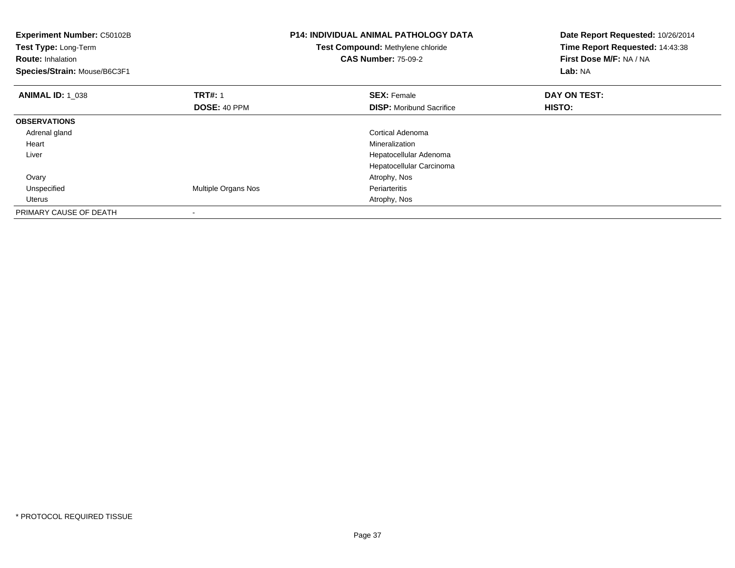**Experiment Number:** C50102B
**Test Type:** Long-Term
**Route:** Inhalation
**Species/Strain:** Mouse/B6C3F1

**P14: INDIVIDUAL ANIMAL PATHOLOGY DATA**
**Test Compound:** Methylene chloride
**CAS Number:** 75-09-2

**Date Report Requested:** 10/26/2014
**Time Report Requested:** 14:43:38
**First Dose M/F:** NA / NA
**Lab:** NA

| **ANIMAL ID:** 1_038 | **TRT#:** 1 | **SEX:** Female | **DAY ON TEST:** |
|---|---|---|---|
| | **DOSE:** 40 PPM | **DISP:** Moribund Sacrifice | **HISTO:** |
| **OBSERVATIONS** | | | |
| Adrenal gland | | Cortical Adenoma | |
| Heart | | Mineralization | |
| Liver | | Hepatocellular Adenoma | |
| | | Hepatocellular Carcinoma | |
| Ovary | | Atrophy, Nos | |
| Unspecified | Multiple Organs Nos | Periarteritis | |
| Uterus | | Atrophy, Nos | |
| PRIMARY CAUSE OF DEATH | - | | |

* PROTOCOL REQUIRED TISSUE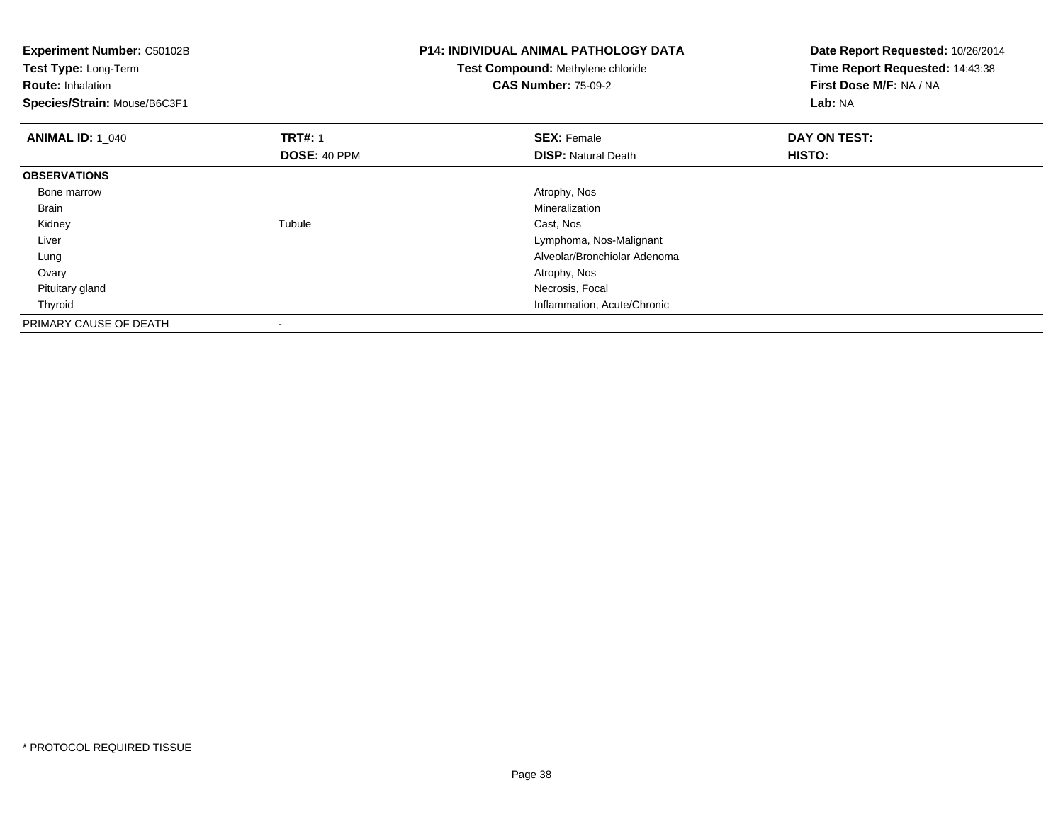**Experiment Number:** C50102B
**Test Type:** Long-Term
**Route:** Inhalation
**Species/Strain:** Mouse/B6C3F1

**P14: INDIVIDUAL ANIMAL PATHOLOGY DATA**
**Test Compound:** Methylene chloride
**CAS Number:** 75-09-2

**Date Report Requested:** 10/26/2014
**Time Report Requested:** 14:43:38
**First Dose M/F:** NA / NA
**Lab:** NA

| **ANIMAL ID:** 1_040 | **TRT#:** 1 | **SEX:** Female | **DAY ON TEST:** |
|---|---|---|---|
| | **DOSE:** 40 PPM | **DISP:** Natural Death | **HISTO:** |
| **OBSERVATIONS** | | | |
| Bone marrow | | Atrophy, Nos | |
| Brain | | Mineralization | |
| Kidney | Tubule | Cast, Nos | |
| Liver | | Lymphoma, Nos-Malignant | |
| Lung | | Alveolar/Bronchiolar Adenoma | |
| Ovary | | Atrophy, Nos | |
| Pituitary gland | | Necrosis, Focal | |
| Thyroid | | Inflammation, Acute/Chronic | |
| PRIMARY CAUSE OF DEATH | - | | |

\* PROTOCOL REQUIRED TISSUE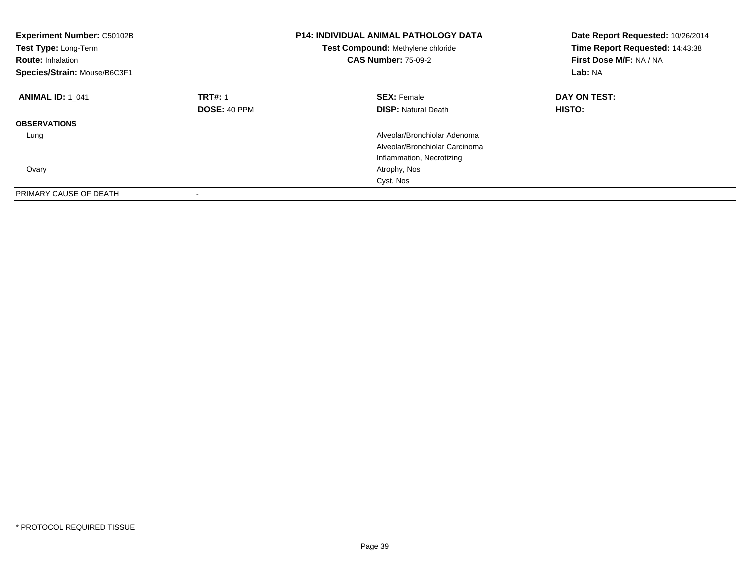**Experiment Number:** C50102B
**Test Type:** Long-Term
**Route:** Inhalation
**Species/Strain:** Mouse/B6C3F1

**P14: INDIVIDUAL ANIMAL PATHOLOGY DATA**
**Test Compound:** Methylene chloride
**CAS Number:** 75-09-2

**Date Report Requested:** 10/26/2014
**Time Report Requested:** 14:43:38
**First Dose M/F:** NA / NA
**Lab:** NA

| **ANIMAL ID:** 1_041 | **TRT#:** 1 | **SEX:** Female | **DAY ON TEST:** |
|---|---|---|---|
| | **DOSE:** 40 PPM | **DISP:** Natural Death | **HISTO:** |
| **OBSERVATIONS** | | | |
| Lung | | Alveolar/Bronchiolar Adenoma | |
| | | Alveolar/Bronchiolar Carcinoma | |
| | | Inflammation, Necrotizing | |
| Ovary | | Atrophy, Nos | |
| | | Cyst, Nos | |
| PRIMARY CAUSE OF DEATH | - | | |

* PROTOCOL REQUIRED TISSUE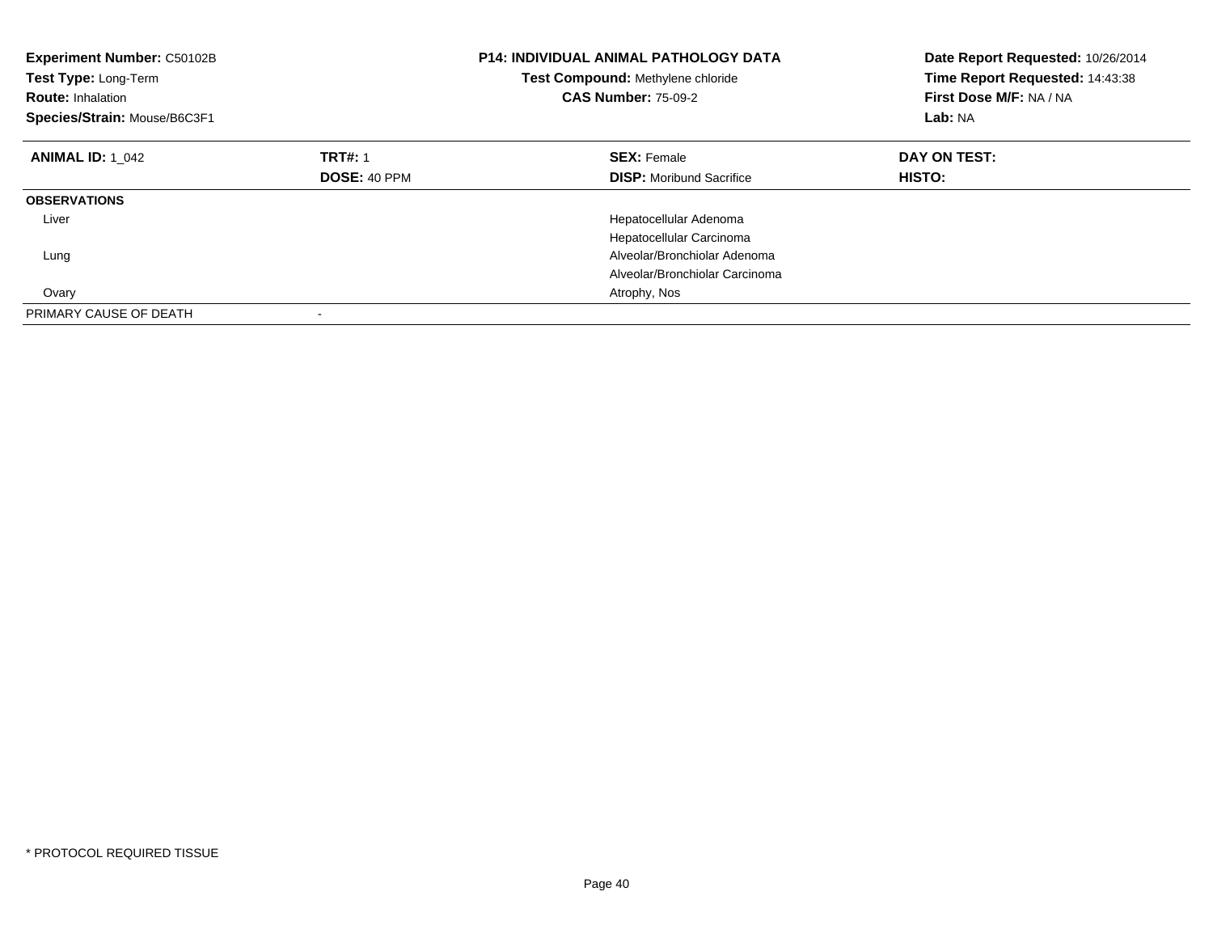**Experiment Number:** C50102B
**Test Type:** Long-Term
**Route:** Inhalation
**Species/Strain:** Mouse/B6C3F1

**P14: INDIVIDUAL ANIMAL PATHOLOGY DATA**
**Test Compound:** Methylene chloride
**CAS Number:** 75-09-2

**Date Report Requested:** 10/26/2014
**Time Report Requested:** 14:43:38
**First Dose M/F:** NA / NA
**Lab:** NA

| **ANIMAL ID:** 1_042 | **TRT#:** 1 | **SEX:** Female | **DAY ON TEST:** |
|---|---|---|---|
| | **DOSE:** 40 PPM | **DISP:** Moribund Sacrifice | **HISTO:** |
| **OBSERVATIONS** | | | |
| Liver | | Hepatocellular Adenoma | |
| | | Hepatocellular Carcinoma | |
| Lung | | Alveolar/Bronchiolar Adenoma | |
| | | Alveolar/Bronchiolar Carcinoma | |
| Ovary | | Atrophy, Nos | |
| PRIMARY CAUSE OF DEATH | - | | |

* PROTOCOL REQUIRED TISSUE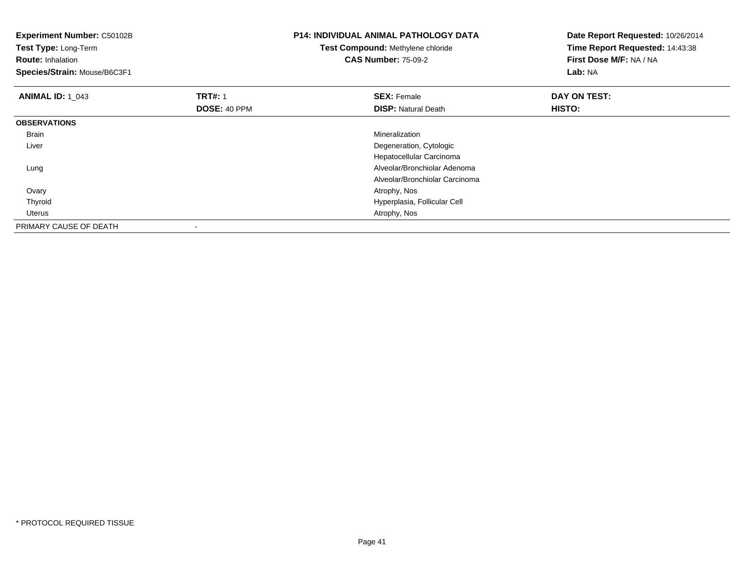**Experiment Number:** C50102B
**Test Type:** Long-Term
**Route:** Inhalation
**Species/Strain:** Mouse/B6C3F1

**P14: INDIVIDUAL ANIMAL PATHOLOGY DATA**
**Test Compound:** Methylene chloride
**CAS Number:** 75-09-2

**Date Report Requested:** 10/26/2014
**Time Report Requested:** 14:43:38
**First Dose M/F:** NA / NA
**Lab:** NA

| **ANIMAL ID:** 1_043 | **TRT#:** 1 | **SEX:** Female | **DAY ON TEST:** |
|---|---|---|---|
| | **DOSE:** 40 PPM | **DISP:** Natural Death | **HISTO:** |
| **OBSERVATIONS** | | | |
| Brain | | Mineralization | |
| Liver | | Degeneration, Cytologic | |
| | | Hepatocellular Carcinoma | |
| Lung | | Alveolar/Bronchiolar Adenoma | |
| | | Alveolar/Bronchiolar Carcinoma | |
| Ovary | | Atrophy, Nos | |
| Thyroid | | Hyperplasia, Follicular Cell | |
| Uterus | | Atrophy, Nos | |
| PRIMARY CAUSE OF DEATH | - | | |

* PROTOCOL REQUIRED TISSUE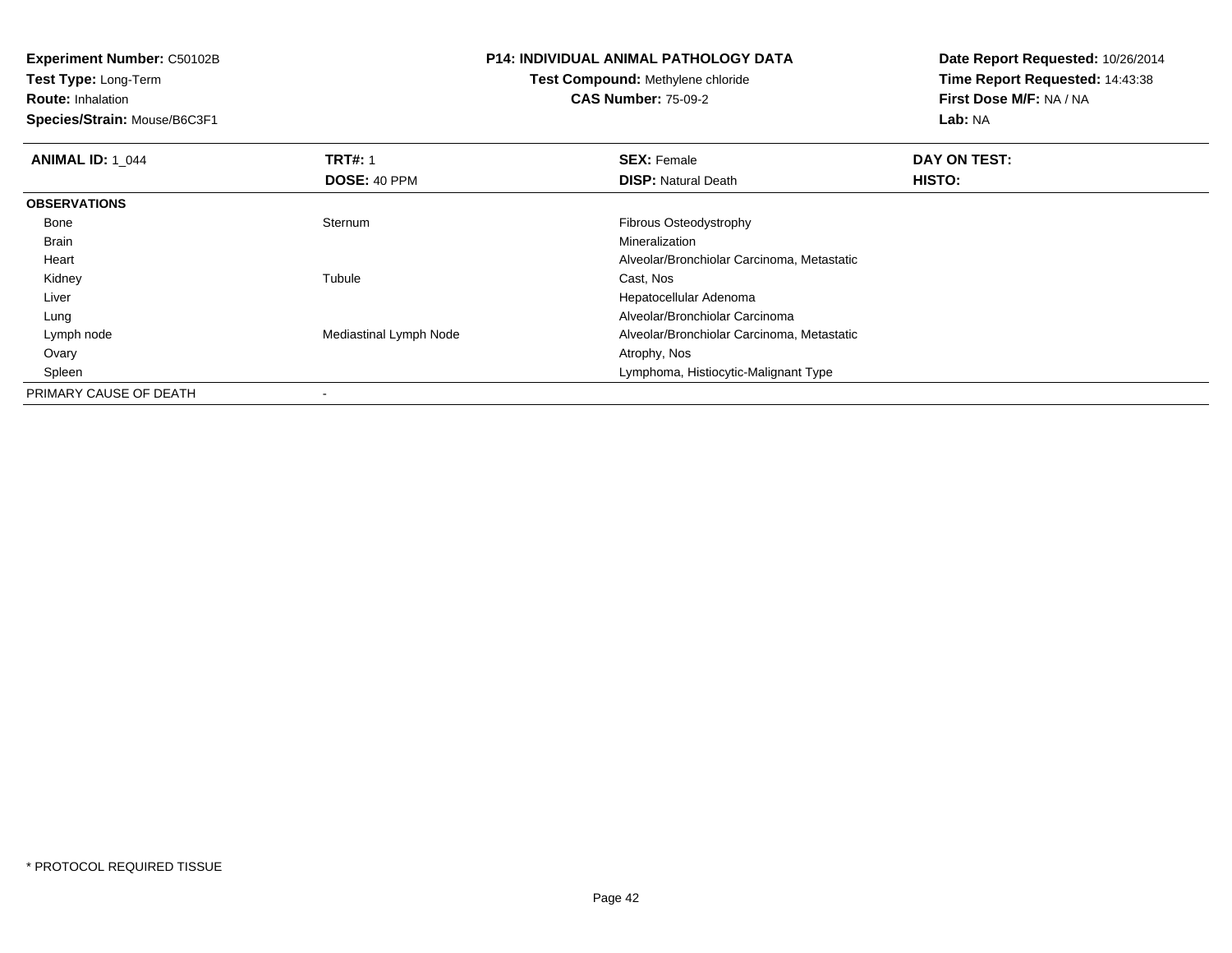**Experiment Number:** C50102B
**Test Type:** Long-Term
**Route:** Inhalation
**Species/Strain:** Mouse/B6C3F1

**P14: INDIVIDUAL ANIMAL PATHOLOGY DATA**
**Test Compound:** Methylene chloride
**CAS Number:** 75-09-2

**Date Report Requested:** 10/26/2014
**Time Report Requested:** 14:43:38
**First Dose M/F:** NA / NA
**Lab:** NA

| **ANIMAL ID:** 1_044 | **TRT#:** 1 | **SEX:** Female | **DAY ON TEST:** |
|---|---|---|---|
| | **DOSE:** 40 PPM | **DISP:** Natural Death | **HISTO:** |
| **OBSERVATIONS** | | | |
| Bone | Sternum | Fibrous Osteodystrophy | |
| Brain | | Mineralization | |
| Heart | | Alveolar/Bronchiolar Carcinoma, Metastatic | |
| Kidney | Tubule | Cast, Nos | |
| Liver | | Hepatocellular Adenoma | |
| Lung | | Alveolar/Bronchiolar Carcinoma | |
| Lymph node | Mediastinal Lymph Node | Alveolar/Bronchiolar Carcinoma, Metastatic | |
| Ovary | | Atrophy, Nos | |
| Spleen | | Lymphoma, Histiocytic-Malignant Type | |
| PRIMARY CAUSE OF DEATH | - | | |

\* PROTOCOL REQUIRED TISSUE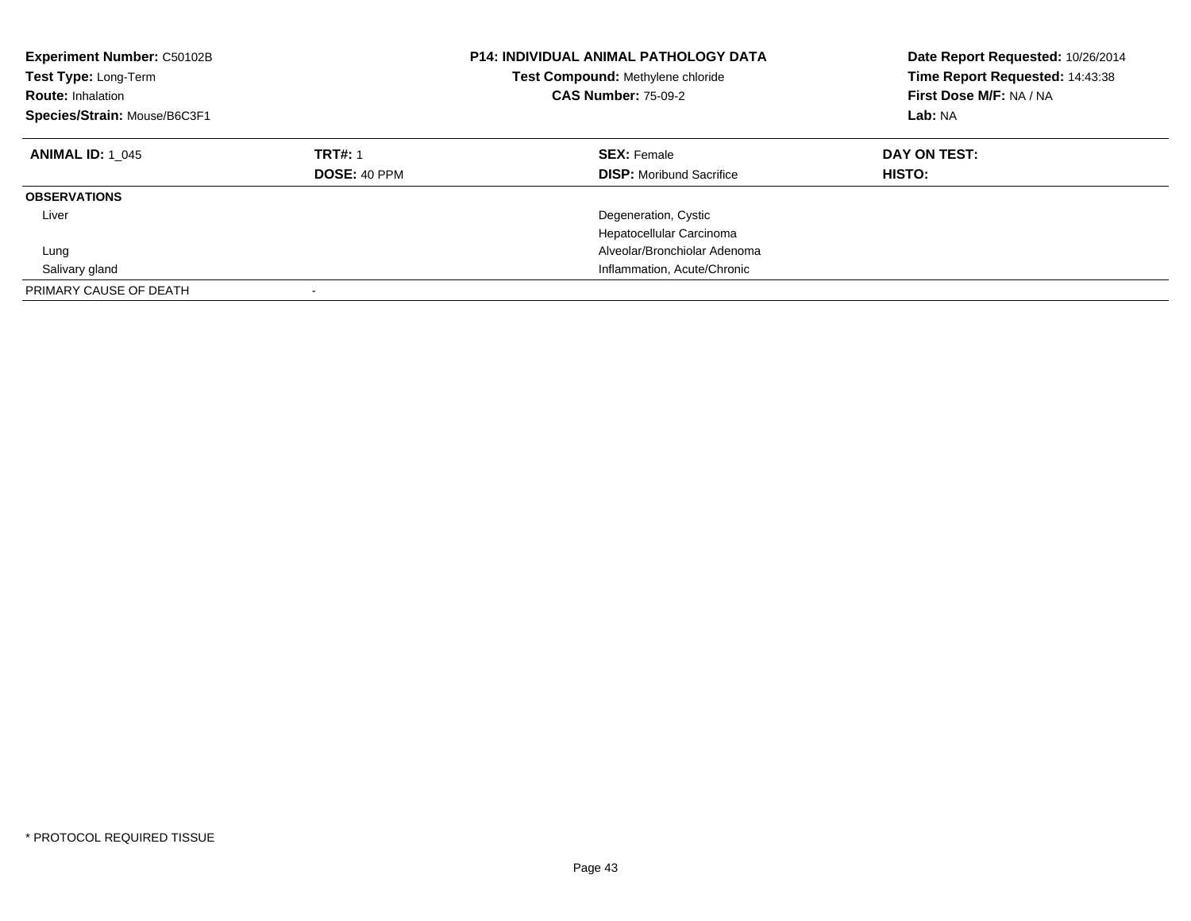| **Experiment Number:** C50102B | **P14: INDIVIDUAL ANIMAL PATHOLOGY DATA** | **Date Report Requested:** 10/26/2014 |
|---|---|---|
| **Test Type:** Long-Term | **Test Compound:** Methylene chloride | **Time Report Requested:** 14:43:38 |
| **Route:** Inhalation | **CAS Number:** 75-09-2 | **First Dose M/F:** NA / NA |
| **Species/Strain:** Mouse/B6C3F1 | | **Lab:** NA |

| **ANIMAL ID:** 1_045 | **TRT#:** 1 | **SEX:** Female | **DAY ON TEST:** |
|---|---|---|---|
| | **DOSE:** 40 PPM | **DISP:** Moribund Sacrifice | **HISTO:** |
| **OBSERVATIONS** | | | |
| Liver | | Degeneration, Cystic | |
| | | Hepatocellular Carcinoma | |
| Lung | | Alveolar/Bronchiolar Adenoma | |
| Salivary gland | | Inflammation, Acute/Chronic | |
| PRIMARY CAUSE OF DEATH | - | | |

* PROTOCOL REQUIRED TISSUE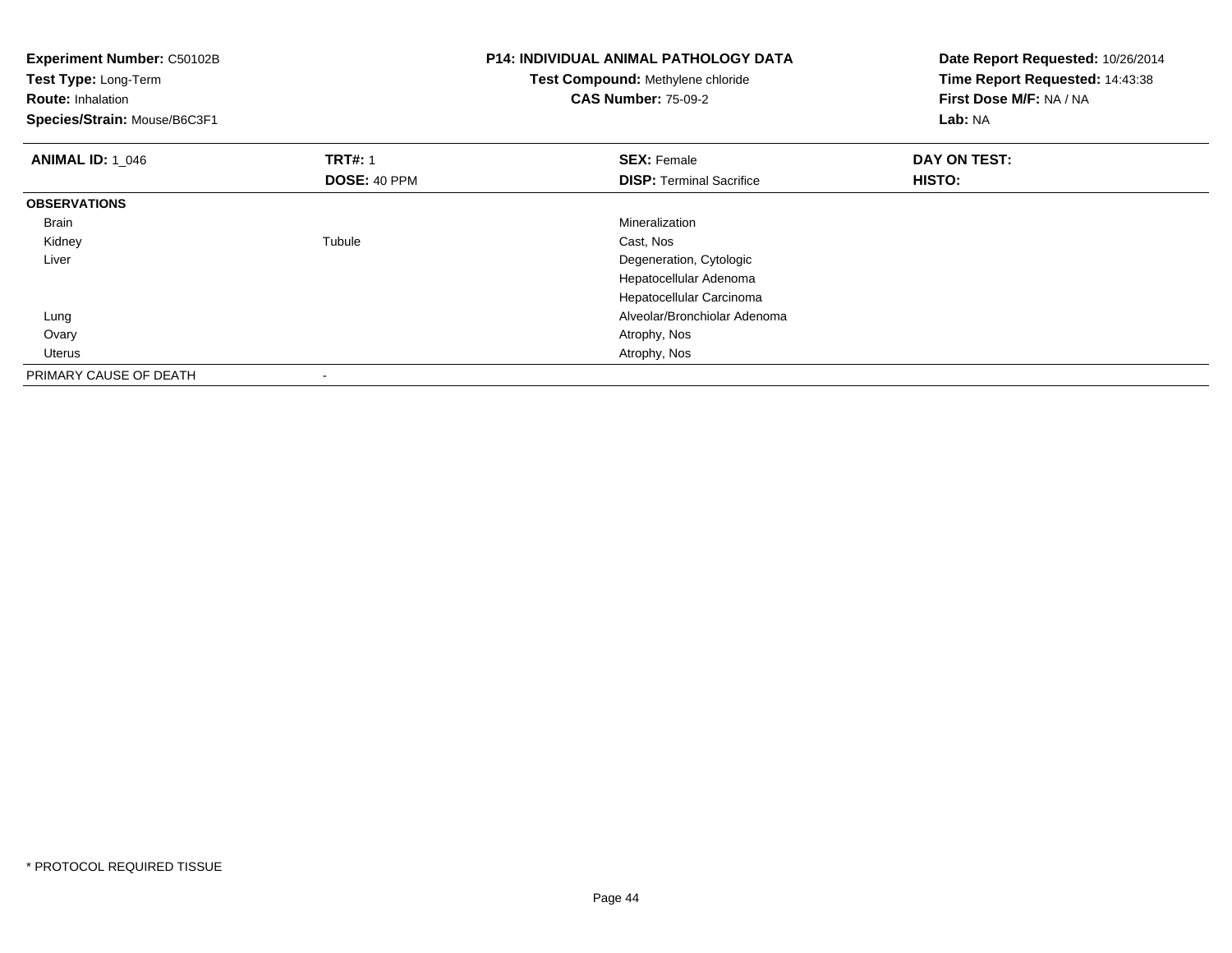**Experiment Number:** C50102B
**Test Type:** Long-Term
**Route:** Inhalation
**Species/Strain:** Mouse/B6C3F1

**P14: INDIVIDUAL ANIMAL PATHOLOGY DATA**
**Test Compound:** Methylene chloride
**CAS Number:** 75-09-2

**Date Report Requested:** 10/26/2014
**Time Report Requested:** 14:43:38
**First Dose M/F:** NA / NA
**Lab:** NA

| **ANIMAL ID:** 1_046 | **TRT#:** 1 | **SEX:** Female | **DAY ON TEST:** |
|---|---|---|---|
| | **DOSE:** 40 PPM | **DISP:** Terminal Sacrifice | **HISTO:** |
| **OBSERVATIONS** | | | |
| Brain | | Mineralization | |
| Kidney | Tubule | Cast, Nos | |
| Liver | | Degeneration, Cytologic | |
| | | Hepatocellular Adenoma | |
| | | Hepatocellular Carcinoma | |
| Lung | | Alveolar/Bronchiolar Adenoma | |
| Ovary | | Atrophy, Nos | |
| Uterus | | Atrophy, Nos | |
| PRIMARY CAUSE OF DEATH | - | | |

* PROTOCOL REQUIRED TISSUE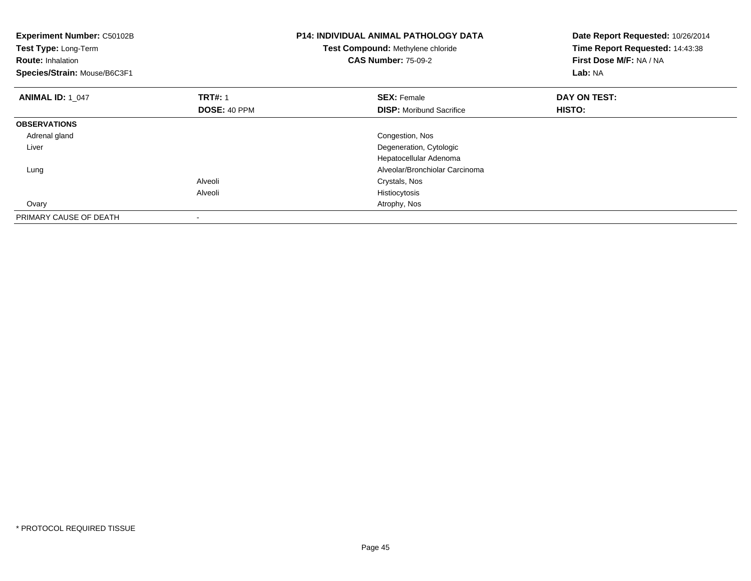**Experiment Number:** C50102B
**Test Type:** Long-Term
**Route:** Inhalation
**Species/Strain:** Mouse/B6C3F1

**P14: INDIVIDUAL ANIMAL PATHOLOGY DATA**
**Test Compound:** Methylene chloride
**CAS Number:** 75-09-2

**Date Report Requested:** 10/26/2014
**Time Report Requested:** 14:43:38
**First Dose M/F:** NA / NA
**Lab:** NA

| **ANIMAL ID:** 1_047 | **TRT#:** 1 | **SEX:** Female | **DAY ON TEST:** |
|---|---|---|---|
| | **DOSE:** 40 PPM | **DISP:** Moribund Sacrifice | **HISTO:** |
| **OBSERVATIONS** | | | |
| Adrenal gland | | Congestion, Nos | |
| Liver | | Degeneration, Cytologic | |
| | | Hepatocellular Adenoma | |
| Lung | | Alveolar/Bronchiolar Carcinoma | |
| | Alveoli | Crystals, Nos | |
| | Alveoli | Histiocytosis | |
| Ovary | | Atrophy, Nos | |
| PRIMARY CAUSE OF DEATH | - | | |

* PROTOCOL REQUIRED TISSUE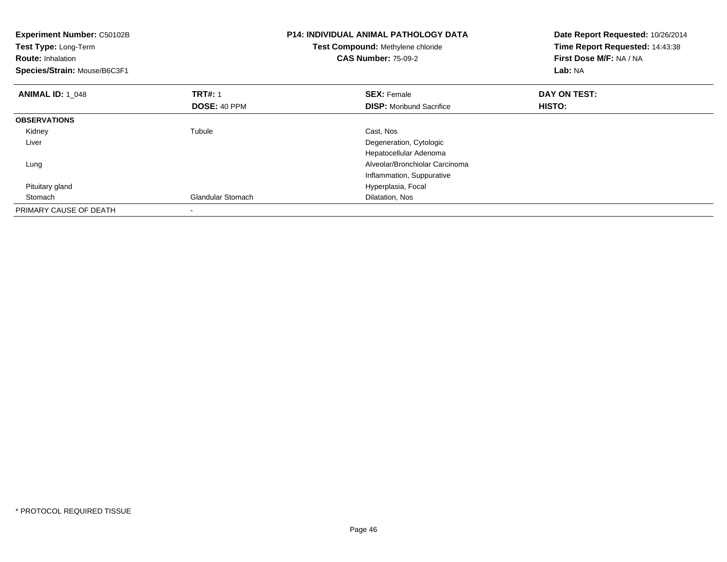**Experiment Number:** C50102B
**Test Type:** Long-Term
**Route:** Inhalation
**Species/Strain:** Mouse/B6C3F1

**P14: INDIVIDUAL ANIMAL PATHOLOGY DATA**
**Test Compound:** Methylene chloride
**CAS Number:** 75-09-2

**Date Report Requested:** 10/26/2014
**Time Report Requested:** 14:43:38
**First Dose M/F:** NA / NA
**Lab:** NA

| **ANIMAL ID:** 1_048 | **TRT#:** 1 | **SEX:** Female | **DAY ON TEST:** |
|---|---|---|---|
| | **DOSE:** 40 PPM | **DISP:** Moribund Sacrifice | **HISTO:** |
| **OBSERVATIONS** | | | |
| Kidney | Tubule | Cast, Nos | |
| Liver | | Degeneration, Cytologic | |
| | | Hepatocellular Adenoma | |
| Lung | | Alveolar/Bronchiolar Carcinoma | |
| | | Inflammation, Suppurative | |
| Pituitary gland | | Hyperplasia, Focal | |
| Stomach | Glandular Stomach | Dilatation, Nos | |
| PRIMARY CAUSE OF DEATH | - | | |

* PROTOCOL REQUIRED TISSUE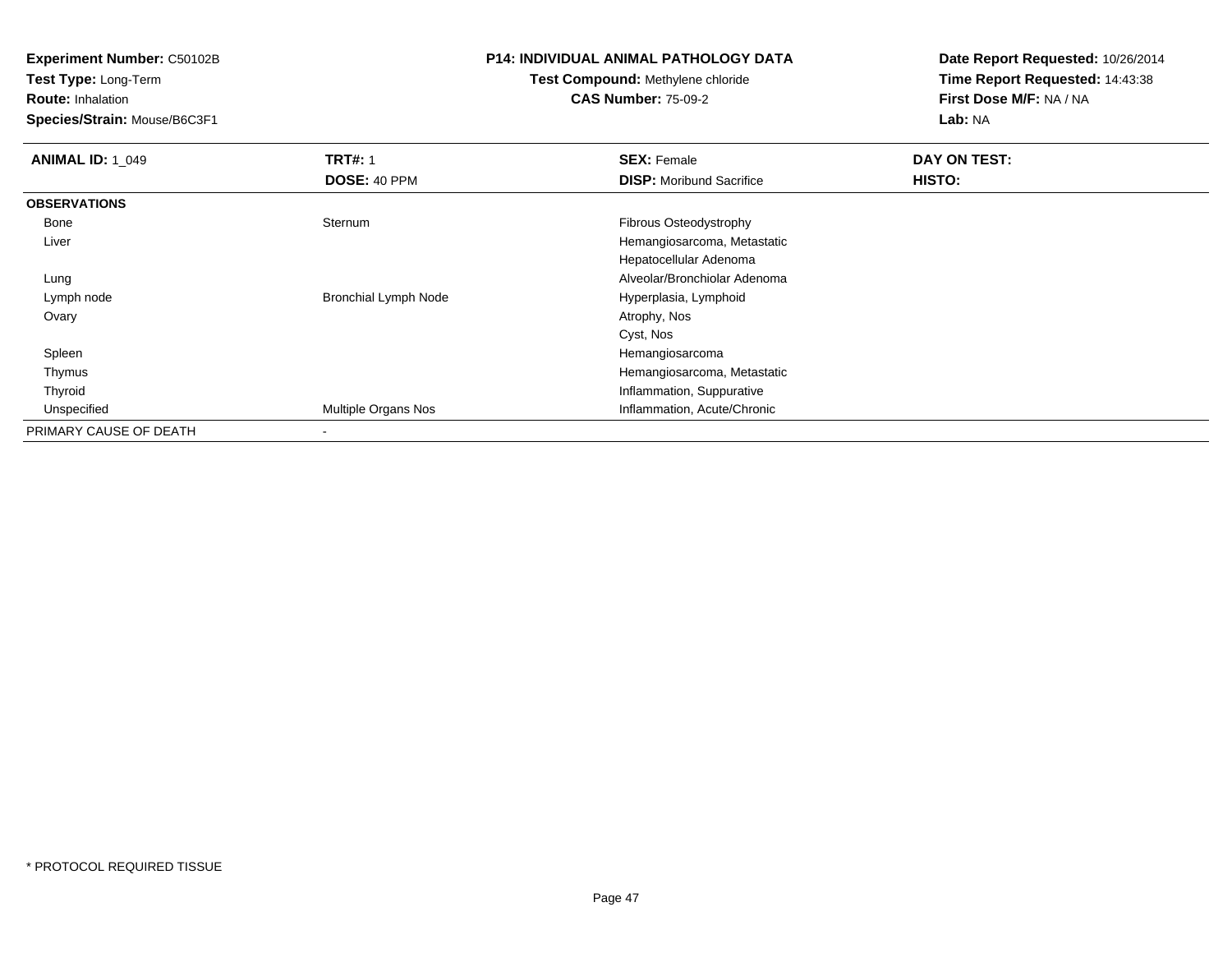**Experiment Number:** C50102B
**Test Type:** Long-Term
**Route:** Inhalation
**Species/Strain:** Mouse/B6C3F1

**P14: INDIVIDUAL ANIMAL PATHOLOGY DATA**
**Test Compound:** Methylene chloride
**CAS Number:** 75-09-2

**Date Report Requested:** 10/26/2014
**Time Report Requested:** 14:43:38
**First Dose M/F:** NA / NA
**Lab:** NA

| **ANIMAL ID:** 1_049 | **TRT#:** 1 | **SEX:** Female | **DAY ON TEST:** |
|---|---|---|---|
| | **DOSE:** 40 PPM | **DISP:** Moribund Sacrifice | **HISTO:** |
| **OBSERVATIONS** | | | |
| Bone | Sternum | Fibrous Osteodystrophy | |
| Liver | | Hemangiosarcoma, Metastatic | |
| | | Hepatocellular Adenoma | |
| Lung | | Alveolar/Bronchiolar Adenoma | |
| Lymph node | Bronchial Lymph Node | Hyperplasia, Lymphoid | |
| Ovary | | Atrophy, Nos | |
| | | Cyst, Nos | |
| Spleen | | Hemangiosarcoma | |
| Thymus | | Hemangiosarcoma, Metastatic | |
| Thyroid | | Inflammation, Suppurative | |
| Unspecified | Multiple Organs Nos | Inflammation, Acute/Chronic | |
| PRIMARY CAUSE OF DEATH | - | | |

* PROTOCOL REQUIRED TISSUE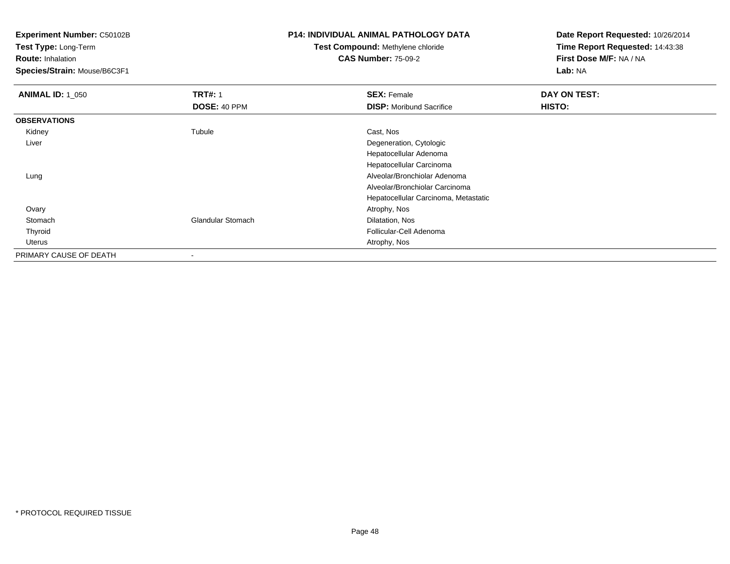**Experiment Number:** C50102B
**Test Type:** Long-Term
**Route:** Inhalation
**Species/Strain:** Mouse/B6C3F1

**P14: INDIVIDUAL ANIMAL PATHOLOGY DATA**
**Test Compound:** Methylene chloride
**CAS Number:** 75-09-2

**Date Report Requested:** 10/26/2014
**Time Report Requested:** 14:43:38
**First Dose M/F:** NA / NA
**Lab:** NA

| **ANIMAL ID:** 1_050 | **TRT#:** 1 | **SEX:** Female | **DAY ON TEST:** |
|---|---|---|---|
| | **DOSE:** 40 PPM | **DISP:** Moribund Sacrifice | **HISTO:** |
| **OBSERVATIONS** | | | |
| Kidney | Tubule | Cast, Nos | |
| Liver | | Degeneration, Cytologic | |
| | | Hepatocellular Adenoma | |
| | | Hepatocellular Carcinoma | |
| Lung | | Alveolar/Bronchiolar Adenoma | |
| | | Alveolar/Bronchiolar Carcinoma | |
| | | Hepatocellular Carcinoma, Metastatic | |
| Ovary | | Atrophy, Nos | |
| Stomach | Glandular Stomach | Dilatation, Nos | |
| Thyroid | | Follicular-Cell Adenoma | |
| Uterus | | Atrophy, Nos | |
| PRIMARY CAUSE OF DEATH | - | | |

* PROTOCOL REQUIRED TISSUE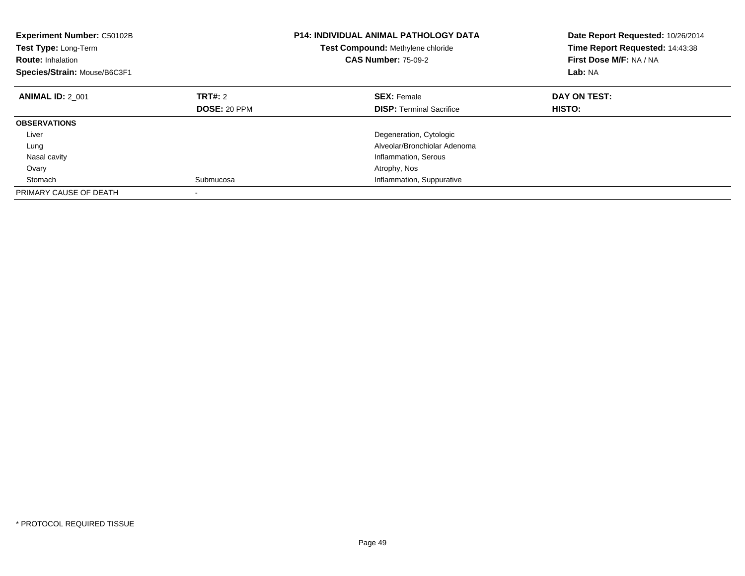**Experiment Number:** C50102B
**Test Type:** Long-Term
**Route:** Inhalation
**Species/Strain:** Mouse/B6C3F1

**P14: INDIVIDUAL ANIMAL PATHOLOGY DATA**
**Test Compound:** Methylene chloride
**CAS Number:** 75-09-2

**Date Report Requested:** 10/26/2014
**Time Report Requested:** 14:43:38
**First Dose M/F:** NA / NA
**Lab:** NA

| **ANIMAL ID:** 2_001 | **TRT#:** 2 | **SEX:** Female | **DAY ON TEST:** |
|---|---|---|---|
| | **DOSE:** 20 PPM | **DISP:** Terminal Sacrifice | **HISTO:** |
| **OBSERVATIONS** | | | |
| Liver | | Degeneration, Cytologic | |
| Lung | | Alveolar/Bronchiolar Adenoma | |
| Nasal cavity | | Inflammation, Serous | |
| Ovary | | Atrophy, Nos | |
| Stomach | Submucosa | Inflammation, Suppurative | |
| PRIMARY CAUSE OF DEATH | - | | |

\* PROTOCOL REQUIRED TISSUE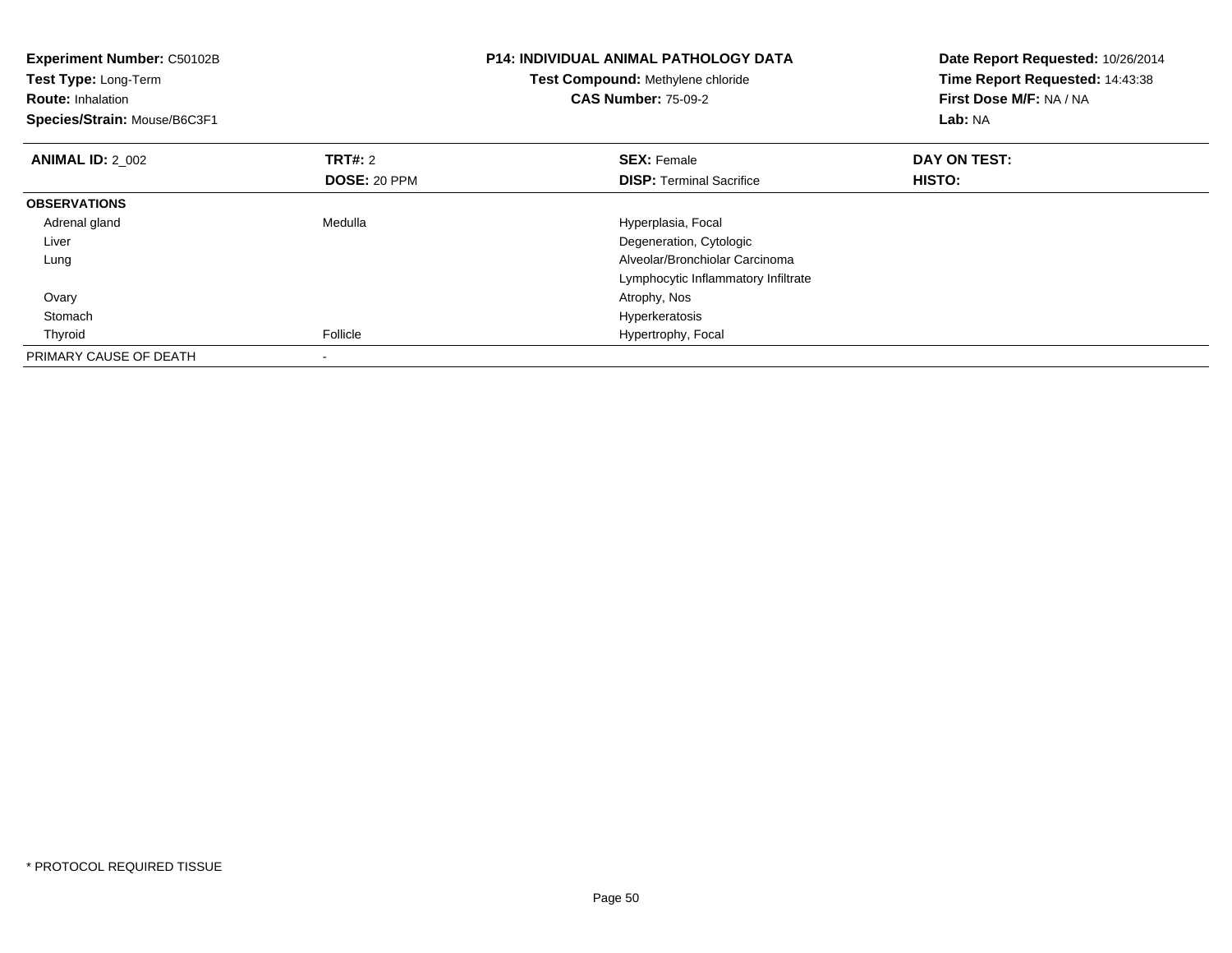**Experiment Number:** C50102B
**Test Type:** Long-Term
**Route:** Inhalation
**Species/Strain:** Mouse/B6C3F1

**P14: INDIVIDUAL ANIMAL PATHOLOGY DATA**
**Test Compound:** Methylene chloride
**CAS Number:** 75-09-2

**Date Report Requested:** 10/26/2014
**Time Report Requested:** 14:43:38
**First Dose M/F:** NA / NA
**Lab:** NA

| **ANIMAL ID:** 2_002 | **TRT#:** 2 | **SEX:** Female | **DAY ON TEST:** |
|---|---|---|---|
| | **DOSE:** 20 PPM | **DISP:** Terminal Sacrifice | **HISTO:** |
| **OBSERVATIONS** | | | |
| Adrenal gland | Medulla | Hyperplasia, Focal | |
| Liver | | Degeneration, Cytologic | |
| Lung | | Alveolar/Bronchiolar Carcinoma | |
| | | Lymphocytic Inflammatory Infiltrate | |
| Ovary | | Atrophy, Nos | |
| Stomach | | Hyperkeratosis | |
| Thyroid | Follicle | Hypertrophy, Focal | |
| PRIMARY CAUSE OF DEATH | - | | |

* PROTOCOL REQUIRED TISSUE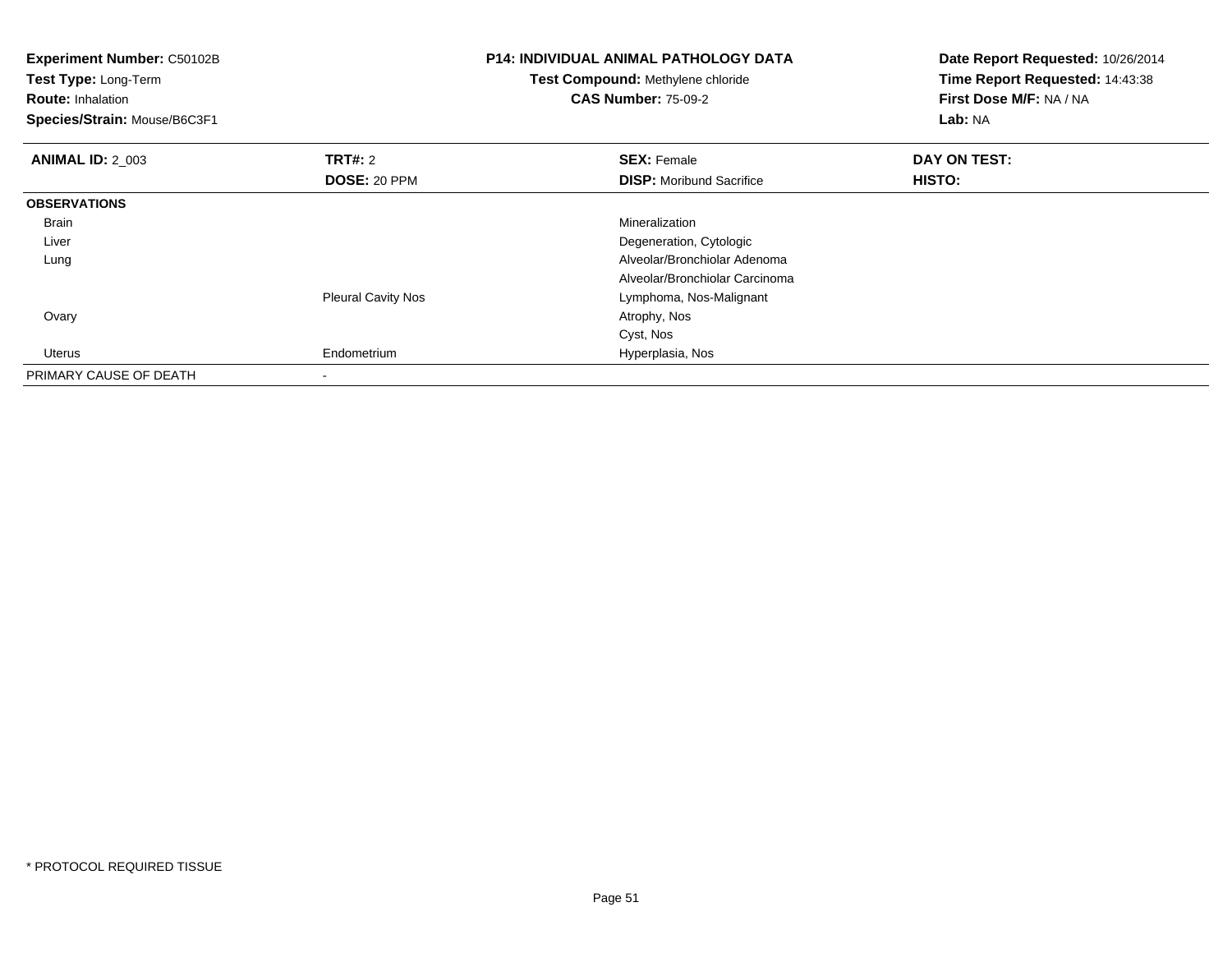**Experiment Number:** C50102B
**Test Type:** Long-Term
**Route:** Inhalation
**Species/Strain:** Mouse/B6C3F1

**P14: INDIVIDUAL ANIMAL PATHOLOGY DATA**
**Test Compound:** Methylene chloride
**CAS Number:** 75-09-2

**Date Report Requested:** 10/26/2014
**Time Report Requested:** 14:43:38
**First Dose M/F:** NA / NA
**Lab:** NA

| **ANIMAL ID:** 2_003 | **TRT#:** 2 | **SEX:** Female | **DAY ON TEST:** |
|---|---|---|---|
| | **DOSE:** 20 PPM | **DISP:** Moribund Sacrifice | **HISTO:** |
| **OBSERVATIONS** | | | |
| Brain | | Mineralization | |
| Liver | | Degeneration, Cytologic | |
| Lung | | Alveolar/Bronchiolar Adenoma | |
| | | Alveolar/Bronchiolar Carcinoma | |
| | Pleural Cavity Nos | Lymphoma, Nos-Malignant | |
| Ovary | | Atrophy, Nos | |
| | | Cyst, Nos | |
| Uterus | Endometrium | Hyperplasia, Nos | |
| PRIMARY CAUSE OF DEATH | - | | |

* PROTOCOL REQUIRED TISSUE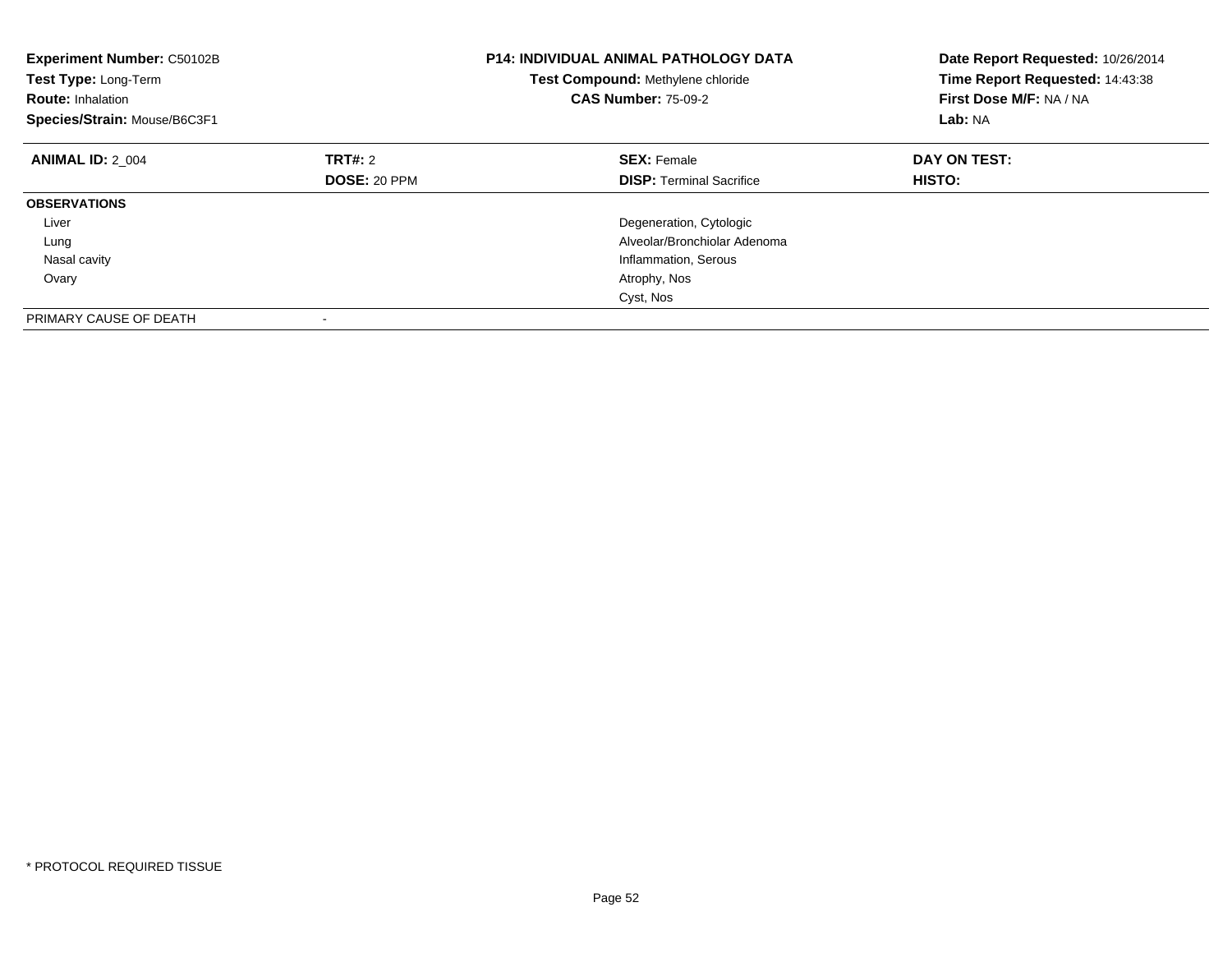**Experiment Number:** C50102B
**Test Type:** Long-Term
**Route:** Inhalation
**Species/Strain:** Mouse/B6C3F1

**P14: INDIVIDUAL ANIMAL PATHOLOGY DATA**
**Test Compound:** Methylene chloride
**CAS Number:** 75-09-2

**Date Report Requested:** 10/26/2014
**Time Report Requested:** 14:43:38
**First Dose M/F:** NA / NA
**Lab:** NA

| **ANIMAL ID:** 2_004 | **TRT#:** 2 | **SEX:** Female | **DAY ON TEST:** |
|---|---|---|---|
| | **DOSE:** 20 PPM | **DISP:** Terminal Sacrifice | **HISTO:** |
| **OBSERVATIONS** | | | |
| Liver | | Degeneration, Cytologic | |
| Lung | | Alveolar/Bronchiolar Adenoma | |
| Nasal cavity | | Inflammation, Serous | |
| Ovary | | Atrophy, Nos | |
| | | Cyst, Nos | |
| PRIMARY CAUSE OF DEATH | - | | |

* PROTOCOL REQUIRED TISSUE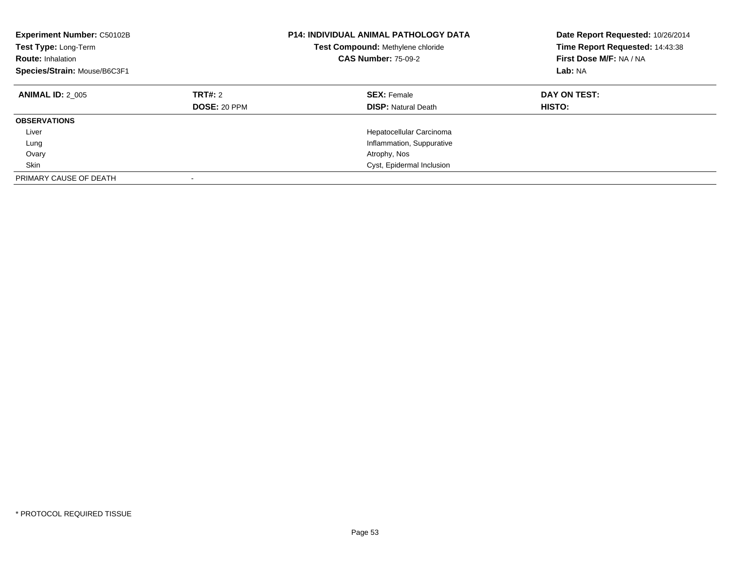**Experiment Number:** C50102B
**Test Type:** Long-Term
**Route:** Inhalation
**Species/Strain:** Mouse/B6C3F1

**P14: INDIVIDUAL ANIMAL PATHOLOGY DATA**
**Test Compound:** Methylene chloride
**CAS Number:** 75-09-2

**Date Report Requested:** 10/26/2014
**Time Report Requested:** 14:43:38
**First Dose M/F:** NA / NA
**Lab:** NA

| **ANIMAL ID:** 2_005 | **TRT#:** 2 | **SEX:** Female | **DAY ON TEST:** |
|---|---|---|---|
| | **DOSE:** 20 PPM | **DISP:** Natural Death | **HISTO:** |
| **OBSERVATIONS** | | | |
| Liver | | Hepatocellular Carcinoma | |
| Lung | | Inflammation, Suppurative | |
| Ovary | | Atrophy, Nos | |
| Skin | | Cyst, Epidermal Inclusion | |
| PRIMARY CAUSE OF DEATH | - | | |

\* PROTOCOL REQUIRED TISSUE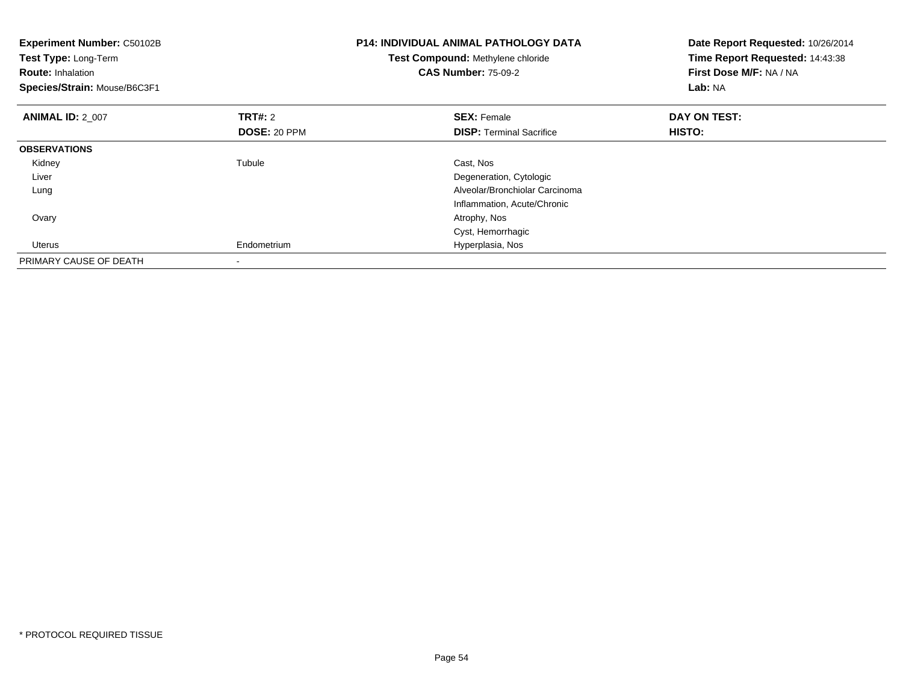**Experiment Number:** C50102B
**Test Type:** Long-Term
**Route:** Inhalation
**Species/Strain:** Mouse/B6C3F1

**P14: INDIVIDUAL ANIMAL PATHOLOGY DATA**
**Test Compound:** Methylene chloride
**CAS Number:** 75-09-2

**Date Report Requested:** 10/26/2014
**Time Report Requested:** 14:43:38
**First Dose M/F:** NA / NA
**Lab:** NA

| **ANIMAL ID:** 2_007 | **TRT#:** 2 | **SEX:** Female | **DAY ON TEST:** |
|---|---|---|---|
| | **DOSE:** 20 PPM | **DISP:** Terminal Sacrifice | **HISTO:** |
| **OBSERVATIONS** | | | |
| Kidney | Tubule | Cast, Nos | |
| Liver | | Degeneration, Cytologic | |
| Lung | | Alveolar/Bronchiolar Carcinoma | |
| | | Inflammation, Acute/Chronic | |
| Ovary | | Atrophy, Nos | |
| | | Cyst, Hemorrhagic | |
| Uterus | Endometrium | Hyperplasia, Nos | |
| PRIMARY CAUSE OF DEATH | - | | |

* PROTOCOL REQUIRED TISSUE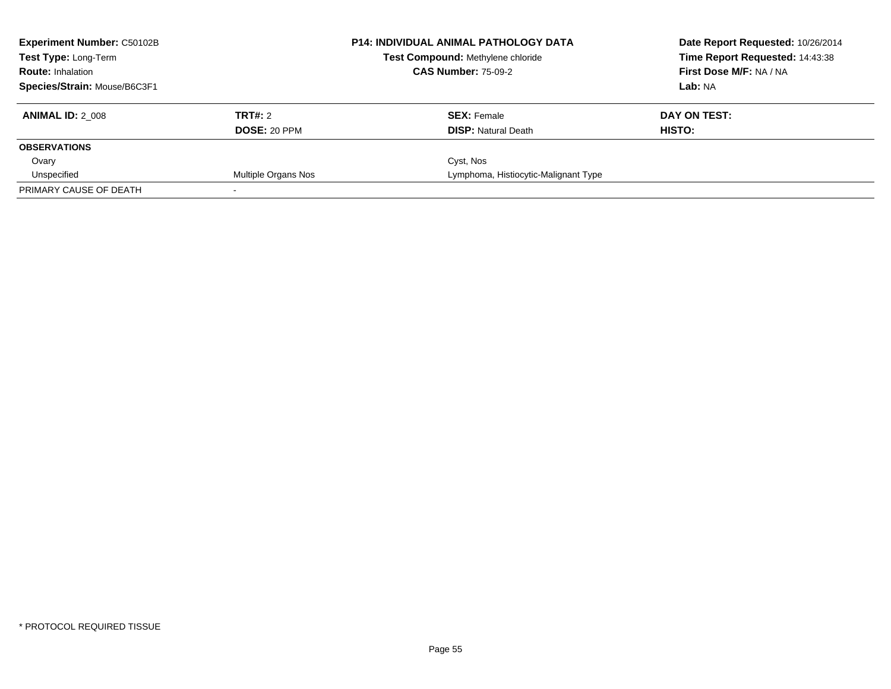**Experiment Number:** C50102B
**Test Type:** Long-Term
**Route:** Inhalation
**Species/Strain:** Mouse/B6C3F1

**P14: INDIVIDUAL ANIMAL PATHOLOGY DATA**
**Test Compound:** Methylene chloride
**CAS Number:** 75-09-2

**Date Report Requested:** 10/26/2014
**Time Report Requested:** 14:43:38
**First Dose M/F:** NA / NA
**Lab:** NA

| **ANIMAL ID:** 2_008 | **TRT#:** 2 | **SEX:** Female | **DAY ON TEST:** |
|---|---|---|---|
| | **DOSE:** 20 PPM | **DISP:** Natural Death | **HISTO:** |
| **OBSERVATIONS** | | | |
| Ovary | | Cyst, Nos | |
| Unspecified | Multiple Organs Nos | Lymphoma, Histiocytic-Malignant Type | |
| PRIMARY CAUSE OF DEATH | - | | |

* PROTOCOL REQUIRED TISSUE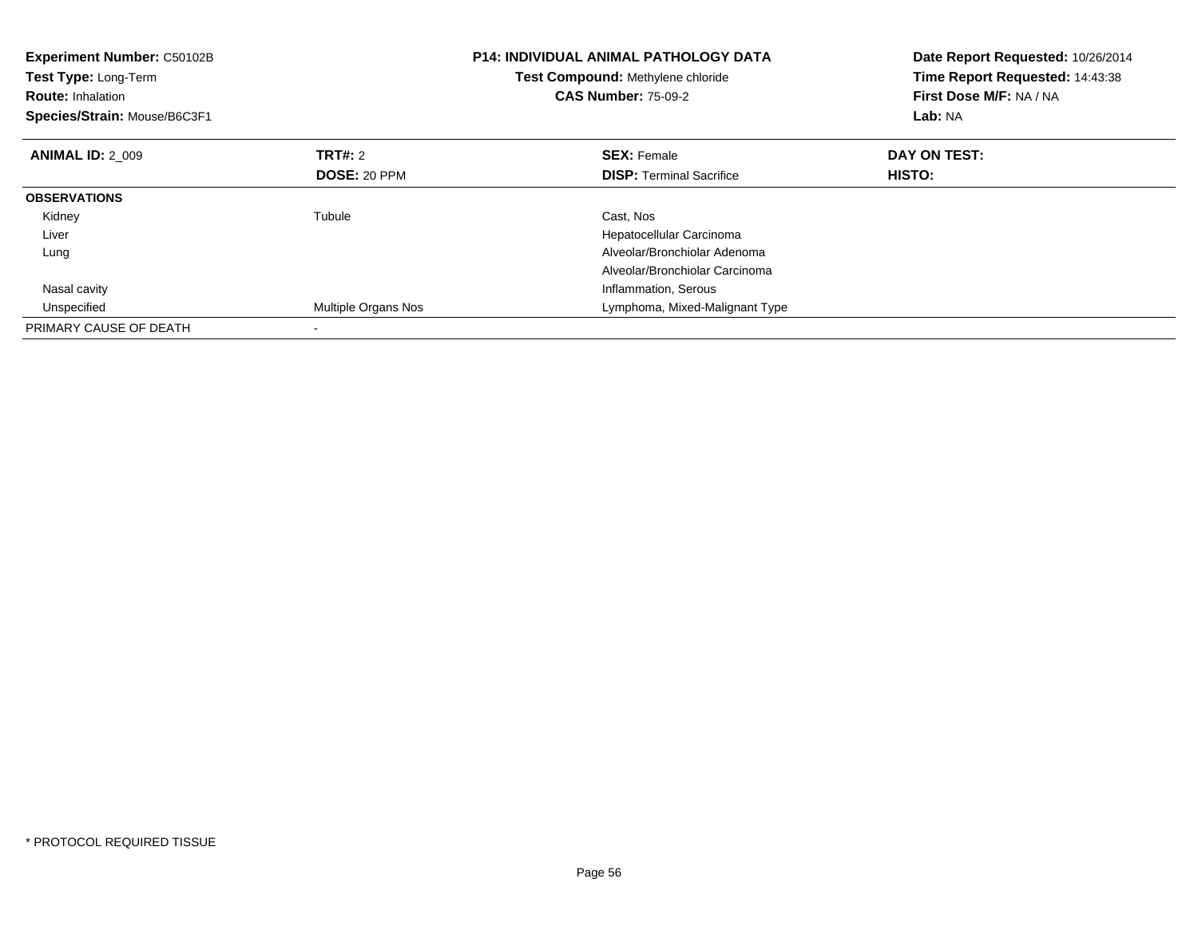**Experiment Number:** C50102B
**Test Type:** Long-Term
**Route:** Inhalation
**Species/Strain:** Mouse/B6C3F1

**P14: INDIVIDUAL ANIMAL PATHOLOGY DATA**
**Test Compound:** Methylene chloride
**CAS Number:** 75-09-2

**Date Report Requested:** 10/26/2014
**Time Report Requested:** 14:43:38
**First Dose M/F:** NA / NA
**Lab:** NA

| **ANIMAL ID:** 2_009 | **TRT#:** 2 | **SEX:** Female | **DAY ON TEST:** |
|---|---|---|---|
| | **DOSE:** 20 PPM | **DISP:** Terminal Sacrifice | **HISTO:** |
| **OBSERVATIONS** | | | |
| Kidney | Tubule | Cast, Nos | |
| Liver | | Hepatocellular Carcinoma | |
| Lung | | Alveolar/Bronchiolar Adenoma | |
| | | Alveolar/Bronchiolar Carcinoma | |
| Nasal cavity | | Inflammation, Serous | |
| Unspecified | Multiple Organs Nos | Lymphoma, Mixed-Malignant Type | |
| PRIMARY CAUSE OF DEATH | - | | |

* PROTOCOL REQUIRED TISSUE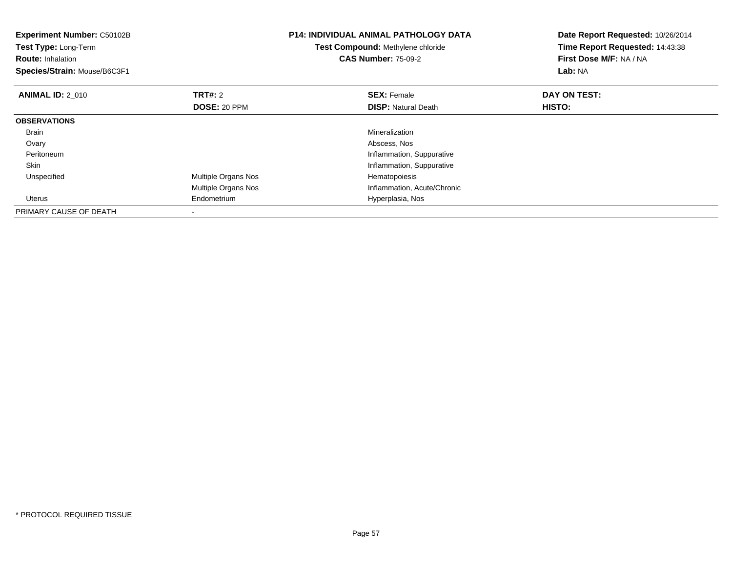**Experiment Number:** C50102B
**Test Type:** Long-Term
**Route:** Inhalation
**Species/Strain:** Mouse/B6C3F1

**P14: INDIVIDUAL ANIMAL PATHOLOGY DATA**
**Test Compound:** Methylene chloride
**CAS Number:** 75-09-2

**Date Report Requested:** 10/26/2014
**Time Report Requested:** 14:43:38
**First Dose M/F:** NA / NA
**Lab:** NA

| **ANIMAL ID:** 2_010 | **TRT#:** 2 | **SEX:** Female | **DAY ON TEST:** |
|---|---|---|---|
| | **DOSE:** 20 PPM | **DISP:** Natural Death | **HISTO:** |
| **OBSERVATIONS** | | | |
| Brain | | Mineralization | |
| Ovary | | Abscess, Nos | |
| Peritoneum | | Inflammation, Suppurative | |
| Skin | | Inflammation, Suppurative | |
| Unspecified | Multiple Organs Nos | Hematopoiesis | |
| | Multiple Organs Nos | Inflammation, Acute/Chronic | |
| Uterus | Endometrium | Hyperplasia, Nos | |
| PRIMARY CAUSE OF DEATH | - | | |

* PROTOCOL REQUIRED TISSUE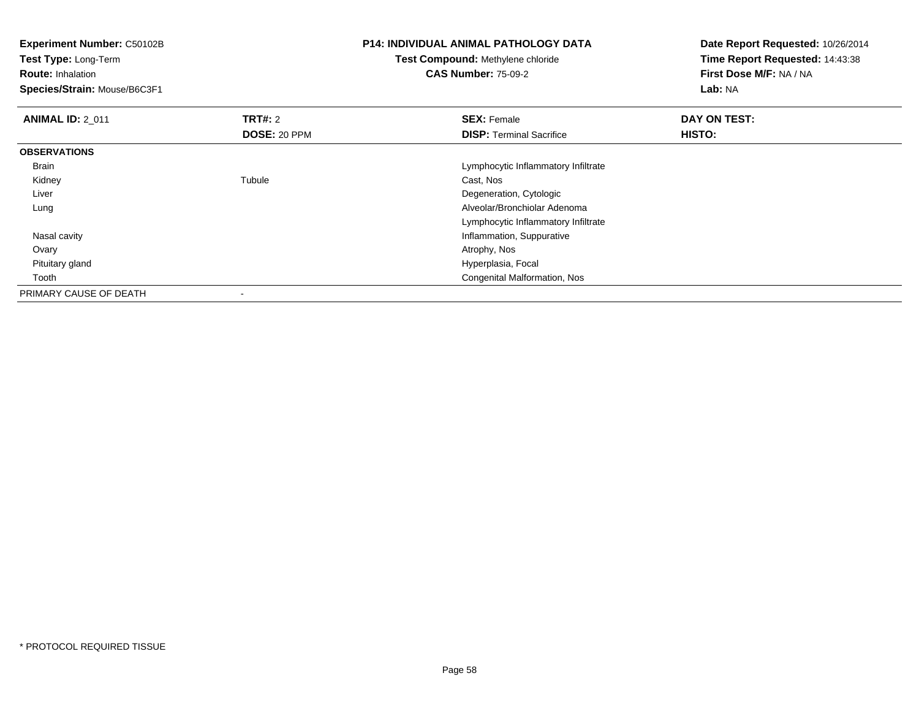**Experiment Number:** C50102B
**Test Type:** Long-Term
**Route:** Inhalation
**Species/Strain:** Mouse/B6C3F1

**P14: INDIVIDUAL ANIMAL PATHOLOGY DATA**
**Test Compound:** Methylene chloride
**CAS Number:** 75-09-2

**Date Report Requested:** 10/26/2014
**Time Report Requested:** 14:43:38
**First Dose M/F:** NA / NA
**Lab:** NA

| **ANIMAL ID:** 2_011 | **TRT#:** 2 | **SEX:** Female | **DAY ON TEST:** |
|---|---|---|---|
| | **DOSE:** 20 PPM | **DISP:** Terminal Sacrifice | **HISTO:** |
| **OBSERVATIONS** | | | |
| Brain | | Lymphocytic Inflammatory Infiltrate | |
| Kidney | Tubule | Cast, Nos | |
| Liver | | Degeneration, Cytologic | |
| Lung | | Alveolar/Bronchiolar Adenoma | |
| | | Lymphocytic Inflammatory Infiltrate | |
| Nasal cavity | | Inflammation, Suppurative | |
| Ovary | | Atrophy, Nos | |
| Pituitary gland | | Hyperplasia, Focal | |
| Tooth | | Congenital Malformation, Nos | |
| PRIMARY CAUSE OF DEATH | - | | |

* PROTOCOL REQUIRED TISSUE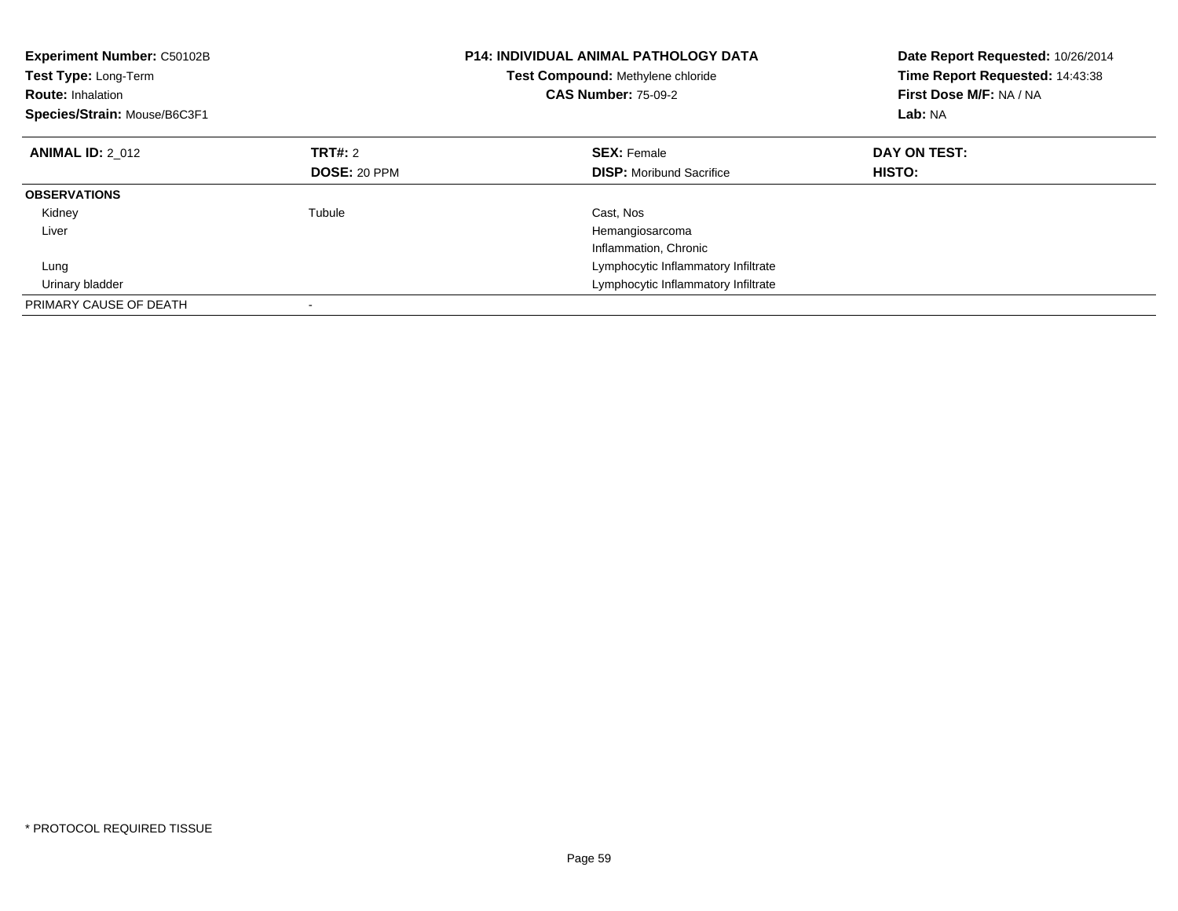**Experiment Number:** C50102B
**Test Type:** Long-Term
**Route:** Inhalation
**Species/Strain:** Mouse/B6C3F1

**P14: INDIVIDUAL ANIMAL PATHOLOGY DATA**
**Test Compound:** Methylene chloride
**CAS Number:** 75-09-2

**Date Report Requested:** 10/26/2014
**Time Report Requested:** 14:43:38
**First Dose M/F:** NA / NA
**Lab:** NA

| **ANIMAL ID:** 2_012 | **TRT#:** 2 | **SEX:** Female | **DAY ON TEST:** |
|---|---|---|---|
| | **DOSE:** 20 PPM | **DISP:** Moribund Sacrifice | **HISTO:** |
| **OBSERVATIONS** | | | |
| Kidney | Tubule | Cast, Nos | |
| Liver | | Hemangiosarcoma | |
| | | Inflammation, Chronic | |
| Lung | | Lymphocytic Inflammatory Infiltrate | |
| Urinary bladder | | Lymphocytic Inflammatory Infiltrate | |
| PRIMARY CAUSE OF DEATH | - | | |

* PROTOCOL REQUIRED TISSUE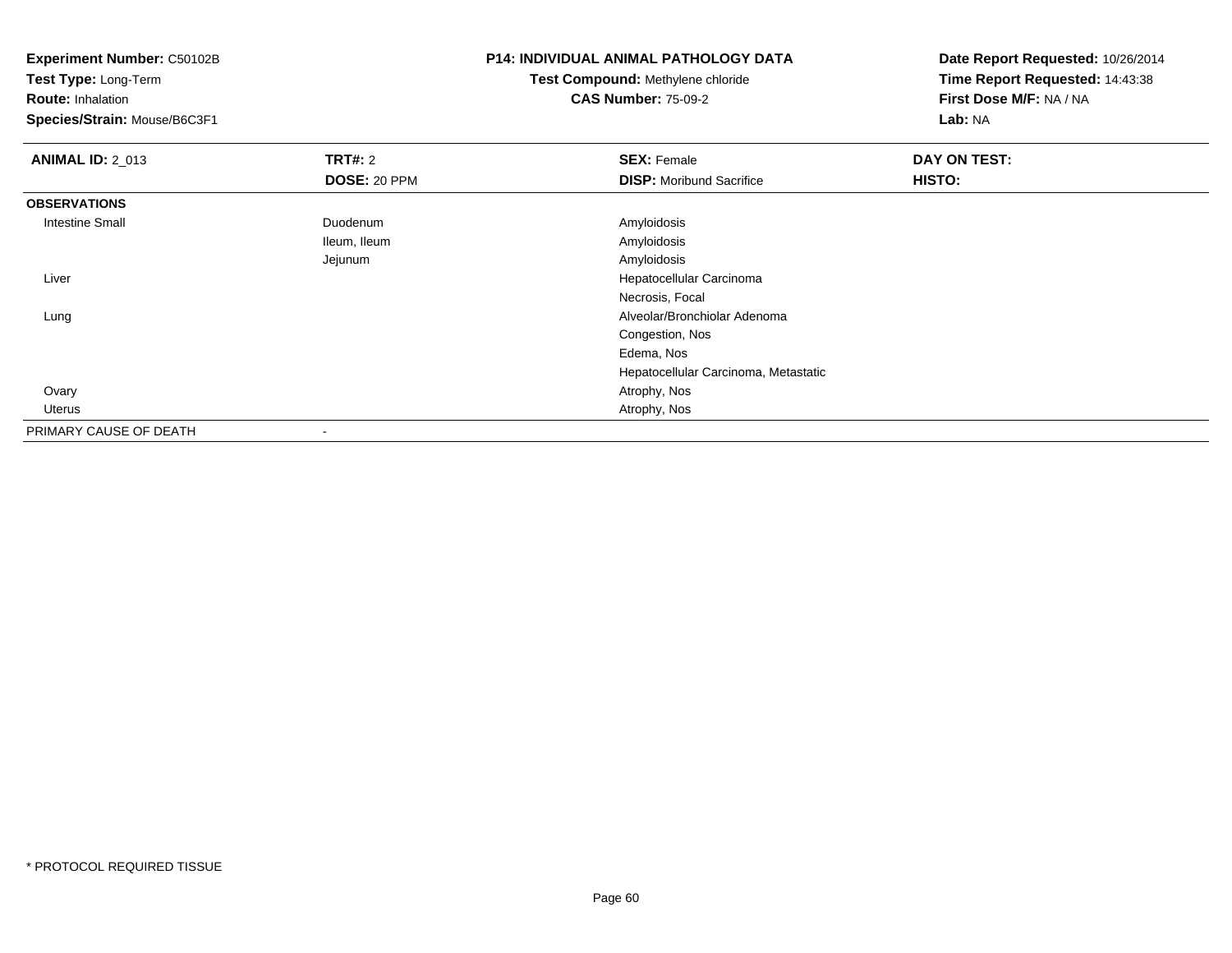**Experiment Number:** C50102B
**Test Type:** Long-Term
**Route:** Inhalation
**Species/Strain:** Mouse/B6C3F1

**P14: INDIVIDUAL ANIMAL PATHOLOGY DATA**
**Test Compound:** Methylene chloride
**CAS Number:** 75-09-2

**Date Report Requested:** 10/26/2014
**Time Report Requested:** 14:43:38
**First Dose M/F:** NA / NA
**Lab:** NA

| **ANIMAL ID:** 2_013 | **TRT#:** 2 | **SEX:** Female | **DAY ON TEST:** |
|---|---|---|---|
| | **DOSE:** 20 PPM | **DISP:** Moribund Sacrifice | **HISTO:** |
| **OBSERVATIONS** | | | |
| Intestine Small | Duodenum | Amyloidosis | |
| | Ileum, Ileum | Amyloidosis | |
| | Jejunum | Amyloidosis | |
| Liver | | Hepatocellular Carcinoma | |
| | | Necrosis, Focal | |
| Lung | | Alveolar/Bronchiolar Adenoma | |
| | | Congestion, Nos | |
| | | Edema, Nos | |
| | | Hepatocellular Carcinoma, Metastatic | |
| Ovary | | Atrophy, Nos | |
| Uterus | | Atrophy, Nos | |
| PRIMARY CAUSE OF DEATH | - | | |

* PROTOCOL REQUIRED TISSUE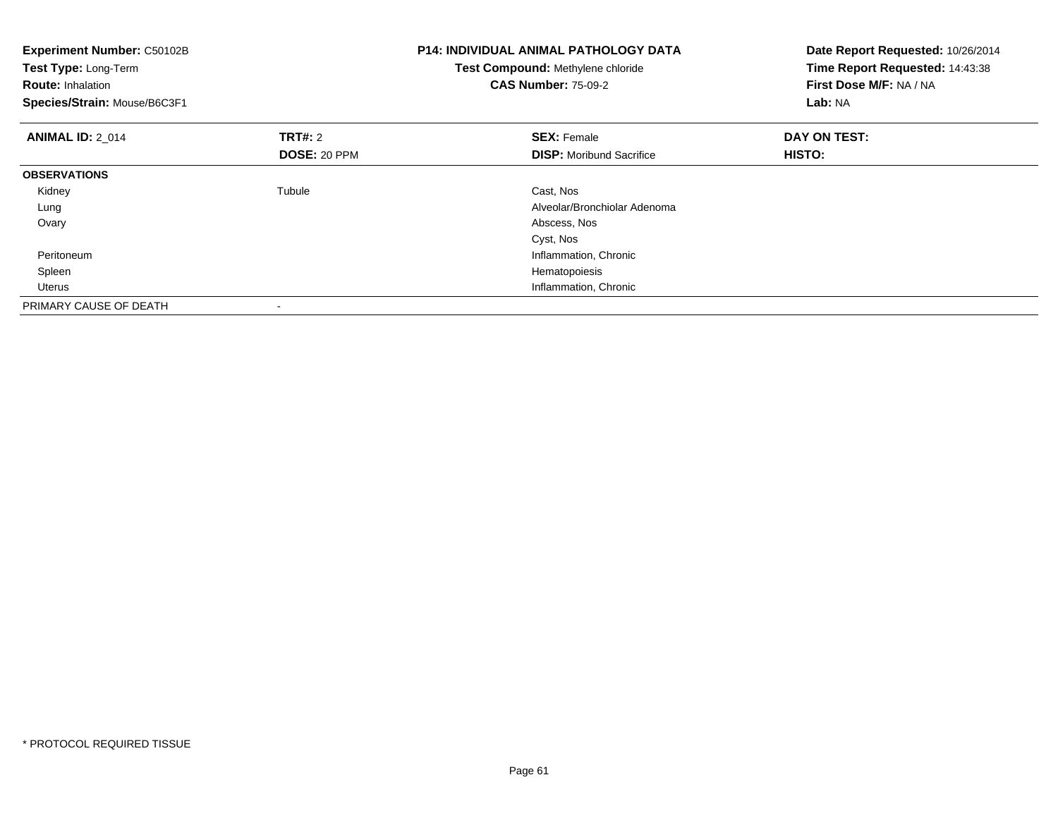**Experiment Number:** C50102B
**Test Type:** Long-Term
**Route:** Inhalation
**Species/Strain:** Mouse/B6C3F1

**P14: INDIVIDUAL ANIMAL PATHOLOGY DATA**
**Test Compound:** Methylene chloride
**CAS Number:** 75-09-2

**Date Report Requested:** 10/26/2014
**Time Report Requested:** 14:43:38
**First Dose M/F:** NA / NA
**Lab:** NA

| **ANIMAL ID:** 2_014 | **TRT#:** 2 | **SEX:** Female | **DAY ON TEST:** |
|---|---|---|---|
| | **DOSE:** 20 PPM | **DISP:** Moribund Sacrifice | **HISTO:** |
| **OBSERVATIONS** | | | |
| Kidney | Tubule | Cast, Nos | |
| Lung | | Alveolar/Bronchiolar Adenoma | |
| Ovary | | Abscess, Nos | |
| | | Cyst, Nos | |
| Peritoneum | | Inflammation, Chronic | |
| Spleen | | Hematopoiesis | |
| Uterus | | Inflammation, Chronic | |
| PRIMARY CAUSE OF DEATH | - | | |

* PROTOCOL REQUIRED TISSUE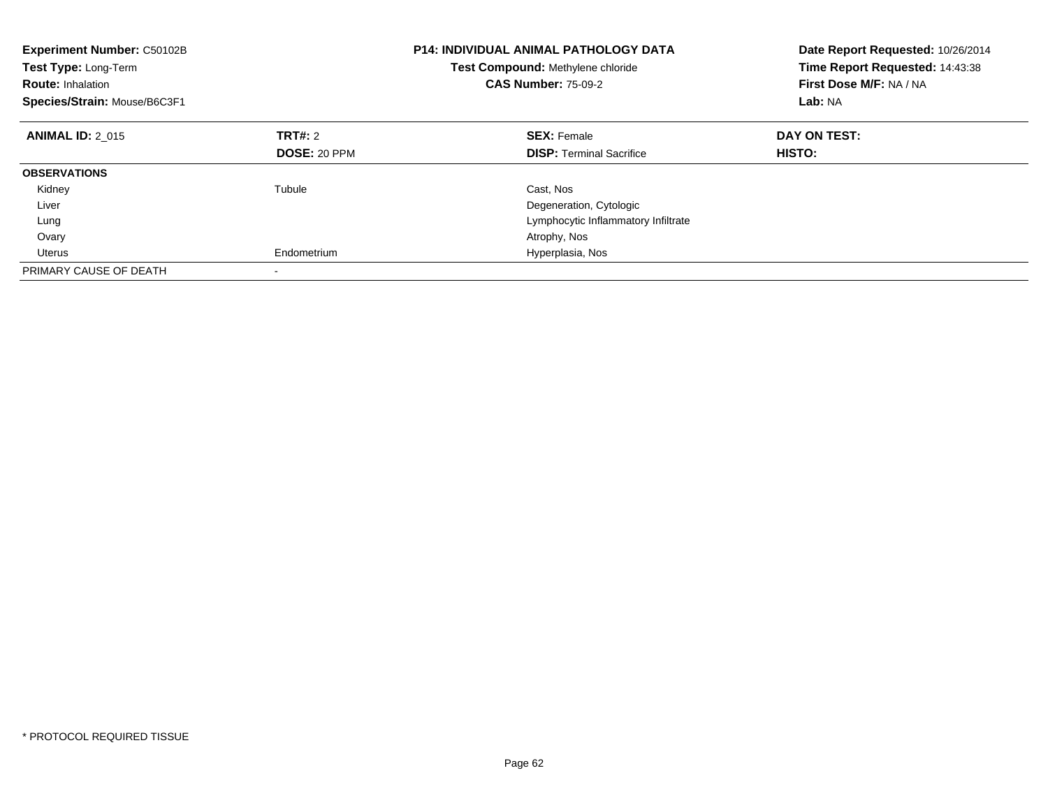**Experiment Number:** C50102B
**Test Type:** Long-Term
**Route:** Inhalation
**Species/Strain:** Mouse/B6C3F1

**P14: INDIVIDUAL ANIMAL PATHOLOGY DATA**
**Test Compound:** Methylene chloride
**CAS Number:** 75-09-2

**Date Report Requested:** 10/26/2014
**Time Report Requested:** 14:43:38
**First Dose M/F:** NA / NA
**Lab:** NA

| **ANIMAL ID:** 2_015 | **TRT#:** 2 | **SEX:** Female | **DAY ON TEST:** |
|---|---|---|---|
| | **DOSE:** 20 PPM | **DISP:** Terminal Sacrifice | **HISTO:** |
| **OBSERVATIONS** | | | |
| Kidney | Tubule | Cast, Nos | |
| Liver | | Degeneration, Cytologic | |
| Lung | | Lymphocytic Inflammatory Infiltrate | |
| Ovary | | Atrophy, Nos | |
| Uterus | Endometrium | Hyperplasia, Nos | |
| PRIMARY CAUSE OF DEATH | - | | |

* PROTOCOL REQUIRED TISSUE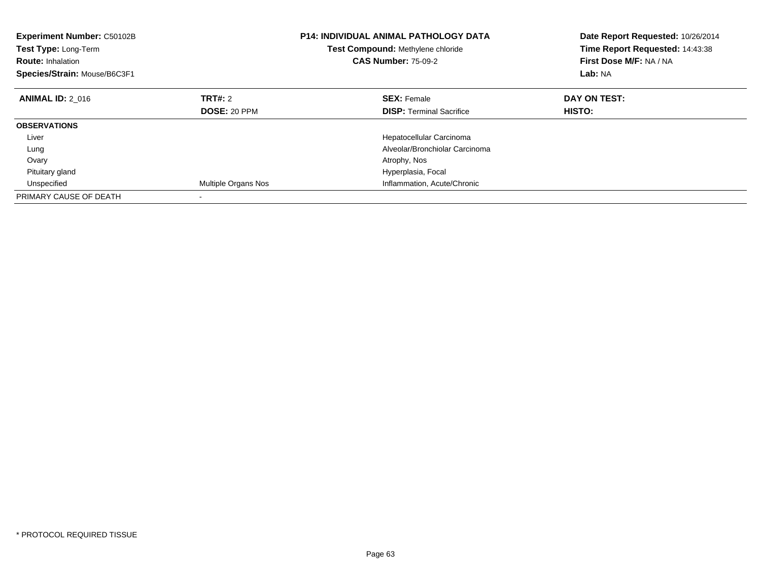**Experiment Number:** C50102B
**Test Type:** Long-Term
**Route:** Inhalation
**Species/Strain:** Mouse/B6C3F1

**P14: INDIVIDUAL ANIMAL PATHOLOGY DATA**
**Test Compound:** Methylene chloride
**CAS Number:** 75-09-2

**Date Report Requested:** 10/26/2014
**Time Report Requested:** 14:43:38
**First Dose M/F:** NA / NA
**Lab:** NA

| **ANIMAL ID:** 2_016 | **TRT#:** 2 | **SEX:** Female | **DAY ON TEST:** |
|---|---|---|---|
| | **DOSE:** 20 PPM | **DISP:** Terminal Sacrifice | **HISTO:** |
| **OBSERVATIONS** | | | |
| Liver | | Hepatocellular Carcinoma | |
| Lung | | Alveolar/Bronchiolar Carcinoma | |
| Ovary | | Atrophy, Nos | |
| Pituitary gland | | Hyperplasia, Focal | |
| Unspecified | Multiple Organs Nos | Inflammation, Acute/Chronic | |
| PRIMARY CAUSE OF DEATH | - | | |

* PROTOCOL REQUIRED TISSUE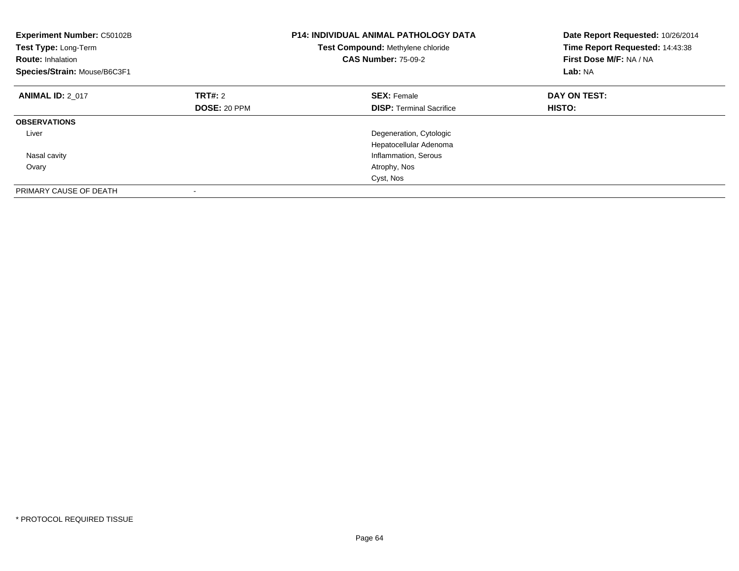**Experiment Number:** C50102B
**Test Type:** Long-Term
**Route:** Inhalation
**Species/Strain:** Mouse/B6C3F1

**P14: INDIVIDUAL ANIMAL PATHOLOGY DATA**
**Test Compound:** Methylene chloride
**CAS Number:** 75-09-2

**Date Report Requested:** 10/26/2014
**Time Report Requested:** 14:43:38
**First Dose M/F:** NA / NA
**Lab:** NA

| **ANIMAL ID:** 2_017 | **TRT#:** 2 | **SEX:** Female | **DAY ON TEST:** |
|---|---|---|---|
| | **DOSE:** 20 PPM | **DISP:** Terminal Sacrifice | **HISTO:** |
| **OBSERVATIONS** | | | |
| Liver | | Degeneration, Cytologic | |
| | | Hepatocellular Adenoma | |
| Nasal cavity | | Inflammation, Serous | |
| Ovary | | Atrophy, Nos | |
| | | Cyst, Nos | |
| PRIMARY CAUSE OF DEATH | - | | |

* PROTOCOL REQUIRED TISSUE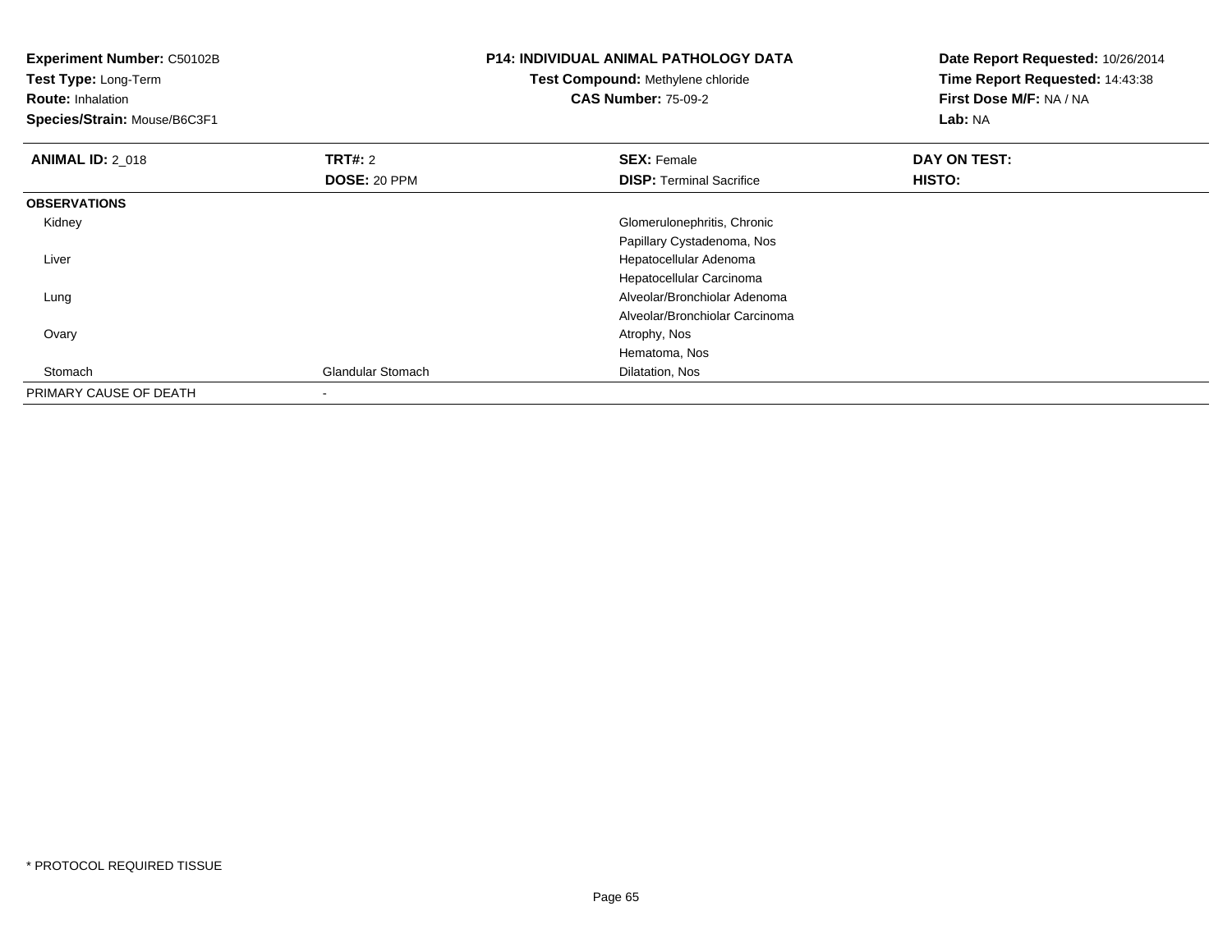**Experiment Number:** C50102B
**Test Type:** Long-Term
**Route:** Inhalation
**Species/Strain:** Mouse/B6C3F1

**P14: INDIVIDUAL ANIMAL PATHOLOGY DATA**
**Test Compound:** Methylene chloride
**CAS Number:** 75-09-2

**Date Report Requested:** 10/26/2014
**Time Report Requested:** 14:43:38
**First Dose M/F:** NA / NA
**Lab:** NA

| **ANIMAL ID:** 2_018 | **TRT#:** 2 | **SEX:** Female | **DAY ON TEST:** |
|---|---|---|---|
| | **DOSE:** 20 PPM | **DISP:** Terminal Sacrifice | **HISTO:** |
| **OBSERVATIONS** | | | |
| Kidney | | Glomerulonephritis, Chronic | |
| | | Papillary Cystadenoma, Nos | |
| Liver | | Hepatocellular Adenoma | |
| | | Hepatocellular Carcinoma | |
| Lung | | Alveolar/Bronchiolar Adenoma | |
| | | Alveolar/Bronchiolar Carcinoma | |
| Ovary | | Atrophy, Nos | |
| | | Hematoma, Nos | |
| Stomach | Glandular Stomach | Dilatation, Nos | |
| PRIMARY CAUSE OF DEATH | - | | |

* PROTOCOL REQUIRED TISSUE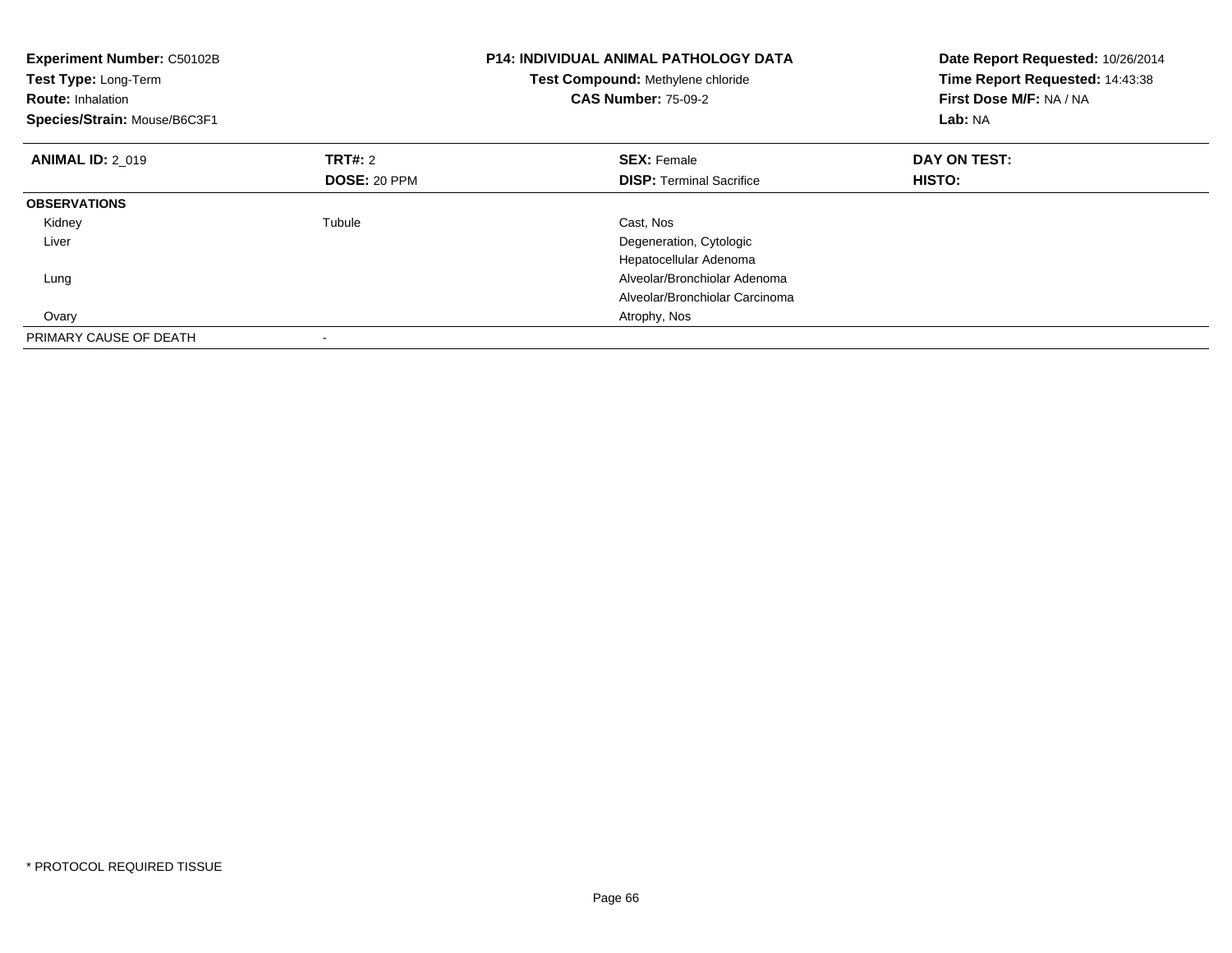**Experiment Number:** C50102B
**Test Type:** Long-Term
**Route:** Inhalation
**Species/Strain:** Mouse/B6C3F1

**P14: INDIVIDUAL ANIMAL PATHOLOGY DATA**
**Test Compound:** Methylene chloride
**CAS Number:** 75-09-2

**Date Report Requested:** 10/26/2014
**Time Report Requested:** 14:43:38
**First Dose M/F:** NA / NA
**Lab:** NA

| **ANIMAL ID:** 2_019 | **TRT#:** 2 | **SEX:** Female | **DAY ON TEST:** |
|---|---|---|---|
| | **DOSE:** 20 PPM | **DISP:** Terminal Sacrifice | **HISTO:** |
| **OBSERVATIONS** | | | |
| Kidney | Tubule | Cast, Nos | |
| Liver | | Degeneration, Cytologic | |
| | | Hepatocellular Adenoma | |
| Lung | | Alveolar/Bronchiolar Adenoma | |
| | | Alveolar/Bronchiolar Carcinoma | |
| Ovary | | Atrophy, Nos | |
| PRIMARY CAUSE OF DEATH | - | | |

* PROTOCOL REQUIRED TISSUE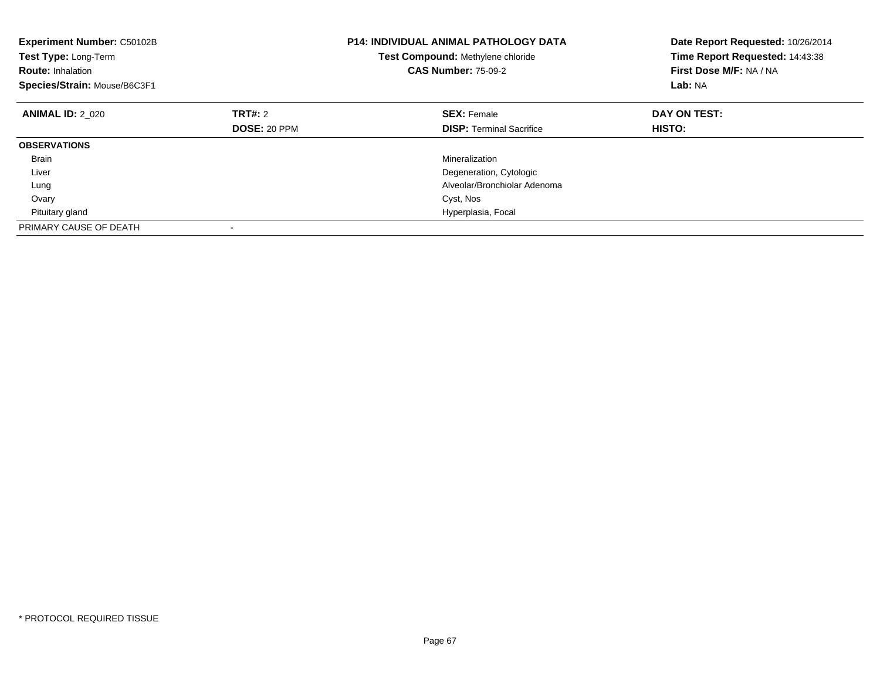**Experiment Number:** C50102B
**Test Type:** Long-Term
**Route:** Inhalation
**Species/Strain:** Mouse/B6C3F1

**P14: INDIVIDUAL ANIMAL PATHOLOGY DATA**
**Test Compound:** Methylene chloride
**CAS Number:** 75-09-2

**Date Report Requested:** 10/26/2014
**Time Report Requested:** 14:43:38
**First Dose M/F:** NA / NA
**Lab:** NA

| **ANIMAL ID:** 2_020 | **TRT#:** 2<br>**DOSE:** 20 PPM | **SEX:** Female<br>**DISP:** Terminal Sacrifice | **DAY ON TEST:**<br>**HISTO:** |
|---|---|---|---|
| **OBSERVATIONS** | | | |
| Brain | | Mineralization | |
| Liver | | Degeneration, Cytologic | |
| Lung | | Alveolar/Bronchiolar Adenoma | |
| Ovary | | Cyst, Nos | |
| Pituitary gland | | Hyperplasia, Focal | |
| PRIMARY CAUSE OF DEATH | - | | |

* PROTOCOL REQUIRED TISSUE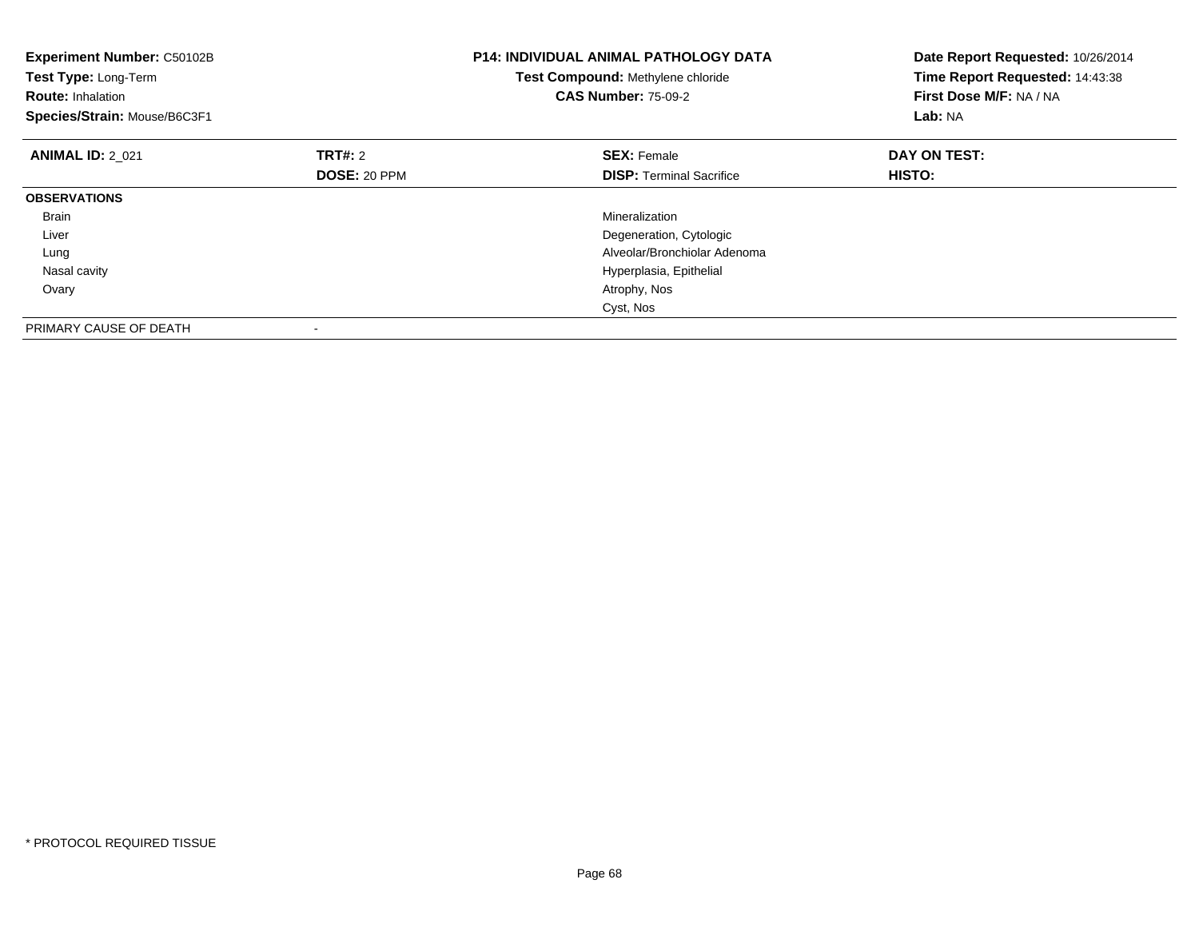**Experiment Number:** C50102B
**Test Type:** Long-Term
**Route:** Inhalation
**Species/Strain:** Mouse/B6C3F1

**P14: INDIVIDUAL ANIMAL PATHOLOGY DATA**
**Test Compound:** Methylene chloride
**CAS Number:** 75-09-2

**Date Report Requested:** 10/26/2014
**Time Report Requested:** 14:43:38
**First Dose M/F:** NA / NA
**Lab:** NA

| **ANIMAL ID:** 2_021 | **TRT#:** 2 | **SEX:** Female | **DAY ON TEST:** |
|---|---|---|---|
| | **DOSE:** 20 PPM | **DISP:** Terminal Sacrifice | **HISTO:** |
| **OBSERVATIONS** | | | |
| Brain | | Mineralization | |
| Liver | | Degeneration, Cytologic | |
| Lung | | Alveolar/Bronchiolar Adenoma | |
| Nasal cavity | | Hyperplasia, Epithelial | |
| Ovary | | Atrophy, Nos | |
| | | Cyst, Nos | |
| PRIMARY CAUSE OF DEATH | - | | |

* PROTOCOL REQUIRED TISSUE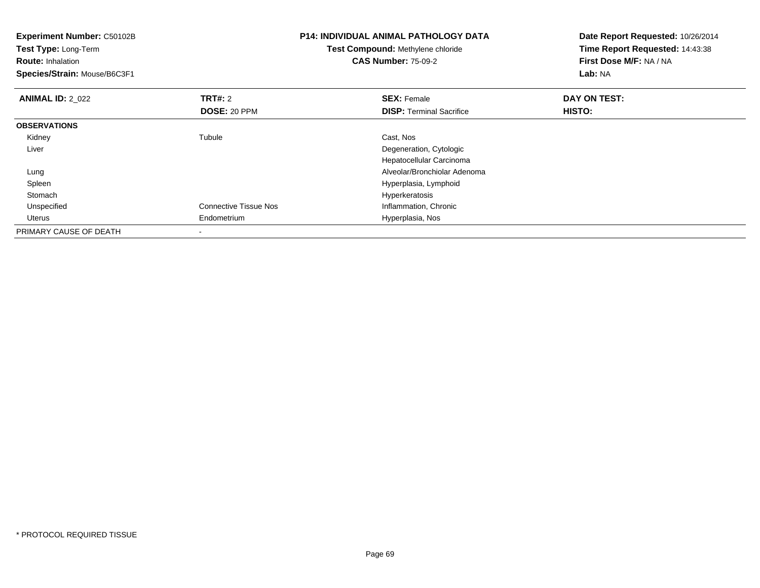**Experiment Number:** C50102B
**Test Type:** Long-Term
**Route:** Inhalation
**Species/Strain:** Mouse/B6C3F1

**P14: INDIVIDUAL ANIMAL PATHOLOGY DATA**
**Test Compound:** Methylene chloride
**CAS Number:** 75-09-2

**Date Report Requested:** 10/26/2014
**Time Report Requested:** 14:43:38
**First Dose M/F:** NA / NA
**Lab:** NA

| **ANIMAL ID:** 2_022 | **TRT#:** 2 | **SEX:** Female | **DAY ON TEST:** |
|---|---|---|---|
| | **DOSE:** 20 PPM | **DISP:** Terminal Sacrifice | **HISTO:** |
| **OBSERVATIONS** | | | |
| Kidney | Tubule | Cast, Nos | |
| Liver | | Degeneration, Cytologic | |
| | | Hepatocellular Carcinoma | |
| Lung | | Alveolar/Bronchiolar Adenoma | |
| Spleen | | Hyperplasia, Lymphoid | |
| Stomach | | Hyperkeratosis | |
| Unspecified | Connective Tissue Nos | Inflammation, Chronic | |
| Uterus | Endometrium | Hyperplasia, Nos | |
| PRIMARY CAUSE OF DEATH | - | | |

* PROTOCOL REQUIRED TISSUE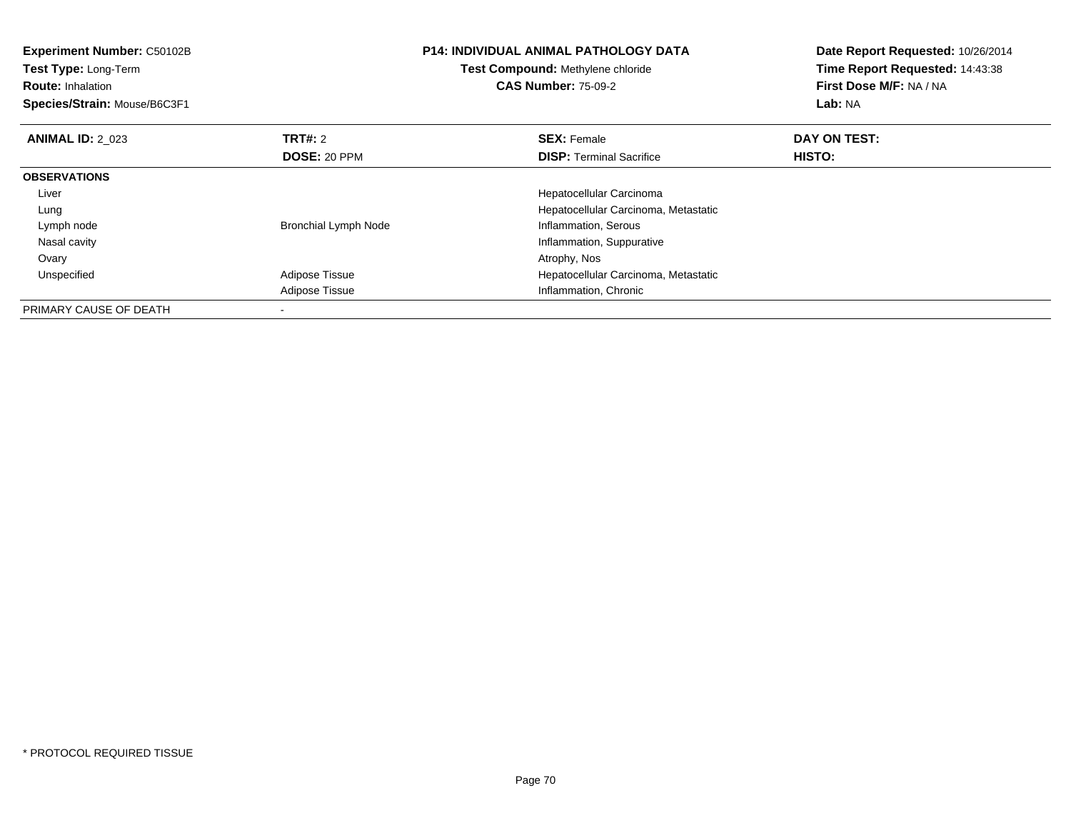**Experiment Number:** C50102B
**Test Type:** Long-Term
**Route:** Inhalation
**Species/Strain:** Mouse/B6C3F1

**P14: INDIVIDUAL ANIMAL PATHOLOGY DATA**
**Test Compound:** Methylene chloride
**CAS Number:** 75-09-2

**Date Report Requested:** 10/26/2014
**Time Report Requested:** 14:43:38
**First Dose M/F:** NA / NA
**Lab:** NA

| **ANIMAL ID:** 2_023 | **TRT#:** 2<br>**DOSE:** 20 PPM | **SEX:** Female<br>**DISP:** Terminal Sacrifice | **DAY ON TEST:**<br>**HISTO:** |
|---|---|---|---|
| **OBSERVATIONS** | | | |
| Liver | | Hepatocellular Carcinoma | |
| Lung | | Hepatocellular Carcinoma, Metastatic | |
| Lymph node | Bronchial Lymph Node | Inflammation, Serous | |
| Nasal cavity | | Inflammation, Suppurative | |
| Ovary | | Atrophy, Nos | |
| Unspecified | Adipose Tissue | Hepatocellular Carcinoma, Metastatic | |
| | Adipose Tissue | Inflammation, Chronic | |
| PRIMARY CAUSE OF DEATH | - | | |

* PROTOCOL REQUIRED TISSUE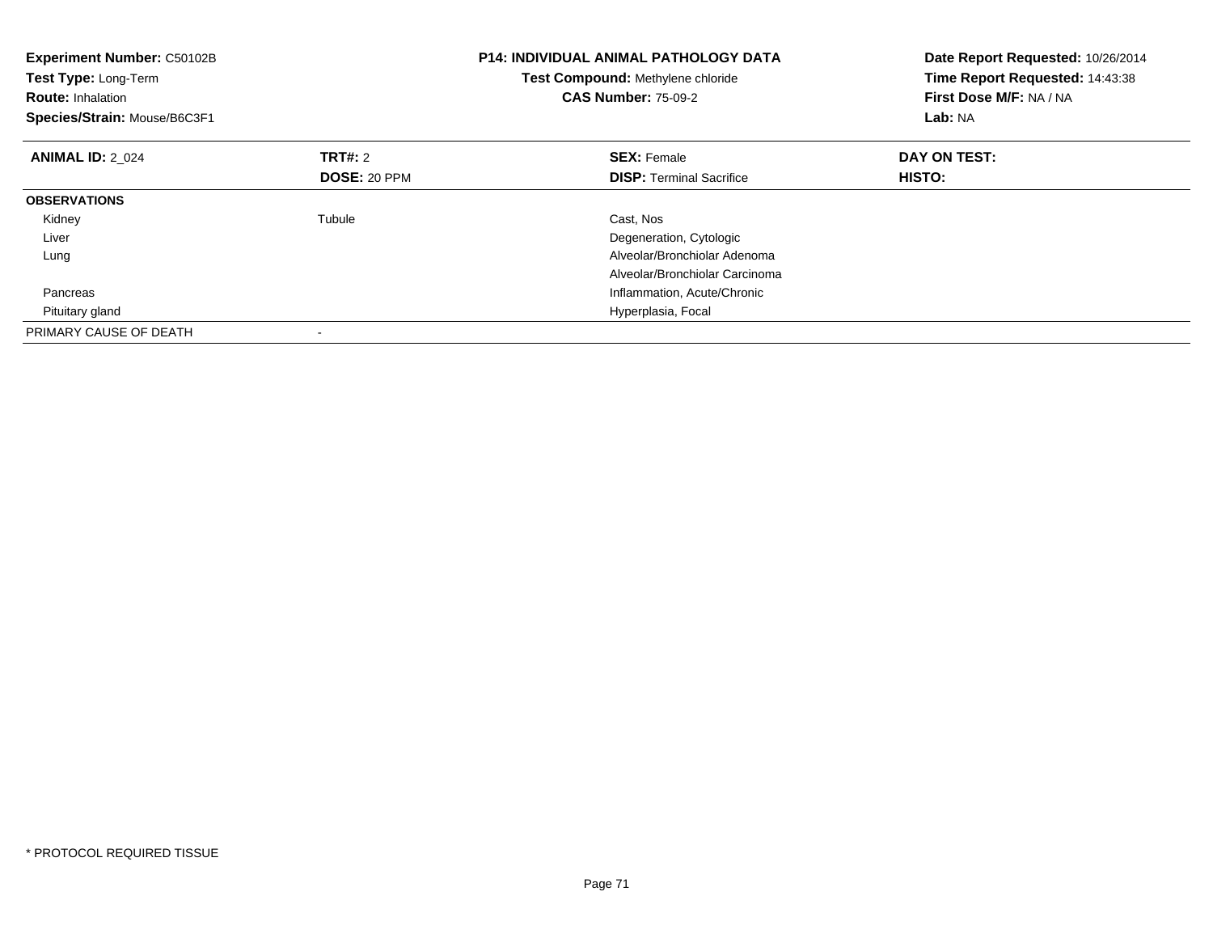**Experiment Number:** C50102B
**Test Type:** Long-Term
**Route:** Inhalation
**Species/Strain:** Mouse/B6C3F1

**P14: INDIVIDUAL ANIMAL PATHOLOGY DATA**
**Test Compound:** Methylene chloride
**CAS Number:** 75-09-2

**Date Report Requested:** 10/26/2014
**Time Report Requested:** 14:43:38
**First Dose M/F:** NA / NA
**Lab:** NA

| **ANIMAL ID:** 2_024 | **TRT#:** 2 | **SEX:** Female | **DAY ON TEST:** |
|---|---|---|---|
| | **DOSE:** 20 PPM | **DISP:** Terminal Sacrifice | **HISTO:** |
| **OBSERVATIONS** | | | |
| Kidney | Tubule | Cast, Nos | |
| Liver | | Degeneration, Cytologic | |
| Lung | | Alveolar/Bronchiolar Adenoma | |
| | | Alveolar/Bronchiolar Carcinoma | |
| Pancreas | | Inflammation, Acute/Chronic | |
| Pituitary gland | | Hyperplasia, Focal | |
| PRIMARY CAUSE OF DEATH | - | | |

* PROTOCOL REQUIRED TISSUE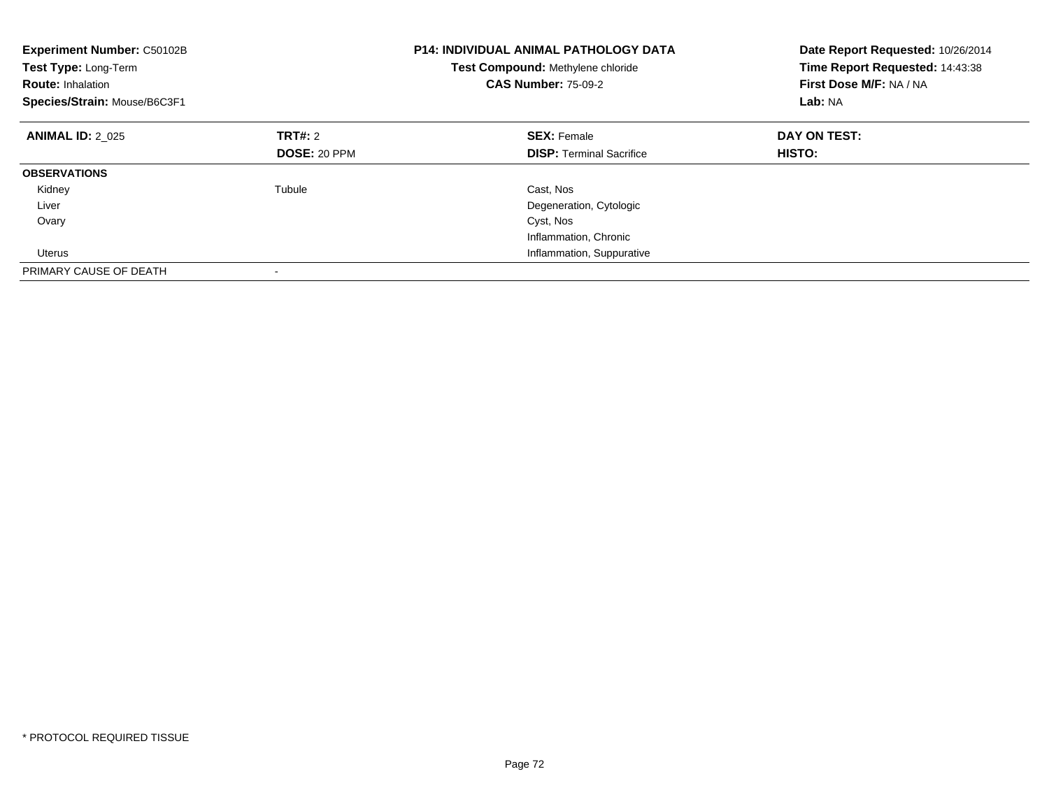**Experiment Number:** C50102B
**Test Type:** Long-Term
**Route:** Inhalation
**Species/Strain:** Mouse/B6C3F1

**P14: INDIVIDUAL ANIMAL PATHOLOGY DATA**
**Test Compound:** Methylene chloride
**CAS Number:** 75-09-2

**Date Report Requested:** 10/26/2014
**Time Report Requested:** 14:43:38
**First Dose M/F:** NA / NA
**Lab:** NA

| **ANIMAL ID:** 2_025 | **TRT#:** 2 | **SEX:** Female | **DAY ON TEST:** |
|---|---|---|---|
| | **DOSE:** 20 PPM | **DISP:** Terminal Sacrifice | **HISTO:** |
| **OBSERVATIONS** | | | |
| Kidney | Tubule | Cast, Nos | |
| Liver | | Degeneration, Cytologic | |
| Ovary | | Cyst, Nos | |
| | | Inflammation, Chronic | |
| Uterus | | Inflammation, Suppurative | |
| PRIMARY CAUSE OF DEATH | - | | |

* PROTOCOL REQUIRED TISSUE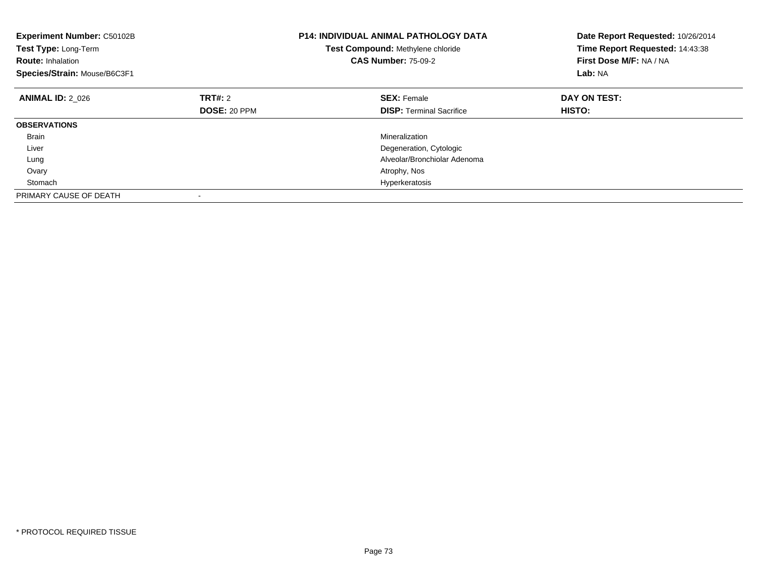**Experiment Number:** C50102B
**Test Type:** Long-Term
**Route:** Inhalation
**Species/Strain:** Mouse/B6C3F1

**P14: INDIVIDUAL ANIMAL PATHOLOGY DATA**
**Test Compound:** Methylene chloride
**CAS Number:** 75-09-2

**Date Report Requested:** 10/26/2014
**Time Report Requested:** 14:43:38
**First Dose M/F:** NA / NA
**Lab:** NA

| **ANIMAL ID:** 2_026 | **TRT#:** 2 | **SEX:** Female | **DAY ON TEST:** |
|---|---|---|---|
| | **DOSE:** 20 PPM | **DISP:** Terminal Sacrifice | **HISTO:** |
| **OBSERVATIONS** | | | |
| Brain | | Mineralization | |
| Liver | | Degeneration, Cytologic | |
| Lung | | Alveolar/Bronchiolar Adenoma | |
| Ovary | | Atrophy, Nos | |
| Stomach | | Hyperkeratosis | |
| PRIMARY CAUSE OF DEATH | - | | |

* PROTOCOL REQUIRED TISSUE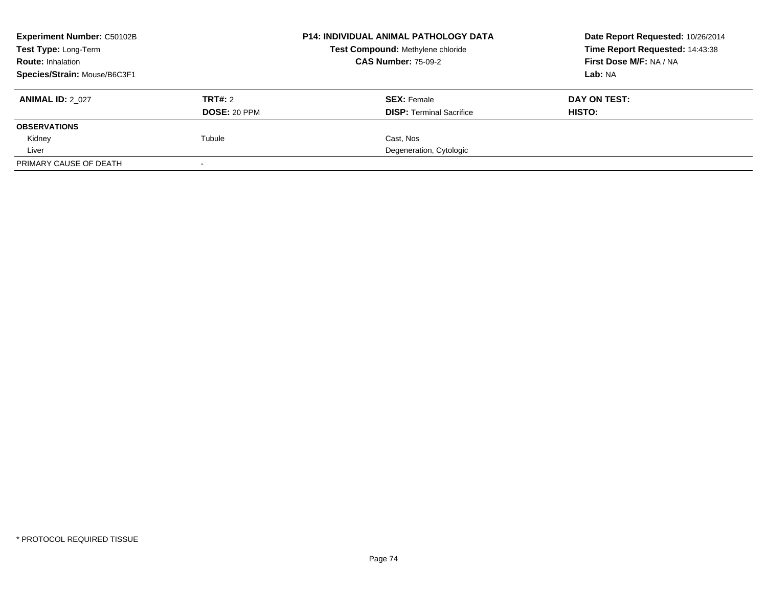| **Experiment Number:** C50102B | **P14: INDIVIDUAL ANIMAL PATHOLOGY DATA** | **Date Report Requested:** 10/26/2014 |
|---|---|---|
| **Test Type:** Long-Term | **Test Compound:** Methylene chloride | **Time Report Requested:** 14:43:38 |
| **Route:** Inhalation | **CAS Number:** 75-09-2 | **First Dose M/F:** NA / NA |
| **Species/Strain:** Mouse/B6C3F1 | | **Lab:** NA |

| **ANIMAL ID:** 2_027 | **TRT#:** 2 | **SEX:** Female | **DAY ON TEST:** |
|---|---|---|---|
| | **DOSE:** 20 PPM | **DISP:** Terminal Sacrifice | **HISTO:** |
| **OBSERVATIONS** | | | |
| Kidney | Tubule | Cast, Nos | |
| Liver | | Degeneration, Cytologic | |
| PRIMARY CAUSE OF DEATH | - | | |

* PROTOCOL REQUIRED TISSUE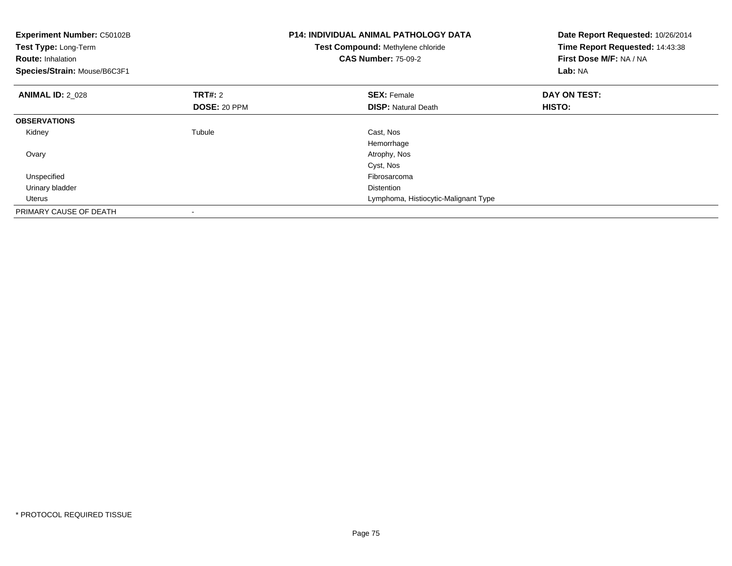**Experiment Number:** C50102B
**Test Type:** Long-Term
**Route:** Inhalation
**Species/Strain:** Mouse/B6C3F1

**P14: INDIVIDUAL ANIMAL PATHOLOGY DATA**
**Test Compound:** Methylene chloride
**CAS Number:** 75-09-2

**Date Report Requested:** 10/26/2014
**Time Report Requested:** 14:43:38
**First Dose M/F:** NA / NA
**Lab:** NA

| **ANIMAL ID:** 2_028 | **TRT#:** 2 | **SEX:** Female | **DAY ON TEST:** |
|---|---|---|---|
| | **DOSE:** 20 PPM | **DISP:** Natural Death | **HISTO:** |
| **OBSERVATIONS** | | | |
| Kidney | Tubule | Cast, Nos | |
| | | Hemorrhage | |
| Ovary | | Atrophy, Nos | |
| | | Cyst, Nos | |
| Unspecified | | Fibrosarcoma | |
| Urinary bladder | | Distention | |
| Uterus | | Lymphoma, Histiocytic-Malignant Type | |
| PRIMARY CAUSE OF DEATH | - | | |

* PROTOCOL REQUIRED TISSUE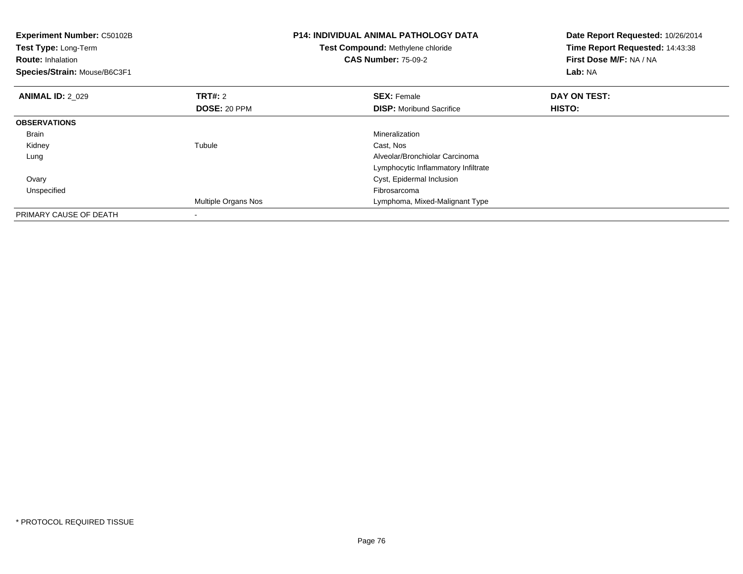**Experiment Number:** C50102B
**Test Type:** Long-Term
**Route:** Inhalation
**Species/Strain:** Mouse/B6C3F1

**P14: INDIVIDUAL ANIMAL PATHOLOGY DATA**
**Test Compound:** Methylene chloride
**CAS Number:** 75-09-2

**Date Report Requested:** 10/26/2014
**Time Report Requested:** 14:43:38
**First Dose M/F:** NA / NA
**Lab:** NA

| **ANIMAL ID:** 2_029 | **TRT#:** 2 | **SEX:** Female | **DAY ON TEST:** |
|---|---|---|---|
| | **DOSE:** 20 PPM | **DISP:** Moribund Sacrifice | **HISTO:** |
| **OBSERVATIONS** | | | |
| Brain | | Mineralization | |
| Kidney | Tubule | Cast, Nos | |
| Lung | | Alveolar/Bronchiolar Carcinoma | |
| | | Lymphocytic Inflammatory Infiltrate | |
| Ovary | | Cyst, Epidermal Inclusion | |
| Unspecified | | Fibrosarcoma | |
| | Multiple Organs Nos | Lymphoma, Mixed-Malignant Type | |
| PRIMARY CAUSE OF DEATH | - | | |

\* PROTOCOL REQUIRED TISSUE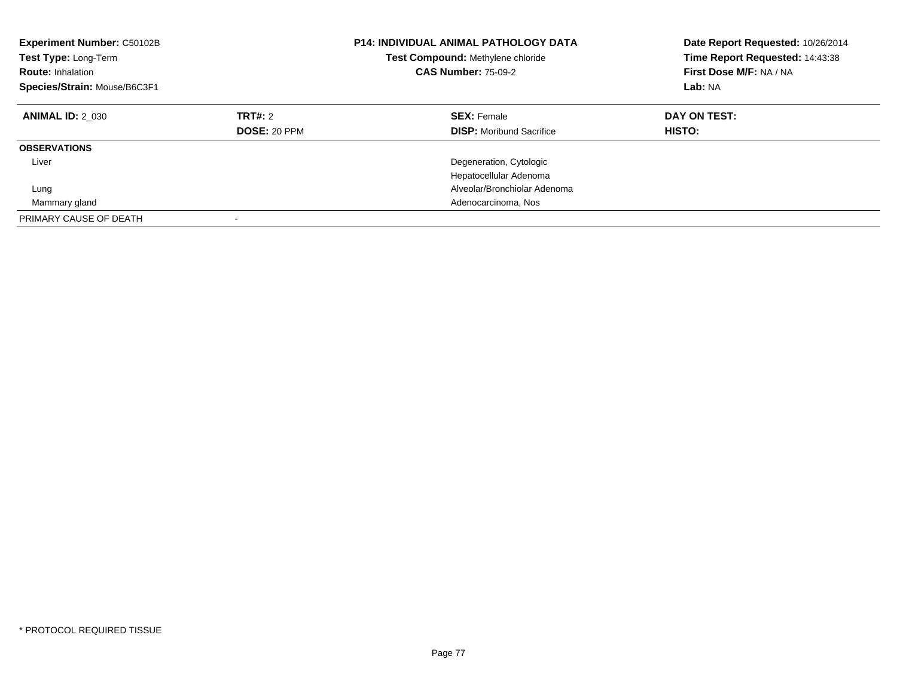**Experiment Number:** C50102B
**Test Type:** Long-Term
**Route:** Inhalation
**Species/Strain:** Mouse/B6C3F1

**P14: INDIVIDUAL ANIMAL PATHOLOGY DATA**
**Test Compound:** Methylene chloride
**CAS Number:** 75-09-2

**Date Report Requested:** 10/26/2014
**Time Report Requested:** 14:43:38
**First Dose M/F:** NA / NA
**Lab:** NA

| **ANIMAL ID:** 2_030 | **TRT#:** 2 | **SEX:** Female | **DAY ON TEST:** |
|---|---|---|---|
| | **DOSE:** 20 PPM | **DISP:** Moribund Sacrifice | **HISTO:** |
| **OBSERVATIONS** | | | |
| Liver | | Degeneration, Cytologic | |
| | | Hepatocellular Adenoma | |
| Lung | | Alveolar/Bronchiolar Adenoma | |
| Mammary gland | | Adenocarcinoma, Nos | |
| PRIMARY CAUSE OF DEATH | - | | |

* PROTOCOL REQUIRED TISSUE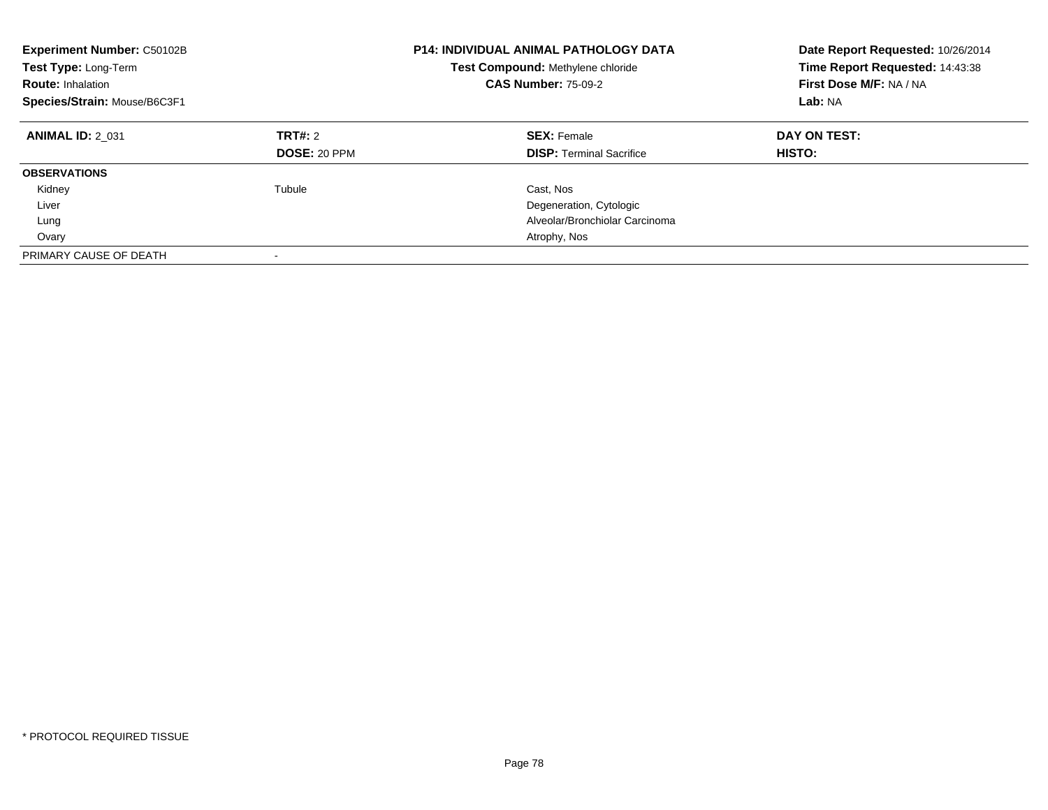**Experiment Number:** C50102B
**Test Type:** Long-Term
**Route:** Inhalation
**Species/Strain:** Mouse/B6C3F1

**P14: INDIVIDUAL ANIMAL PATHOLOGY DATA**
**Test Compound:** Methylene chloride
**CAS Number:** 75-09-2

**Date Report Requested:** 10/26/2014
**Time Report Requested:** 14:43:38
**First Dose M/F:** NA / NA
**Lab:** NA

| **ANIMAL ID:** 2_031 | **TRT#:** 2 | **SEX:** Female | **DAY ON TEST:** |
|---|---|---|---|
| | **DOSE:** 20 PPM | **DISP:** Terminal Sacrifice | **HISTO:** |
| **OBSERVATIONS** | | | |
| Kidney | Tubule | Cast, Nos | |
| Liver | | Degeneration, Cytologic | |
| Lung | | Alveolar/Bronchiolar Carcinoma | |
| Ovary | | Atrophy, Nos | |
| PRIMARY CAUSE OF DEATH | - | | |

* PROTOCOL REQUIRED TISSUE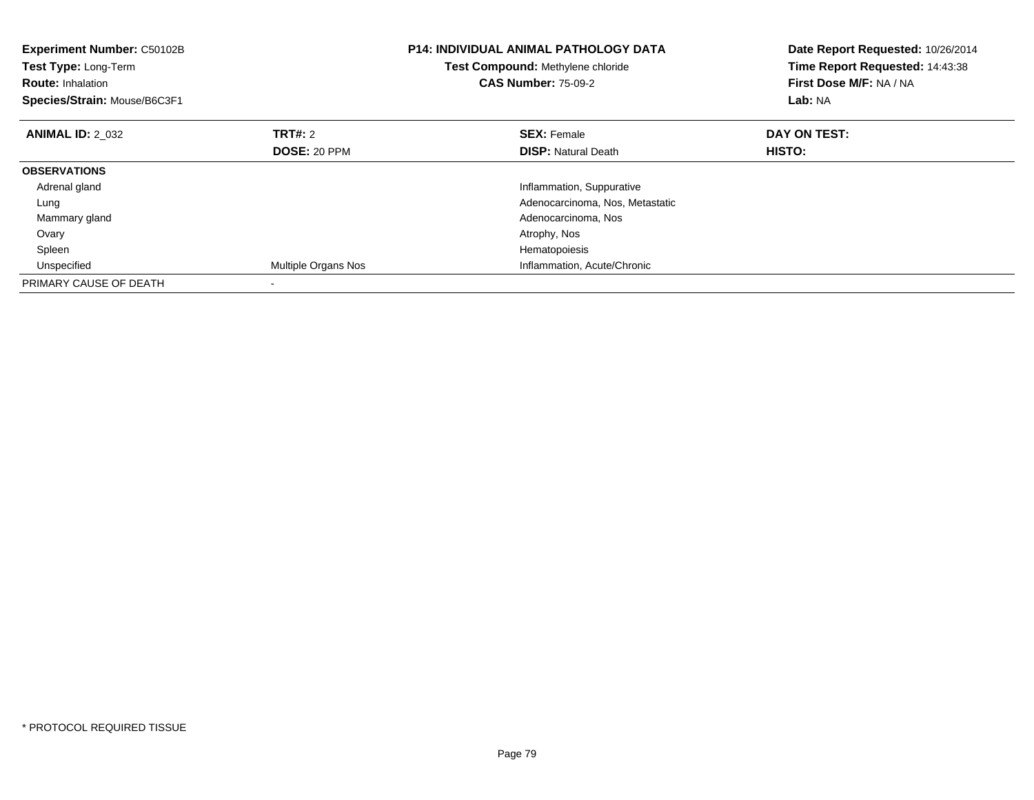**Experiment Number:** C50102B
**Test Type:** Long-Term
**Route:** Inhalation
**Species/Strain:** Mouse/B6C3F1

**P14: INDIVIDUAL ANIMAL PATHOLOGY DATA**
**Test Compound:** Methylene chloride
**CAS Number:** 75-09-2

**Date Report Requested:** 10/26/2014
**Time Report Requested:** 14:43:38
**First Dose M/F:** NA / NA
**Lab:** NA

| **ANIMAL ID:** 2_032 | **TRT#:** 2 | **SEX:** Female | **DAY ON TEST:** |
|---|---|---|---|
| | **DOSE:** 20 PPM | **DISP:** Natural Death | **HISTO:** |
| **OBSERVATIONS** | | | |
| Adrenal gland | | Inflammation, Suppurative | |
| Lung | | Adenocarcinoma, Nos, Metastatic | |
| Mammary gland | | Adenocarcinoma, Nos | |
| Ovary | | Atrophy, Nos | |
| Spleen | | Hematopoiesis | |
| Unspecified | Multiple Organs Nos | Inflammation, Acute/Chronic | |
| PRIMARY CAUSE OF DEATH | - | | |

* PROTOCOL REQUIRED TISSUE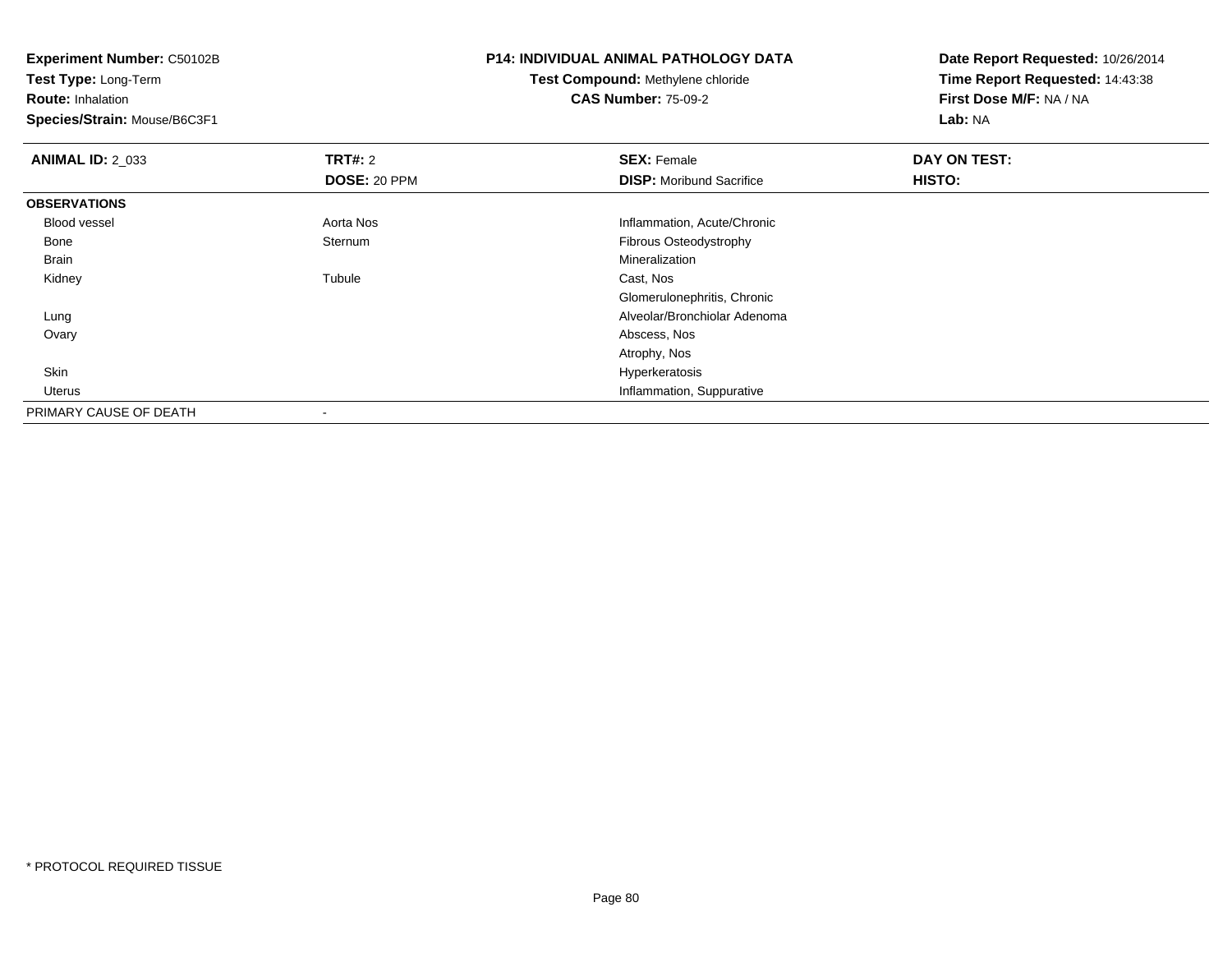**Experiment Number:** C50102B
**Test Type:** Long-Term
**Route:** Inhalation
**Species/Strain:** Mouse/B6C3F1

# P14: INDIVIDUAL ANIMAL PATHOLOGY DATA

**Test Compound:** Methylene chloride
**CAS Number:** 75-09-2

**Date Report Requested:** 10/26/2014
**Time Report Requested:** 14:43:38
**First Dose M/F:** NA / NA
**Lab:** NA

| **ANIMAL ID:** 2_033 | **TRT#:** 2 | **SEX:** Female | **DAY ON TEST:** |
|---|---|---|---|
| | **DOSE:** 20 PPM | **DISP:** Moribund Sacrifice | **HISTO:** |
| **OBSERVATIONS** | | | |
| Blood vessel | Aorta Nos | Inflammation, Acute/Chronic | |
| Bone | Sternum | Fibrous Osteodystrophy | |
| Brain | | Mineralization | |
| Kidney | Tubule | Cast, Nos | |
| | | Glomerulonephritis, Chronic | |
| Lung | | Alveolar/Bronchiolar Adenoma | |
| Ovary | | Abscess, Nos | |
| | | Atrophy, Nos | |
| Skin | | Hyperkeratosis | |
| Uterus | | Inflammation, Suppurative | |
| PRIMARY CAUSE OF DEATH | - | | |

* PROTOCOL REQUIRED TISSUE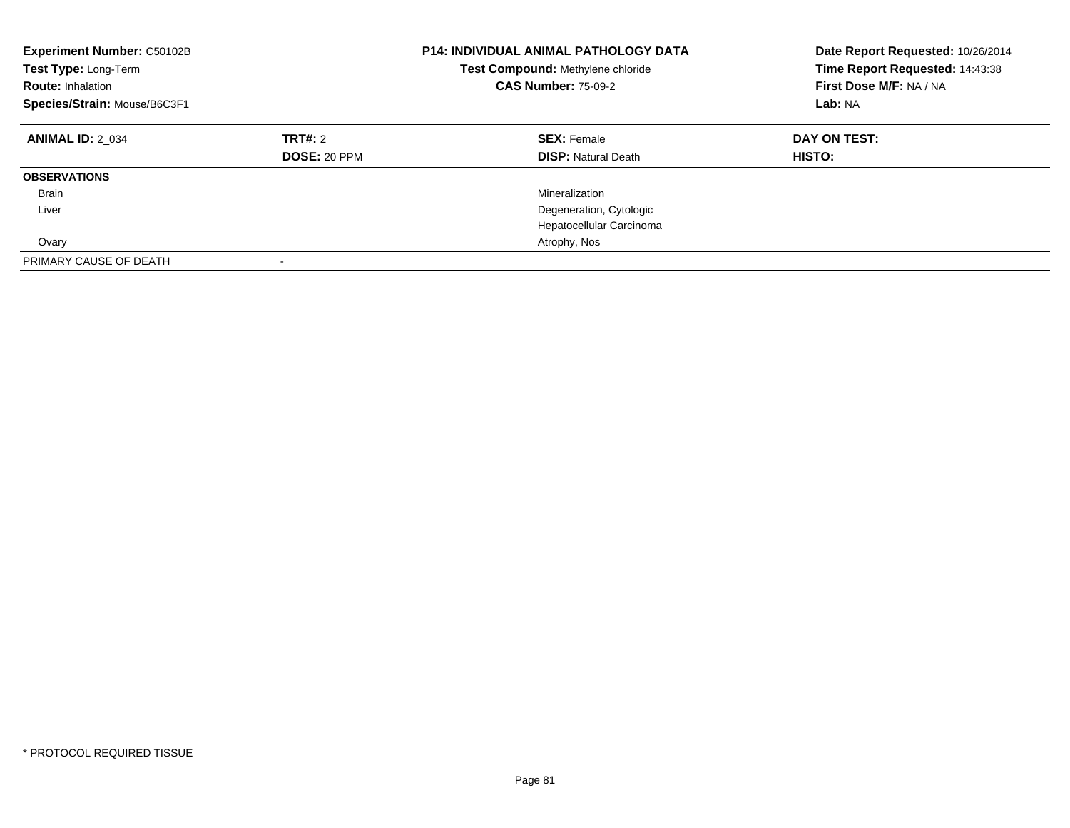**Experiment Number:** C50102B
**Test Type:** Long-Term
**Route:** Inhalation
**Species/Strain:** Mouse/B6C3F1

**P14: INDIVIDUAL ANIMAL PATHOLOGY DATA**
**Test Compound:** Methylene chloride
**CAS Number:** 75-09-2

**Date Report Requested:** 10/26/2014
**Time Report Requested:** 14:43:38
**First Dose M/F:** NA / NA
**Lab:** NA

| **ANIMAL ID:** 2_034 | **TRT#:** 2 | **SEX:** Female | **DAY ON TEST:** |
|---|---|---|---|
| | **DOSE:** 20 PPM | **DISP:** Natural Death | **HISTO:** |
| **OBSERVATIONS** | | | |
| Brain | | Mineralization | |
| Liver | | Degeneration, Cytologic | |
| | | Hepatocellular Carcinoma | |
| Ovary | | Atrophy, Nos | |
| PRIMARY CAUSE OF DEATH | - | | |

* PROTOCOL REQUIRED TISSUE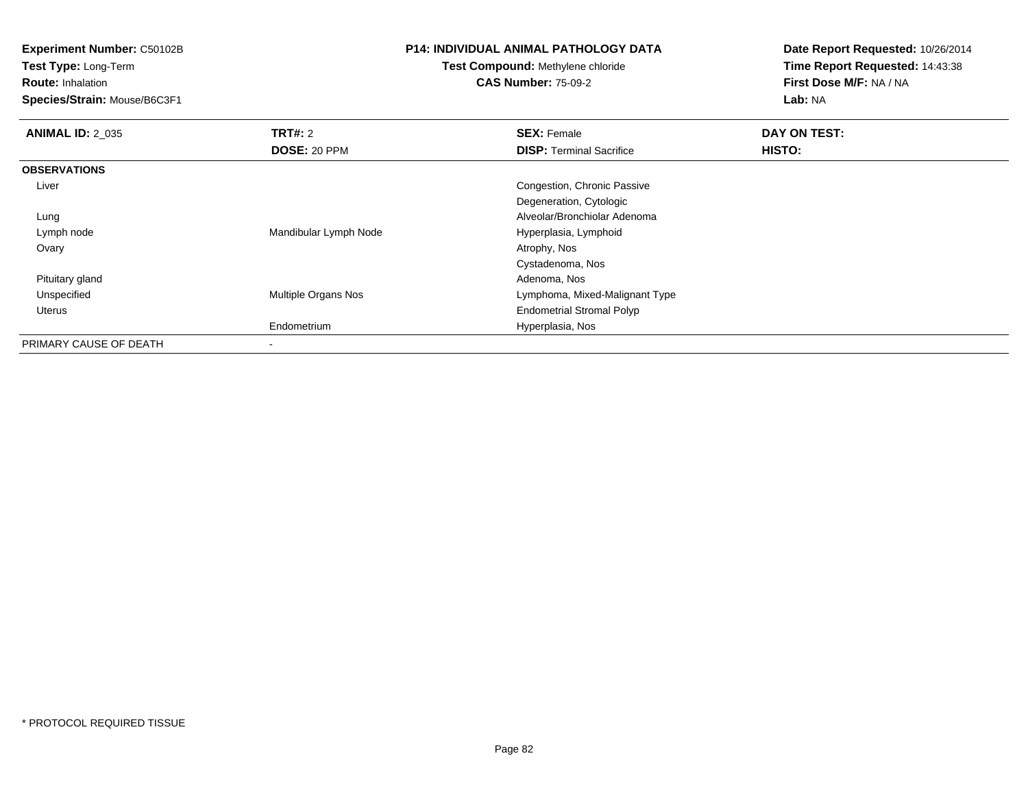**Experiment Number:** C50102B
**Test Type:** Long-Term
**Route:** Inhalation
**Species/Strain:** Mouse/B6C3F1

**P14: INDIVIDUAL ANIMAL PATHOLOGY DATA**
**Test Compound:** Methylene chloride
**CAS Number:** 75-09-2

**Date Report Requested:** 10/26/2014
**Time Report Requested:** 14:43:38
**First Dose M/F:** NA / NA
**Lab:** NA

| **ANIMAL ID:** 2_035 | **TRT#:** 2<br>**DOSE:** 20 PPM | **SEX:** Female<br>**DISP:** Terminal Sacrifice | **DAY ON TEST:**<br>**HISTO:** |
|---|---|---|---|
| **OBSERVATIONS** | | | |
| Liver | | Congestion, Chronic Passive | |
| | | Degeneration, Cytologic | |
| Lung | | Alveolar/Bronchiolar Adenoma | |
| Lymph node | Mandibular Lymph Node | Hyperplasia, Lymphoid | |
| Ovary | | Atrophy, Nos | |
| | | Cystadenoma, Nos | |
| Pituitary gland | | Adenoma, Nos | |
| Unspecified | Multiple Organs Nos | Lymphoma, Mixed-Malignant Type | |
| Uterus | | Endometrial Stromal Polyp | |
| | Endometrium | Hyperplasia, Nos | |
| PRIMARY CAUSE OF DEATH | - | | |

* PROTOCOL REQUIRED TISSUE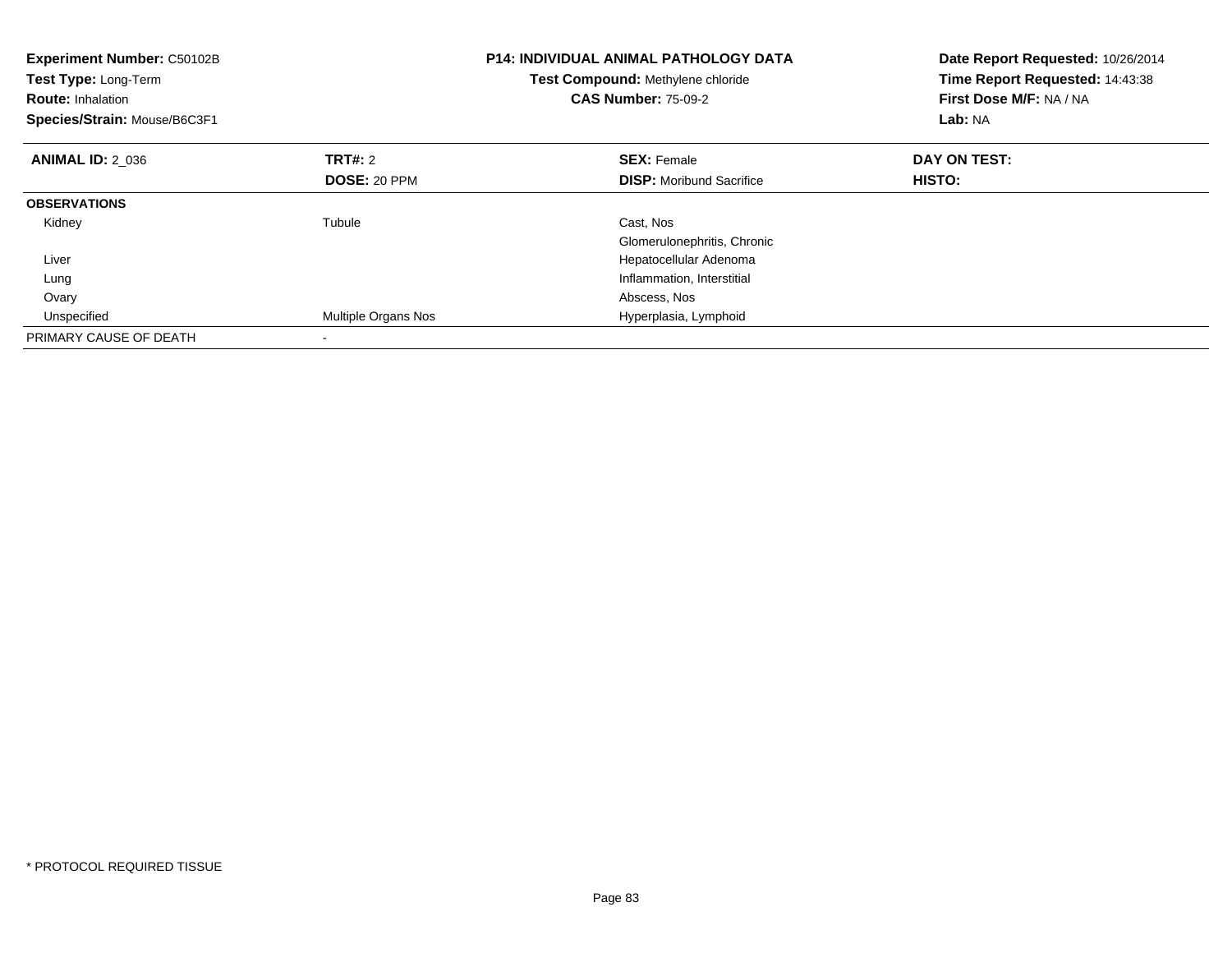**Experiment Number:** C50102B
**Test Type:** Long-Term
**Route:** Inhalation
**Species/Strain:** Mouse/B6C3F1

**P14: INDIVIDUAL ANIMAL PATHOLOGY DATA**
**Test Compound:** Methylene chloride
**CAS Number:** 75-09-2

**Date Report Requested:** 10/26/2014
**Time Report Requested:** 14:43:38
**First Dose M/F:** NA / NA
**Lab:** NA

| **ANIMAL ID:** 2_036 | **TRT#:** 2 | **SEX:** Female | **DAY ON TEST:** |
|---|---|---|---|
| | **DOSE:** 20 PPM | **DISP:** Moribund Sacrifice | **HISTO:** |
| **OBSERVATIONS** | | | |
| Kidney | Tubule | Cast, Nos | |
| | | Glomerulonephritis, Chronic | |
| Liver | | Hepatocellular Adenoma | |
| Lung | | Inflammation, Interstitial | |
| Ovary | | Abscess, Nos | |
| Unspecified | Multiple Organs Nos | Hyperplasia, Lymphoid | |
| PRIMARY CAUSE OF DEATH | - | | |

* PROTOCOL REQUIRED TISSUE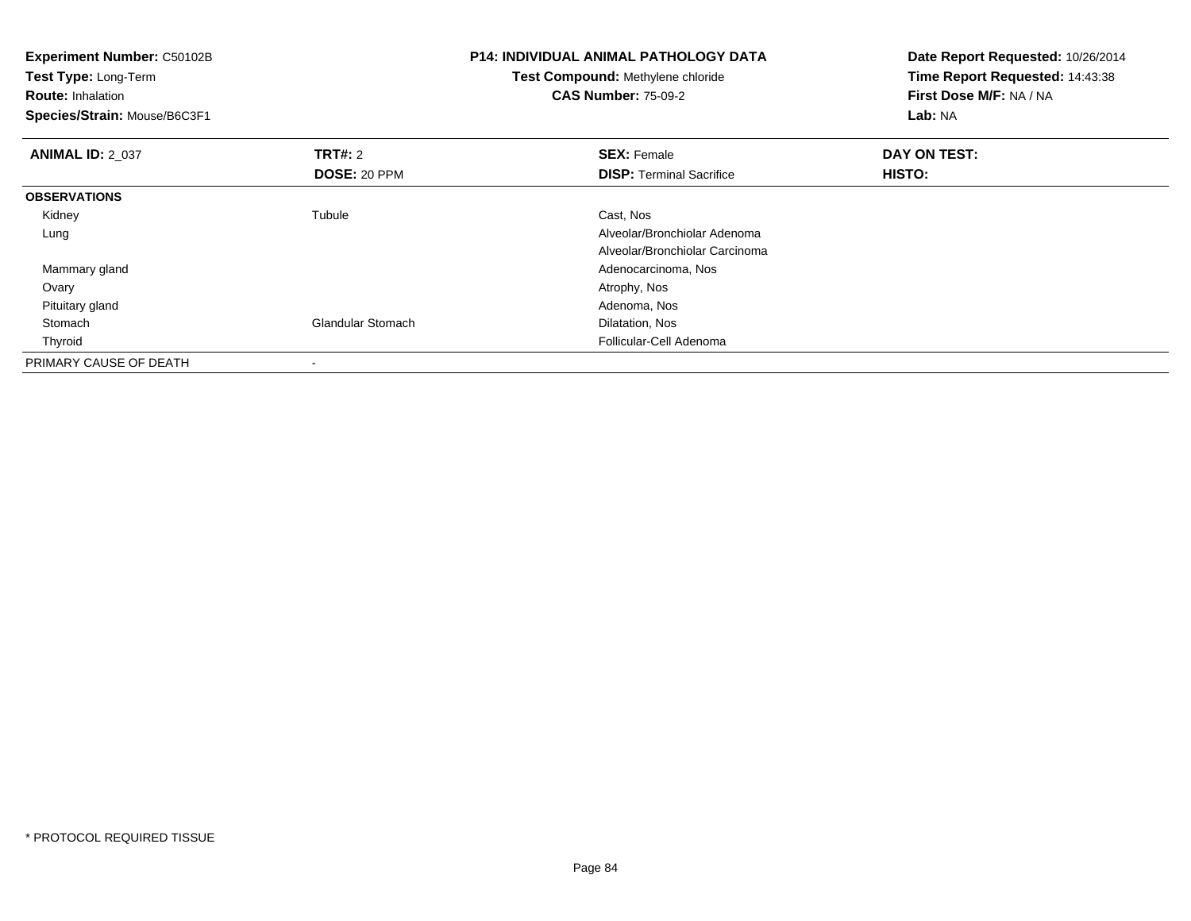**Experiment Number:** C50102B
**Test Type:** Long-Term
**Route:** Inhalation
**Species/Strain:** Mouse/B6C3F1

**P14: INDIVIDUAL ANIMAL PATHOLOGY DATA**
**Test Compound:** Methylene chloride
**CAS Number:** 75-09-2

**Date Report Requested:** 10/26/2014
**Time Report Requested:** 14:43:38
**First Dose M/F:** NA / NA
**Lab:** NA

| **ANIMAL ID:** 2_037 | **TRT#:** 2 | **SEX:** Female | **DAY ON TEST:** |
|---|---|---|---|
| | **DOSE:** 20 PPM | **DISP:** Terminal Sacrifice | **HISTO:** |
| **OBSERVATIONS** | | | |
| Kidney | Tubule | Cast, Nos | |
| Lung | | Alveolar/Bronchiolar Adenoma | |
| | | Alveolar/Bronchiolar Carcinoma | |
| Mammary gland | | Adenocarcinoma, Nos | |
| Ovary | | Atrophy, Nos | |
| Pituitary gland | | Adenoma, Nos | |
| Stomach | Glandular Stomach | Dilatation, Nos | |
| Thyroid | | Follicular-Cell Adenoma | |
| PRIMARY CAUSE OF DEATH | - | | |

* PROTOCOL REQUIRED TISSUE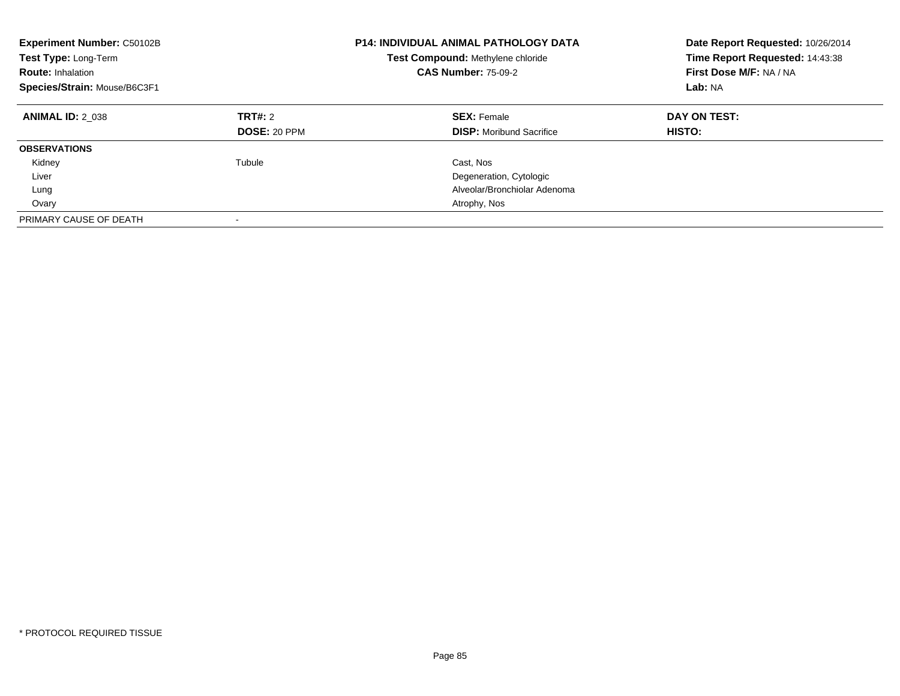**Experiment Number:** C50102B
**Test Type:** Long-Term
**Route:** Inhalation
**Species/Strain:** Mouse/B6C3F1

**P14: INDIVIDUAL ANIMAL PATHOLOGY DATA**
**Test Compound:** Methylene chloride
**CAS Number:** 75-09-2

**Date Report Requested:** 10/26/2014
**Time Report Requested:** 14:43:38
**First Dose M/F:** NA / NA
**Lab:** NA

| **ANIMAL ID:** 2_038 | **TRT#:** 2 | **SEX:** Female | **DAY ON TEST:** |
|---|---|---|---|
| | **DOSE:** 20 PPM | **DISP:** Moribund Sacrifice | **HISTO:** |
| **OBSERVATIONS** | | | |
| Kidney | Tubule | Cast, Nos | |
| Liver | | Degeneration, Cytologic | |
| Lung | | Alveolar/Bronchiolar Adenoma | |
| Ovary | | Atrophy, Nos | |
| PRIMARY CAUSE OF DEATH | - | | |

* PROTOCOL REQUIRED TISSUE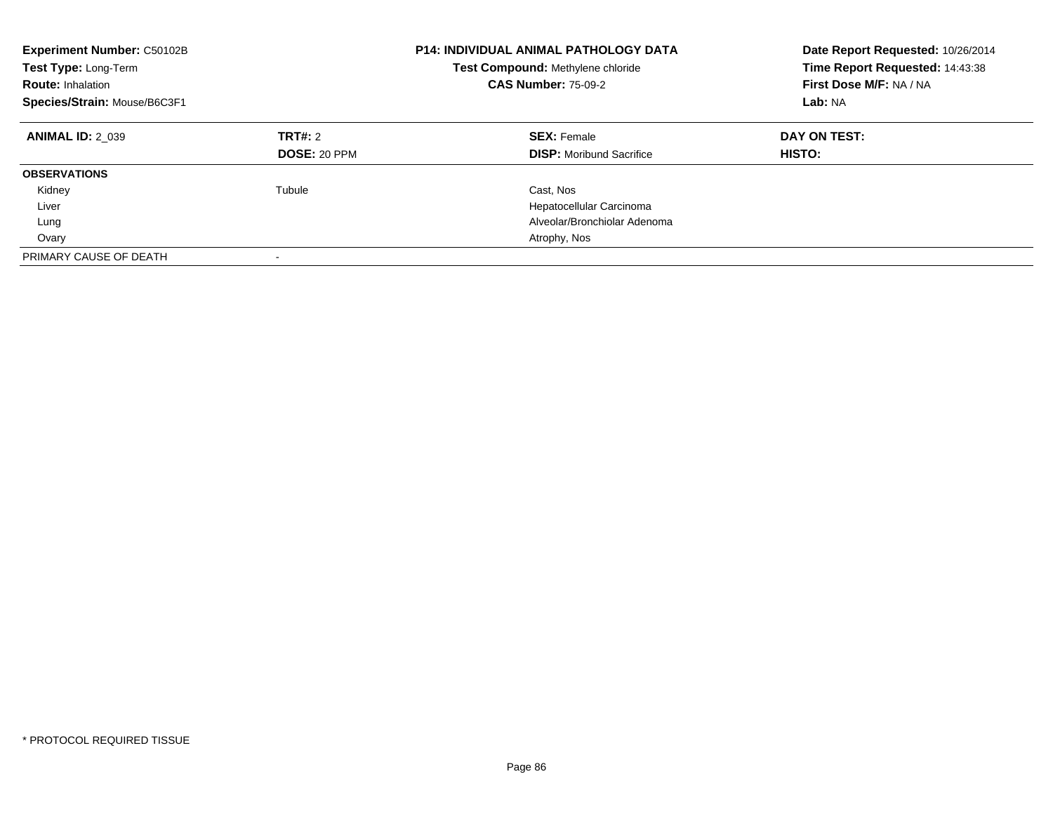**Experiment Number:** C50102B
**Test Type:** Long-Term
**Route:** Inhalation
**Species/Strain:** Mouse/B6C3F1

**P14: INDIVIDUAL ANIMAL PATHOLOGY DATA**
**Test Compound:** Methylene chloride
**CAS Number:** 75-09-2

**Date Report Requested:** 10/26/2014
**Time Report Requested:** 14:43:38
**First Dose M/F:** NA / NA
**Lab:** NA

| **ANIMAL ID:** 2_039 | **TRT#:** 2<br>**DOSE:** 20 PPM | **SEX:** Female<br>**DISP:** Moribund Sacrifice | **DAY ON TEST:**<br>**HISTO:** |
|---|---|---|---|
| **OBSERVATIONS** | | | |
| Kidney | Tubule | Cast, Nos | |
| Liver | | Hepatocellular Carcinoma | |
| Lung | | Alveolar/Bronchiolar Adenoma | |
| Ovary | | Atrophy, Nos | |
| PRIMARY CAUSE OF DEATH | - | | |

* PROTOCOL REQUIRED TISSUE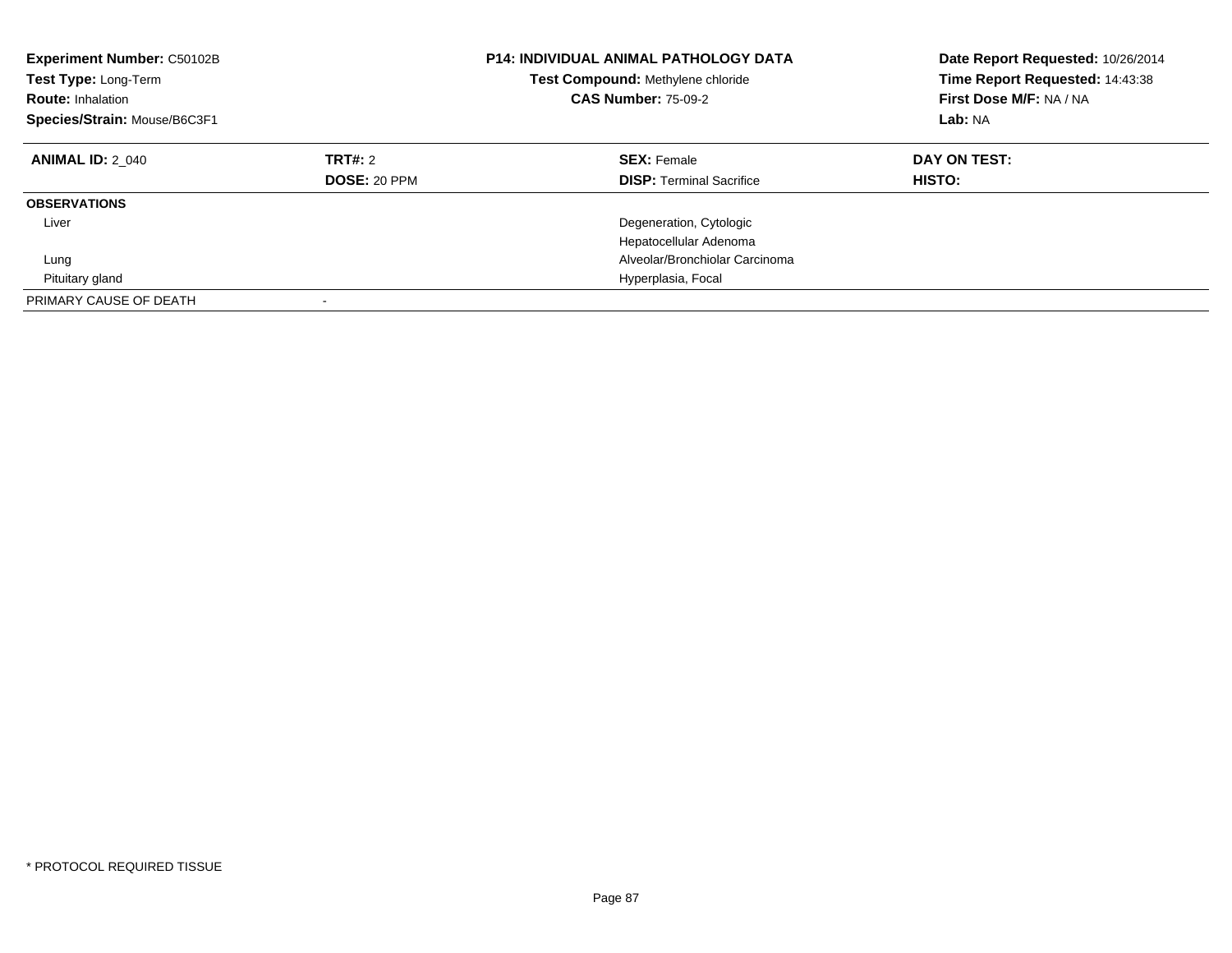**Experiment Number:** C50102B
**Test Type:** Long-Term
**Route:** Inhalation
**Species/Strain:** Mouse/B6C3F1

**P14: INDIVIDUAL ANIMAL PATHOLOGY DATA**
**Test Compound:** Methylene chloride
**CAS Number:** 75-09-2

**Date Report Requested:** 10/26/2014
**Time Report Requested:** 14:43:38
**First Dose M/F:** NA / NA
**Lab:** NA

| **ANIMAL ID:** 2_040 | **TRT#:** 2 | **SEX:** Female | **DAY ON TEST:** |
|---|---|---|---|
| | **DOSE:** 20 PPM | **DISP:** Terminal Sacrifice | **HISTO:** |
| **OBSERVATIONS** | | | |
| Liver | | Degeneration, Cytologic | |
| | | Hepatocellular Adenoma | |
| Lung | | Alveolar/Bronchiolar Carcinoma | |
| Pituitary gland | | Hyperplasia, Focal | |
| PRIMARY CAUSE OF DEATH | - | | |

* PROTOCOL REQUIRED TISSUE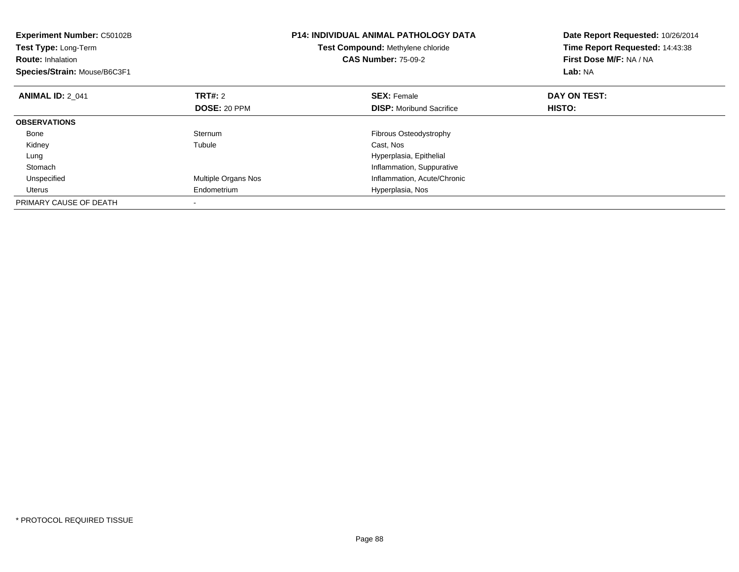**Experiment Number:** C50102B
**Test Type:** Long-Term
**Route:** Inhalation
**Species/Strain:** Mouse/B6C3F1

**P14: INDIVIDUAL ANIMAL PATHOLOGY DATA**
**Test Compound:** Methylene chloride
**CAS Number:** 75-09-2

**Date Report Requested:** 10/26/2014
**Time Report Requested:** 14:43:38
**First Dose M/F:** NA / NA
**Lab:** NA

| **ANIMAL ID:** 2_041 | **TRT#:** 2 | **SEX:** Female | **DAY ON TEST:** |
|---|---|---|---|
| | **DOSE:** 20 PPM | **DISP:** Moribund Sacrifice | **HISTO:** |
| **OBSERVATIONS** | | | |
| Bone | Sternum | Fibrous Osteodystrophy | |
| Kidney | Tubule | Cast, Nos | |
| Lung | | Hyperplasia, Epithelial | |
| Stomach | | Inflammation, Suppurative | |
| Unspecified | Multiple Organs Nos | Inflammation, Acute/Chronic | |
| Uterus | Endometrium | Hyperplasia, Nos | |
| PRIMARY CAUSE OF DEATH | - | | |

* PROTOCOL REQUIRED TISSUE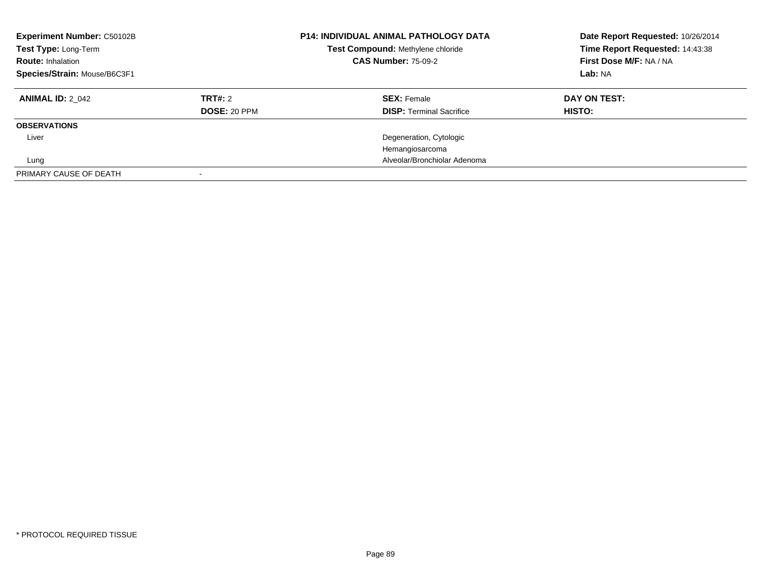**Experiment Number:** C50102B
**Test Type:** Long-Term
**Route:** Inhalation
**Species/Strain:** Mouse/B6C3F1

**P14: INDIVIDUAL ANIMAL PATHOLOGY DATA**
**Test Compound:** Methylene chloride
**CAS Number:** 75-09-2

**Date Report Requested:** 10/26/2014
**Time Report Requested:** 14:43:38
**First Dose M/F:** NA / NA
**Lab:** NA

| **ANIMAL ID:** 2_042 | **TRT#:** 2 | **SEX:** Female | **DAY ON TEST:** |
|---|---|---|---|
| | **DOSE:** 20 PPM | **DISP:** Terminal Sacrifice | **HISTO:** |
| **OBSERVATIONS** | | | |
| Liver | | Degeneration, Cytologic | |
| | | Hemangiosarcoma | |
| Lung | | Alveolar/Bronchiolar Adenoma | |
| PRIMARY CAUSE OF DEATH | - | | |

* PROTOCOL REQUIRED TISSUE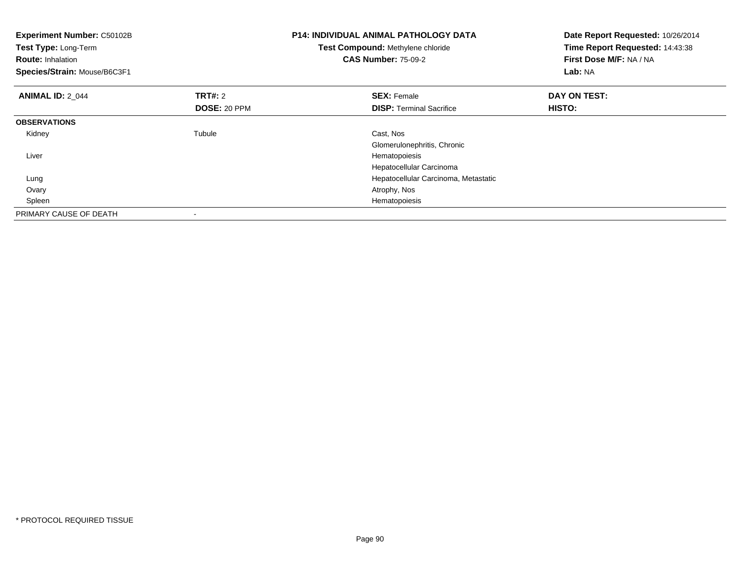**Experiment Number:** C50102B
**Test Type:** Long-Term
**Route:** Inhalation
**Species/Strain:** Mouse/B6C3F1

**P14: INDIVIDUAL ANIMAL PATHOLOGY DATA**
**Test Compound:** Methylene chloride
**CAS Number:** 75-09-2

**Date Report Requested:** 10/26/2014
**Time Report Requested:** 14:43:38
**First Dose M/F:** NA / NA
**Lab:** NA

| **ANIMAL ID:** 2_044 | **TRT#:** 2 | **SEX:** Female | **DAY ON TEST:** |
|---|---|---|---|
| | **DOSE:** 20 PPM | **DISP:** Terminal Sacrifice | **HISTO:** |
| **OBSERVATIONS** | | | |
| Kidney | Tubule | Cast, Nos | |
| | | Glomerulonephritis, Chronic | |
| Liver | | Hematopoiesis | |
| | | Hepatocellular Carcinoma | |
| Lung | | Hepatocellular Carcinoma, Metastatic | |
| Ovary | | Atrophy, Nos | |
| Spleen | | Hematopoiesis | |
| PRIMARY CAUSE OF DEATH | - | | |

* PROTOCOL REQUIRED TISSUE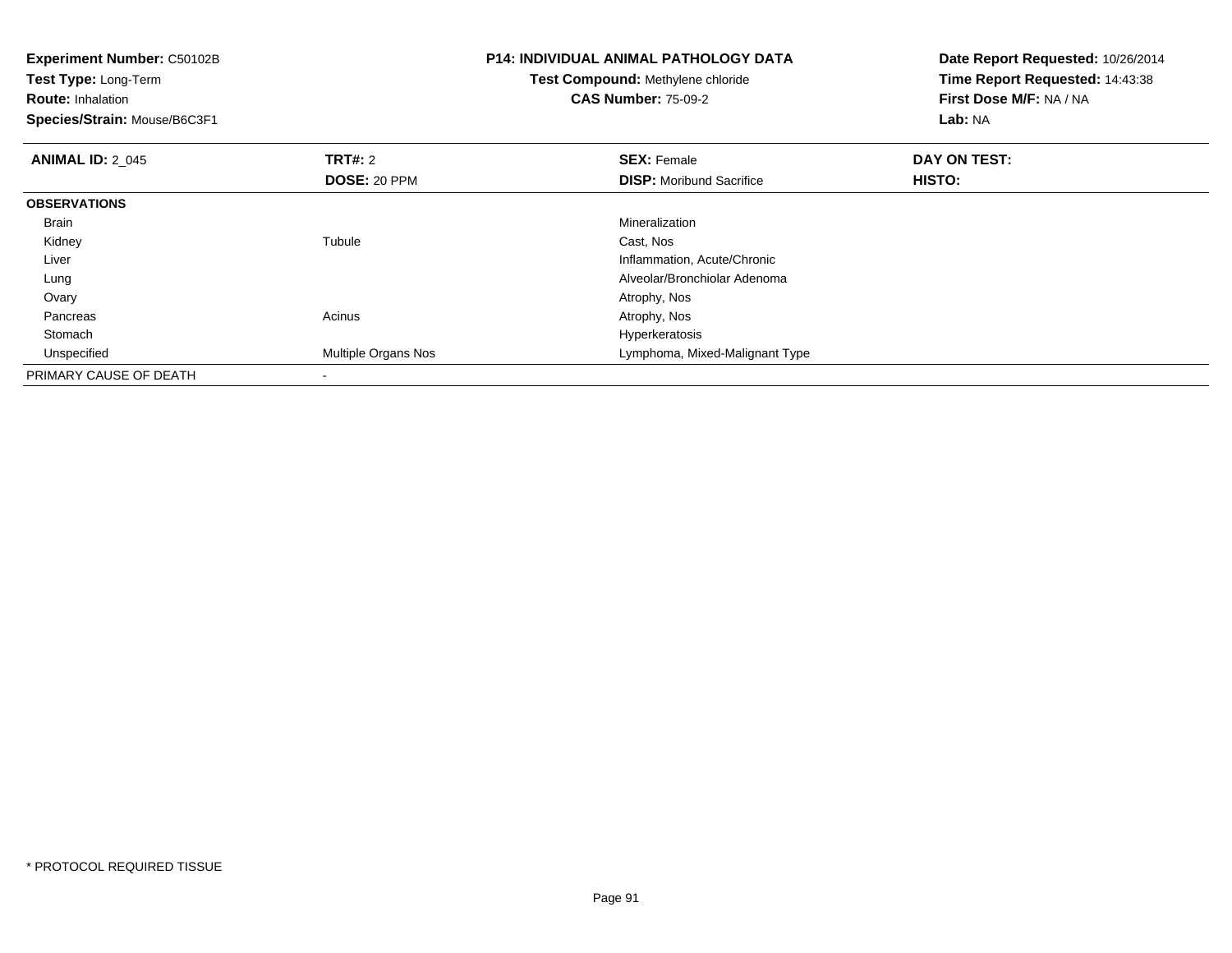**Experiment Number:** C50102B
**Test Type:** Long-Term
**Route:** Inhalation
**Species/Strain:** Mouse/B6C3F1

**P14: INDIVIDUAL ANIMAL PATHOLOGY DATA**
**Test Compound:** Methylene chloride
**CAS Number:** 75-09-2

**Date Report Requested:** 10/26/2014
**Time Report Requested:** 14:43:38
**First Dose M/F:** NA / NA
**Lab:** NA

| **ANIMAL ID:** 2_045 | **TRT#:** 2 | **SEX:** Female | **DAY ON TEST:** |
|---|---|---|---|
| | **DOSE:** 20 PPM | **DISP:** Moribund Sacrifice | **HISTO:** |
| **OBSERVATIONS** | | | |
| Brain | | Mineralization | |
| Kidney | Tubule | Cast, Nos | |
| Liver | | Inflammation, Acute/Chronic | |
| Lung | | Alveolar/Bronchiolar Adenoma | |
| Ovary | | Atrophy, Nos | |
| Pancreas | Acinus | Atrophy, Nos | |
| Stomach | | Hyperkeratosis | |
| Unspecified | Multiple Organs Nos | Lymphoma, Mixed-Malignant Type | |
| PRIMARY CAUSE OF DEATH | - | | |

* PROTOCOL REQUIRED TISSUE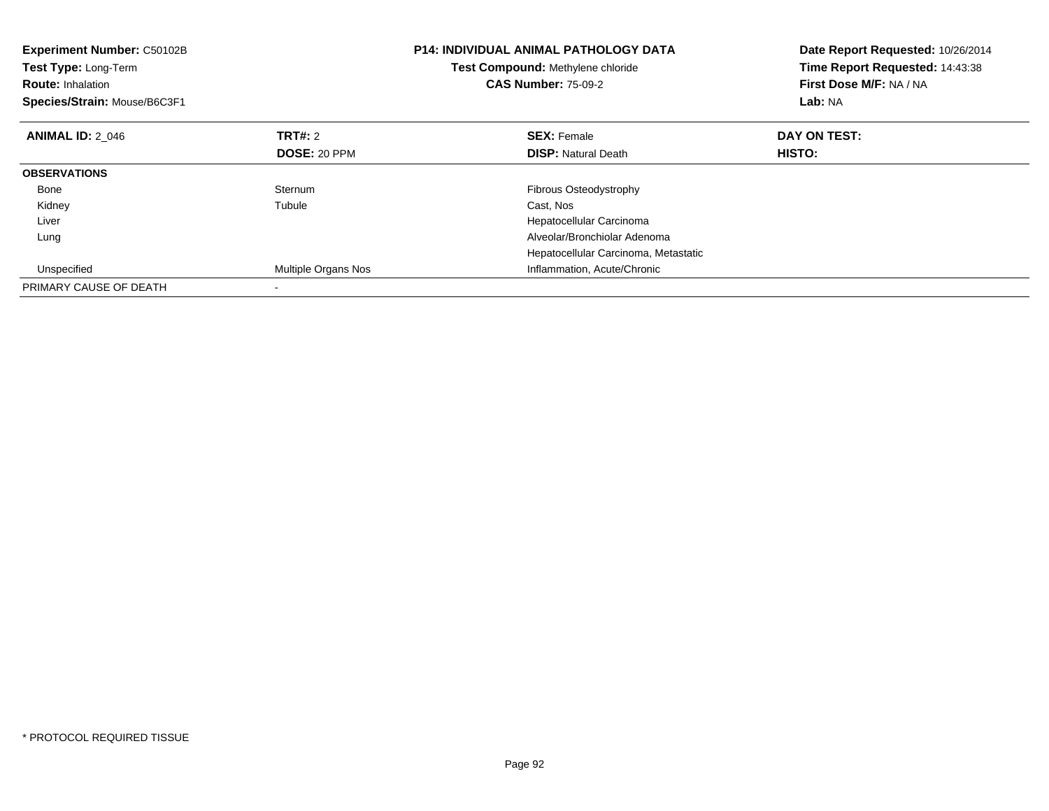**Experiment Number:** C50102B
**Test Type:** Long-Term
**Route:** Inhalation
**Species/Strain:** Mouse/B6C3F1

**P14: INDIVIDUAL ANIMAL PATHOLOGY DATA**
**Test Compound:** Methylene chloride
**CAS Number:** 75-09-2

**Date Report Requested:** 10/26/2014
**Time Report Requested:** 14:43:38
**First Dose M/F:** NA / NA
**Lab:** NA

| **ANIMAL ID:** 2_046 | **TRT#:** 2 | **SEX:** Female | **DAY ON TEST:** |
|---|---|---|---|
| | **DOSE:** 20 PPM | **DISP:** Natural Death | **HISTO:** |
| **OBSERVATIONS** | | | |
| Bone | Sternum | Fibrous Osteodystrophy | |
| Kidney | Tubule | Cast, Nos | |
| Liver | | Hepatocellular Carcinoma | |
| Lung | | Alveolar/Bronchiolar Adenoma | |
| | | Hepatocellular Carcinoma, Metastatic | |
| Unspecified | Multiple Organs Nos | Inflammation, Acute/Chronic | |
| PRIMARY CAUSE OF DEATH | - | | |

* PROTOCOL REQUIRED TISSUE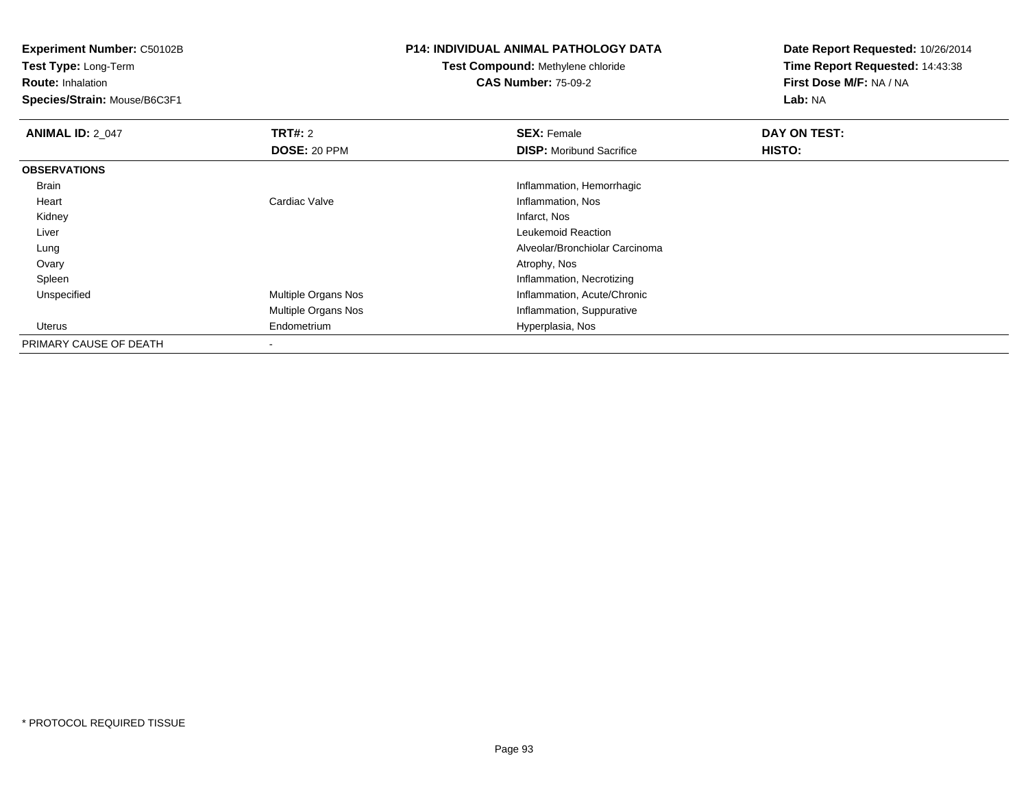**Experiment Number:** C50102B
**Test Type:** Long-Term
**Route:** Inhalation
**Species/Strain:** Mouse/B6C3F1

**P14: INDIVIDUAL ANIMAL PATHOLOGY DATA**
**Test Compound:** Methylene chloride
**CAS Number:** 75-09-2

**Date Report Requested:** 10/26/2014
**Time Report Requested:** 14:43:38
**First Dose M/F:** NA / NA
**Lab:** NA

| **ANIMAL ID:** 2_047 | **TRT#:** 2 | **SEX:** Female | **DAY ON TEST:** |
|---|---|---|---|
| | **DOSE:** 20 PPM | **DISP:** Moribund Sacrifice | **HISTO:** |
| **OBSERVATIONS** | | | |
| Brain | | Inflammation, Hemorrhagic | |
| Heart | Cardiac Valve | Inflammation, Nos | |
| Kidney | | Infarct, Nos | |
| Liver | | Leukemoid Reaction | |
| Lung | | Alveolar/Bronchiolar Carcinoma | |
| Ovary | | Atrophy, Nos | |
| Spleen | | Inflammation, Necrotizing | |
| Unspecified | Multiple Organs Nos | Inflammation, Acute/Chronic | |
| | Multiple Organs Nos | Inflammation, Suppurative | |
| Uterus | Endometrium | Hyperplasia, Nos | |
| PRIMARY CAUSE OF DEATH | - | | |

* PROTOCOL REQUIRED TISSUE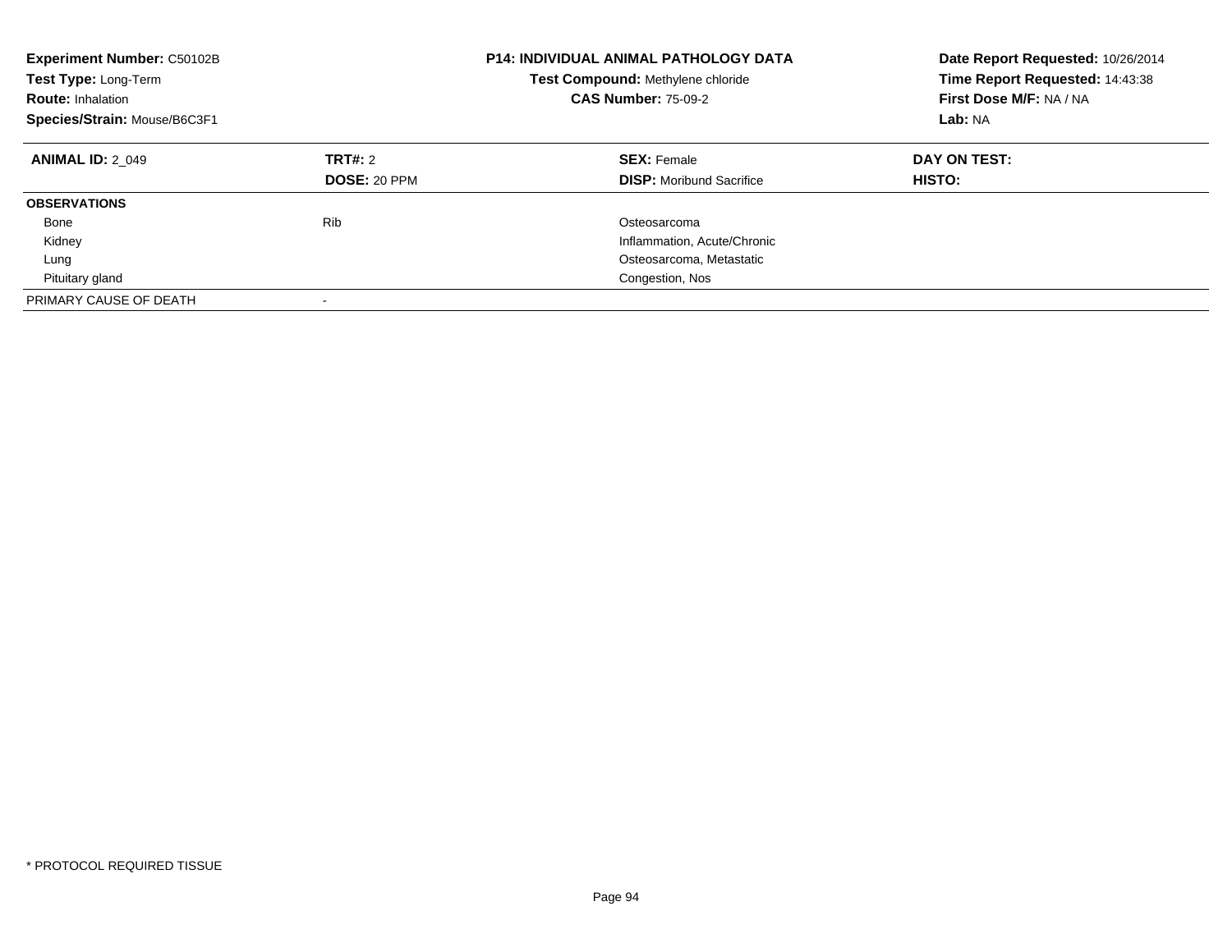**Experiment Number:** C50102B
**Test Type:** Long-Term
**Route:** Inhalation
**Species/Strain:** Mouse/B6C3F1

**P14: INDIVIDUAL ANIMAL PATHOLOGY DATA**
**Test Compound:** Methylene chloride
**CAS Number:** 75-09-2

**Date Report Requested:** 10/26/2014
**Time Report Requested:** 14:43:38
**First Dose M/F:** NA / NA
**Lab:** NA

| **ANIMAL ID:** 2_049 | **TRT#:** 2 | **SEX:** Female | **DAY ON TEST:** |
|---|---|---|---|
| | **DOSE:** 20 PPM | **DISP:** Moribund Sacrifice | **HISTO:** |
| **OBSERVATIONS** | | | |
| Bone | Rib | Osteosarcoma | |
| Kidney | | Inflammation, Acute/Chronic | |
| Lung | | Osteosarcoma, Metastatic | |
| Pituitary gland | | Congestion, Nos | |
| PRIMARY CAUSE OF DEATH | - | | |

* PROTOCOL REQUIRED TISSUE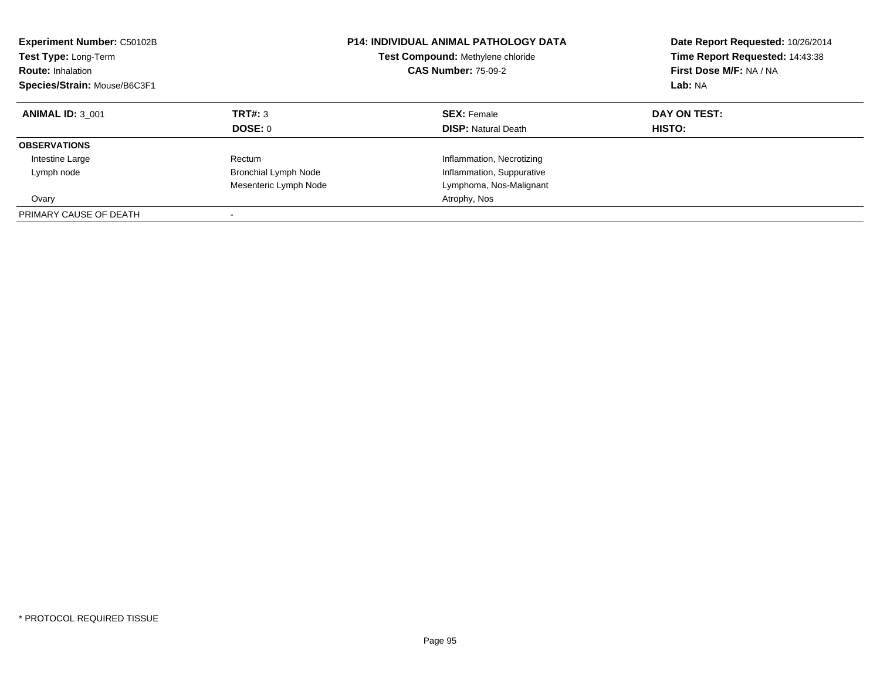**Experiment Number:** C50102B
**Test Type:** Long-Term
**Route:** Inhalation
**Species/Strain:** Mouse/B6C3F1

**P14: INDIVIDUAL ANIMAL PATHOLOGY DATA**
**Test Compound:** Methylene chloride
**CAS Number:** 75-09-2

**Date Report Requested:** 10/26/2014
**Time Report Requested:** 14:43:38
**First Dose M/F:** NA / NA
**Lab:** NA

| **ANIMAL ID:** 3_001 | **TRT#:** 3 | **SEX:** Female | **DAY ON TEST:** |
|---|---|---|---|
| | **DOSE:** 0 | **DISP:** Natural Death | **HISTO:** |
| **OBSERVATIONS** | | | |
| Intestine Large | Rectum | Inflammation, Necrotizing | |
| Lymph node | Bronchial Lymph Node | Inflammation, Suppurative | |
| | Mesenteric Lymph Node | Lymphoma, Nos-Malignant | |
| Ovary | | Atrophy, Nos | |
| PRIMARY CAUSE OF DEATH | - | | |

* PROTOCOL REQUIRED TISSUE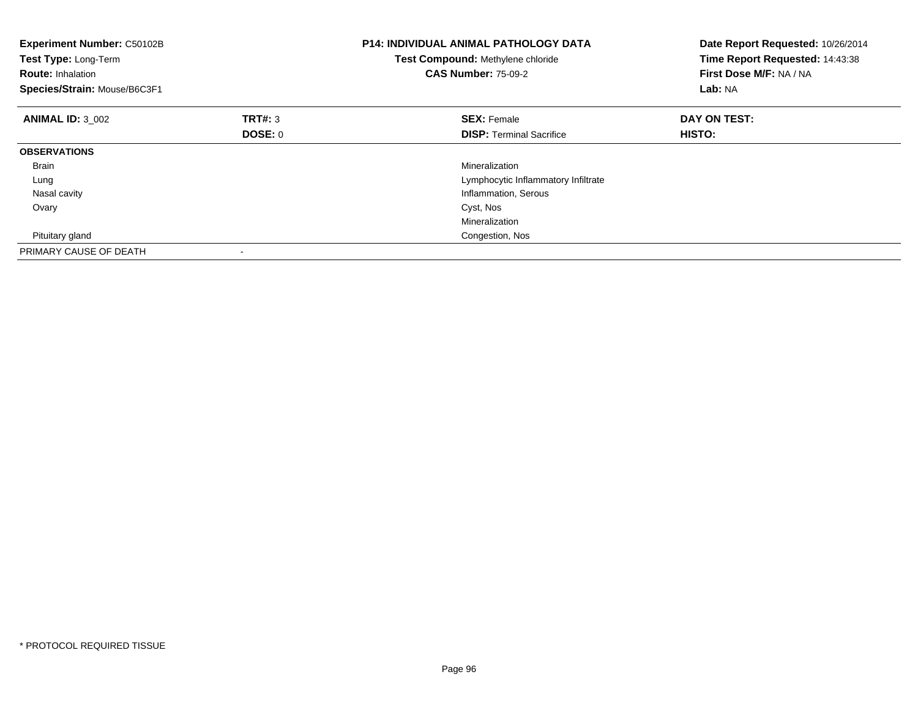**Experiment Number:** C50102B
**Test Type:** Long-Term
**Route:** Inhalation
**Species/Strain:** Mouse/B6C3F1

**P14: INDIVIDUAL ANIMAL PATHOLOGY DATA**
**Test Compound:** Methylene chloride
**CAS Number:** 75-09-2

**Date Report Requested:** 10/26/2014
**Time Report Requested:** 14:43:38
**First Dose M/F:** NA / NA
**Lab:** NA

| **ANIMAL ID:** 3_002 | **TRT#:** 3 | **SEX:** Female | **DAY ON TEST:** |
|---|---|---|---|
| | **DOSE:** 0 | **DISP:** Terminal Sacrifice | **HISTO:** |
| **OBSERVATIONS** | | | |
| Brain | | Mineralization | |
| Lung | | Lymphocytic Inflammatory Infiltrate | |
| Nasal cavity | | Inflammation, Serous | |
| Ovary | | Cyst, Nos | |
| | | Mineralization | |
| Pituitary gland | | Congestion, Nos | |
| PRIMARY CAUSE OF DEATH | - | | |

* PROTOCOL REQUIRED TISSUE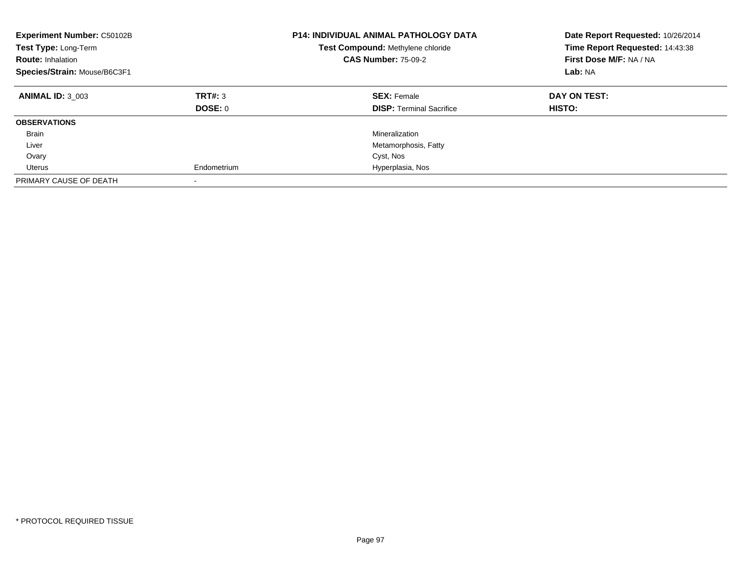**Experiment Number:** C50102B
**Test Type:** Long-Term
**Route:** Inhalation
**Species/Strain:** Mouse/B6C3F1

**P14: INDIVIDUAL ANIMAL PATHOLOGY DATA**
**Test Compound:** Methylene chloride
**CAS Number:** 75-09-2

**Date Report Requested:** 10/26/2014
**Time Report Requested:** 14:43:38
**First Dose M/F:** NA / NA
**Lab:** NA

| **ANIMAL ID:** 3_003 | **TRT#:** 3 | **SEX:** Female | **DAY ON TEST:** |
|---|---|---|---|
| | **DOSE:** 0 | **DISP:** Terminal Sacrifice | **HISTO:** |
| **OBSERVATIONS** | | | |
| Brain | | Mineralization | |
| Liver | | Metamorphosis, Fatty | |
| Ovary | | Cyst, Nos | |
| Uterus | Endometrium | Hyperplasia, Nos | |
| PRIMARY CAUSE OF DEATH | - | | |

* PROTOCOL REQUIRED TISSUE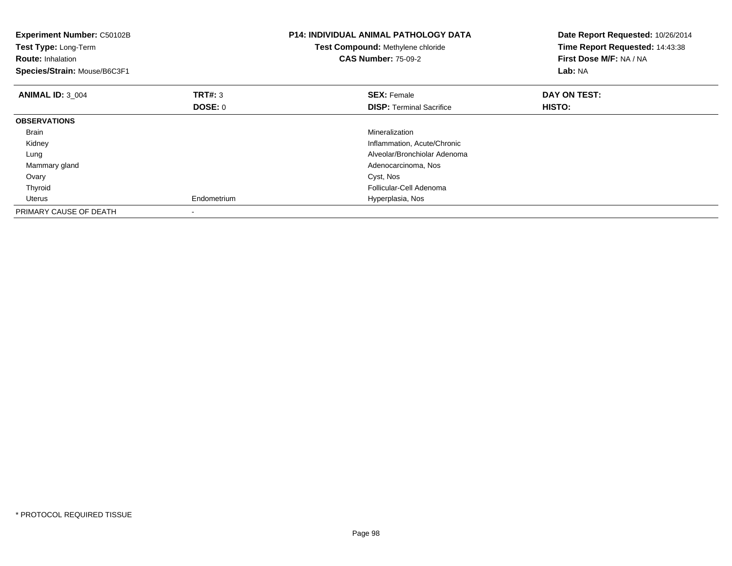**Experiment Number:** C50102B
**Test Type:** Long-Term
**Route:** Inhalation
**Species/Strain:** Mouse/B6C3F1

**P14: INDIVIDUAL ANIMAL PATHOLOGY DATA**
**Test Compound:** Methylene chloride
**CAS Number:** 75-09-2

**Date Report Requested:** 10/26/2014
**Time Report Requested:** 14:43:38
**First Dose M/F:** NA / NA
**Lab:** NA

| **ANIMAL ID:** 3_004 | **TRT#:** 3 | **SEX:** Female | **DAY ON TEST:** |
|---|---|---|---|
| | **DOSE:** 0 | **DISP:** Terminal Sacrifice | **HISTO:** |
| **OBSERVATIONS** | | | |
| Brain | | Mineralization | |
| Kidney | | Inflammation, Acute/Chronic | |
| Lung | | Alveolar/Bronchiolar Adenoma | |
| Mammary gland | | Adenocarcinoma, Nos | |
| Ovary | | Cyst, Nos | |
| Thyroid | | Follicular-Cell Adenoma | |
| Uterus | Endometrium | Hyperplasia, Nos | |
| PRIMARY CAUSE OF DEATH | - | | |

* PROTOCOL REQUIRED TISSUE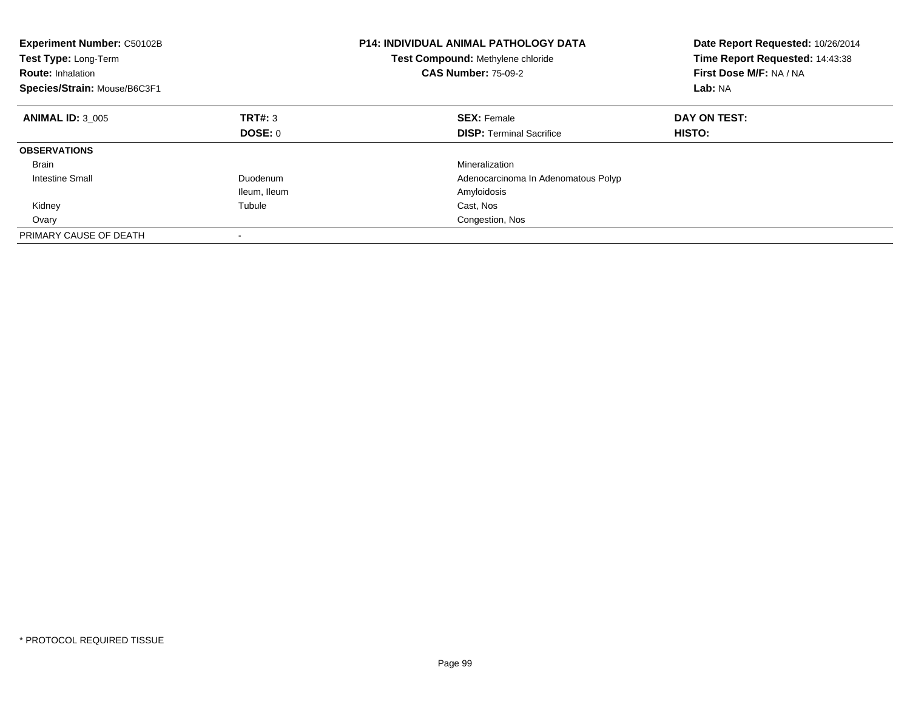**Experiment Number:** C50102B
**Test Type:** Long-Term
**Route:** Inhalation
**Species/Strain:** Mouse/B6C3F1

**P14: INDIVIDUAL ANIMAL PATHOLOGY DATA**
**Test Compound:** Methylene chloride
**CAS Number:** 75-09-2

**Date Report Requested:** 10/26/2014
**Time Report Requested:** 14:43:38
**First Dose M/F:** NA / NA
**Lab:** NA

| **ANIMAL ID:** 3_005 | **TRT#:** 3 | **SEX:** Female | **DAY ON TEST:** |
|---|---|---|---|
| | **DOSE:** 0 | **DISP:** Terminal Sacrifice | **HISTO:** |
| **OBSERVATIONS** | | | |
| Brain | | Mineralization | |
| Intestine Small | Duodenum | Adenocarcinoma In Adenomatous Polyp | |
| | Ileum, Ileum | Amyloidosis | |
| Kidney | Tubule | Cast, Nos | |
| Ovary | | Congestion, Nos | |
| PRIMARY CAUSE OF DEATH | - | | |

* PROTOCOL REQUIRED TISSUE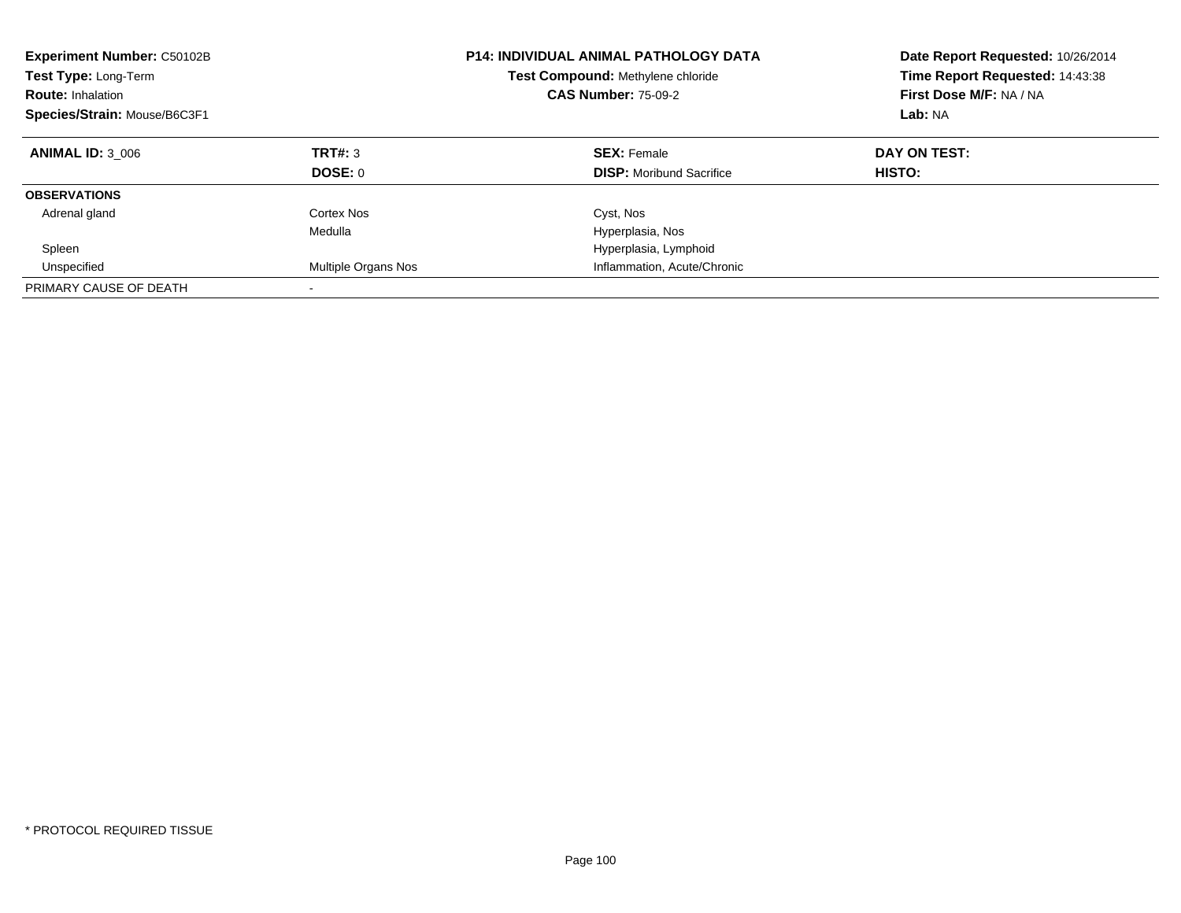**Experiment Number:** C50102B
**Test Type:** Long-Term
**Route:** Inhalation
**Species/Strain:** Mouse/B6C3F1

**P14: INDIVIDUAL ANIMAL PATHOLOGY DATA**
**Test Compound:** Methylene chloride
**CAS Number:** 75-09-2

**Date Report Requested:** 10/26/2014
**Time Report Requested:** 14:43:38
**First Dose M/F:** NA / NA
**Lab:** NA

| **ANIMAL ID:** 3_006 | **TRT#:** 3 | **SEX:** Female | **DAY ON TEST:** |
|---|---|---|---|
| | **DOSE:** 0 | **DISP:** Moribund Sacrifice | **HISTO:** |
| **OBSERVATIONS** | | | |
| Adrenal gland | Cortex Nos | Cyst, Nos | |
| | Medulla | Hyperplasia, Nos | |
| Spleen | | Hyperplasia, Lymphoid | |
| Unspecified | Multiple Organs Nos | Inflammation, Acute/Chronic | |
| PRIMARY CAUSE OF DEATH | - | | |

* PROTOCOL REQUIRED TISSUE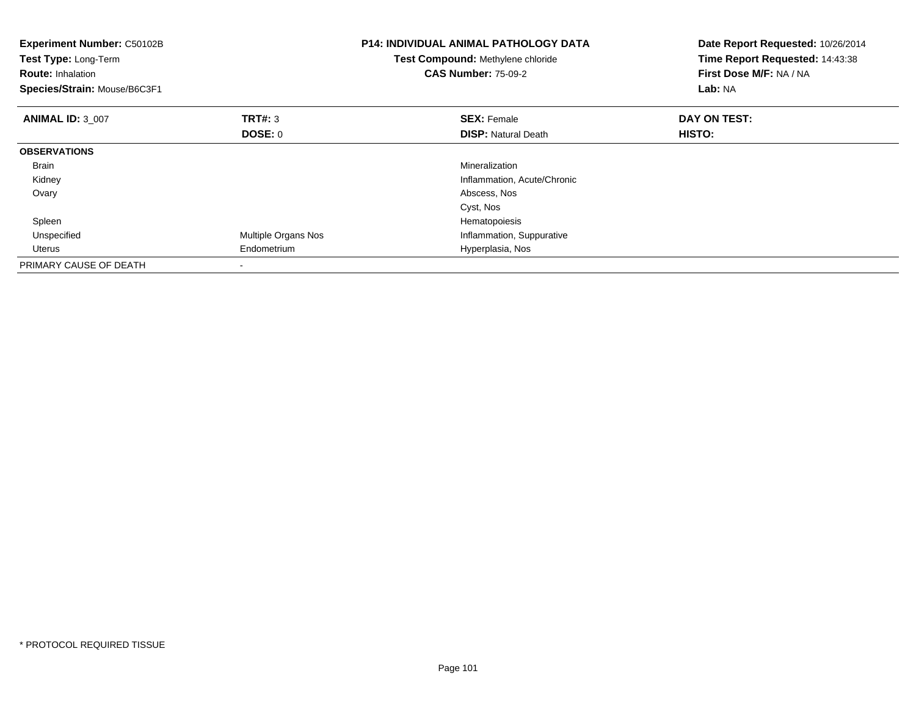**Experiment Number:** C50102B
**Test Type:** Long-Term
**Route:** Inhalation
**Species/Strain:** Mouse/B6C3F1

**P14: INDIVIDUAL ANIMAL PATHOLOGY DATA**
**Test Compound:** Methylene chloride
**CAS Number:** 75-09-2

**Date Report Requested:** 10/26/2014
**Time Report Requested:** 14:43:38
**First Dose M/F:** NA / NA
**Lab:** NA

| **ANIMAL ID:** 3_007 | **TRT#:** 3 | **SEX:** Female | **DAY ON TEST:** |
|---|---|---|---|
| | **DOSE:** 0 | **DISP:** Natural Death | **HISTO:** |
| **OBSERVATIONS** | | | |
| Brain | | Mineralization | |
| Kidney | | Inflammation, Acute/Chronic | |
| Ovary | | Abscess, Nos | |
| | | Cyst, Nos | |
| Spleen | | Hematopoiesis | |
| Unspecified | Multiple Organs Nos | Inflammation, Suppurative | |
| Uterus | Endometrium | Hyperplasia, Nos | |
| PRIMARY CAUSE OF DEATH | - | | |

* PROTOCOL REQUIRED TISSUE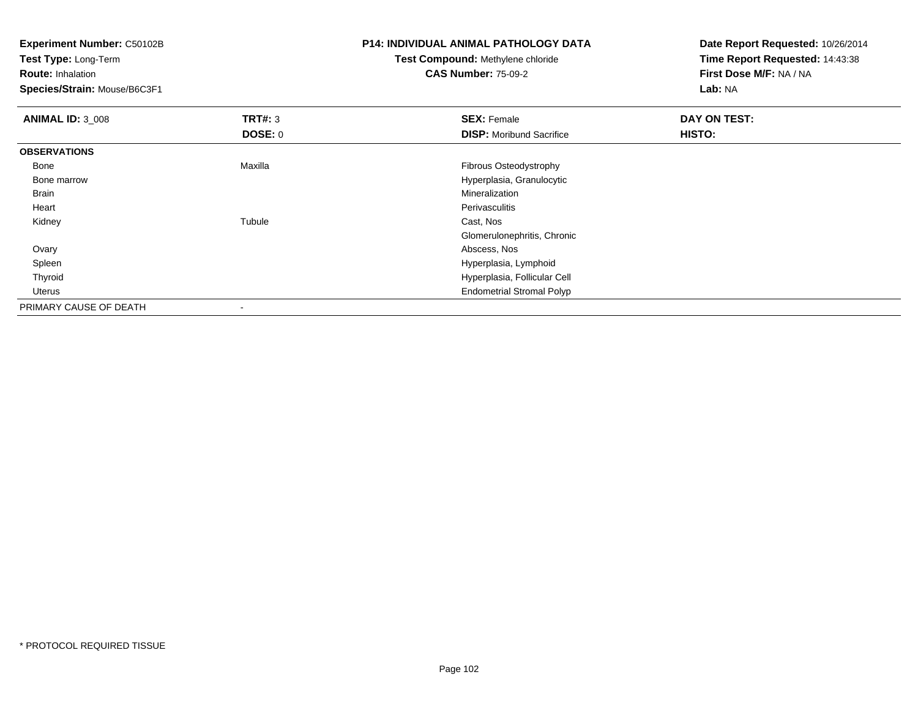**Experiment Number:** C50102B
**Test Type:** Long-Term
**Route:** Inhalation
**Species/Strain:** Mouse/B6C3F1

**P14: INDIVIDUAL ANIMAL PATHOLOGY DATA**
**Test Compound:** Methylene chloride
**CAS Number:** 75-09-2

**Date Report Requested:** 10/26/2014
**Time Report Requested:** 14:43:38
**First Dose M/F:** NA / NA
**Lab:** NA

| **ANIMAL ID:** 3_008 | **TRT#:** 3 | **SEX:** Female | **DAY ON TEST:** |
|---|---|---|---|
| | **DOSE:** 0 | **DISP:** Moribund Sacrifice | **HISTO:** |
| **OBSERVATIONS** | | | |
| Bone | Maxilla | Fibrous Osteodystrophy | |
| Bone marrow | | Hyperplasia, Granulocytic | |
| Brain | | Mineralization | |
| Heart | | Perivasculitis | |
| Kidney | Tubule | Cast, Nos | |
| | | Glomerulonephritis, Chronic | |
| Ovary | | Abscess, Nos | |
| Spleen | | Hyperplasia, Lymphoid | |
| Thyroid | | Hyperplasia, Follicular Cell | |
| Uterus | | Endometrial Stromal Polyp | |
| PRIMARY CAUSE OF DEATH | - | | |

* PROTOCOL REQUIRED TISSUE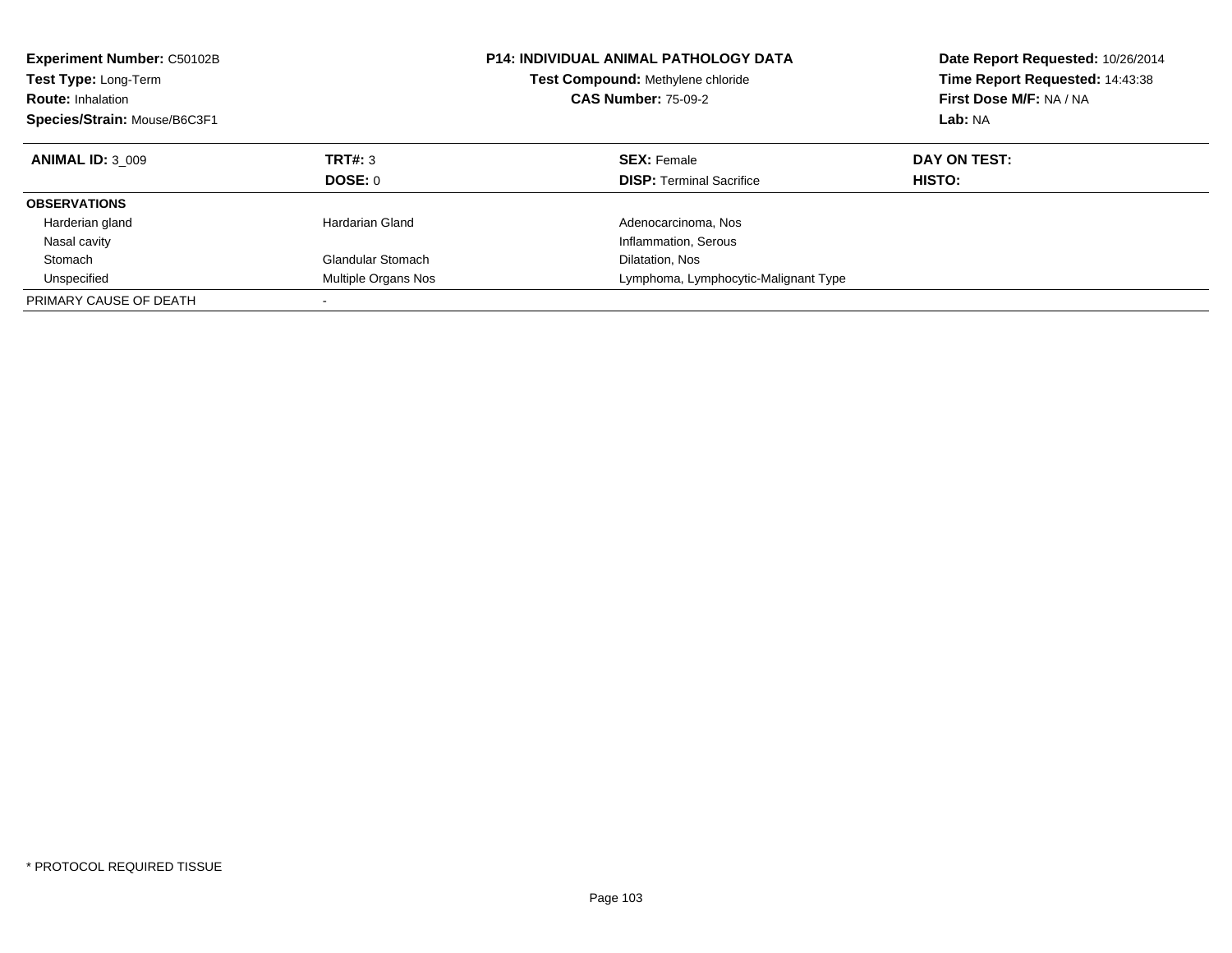**Experiment Number:** C50102B
**Test Type:** Long-Term
**Route:** Inhalation
**Species/Strain:** Mouse/B6C3F1

**P14: INDIVIDUAL ANIMAL PATHOLOGY DATA**
**Test Compound:** Methylene chloride
**CAS Number:** 75-09-2

**Date Report Requested:** 10/26/2014
**Time Report Requested:** 14:43:38
**First Dose M/F:** NA / NA
**Lab:** NA

| **ANIMAL ID:** 3_009 | **TRT#:** 3 | **SEX:** Female | **DAY ON TEST:** |
|---|---|---|---|
| | **DOSE:** 0 | **DISP:** Terminal Sacrifice | **HISTO:** |
| **OBSERVATIONS** | | | |
| Harderian gland | Hardarian Gland | Adenocarcinoma, Nos | |
| Nasal cavity | | Inflammation, Serous | |
| Stomach | Glandular Stomach | Dilatation, Nos | |
| Unspecified | Multiple Organs Nos | Lymphoma, Lymphocytic-Malignant Type | |
| PRIMARY CAUSE OF DEATH | - | | |

* PROTOCOL REQUIRED TISSUE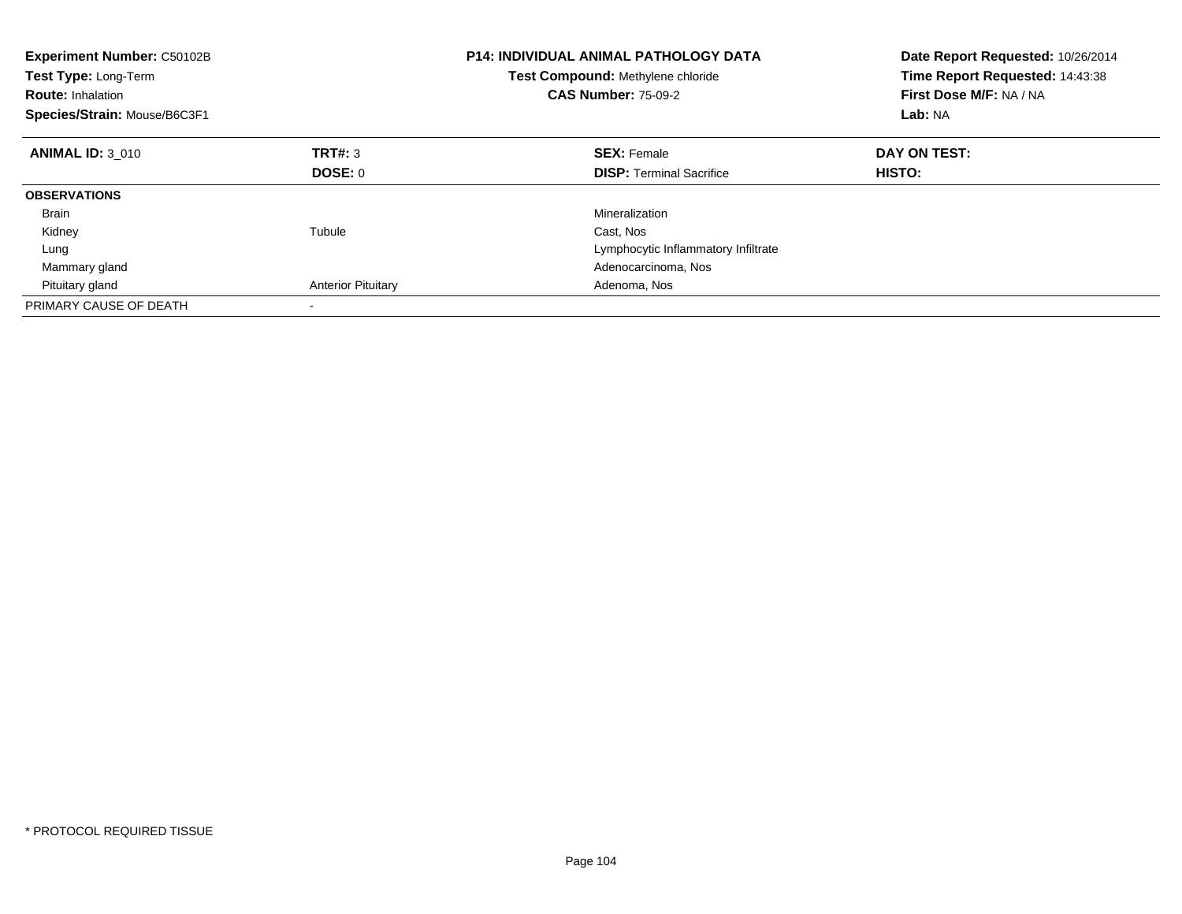**Experiment Number:** C50102B
**Test Type:** Long-Term
**Route:** Inhalation
**Species/Strain:** Mouse/B6C3F1

**P14: INDIVIDUAL ANIMAL PATHOLOGY DATA**
**Test Compound:** Methylene chloride
**CAS Number:** 75-09-2

**Date Report Requested:** 10/26/2014
**Time Report Requested:** 14:43:38
**First Dose M/F:** NA / NA
**Lab:** NA

| **ANIMAL ID:** 3_010 | **TRT#:** 3 | **SEX:** Female | **DAY ON TEST:** |
|---|---|---|---|
| | **DOSE:** 0 | **DISP:** Terminal Sacrifice | **HISTO:** |
| **OBSERVATIONS** | | | |
| Brain | | Mineralization | |
| Kidney | Tubule | Cast, Nos | |
| Lung | | Lymphocytic Inflammatory Infiltrate | |
| Mammary gland | | Adenocarcinoma, Nos | |
| Pituitary gland | Anterior Pituitary | Adenoma, Nos | |
| PRIMARY CAUSE OF DEATH | - | | |

* PROTOCOL REQUIRED TISSUE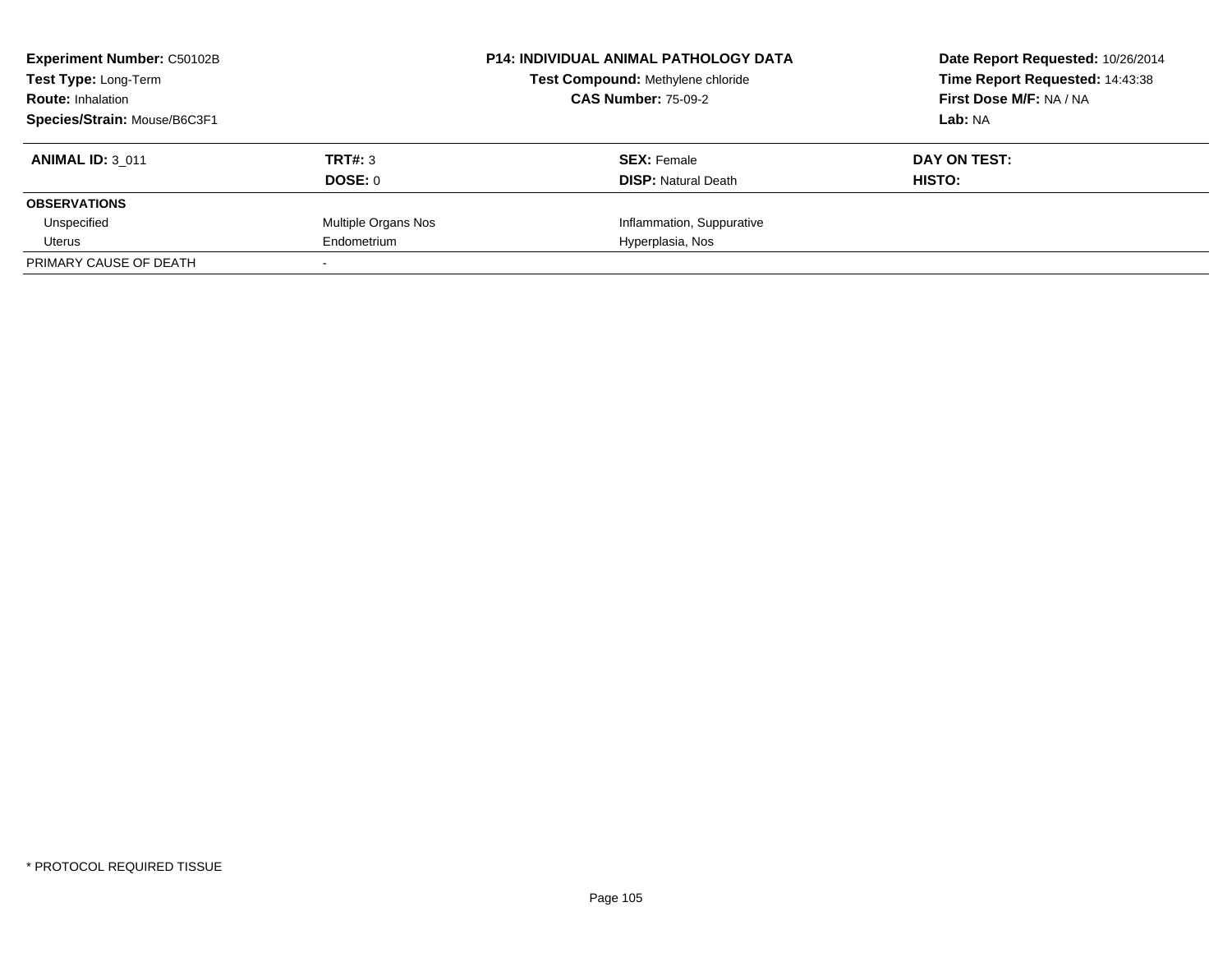**Experiment Number:** C50102B
**Test Type:** Long-Term
**Route:** Inhalation
**Species/Strain:** Mouse/B6C3F1

**P14: INDIVIDUAL ANIMAL PATHOLOGY DATA**
**Test Compound:** Methylene chloride
**CAS Number:** 75-09-2

**Date Report Requested:** 10/26/2014
**Time Report Requested:** 14:43:38
**First Dose M/F:** NA / NA
**Lab:** NA

| **ANIMAL ID:** 3_011 | **TRT#:** 3 | **SEX:** Female | **DAY ON TEST:** |
|---|---|---|---|
| | **DOSE:** 0 | **DISP:** Natural Death | **HISTO:** |
| **OBSERVATIONS** | | | |
| Unspecified | Multiple Organs Nos | Inflammation, Suppurative | |
| Uterus | Endometrium | Hyperplasia, Nos | |
| PRIMARY CAUSE OF DEATH | - | | |

* PROTOCOL REQUIRED TISSUE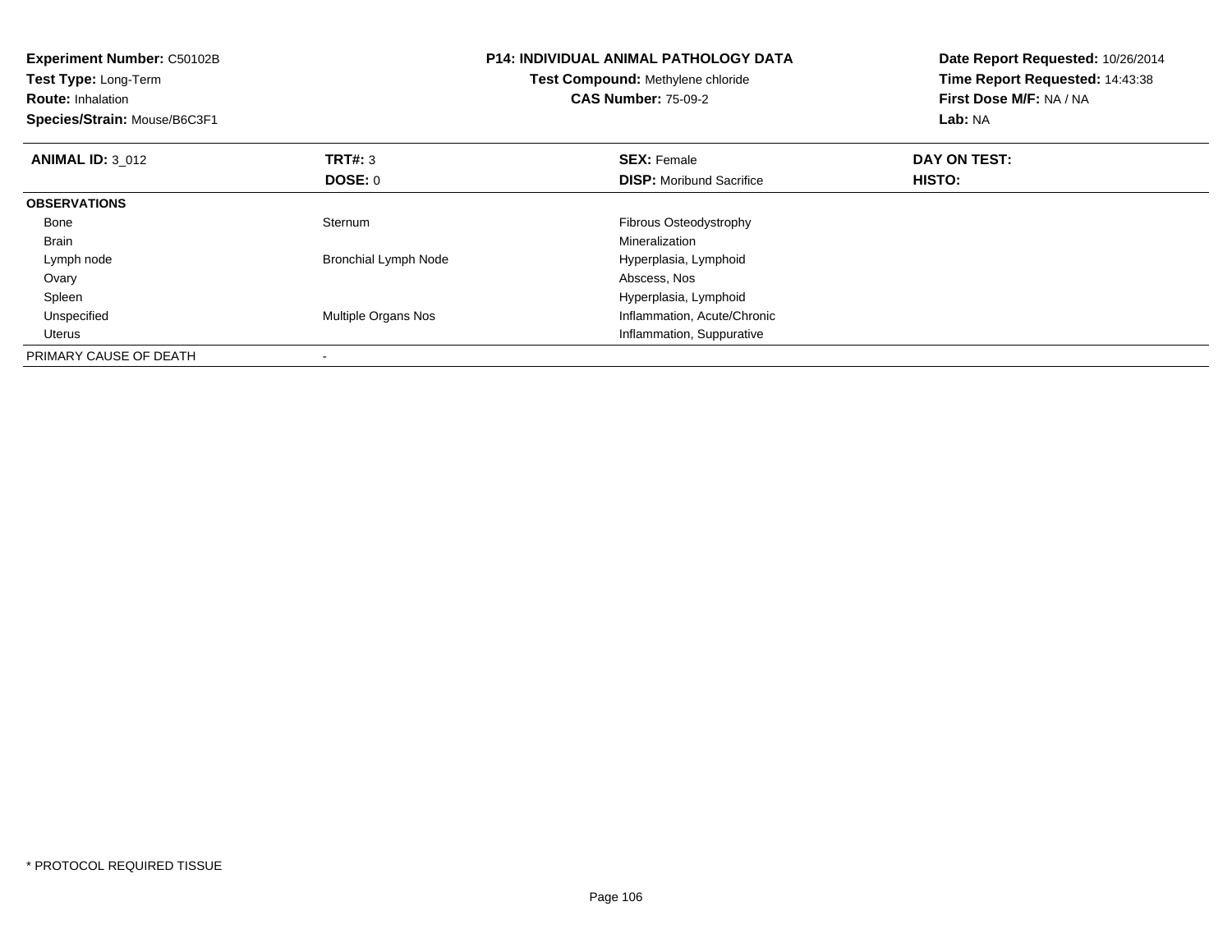**Experiment Number:** C50102B
**Test Type:** Long-Term
**Route:** Inhalation
**Species/Strain:** Mouse/B6C3F1

**P14: INDIVIDUAL ANIMAL PATHOLOGY DATA**
**Test Compound:** Methylene chloride
**CAS Number:** 75-09-2

**Date Report Requested:** 10/26/2014
**Time Report Requested:** 14:43:38
**First Dose M/F:** NA / NA
**Lab:** NA

| **ANIMAL ID:** 3_012 | **TRT#:** 3 | **SEX:** Female | **DAY ON TEST:** |
|---|---|---|---|
| | **DOSE:** 0 | **DISP:** Moribund Sacrifice | **HISTO:** |
| **OBSERVATIONS** | | | |
| Bone | Sternum | Fibrous Osteodystrophy | |
| Brain | | Mineralization | |
| Lymph node | Bronchial Lymph Node | Hyperplasia, Lymphoid | |
| Ovary | | Abscess, Nos | |
| Spleen | | Hyperplasia, Lymphoid | |
| Unspecified | Multiple Organs Nos | Inflammation, Acute/Chronic | |
| Uterus | | Inflammation, Suppurative | |
| PRIMARY CAUSE OF DEATH | - | | |

* PROTOCOL REQUIRED TISSUE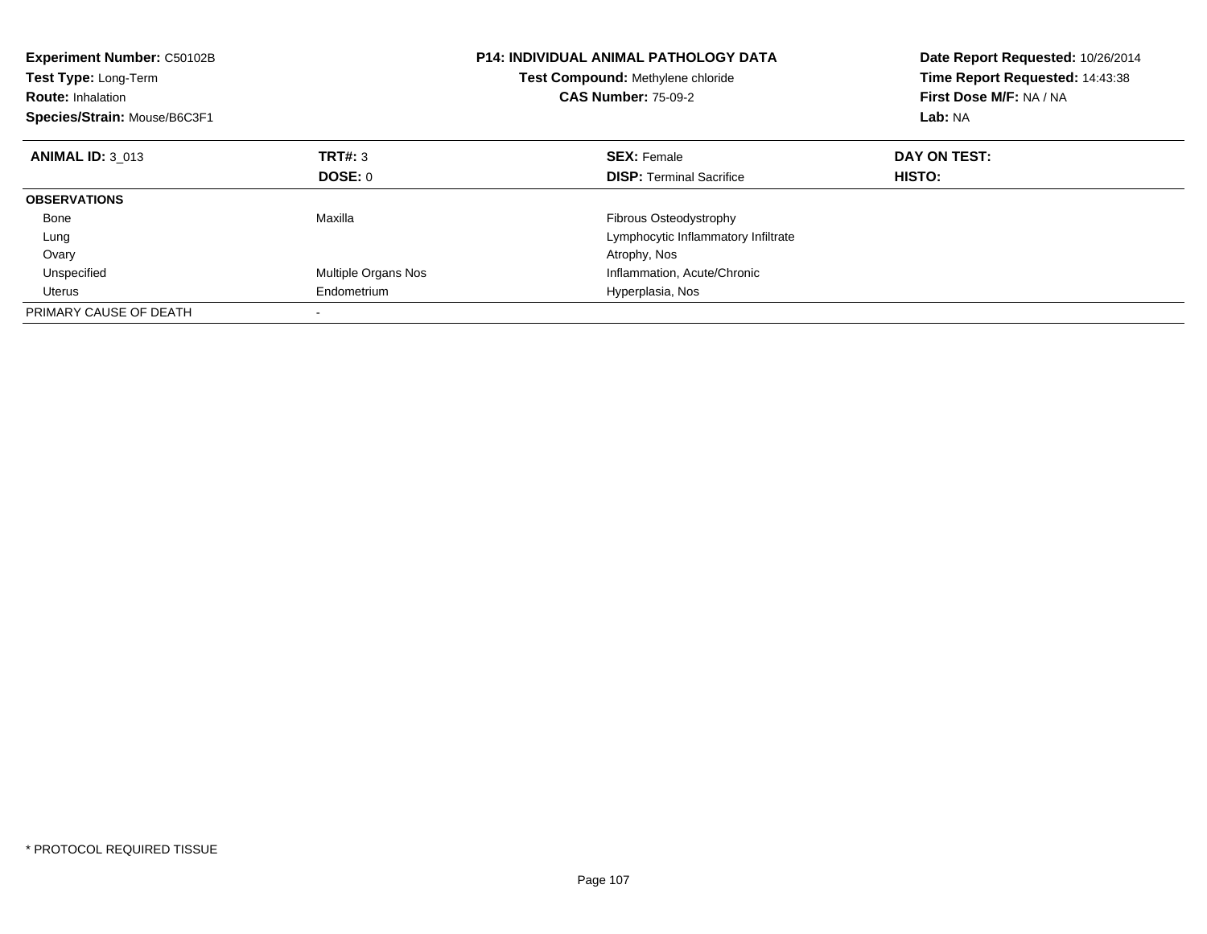**Experiment Number:** C50102B
**Test Type:** Long-Term
**Route:** Inhalation
**Species/Strain:** Mouse/B6C3F1

**P14: INDIVIDUAL ANIMAL PATHOLOGY DATA**
**Test Compound:** Methylene chloride
**CAS Number:** 75-09-2

**Date Report Requested:** 10/26/2014
**Time Report Requested:** 14:43:38
**First Dose M/F:** NA / NA
**Lab:** NA

| **ANIMAL ID:** 3_013 | **TRT#:** 3 | **SEX:** Female | **DAY ON TEST:** |
|---|---|---|---|
| | **DOSE:** 0 | **DISP:** Terminal Sacrifice | **HISTO:** |
| **OBSERVATIONS** | | | |
| Bone | Maxilla | Fibrous Osteodystrophy | |
| Lung | | Lymphocytic Inflammatory Infiltrate | |
| Ovary | | Atrophy, Nos | |
| Unspecified | Multiple Organs Nos | Inflammation, Acute/Chronic | |
| Uterus | Endometrium | Hyperplasia, Nos | |
| PRIMARY CAUSE OF DEATH | - | | |

* PROTOCOL REQUIRED TISSUE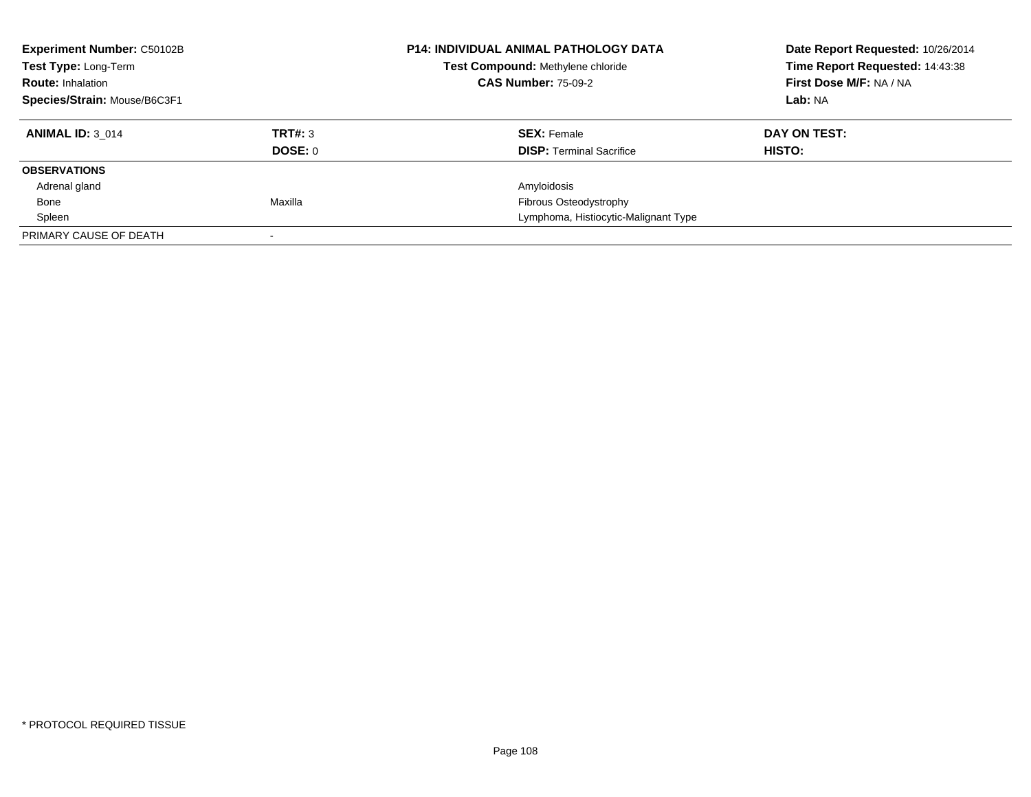**Experiment Number:** C50102B
**Test Type:** Long-Term
**Route:** Inhalation
**Species/Strain:** Mouse/B6C3F1

**P14: INDIVIDUAL ANIMAL PATHOLOGY DATA**
**Test Compound:** Methylene chloride
**CAS Number:** 75-09-2

**Date Report Requested:** 10/26/2014
**Time Report Requested:** 14:43:38
**First Dose M/F:** NA / NA
**Lab:** NA

| **ANIMAL ID:** 3_014 | **TRT#:** 3 | **SEX:** Female | **DAY ON TEST:** |
|---|---|---|---|
| | **DOSE:** 0 | **DISP:** Terminal Sacrifice | **HISTO:** |
| **OBSERVATIONS** | | | |
| Adrenal gland | | Amyloidosis | |
| Bone | Maxilla | Fibrous Osteodystrophy | |
| Spleen | | Lymphoma, Histiocytic-Malignant Type | |
| PRIMARY CAUSE OF DEATH | - | | |

* PROTOCOL REQUIRED TISSUE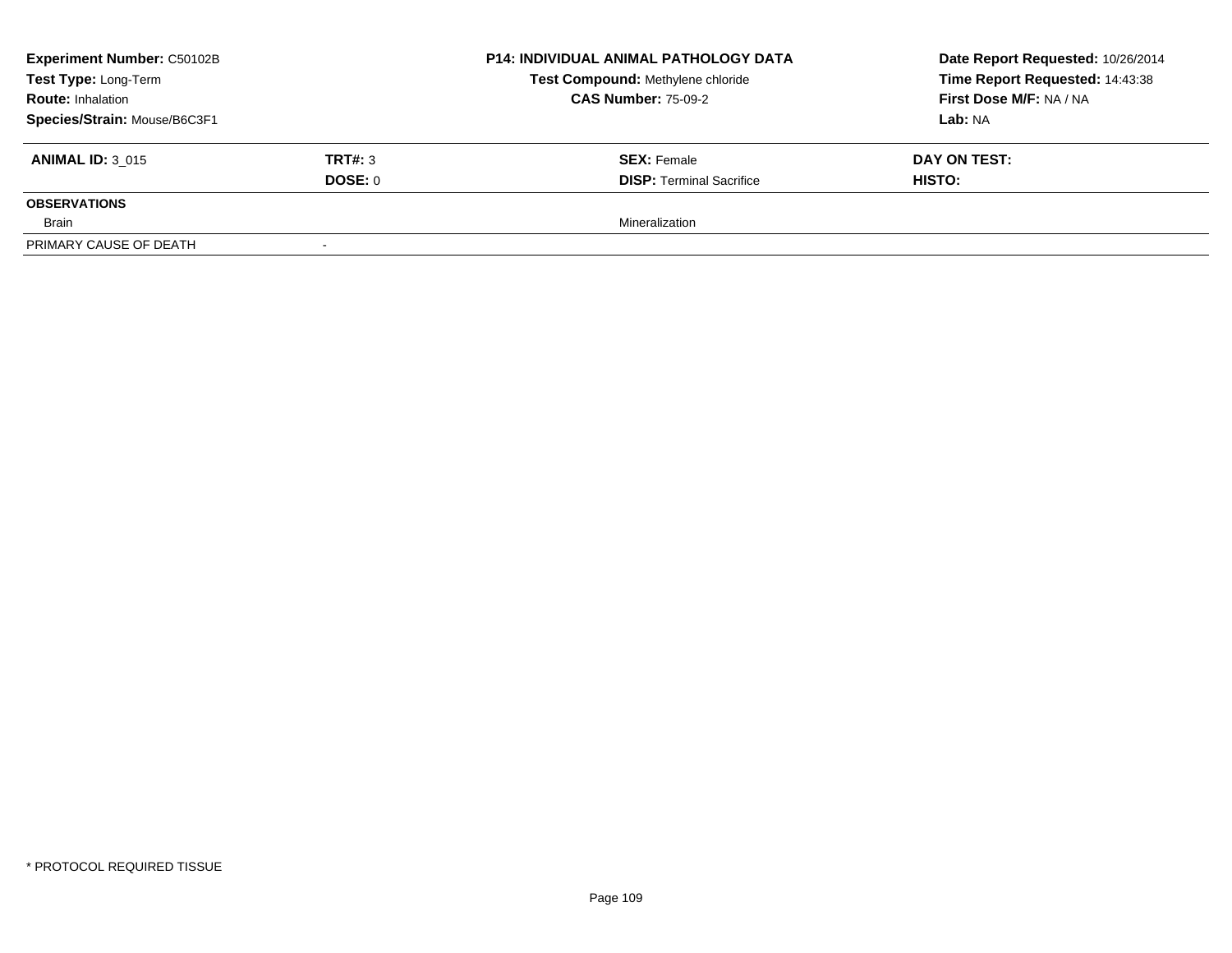**Experiment Number:** C50102B
**Test Type:** Long-Term
**Route:** Inhalation
**Species/Strain:** Mouse/B6C3F1

**P14: INDIVIDUAL ANIMAL PATHOLOGY DATA**
**Test Compound:** Methylene chloride
**CAS Number:** 75-09-2

**Date Report Requested:** 10/26/2014
**Time Report Requested:** 14:43:38
**First Dose M/F:** NA / NA
**Lab:** NA

| **ANIMAL ID:** 3_015 | **TRT#:** 3 | **SEX:** Female | **DAY ON TEST:** |
|---|---|---|---|
| | **DOSE:** 0 | **DISP:** Terminal Sacrifice | **HISTO:** |
| **OBSERVATIONS** | | | |
| Brain | | Mineralization | |
| PRIMARY CAUSE OF DEATH | - | | |

\* PROTOCOL REQUIRED TISSUE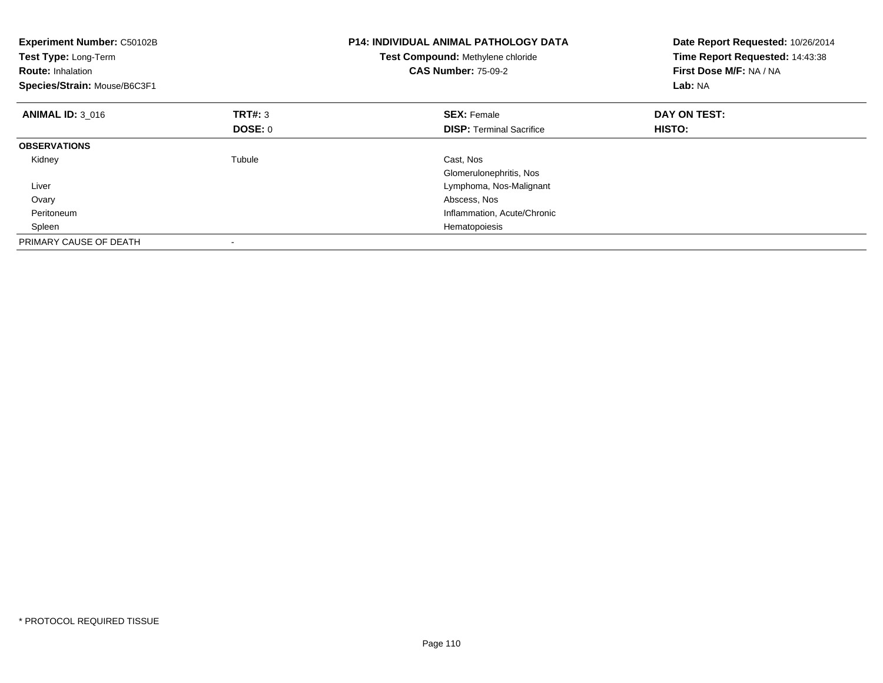**Experiment Number:** C50102B
**Test Type:** Long-Term
**Route:** Inhalation
**Species/Strain:** Mouse/B6C3F1

**P14: INDIVIDUAL ANIMAL PATHOLOGY DATA**
**Test Compound:** Methylene chloride
**CAS Number:** 75-09-2

**Date Report Requested:** 10/26/2014
**Time Report Requested:** 14:43:38
**First Dose M/F:** NA / NA
**Lab:** NA

| **ANIMAL ID:** 3_016 | **TRT#:** 3 | **SEX:** Female | **DAY ON TEST:** |
|---|---|---|---|
| | **DOSE:** 0 | **DISP:** Terminal Sacrifice | **HISTO:** |
| **OBSERVATIONS** | | | |
| Kidney | Tubule | Cast, Nos | |
| | | Glomerulonephritis, Nos | |
| Liver | | Lymphoma, Nos-Malignant | |
| Ovary | | Abscess, Nos | |
| Peritoneum | | Inflammation, Acute/Chronic | |
| Spleen | | Hematopoiesis | |
| PRIMARY CAUSE OF DEATH | - | | |

* PROTOCOL REQUIRED TISSUE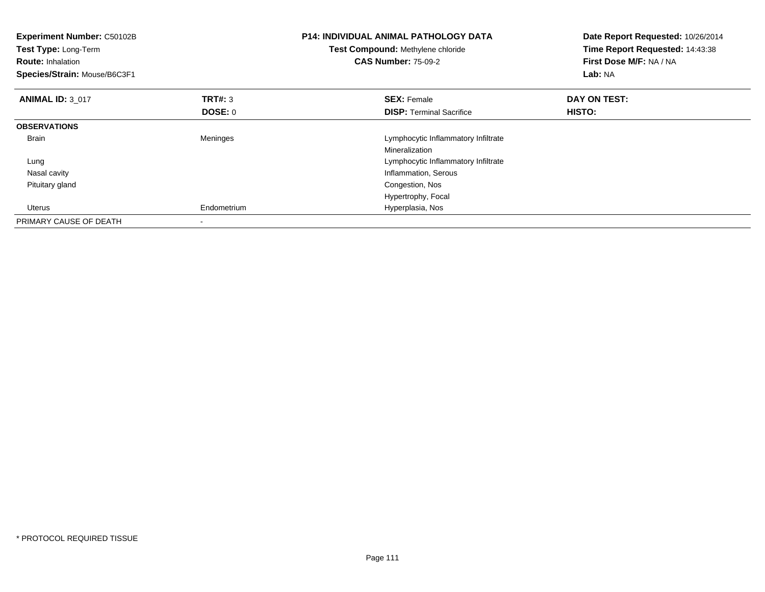**Experiment Number:** C50102B
**Test Type:** Long-Term
**Route:** Inhalation
**Species/Strain:** Mouse/B6C3F1

**P14: INDIVIDUAL ANIMAL PATHOLOGY DATA**
**Test Compound:** Methylene chloride
**CAS Number:** 75-09-2

**Date Report Requested:** 10/26/2014
**Time Report Requested:** 14:43:38
**First Dose M/F:** NA / NA
**Lab:** NA

| **ANIMAL ID:** 3_017 | **TRT#:** 3 | **SEX:** Female | **DAY ON TEST:** |
|---|---|---|---|
| | **DOSE:** 0 | **DISP:** Terminal Sacrifice | **HISTO:** |
| **OBSERVATIONS** | | | |
| Brain | Meninges | Lymphocytic Inflammatory Infiltrate | |
| | | Mineralization | |
| Lung | | Lymphocytic Inflammatory Infiltrate | |
| Nasal cavity | | Inflammation, Serous | |
| Pituitary gland | | Congestion, Nos | |
| | | Hypertrophy, Focal | |
| Uterus | Endometrium | Hyperplasia, Nos | |
| PRIMARY CAUSE OF DEATH | - | | |

* PROTOCOL REQUIRED TISSUE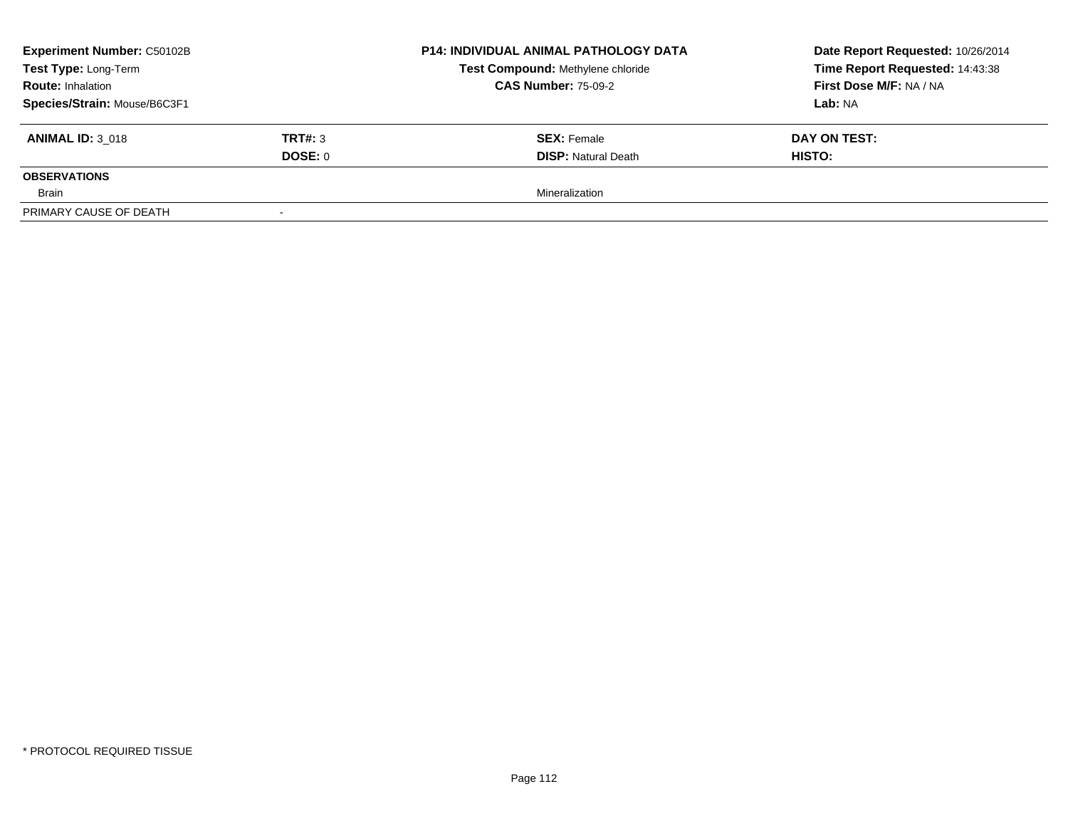| **Experiment Number:** C50102B | | **P14: INDIVIDUAL ANIMAL PATHOLOGY DATA** | **Date Report Requested:** 10/26/2014 |
|---|---|---|---|
| **Test Type:** Long-Term | | **Test Compound:** Methylene chloride | **Time Report Requested:** 14:43:38 |
| **Route:** Inhalation | | **CAS Number:** 75-09-2 | **First Dose M/F:** NA / NA |
| **Species/Strain:** Mouse/B6C3F1 | | | **Lab:** NA |

| **ANIMAL ID:** 3_018 | **TRT#:** 3 | **SEX:** Female | **DAY ON TEST:** |
|---|---|---|---|
| | **DOSE:** 0 | **DISP:** Natural Death | **HISTO:** |
| **OBSERVATIONS** | | | |
| Brain | | Mineralization | |
| PRIMARY CAUSE OF DEATH | - | | |

* PROTOCOL REQUIRED TISSUE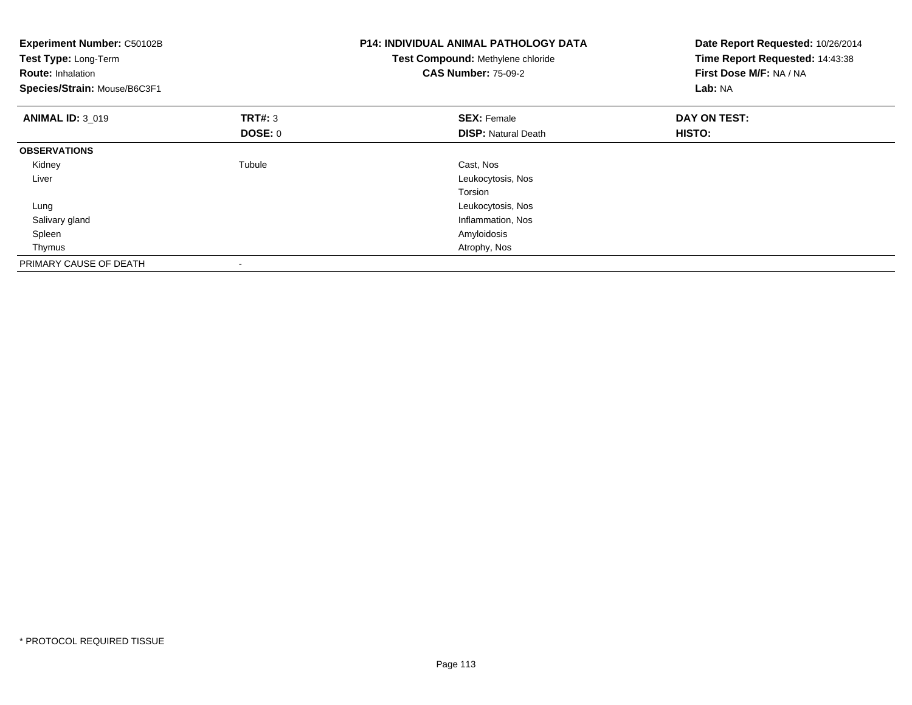**Experiment Number:** C50102B
**Test Type:** Long-Term
**Route:** Inhalation
**Species/Strain:** Mouse/B6C3F1

**P14: INDIVIDUAL ANIMAL PATHOLOGY DATA**
**Test Compound:** Methylene chloride
**CAS Number:** 75-09-2

**Date Report Requested:** 10/26/2014
**Time Report Requested:** 14:43:38
**First Dose M/F:** NA / NA
**Lab:** NA

| **ANIMAL ID:** 3_019 | **TRT#:** 3 | **SEX:** Female | **DAY ON TEST:** |
|---|---|---|---|
| | **DOSE:** 0 | **DISP:** Natural Death | **HISTO:** |
| **OBSERVATIONS** | | | |
| Kidney | Tubule | Cast, Nos | |
| Liver | | Leukocytosis, Nos | |
| | | Torsion | |
| Lung | | Leukocytosis, Nos | |
| Salivary gland | | Inflammation, Nos | |
| Spleen | | Amyloidosis | |
| Thymus | | Atrophy, Nos | |
| PRIMARY CAUSE OF DEATH | - | | |

* PROTOCOL REQUIRED TISSUE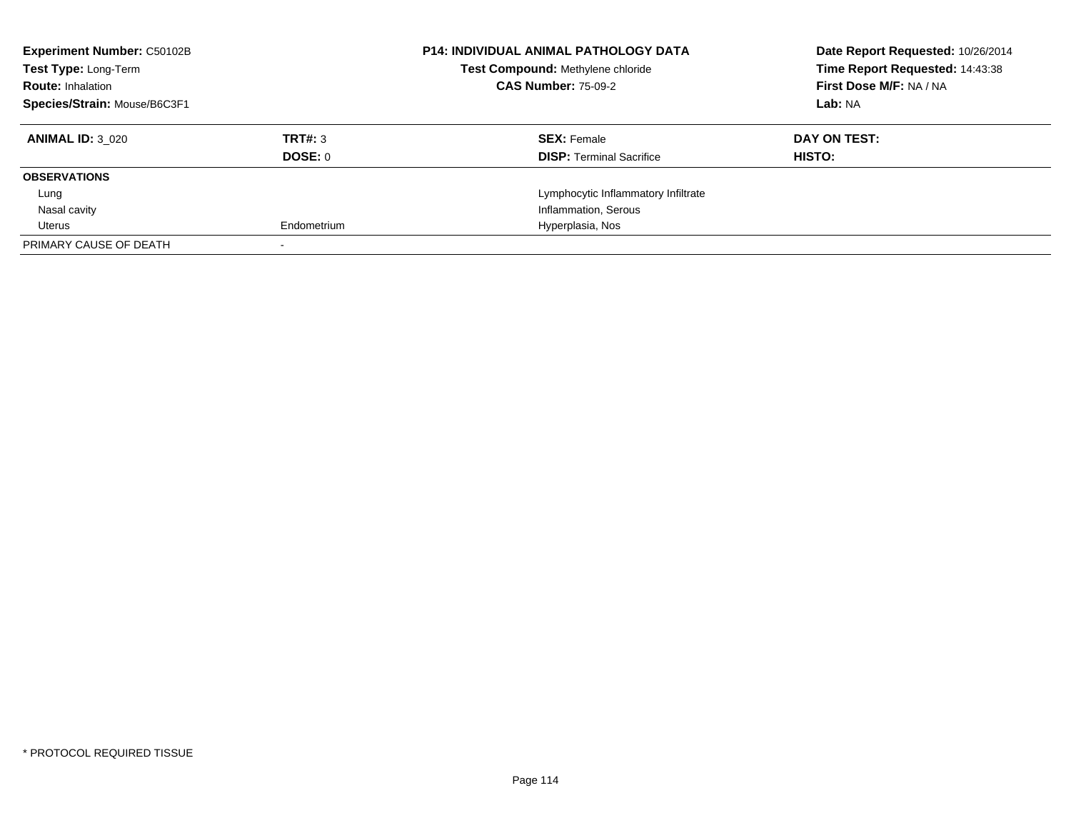**Experiment Number:** C50102B
**Test Type:** Long-Term
**Route:** Inhalation
**Species/Strain:** Mouse/B6C3F1

**P14: INDIVIDUAL ANIMAL PATHOLOGY DATA**
**Test Compound:** Methylene chloride
**CAS Number:** 75-09-2

**Date Report Requested:** 10/26/2014
**Time Report Requested:** 14:43:38
**First Dose M/F:** NA / NA
**Lab:** NA

| **ANIMAL ID:** 3_020 | **TRT#:** 3 | **SEX:** Female | **DAY ON TEST:** |
|---|---|---|---|
| | **DOSE:** 0 | **DISP:** Terminal Sacrifice | **HISTO:** |
| **OBSERVATIONS** | | | |
| Lung | | Lymphocytic Inflammatory Infiltrate | |
| Nasal cavity | | Inflammation, Serous | |
| Uterus | Endometrium | Hyperplasia, Nos | |
| PRIMARY CAUSE OF DEATH | - | | |

* PROTOCOL REQUIRED TISSUE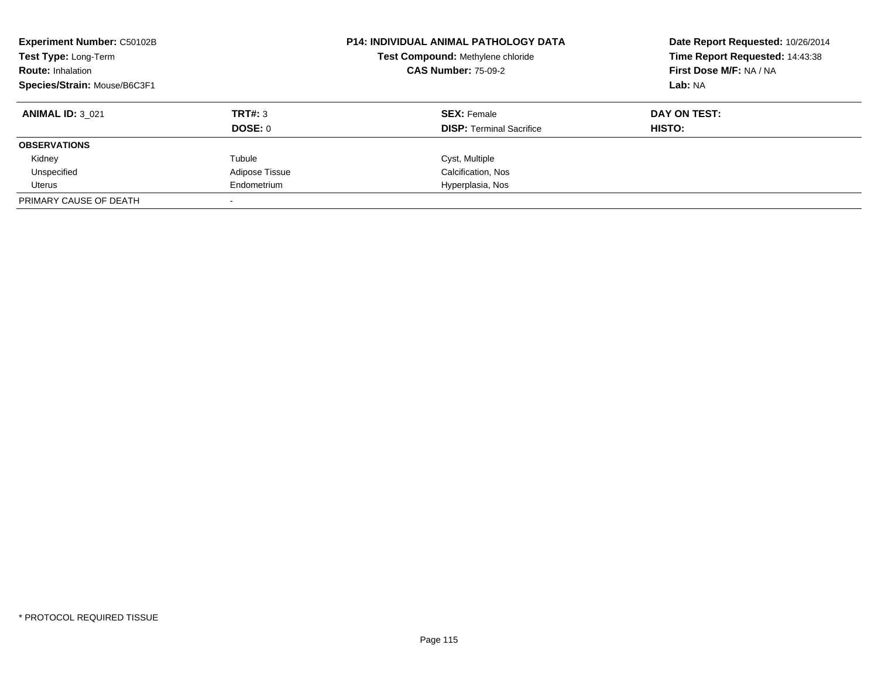**Experiment Number:** C50102B
**Test Type:** Long-Term
**Route:** Inhalation
**Species/Strain:** Mouse/B6C3F1

**P14: INDIVIDUAL ANIMAL PATHOLOGY DATA**
**Test Compound:** Methylene chloride
**CAS Number:** 75-09-2

**Date Report Requested:** 10/26/2014
**Time Report Requested:** 14:43:38
**First Dose M/F:** NA / NA
**Lab:** NA

| **ANIMAL ID:** 3_021 | **TRT#:** 3 | **SEX:** Female | **DAY ON TEST:** |
|---|---|---|---|
| | **DOSE:** 0 | **DISP:** Terminal Sacrifice | **HISTO:** |
| **OBSERVATIONS** | | | |
| Kidney | Tubule | Cyst, Multiple | |
| Unspecified | Adipose Tissue | Calcification, Nos | |
| Uterus | Endometrium | Hyperplasia, Nos | |
| PRIMARY CAUSE OF DEATH | - | | |

* PROTOCOL REQUIRED TISSUE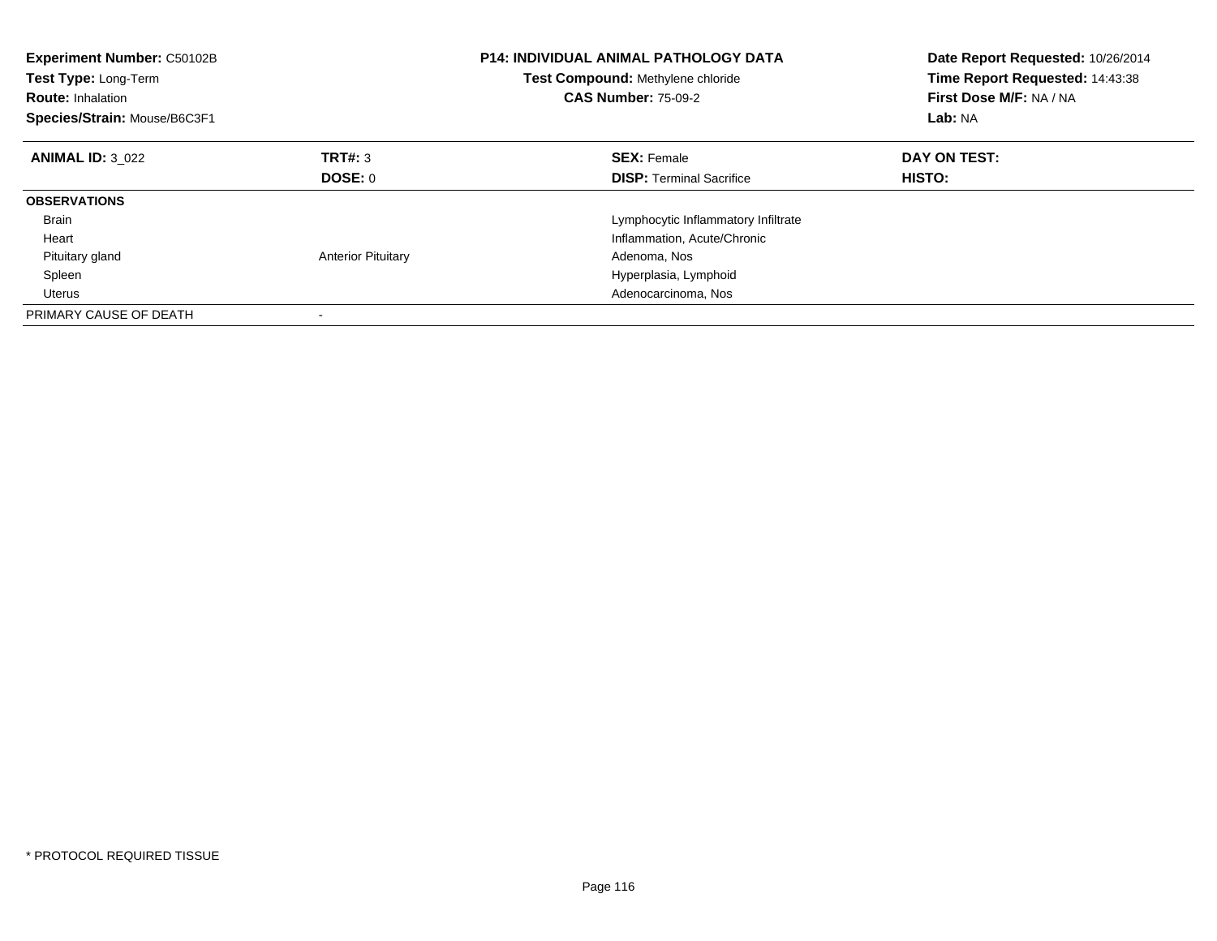**Experiment Number:** C50102B
**Test Type:** Long-Term
**Route:** Inhalation
**Species/Strain:** Mouse/B6C3F1

**P14: INDIVIDUAL ANIMAL PATHOLOGY DATA**
**Test Compound:** Methylene chloride
**CAS Number:** 75-09-2

**Date Report Requested:** 10/26/2014
**Time Report Requested:** 14:43:38
**First Dose M/F:** NA / NA
**Lab:** NA

| **ANIMAL ID:** 3_022 | **TRT#:** 3 | **SEX:** Female | **DAY ON TEST:** |
|---|---|---|---|
| | **DOSE:** 0 | **DISP:** Terminal Sacrifice | **HISTO:** |
| **OBSERVATIONS** | | | |
| Brain | | Lymphocytic Inflammatory Infiltrate | |
| Heart | | Inflammation, Acute/Chronic | |
| Pituitary gland | Anterior Pituitary | Adenoma, Nos | |
| Spleen | | Hyperplasia, Lymphoid | |
| Uterus | | Adenocarcinoma, Nos | |
| PRIMARY CAUSE OF DEATH | - | | |

* PROTOCOL REQUIRED TISSUE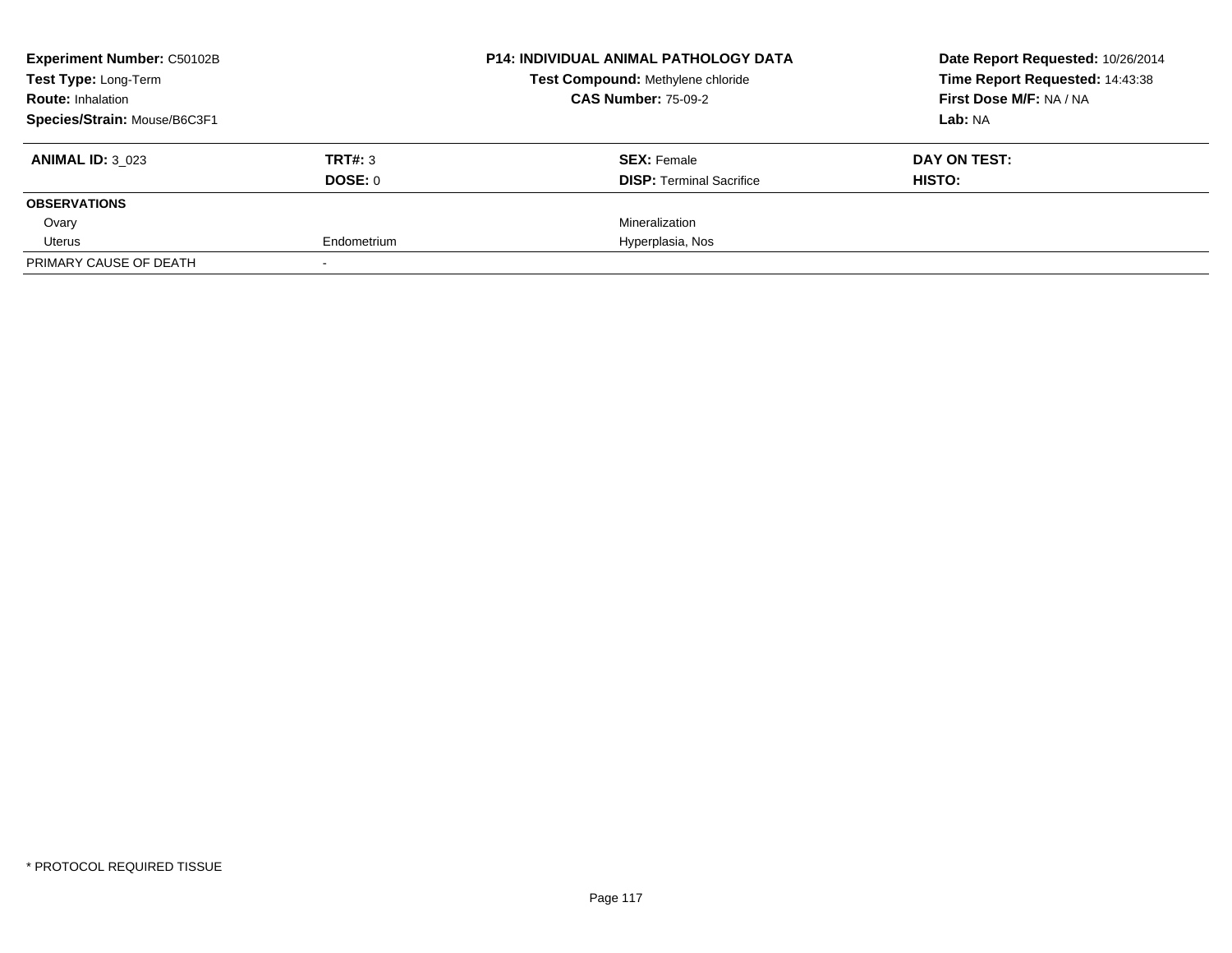| **Experiment Number:** C50102B | **P14: INDIVIDUAL ANIMAL PATHOLOGY DATA** | **Date Report Requested:** 10/26/2014 |
|---|---|---|
| **Test Type:** Long-Term | **Test Compound:** Methylene chloride | **Time Report Requested:** 14:43:38 |
| **Route:** Inhalation | **CAS Number:** 75-09-2 | **First Dose M/F:** NA / NA |
| **Species/Strain:** Mouse/B6C3F1 | | **Lab:** NA |

| **ANIMAL ID:** 3_023 | **TRT#:** 3 | **SEX:** Female | **DAY ON TEST:** |
|---|---|---|---|
| | **DOSE:** 0 | **DISP:** Terminal Sacrifice | **HISTO:** |
| **OBSERVATIONS** | | | |
| Ovary | | Mineralization | |
| Uterus | Endometrium | Hyperplasia, Nos | |
| PRIMARY CAUSE OF DEATH | - | | |

* PROTOCOL REQUIRED TISSUE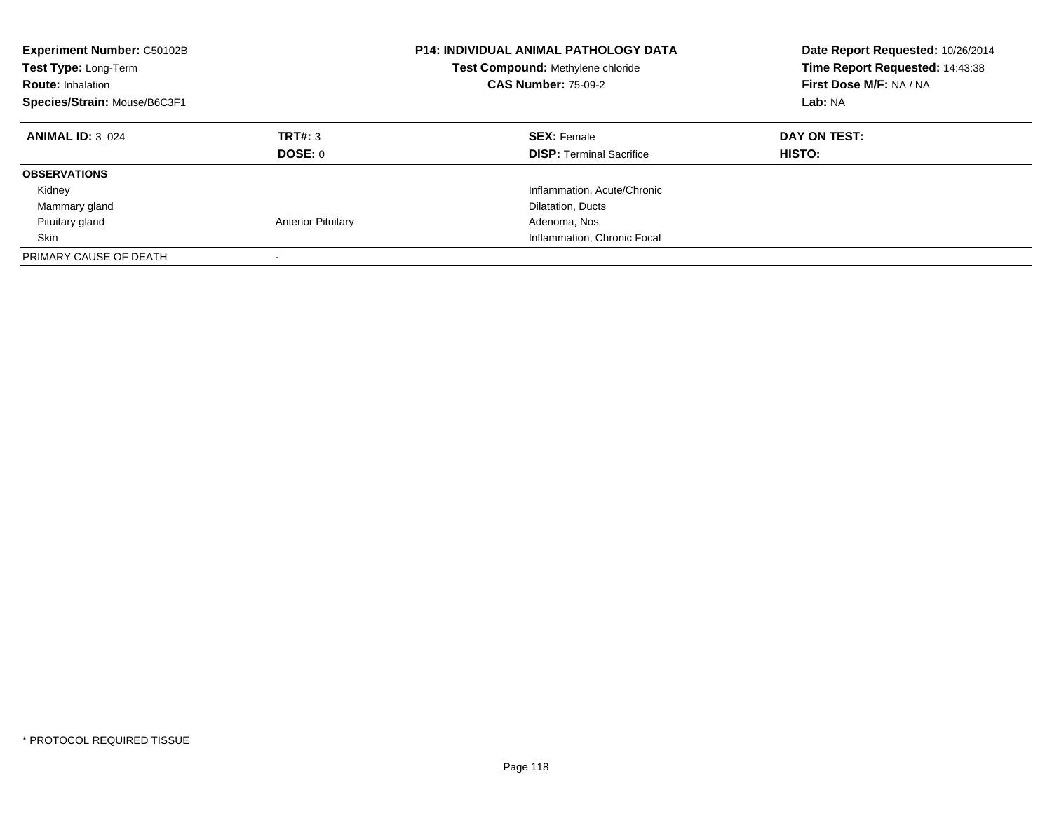**Experiment Number:** C50102B
**Test Type:** Long-Term
**Route:** Inhalation
**Species/Strain:** Mouse/B6C3F1

**P14: INDIVIDUAL ANIMAL PATHOLOGY DATA**
**Test Compound:** Methylene chloride
**CAS Number:** 75-09-2

**Date Report Requested:** 10/26/2014
**Time Report Requested:** 14:43:38
**First Dose M/F:** NA / NA
**Lab:** NA

| **ANIMAL ID:** 3_024 | **TRT#:** 3 | **SEX:** Female | **DAY ON TEST:** |
|---|---|---|---|
| | **DOSE:** 0 | **DISP:** Terminal Sacrifice | **HISTO:** |
| **OBSERVATIONS** | | | |
| Kidney | | Inflammation, Acute/Chronic | |
| Mammary gland | | Dilatation, Ducts | |
| Pituitary gland | Anterior Pituitary | Adenoma, Nos | |
| Skin | | Inflammation, Chronic Focal | |
| PRIMARY CAUSE OF DEATH | - | | |

* PROTOCOL REQUIRED TISSUE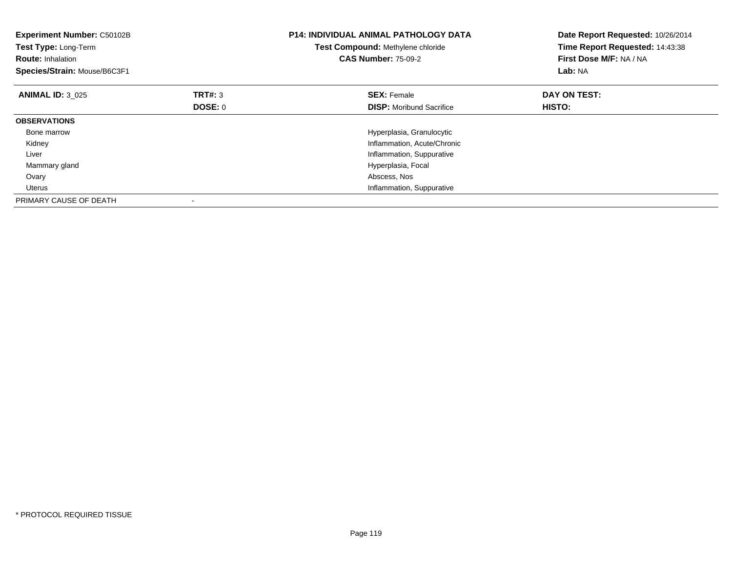**Experiment Number:** C50102B
**Test Type:** Long-Term
**Route:** Inhalation
**Species/Strain:** Mouse/B6C3F1

**P14: INDIVIDUAL ANIMAL PATHOLOGY DATA**
**Test Compound:** Methylene chloride
**CAS Number:** 75-09-2

**Date Report Requested:** 10/26/2014
**Time Report Requested:** 14:43:38
**First Dose M/F:** NA / NA
**Lab:** NA

| **ANIMAL ID:** 3_025 | **TRT#:** 3 | **SEX:** Female | **DAY ON TEST:** |
|---|---|---|---|
| | **DOSE:** 0 | **DISP:** Moribund Sacrifice | **HISTO:** |
| **OBSERVATIONS** | | | |
| Bone marrow | | Hyperplasia, Granulocytic | |
| Kidney | | Inflammation, Acute/Chronic | |
| Liver | | Inflammation, Suppurative | |
| Mammary gland | | Hyperplasia, Focal | |
| Ovary | | Abscess, Nos | |
| Uterus | | Inflammation, Suppurative | |
| PRIMARY CAUSE OF DEATH | - | | |

* PROTOCOL REQUIRED TISSUE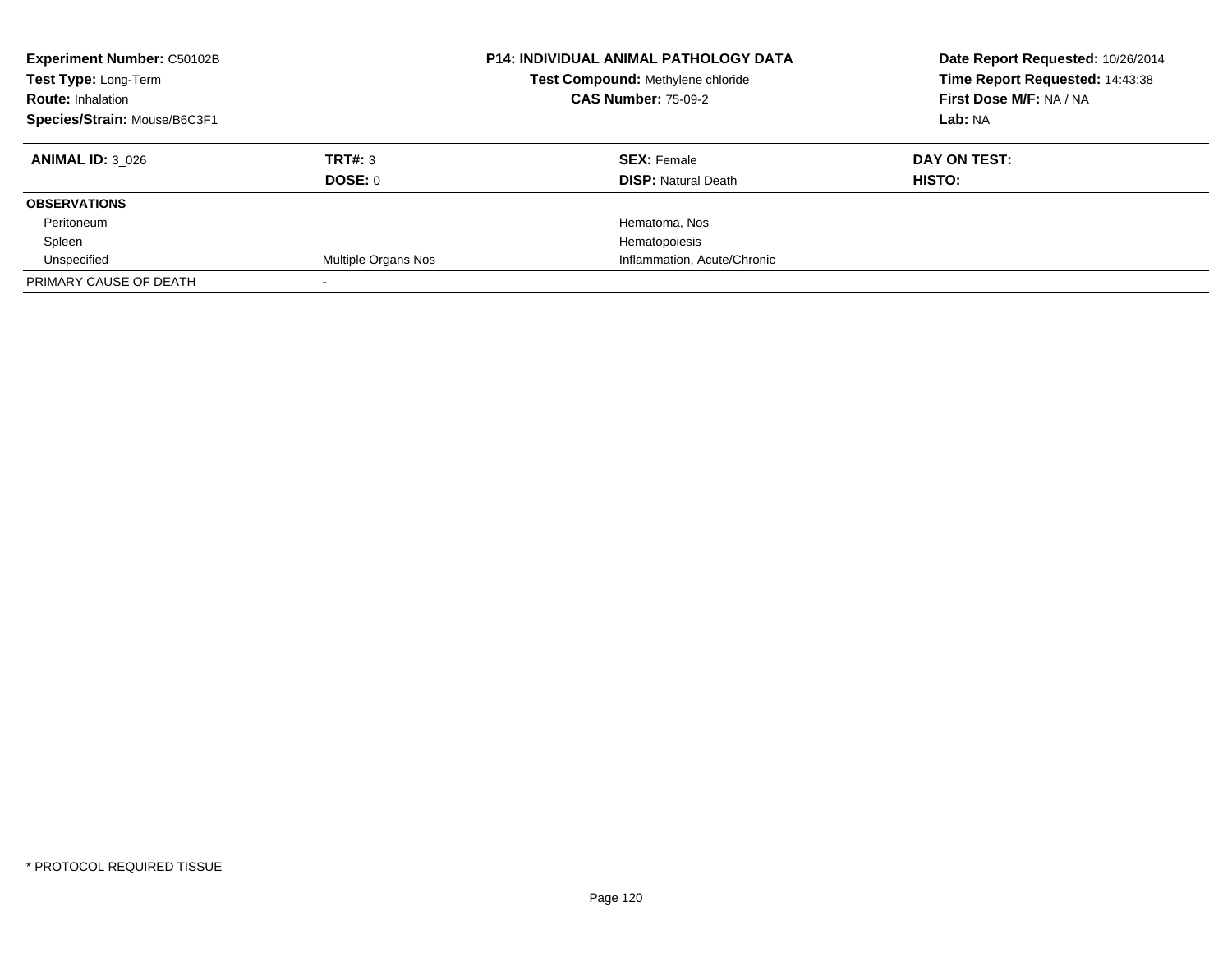| **Experiment Number:** C50102B | **P14: INDIVIDUAL ANIMAL PATHOLOGY DATA** | **Date Report Requested:** 10/26/2014 |
|---|---|---|
| **Test Type:** Long-Term | **Test Compound:** Methylene chloride | **Time Report Requested:** 14:43:38 |
| **Route:** Inhalation | **CAS Number:** 75-09-2 | **First Dose M/F:** NA / NA |
| **Species/Strain:** Mouse/B6C3F1 | | **Lab:** NA |

| **ANIMAL ID:** 3_026 | **TRT#:** 3 | **SEX:** Female | **DAY ON TEST:** |
|---|---|---|---|
| | **DOSE:** 0 | **DISP:** Natural Death | **HISTO:** |
| **OBSERVATIONS** | | | |
| Peritoneum | | Hematoma, Nos | |
| Spleen | | Hematopoiesis | |
| Unspecified | Multiple Organs Nos | Inflammation, Acute/Chronic | |
| PRIMARY CAUSE OF DEATH | - | | |

* PROTOCOL REQUIRED TISSUE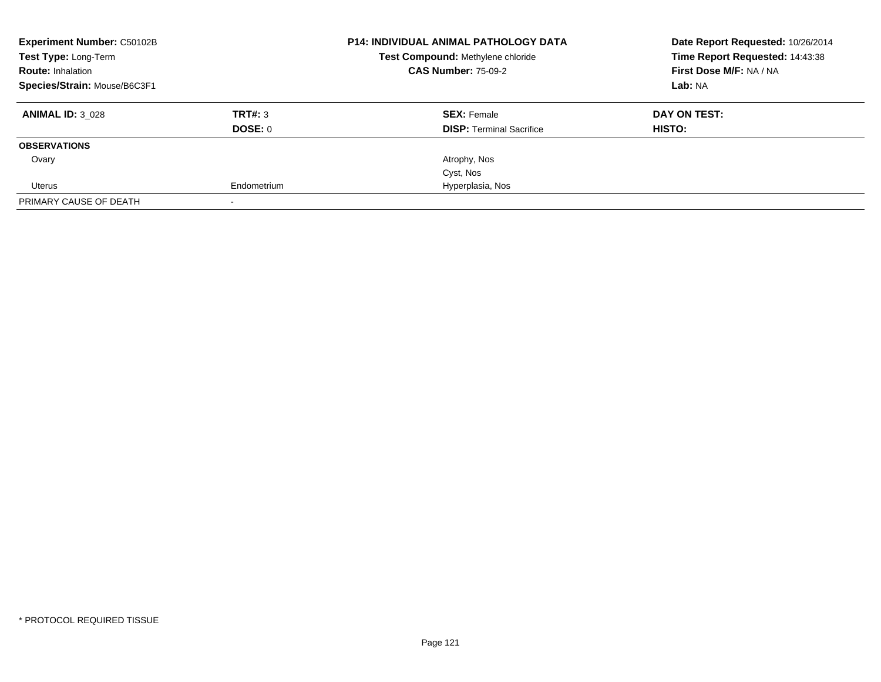**Experiment Number:** C50102B
**Test Type:** Long-Term
**Route:** Inhalation
**Species/Strain:** Mouse/B6C3F1

**P14: INDIVIDUAL ANIMAL PATHOLOGY DATA**
**Test Compound:** Methylene chloride
**CAS Number:** 75-09-2

**Date Report Requested:** 10/26/2014
**Time Report Requested:** 14:43:38
**First Dose M/F:** NA / NA
**Lab:** NA

| **ANIMAL ID:** 3_028 | **TRT#:** 3 | **SEX:** Female | **DAY ON TEST:** |
|---|---|---|---|
| | **DOSE:** 0 | **DISP:** Terminal Sacrifice | **HISTO:** |
| **OBSERVATIONS** | | | |
| Ovary | | Atrophy, Nos | |
| | | Cyst, Nos | |
| Uterus | Endometrium | Hyperplasia, Nos | |
| PRIMARY CAUSE OF DEATH | - | | |

* PROTOCOL REQUIRED TISSUE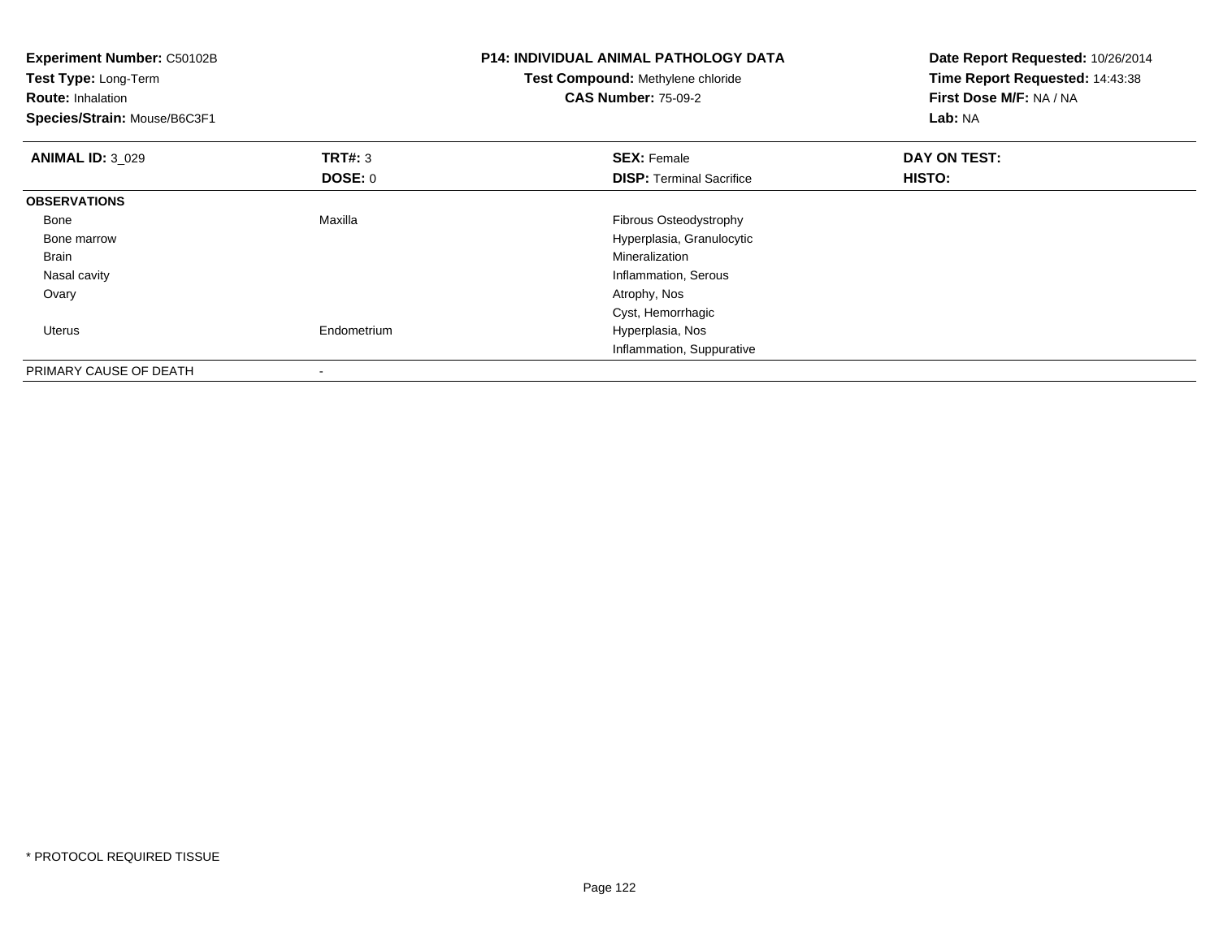**Experiment Number:** C50102B
**Test Type:** Long-Term
**Route:** Inhalation
**Species/Strain:** Mouse/B6C3F1

**P14: INDIVIDUAL ANIMAL PATHOLOGY DATA**
**Test Compound:** Methylene chloride
**CAS Number:** 75-09-2

**Date Report Requested:** 10/26/2014
**Time Report Requested:** 14:43:38
**First Dose M/F:** NA / NA
**Lab:** NA

| **ANIMAL ID:** 3_029 | **TRT#:** 3 | **SEX:** Female | **DAY ON TEST:** |
|---|---|---|---|
| | **DOSE:** 0 | **DISP:** Terminal Sacrifice | **HISTO:** |
| **OBSERVATIONS** | | | |
| Bone | Maxilla | Fibrous Osteodystrophy | |
| Bone marrow | | Hyperplasia, Granulocytic | |
| Brain | | Mineralization | |
| Nasal cavity | | Inflammation, Serous | |
| Ovary | | Atrophy, Nos | |
| | | Cyst, Hemorrhagic | |
| Uterus | Endometrium | Hyperplasia, Nos | |
| | | Inflammation, Suppurative | |
| PRIMARY CAUSE OF DEATH | - | | |

* PROTOCOL REQUIRED TISSUE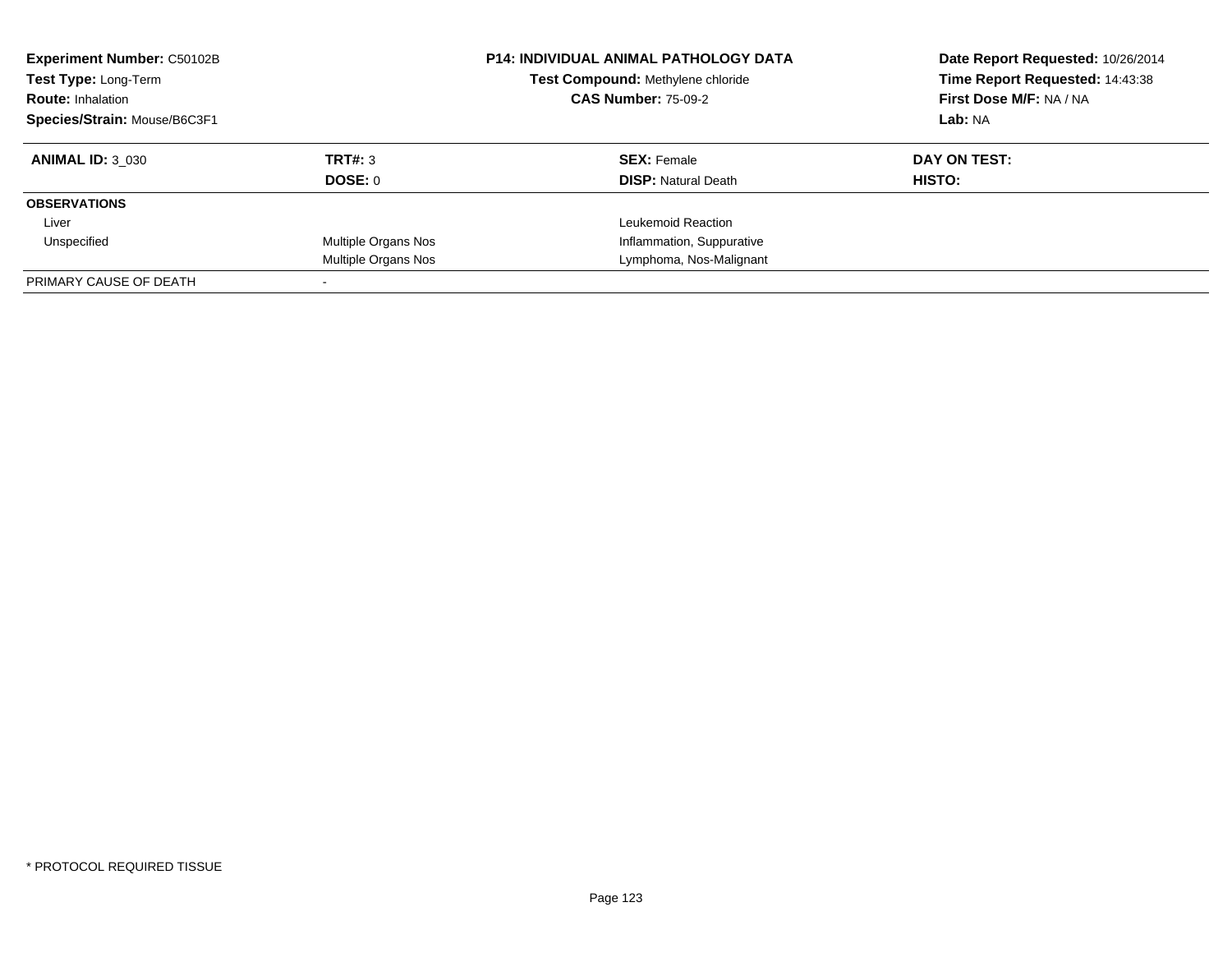**Experiment Number:** C50102B
**Test Type:** Long-Term
**Route:** Inhalation
**Species/Strain:** Mouse/B6C3F1

**P14: INDIVIDUAL ANIMAL PATHOLOGY DATA**
**Test Compound:** Methylene chloride
**CAS Number:** 75-09-2

**Date Report Requested:** 10/26/2014
**Time Report Requested:** 14:43:38
**First Dose M/F:** NA / NA
**Lab:** NA

| **ANIMAL ID:** 3_030 | **TRT#:** 3 | **SEX:** Female | **DAY ON TEST:** |
|---|---|---|---|
| | **DOSE:** 0 | **DISP:** Natural Death | **HISTO:** |
| **OBSERVATIONS** | | | |
| Liver | | Leukemoid Reaction | |
| Unspecified | Multiple Organs Nos | Inflammation, Suppurative | |
| | Multiple Organs Nos | Lymphoma, Nos-Malignant | |
| PRIMARY CAUSE OF DEATH | - | | |

* PROTOCOL REQUIRED TISSUE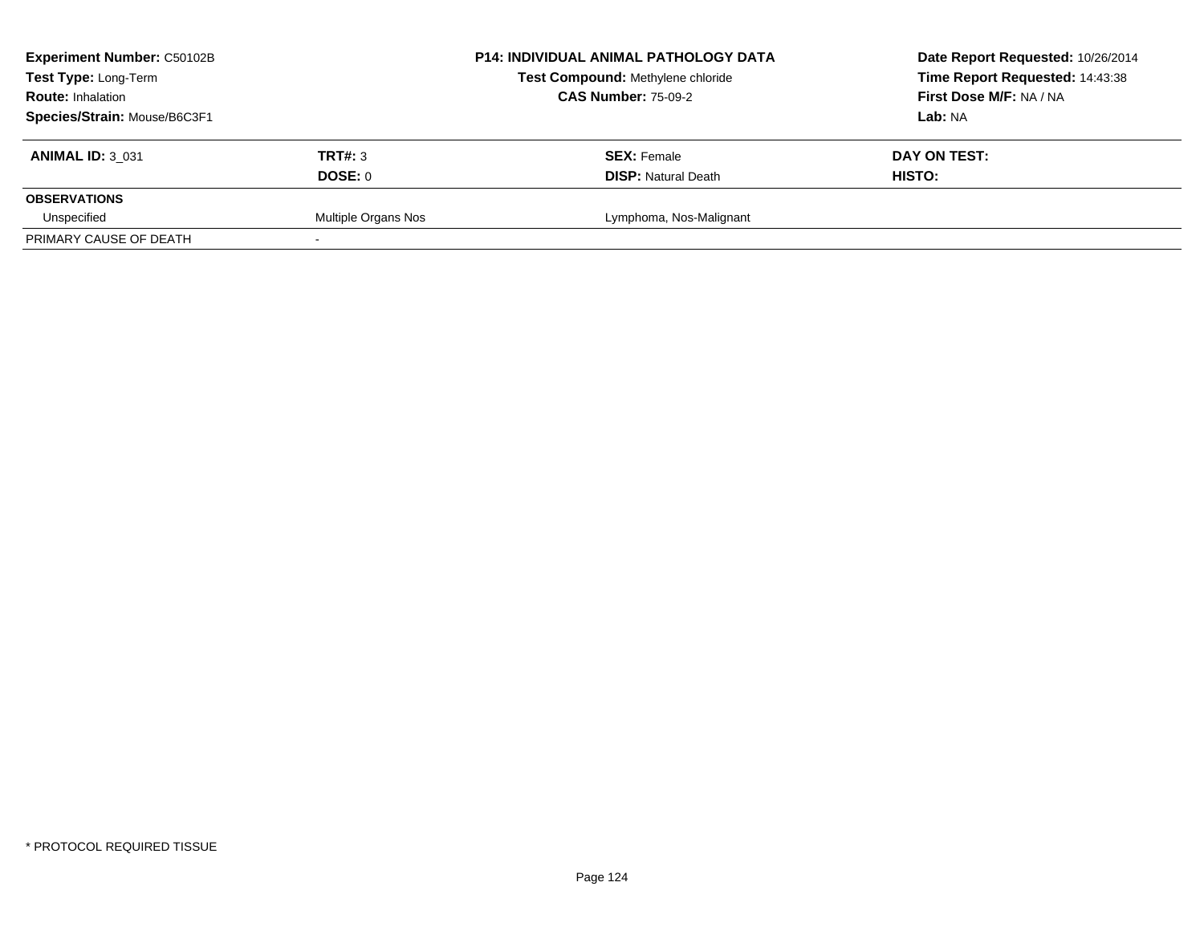| **Experiment Number:** C50102B | **P14: INDIVIDUAL ANIMAL PATHOLOGY DATA** | **Date Report Requested:** 10/26/2014 |
|---|---|---|
| **Test Type:** Long-Term | **Test Compound:** Methylene chloride | **Time Report Requested:** 14:43:38 |
| **Route:** Inhalation | **CAS Number:** 75-09-2 | **First Dose M/F:** NA / NA |
| **Species/Strain:** Mouse/B6C3F1 | | **Lab:** NA |

| **ANIMAL ID:** 3_031 | **TRT#:** 3 | **SEX:** Female | **DAY ON TEST:** |
|---|---|---|---|
| | **DOSE:** 0 | **DISP:** Natural Death | **HISTO:** |
| **OBSERVATIONS** | | | |
| Unspecified | Multiple Organs Nos | Lymphoma, Nos-Malignant | |
| PRIMARY CAUSE OF DEATH | - | | |

* PROTOCOL REQUIRED TISSUE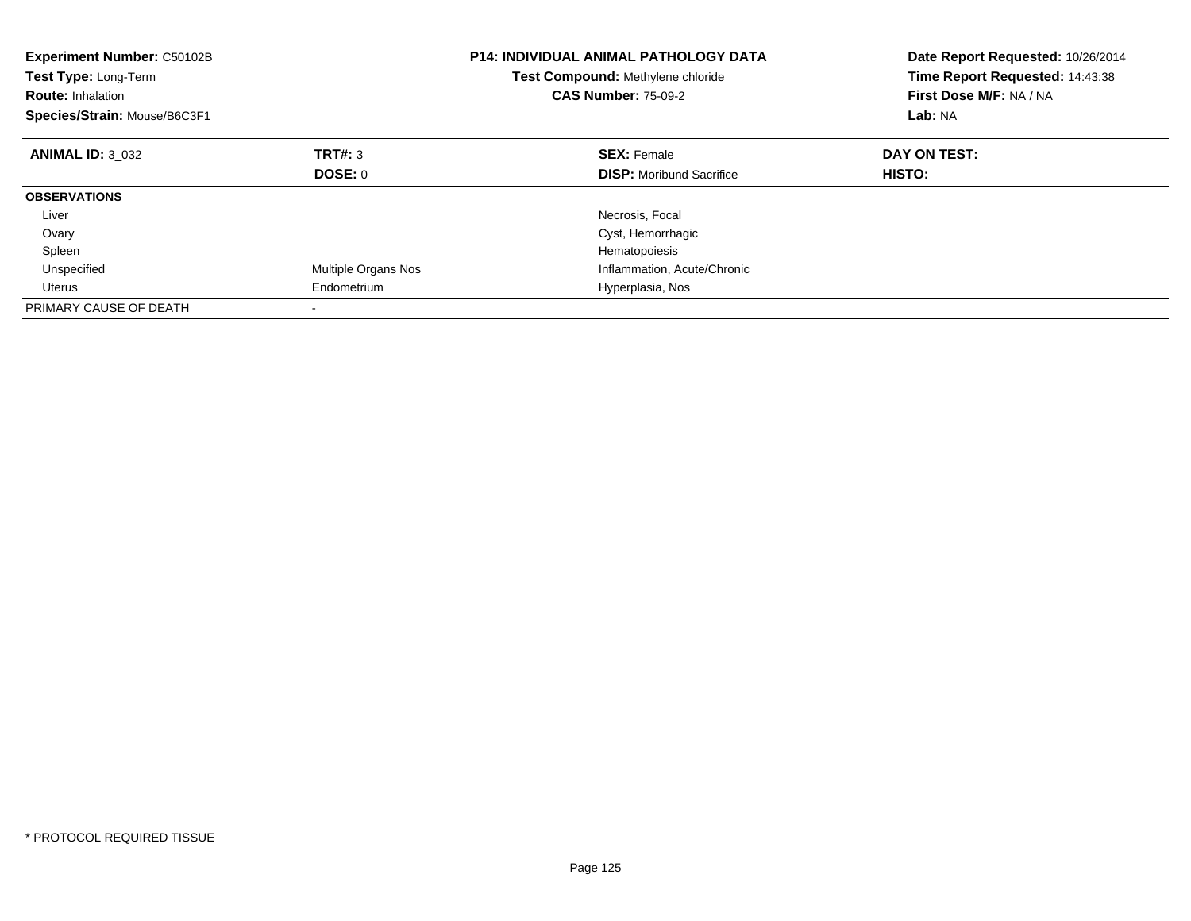**Experiment Number:** C50102B
**Test Type:** Long-Term
**Route:** Inhalation
**Species/Strain:** Mouse/B6C3F1

**P14: INDIVIDUAL ANIMAL PATHOLOGY DATA**
**Test Compound:** Methylene chloride
**CAS Number:** 75-09-2

**Date Report Requested:** 10/26/2014
**Time Report Requested:** 14:43:38
**First Dose M/F:** NA / NA
**Lab:** NA

| **ANIMAL ID:** 3_032 | **TRT#:** 3 | **SEX:** Female | **DAY ON TEST:** |
|---|---|---|---|
| | **DOSE:** 0 | **DISP:** Moribund Sacrifice | **HISTO:** |
| **OBSERVATIONS** | | | |
| Liver | | Necrosis, Focal | |
| Ovary | | Cyst, Hemorrhagic | |
| Spleen | | Hematopoiesis | |
| Unspecified | Multiple Organs Nos | Inflammation, Acute/Chronic | |
| Uterus | Endometrium | Hyperplasia, Nos | |
| PRIMARY CAUSE OF DEATH | - | | |

* PROTOCOL REQUIRED TISSUE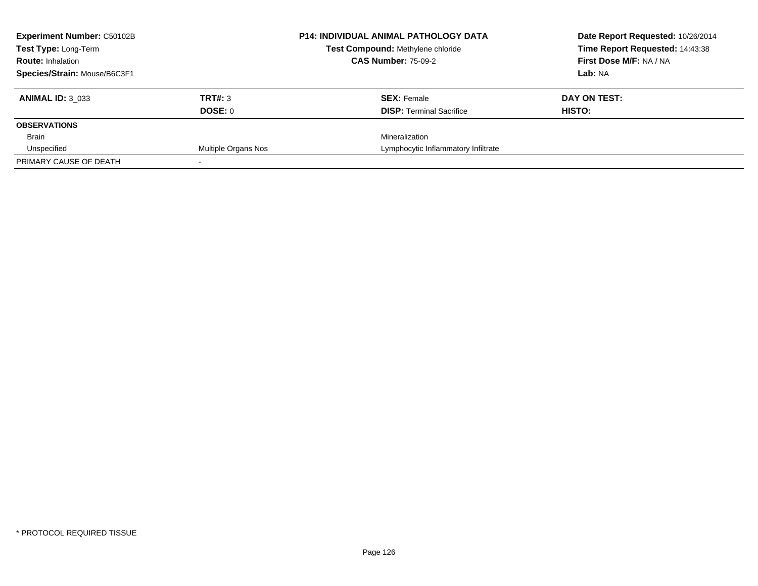**Experiment Number:** C50102B
**Test Type:** Long-Term
**Route:** Inhalation
**Species/Strain:** Mouse/B6C3F1

**P14: INDIVIDUAL ANIMAL PATHOLOGY DATA**
**Test Compound:** Methylene chloride
**CAS Number:** 75-09-2

**Date Report Requested:** 10/26/2014
**Time Report Requested:** 14:43:38
**First Dose M/F:** NA / NA
**Lab:** NA

| **ANIMAL ID:** 3_033 | **TRT#:** 3 | **SEX:** Female | **DAY ON TEST:** |
|---|---|---|---|
| | **DOSE:** 0 | **DISP:** Terminal Sacrifice | **HISTO:** |
| **OBSERVATIONS** | | | |
| Brain | | Mineralization | |
| Unspecified | Multiple Organs Nos | Lymphocytic Inflammatory Infiltrate | |
| PRIMARY CAUSE OF DEATH | - | | |

\* PROTOCOL REQUIRED TISSUE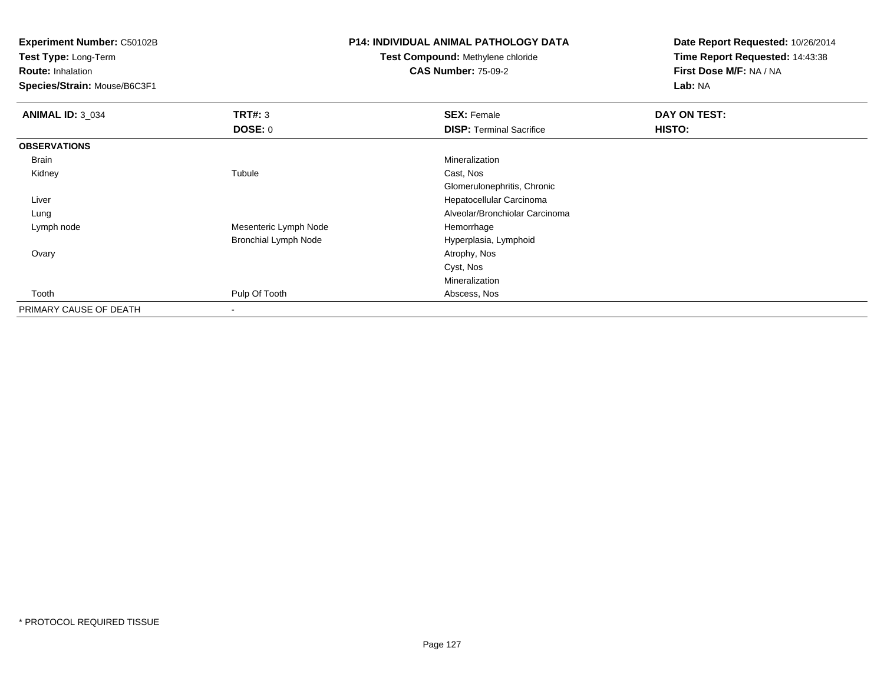**Experiment Number:** C50102B
**Test Type:** Long-Term
**Route:** Inhalation
**Species/Strain:** Mouse/B6C3F1

**P14: INDIVIDUAL ANIMAL PATHOLOGY DATA**
**Test Compound:** Methylene chloride
**CAS Number:** 75-09-2

**Date Report Requested:** 10/26/2014
**Time Report Requested:** 14:43:38
**First Dose M/F:** NA / NA
**Lab:** NA

| **ANIMAL ID:** 3_034 | **TRT#:** 3 | **SEX:** Female | **DAY ON TEST:** |
|---|---|---|---|
| | **DOSE:** 0 | **DISP:** Terminal Sacrifice | **HISTO:** |
| **OBSERVATIONS** | | | |
| Brain | | Mineralization | |
| Kidney | Tubule | Cast, Nos | |
| | | Glomerulonephritis, Chronic | |
| Liver | | Hepatocellular Carcinoma | |
| Lung | | Alveolar/Bronchiolar Carcinoma | |
| Lymph node | Mesenteric Lymph Node | Hemorrhage | |
| | Bronchial Lymph Node | Hyperplasia, Lymphoid | |
| Ovary | | Atrophy, Nos | |
| | | Cyst, Nos | |
| | | Mineralization | |
| Tooth | Pulp Of Tooth | Abscess, Nos | |
| PRIMARY CAUSE OF DEATH | - | | |

* PROTOCOL REQUIRED TISSUE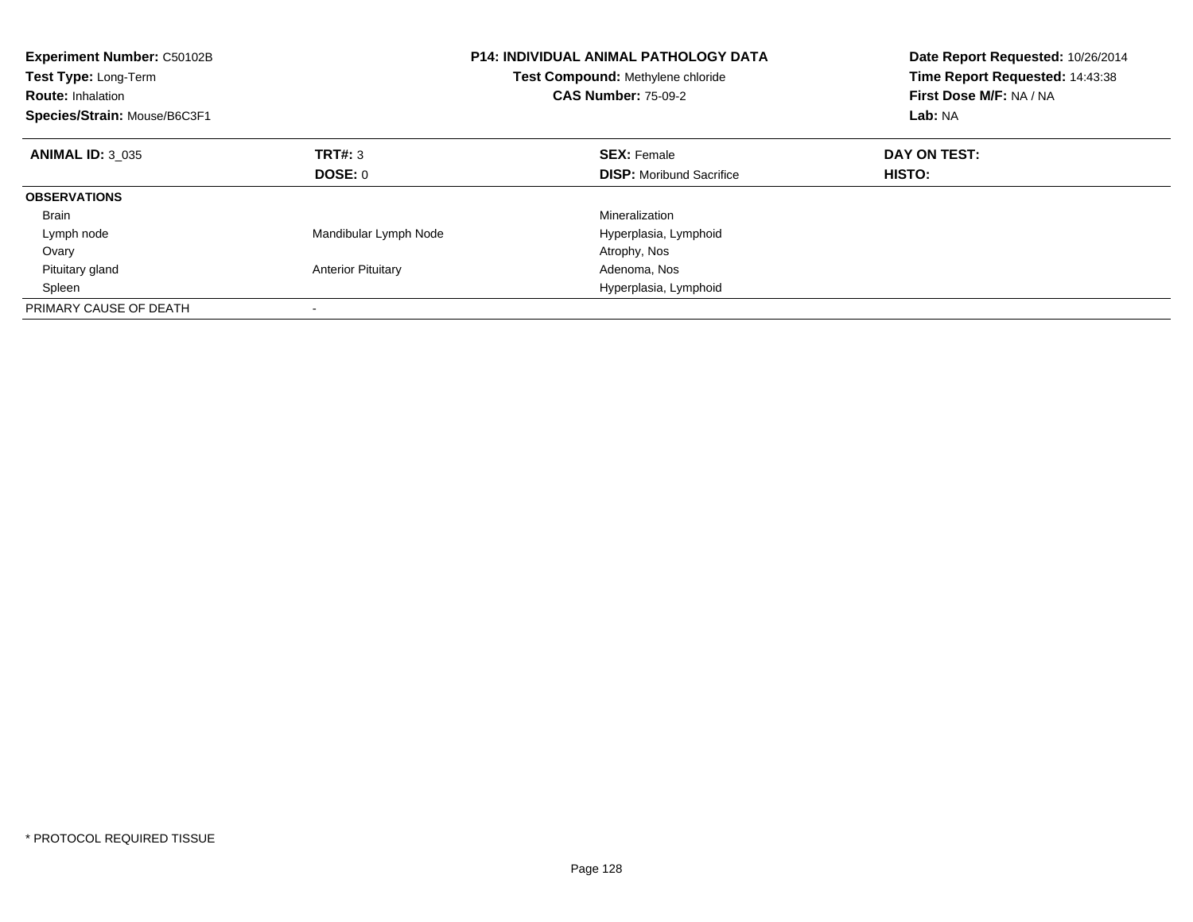**Experiment Number:** C50102B
**Test Type:** Long-Term
**Route:** Inhalation
**Species/Strain:** Mouse/B6C3F1

**P14: INDIVIDUAL ANIMAL PATHOLOGY DATA**
**Test Compound:** Methylene chloride
**CAS Number:** 75-09-2

**Date Report Requested:** 10/26/2014
**Time Report Requested:** 14:43:38
**First Dose M/F:** NA / NA
**Lab:** NA

| **ANIMAL ID:** 3_035 | **TRT#:** 3 | **SEX:** Female | **DAY ON TEST:** |
|---|---|---|---|
| | **DOSE:** 0 | **DISP:** Moribund Sacrifice | **HISTO:** |
| **OBSERVATIONS** | | | |
| Brain | | Mineralization | |
| Lymph node | Mandibular Lymph Node | Hyperplasia, Lymphoid | |
| Ovary | | Atrophy, Nos | |
| Pituitary gland | Anterior Pituitary | Adenoma, Nos | |
| Spleen | | Hyperplasia, Lymphoid | |
| PRIMARY CAUSE OF DEATH | - | | |

* PROTOCOL REQUIRED TISSUE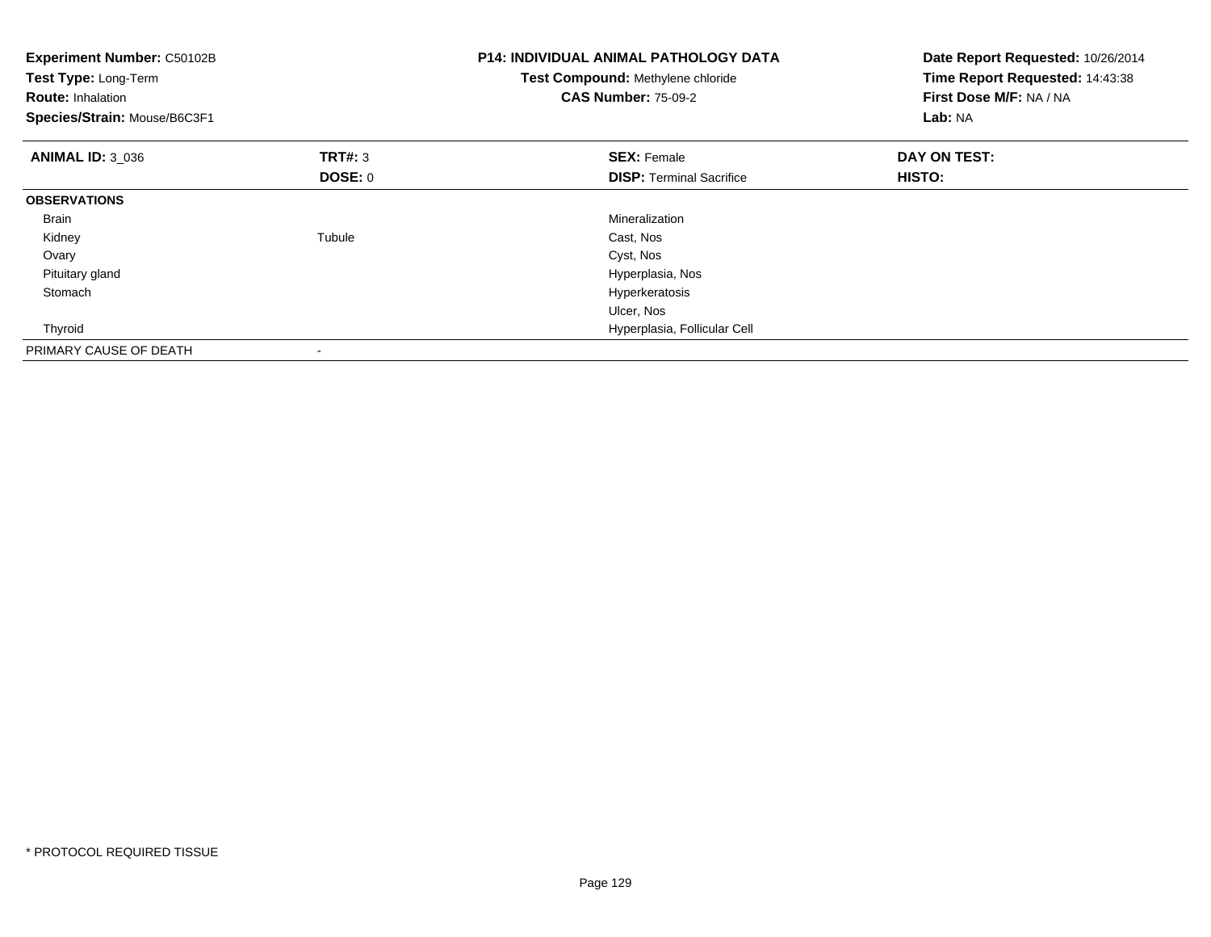**Experiment Number:** C50102B
**Test Type:** Long-Term
**Route:** Inhalation
**Species/Strain:** Mouse/B6C3F1

**P14: INDIVIDUAL ANIMAL PATHOLOGY DATA**
**Test Compound:** Methylene chloride
**CAS Number:** 75-09-2

**Date Report Requested:** 10/26/2014
**Time Report Requested:** 14:43:38
**First Dose M/F:** NA / NA
**Lab:** NA

| **ANIMAL ID:** 3_036 | **TRT#:** 3 | **SEX:** Female | **DAY ON TEST:** |
|---|---|---|---|
| | **DOSE:** 0 | **DISP:** Terminal Sacrifice | **HISTO:** |
| **OBSERVATIONS** | | | |
| Brain | | Mineralization | |
| Kidney | Tubule | Cast, Nos | |
| Ovary | | Cyst, Nos | |
| Pituitary gland | | Hyperplasia, Nos | |
| Stomach | | Hyperkeratosis | |
| | | Ulcer, Nos | |
| Thyroid | | Hyperplasia, Follicular Cell | |
| PRIMARY CAUSE OF DEATH | - | | |

* PROTOCOL REQUIRED TISSUE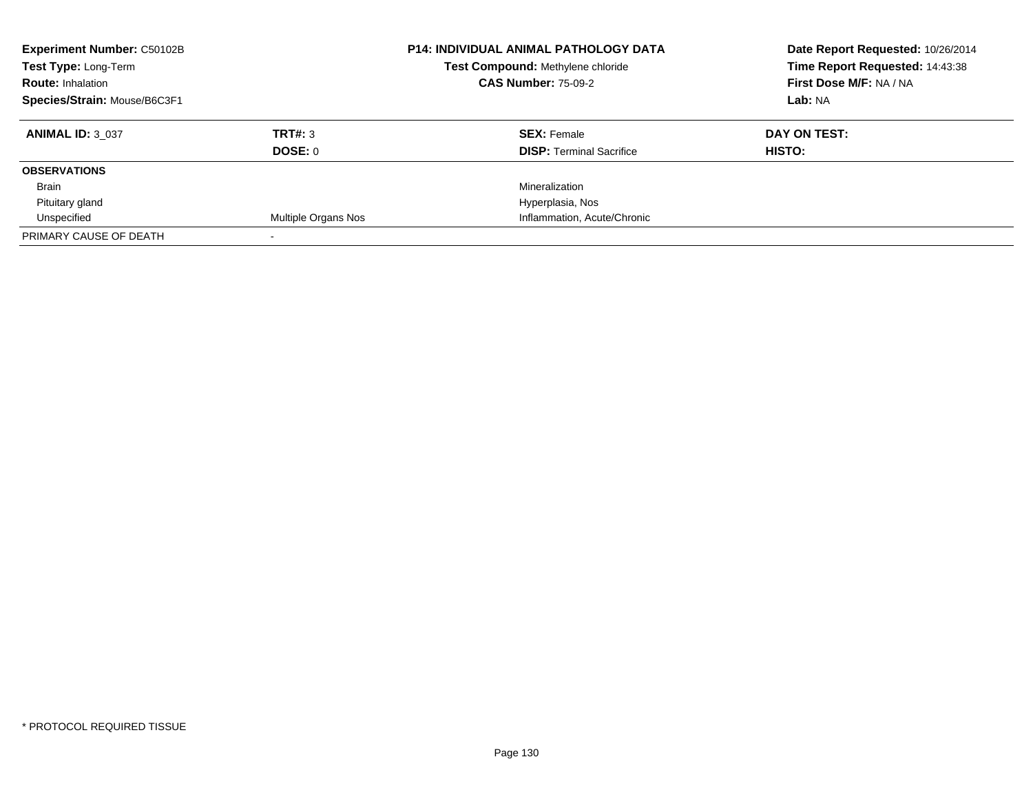**Experiment Number:** C50102B
**Test Type:** Long-Term
**Route:** Inhalation
**Species/Strain:** Mouse/B6C3F1

**P14: INDIVIDUAL ANIMAL PATHOLOGY DATA**
**Test Compound:** Methylene chloride
**CAS Number:** 75-09-2

**Date Report Requested:** 10/26/2014
**Time Report Requested:** 14:43:38
**First Dose M/F:** NA / NA
**Lab:** NA

| **ANIMAL ID:** 3_037 | **TRT#:** 3 | **SEX:** Female | **DAY ON TEST:** |
|---|---|---|---|
| | **DOSE:** 0 | **DISP:** Terminal Sacrifice | **HISTO:** |
| **OBSERVATIONS** | | | |
| Brain | | Mineralization | |
| Pituitary gland | | Hyperplasia, Nos | |
| Unspecified | Multiple Organs Nos | Inflammation, Acute/Chronic | |
| PRIMARY CAUSE OF DEATH | - | | |

* PROTOCOL REQUIRED TISSUE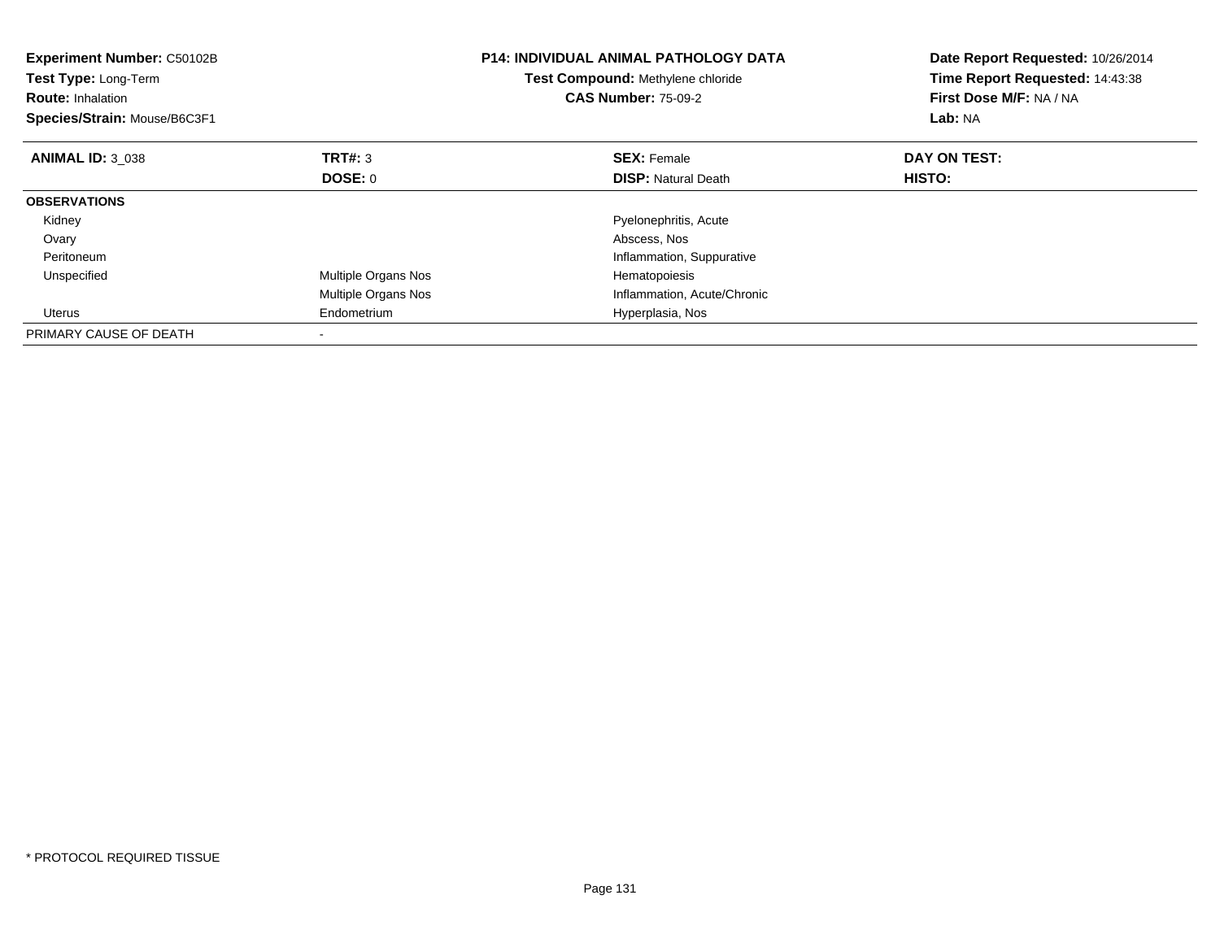**Experiment Number:** C50102B
**Test Type:** Long-Term
**Route:** Inhalation
**Species/Strain:** Mouse/B6C3F1

**P14: INDIVIDUAL ANIMAL PATHOLOGY DATA**
**Test Compound:** Methylene chloride
**CAS Number:** 75-09-2

**Date Report Requested:** 10/26/2014
**Time Report Requested:** 14:43:38
**First Dose M/F:** NA / NA
**Lab:** NA

| **ANIMAL ID:** 3_038 | **TRT#:** 3 | **SEX:** Female | **DAY ON TEST:** |
|---|---|---|---|
| | **DOSE:** 0 | **DISP:** Natural Death | **HISTO:** |
| **OBSERVATIONS** | | | |
| Kidney | | Pyelonephritis, Acute | |
| Ovary | | Abscess, Nos | |
| Peritoneum | | Inflammation, Suppurative | |
| Unspecified | Multiple Organs Nos | Hematopoiesis | |
| | Multiple Organs Nos | Inflammation, Acute/Chronic | |
| Uterus | Endometrium | Hyperplasia, Nos | |
| PRIMARY CAUSE OF DEATH | - | | |

* PROTOCOL REQUIRED TISSUE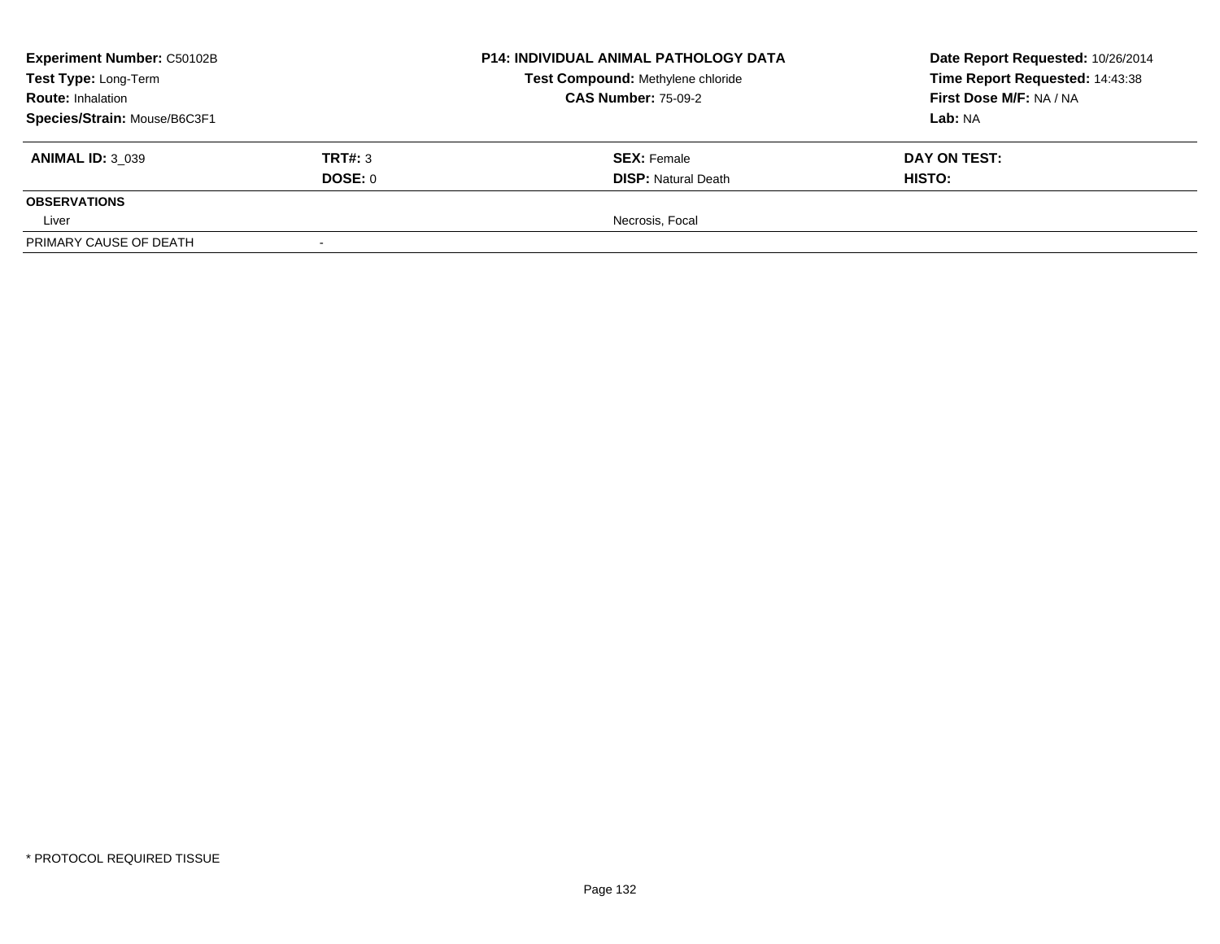**Experiment Number:** C50102B
**Test Type:** Long-Term
**Route:** Inhalation
**Species/Strain:** Mouse/B6C3F1

**P14: INDIVIDUAL ANIMAL PATHOLOGY DATA**
**Test Compound:** Methylene chloride
**CAS Number:** 75-09-2

**Date Report Requested:** 10/26/2014
**Time Report Requested:** 14:43:38
**First Dose M/F:** NA / NA
**Lab:** NA

| **ANIMAL ID:** 3_039 | **TRT#:** 3 | **SEX:** Female | **DAY ON TEST:** |
|---|---|---|---|
| | **DOSE:** 0 | **DISP:** Natural Death | **HISTO:** |
| **OBSERVATIONS** | | | |
| Liver | | Necrosis, Focal | |
| PRIMARY CAUSE OF DEATH | - | | |

\* PROTOCOL REQUIRED TISSUE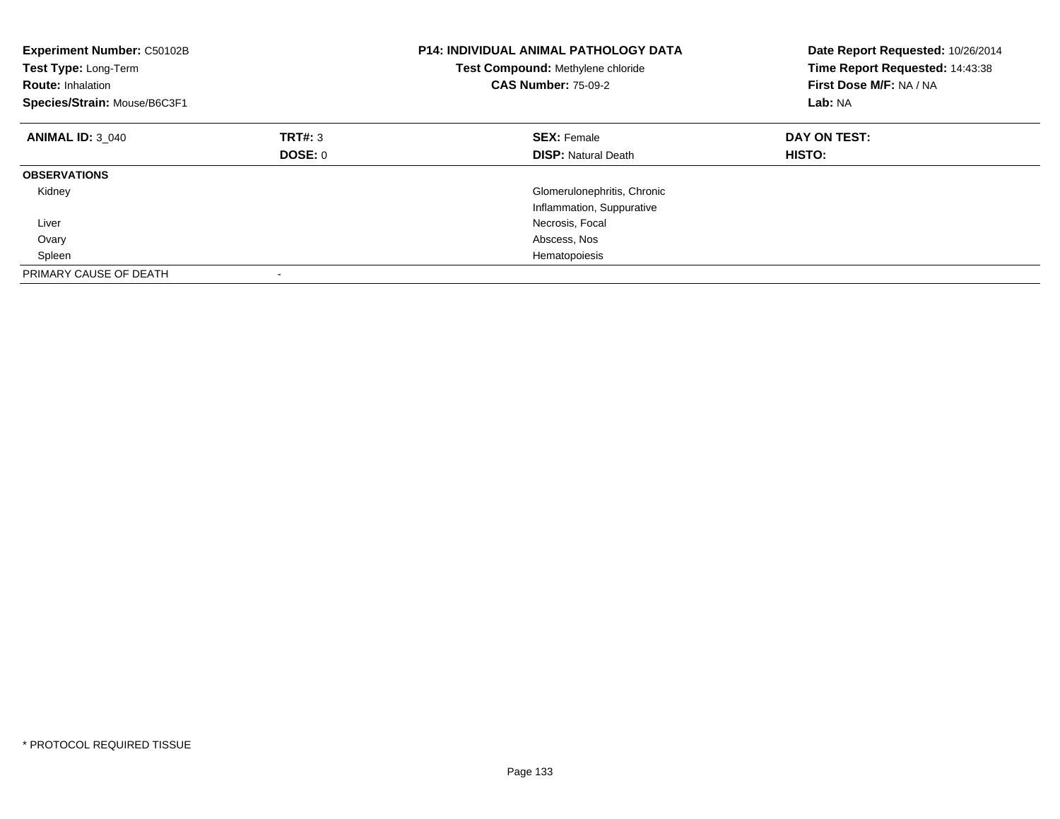**Experiment Number:** C50102B
**Test Type:** Long-Term
**Route:** Inhalation
**Species/Strain:** Mouse/B6C3F1

**P14: INDIVIDUAL ANIMAL PATHOLOGY DATA**
**Test Compound:** Methylene chloride
**CAS Number:** 75-09-2

**Date Report Requested:** 10/26/2014
**Time Report Requested:** 14:43:38
**First Dose M/F:** NA / NA
**Lab:** NA

| **ANIMAL ID:** 3_040 | **TRT#:** 3 | **SEX:** Female | **DAY ON TEST:** |
|---|---|---|---|
| | **DOSE:** 0 | **DISP:** Natural Death | **HISTO:** |
| **OBSERVATIONS** | | | |
| Kidney | | Glomerulonephritis, Chronic | |
| | | Inflammation, Suppurative | |
| Liver | | Necrosis, Focal | |
| Ovary | | Abscess, Nos | |
| Spleen | | Hematopoiesis | |
| PRIMARY CAUSE OF DEATH | - | | |

* PROTOCOL REQUIRED TISSUE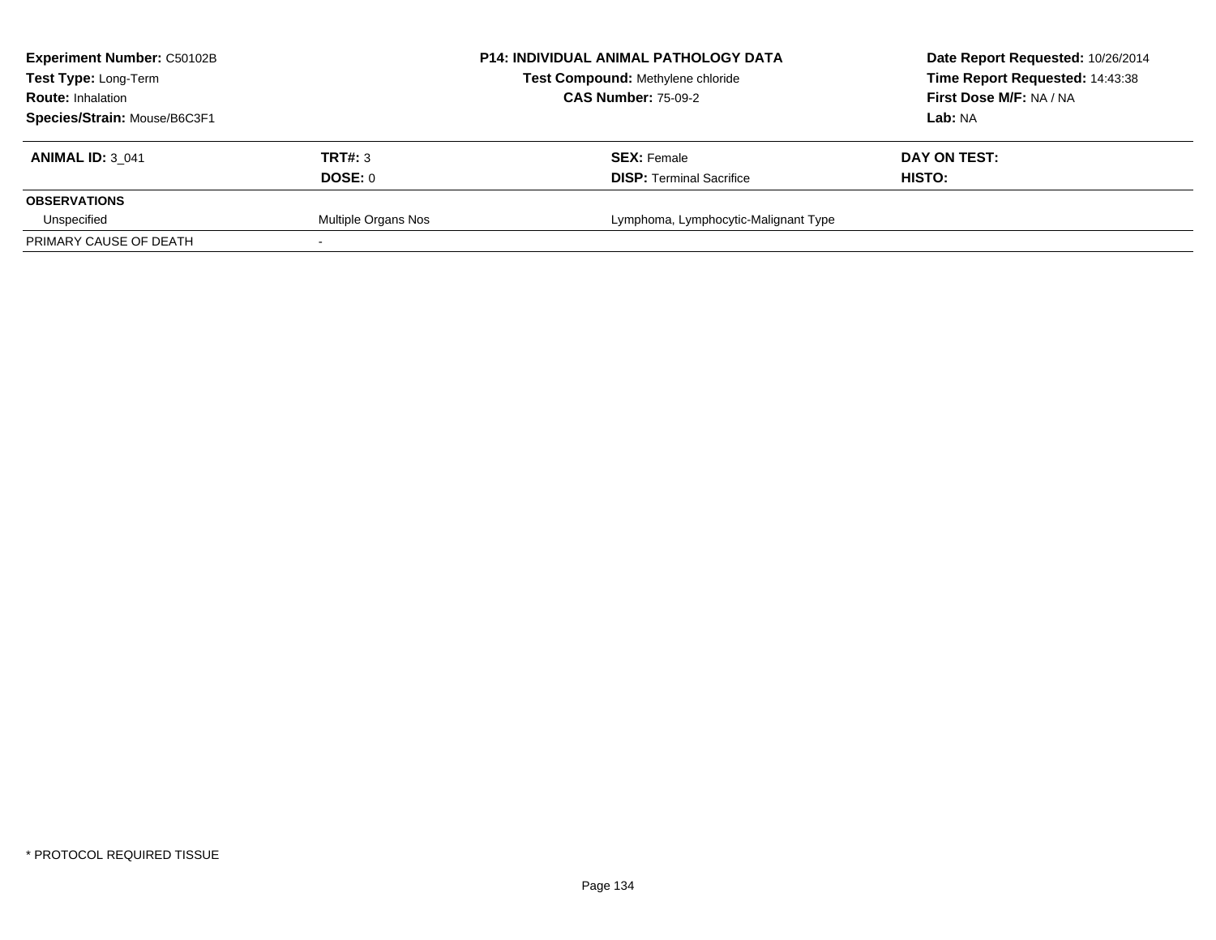**Experiment Number:** C50102B
**Test Type:** Long-Term
**Route:** Inhalation
**Species/Strain:** Mouse/B6C3F1

**P14: INDIVIDUAL ANIMAL PATHOLOGY DATA**
**Test Compound:** Methylene chloride
**CAS Number:** 75-09-2

**Date Report Requested:** 10/26/2014
**Time Report Requested:** 14:43:38
**First Dose M/F:** NA / NA
**Lab:** NA

| **ANIMAL ID:** 3_041 | **TRT#:** 3 | **SEX:** Female | **DAY ON TEST:** |
|---|---|---|---|
| | **DOSE:** 0 | **DISP:** Terminal Sacrifice | **HISTO:** |
| **OBSERVATIONS** | | | |
| Unspecified | Multiple Organs Nos | Lymphoma, Lymphocytic-Malignant Type | |
| PRIMARY CAUSE OF DEATH | - | | |

* PROTOCOL REQUIRED TISSUE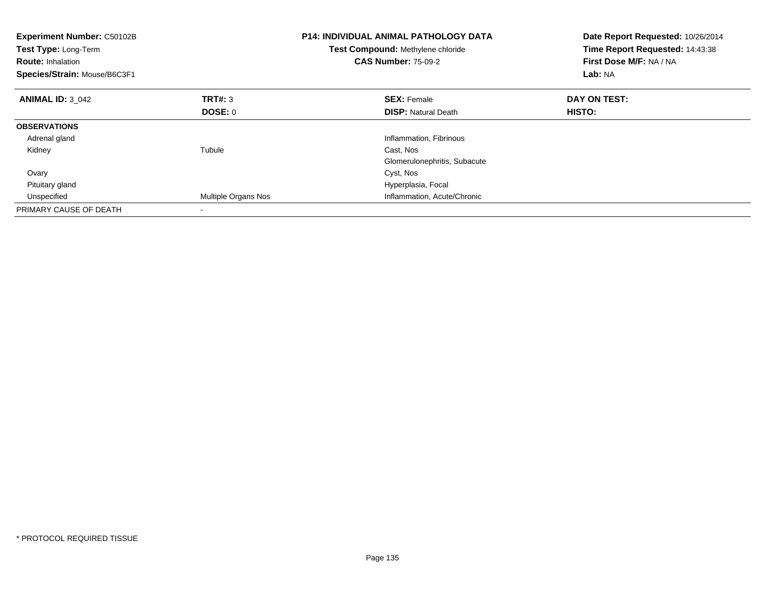**Experiment Number:** C50102B
**Test Type:** Long-Term
**Route:** Inhalation
**Species/Strain:** Mouse/B6C3F1

**P14: INDIVIDUAL ANIMAL PATHOLOGY DATA**
**Test Compound:** Methylene chloride
**CAS Number:** 75-09-2

**Date Report Requested:** 10/26/2014
**Time Report Requested:** 14:43:38
**First Dose M/F:** NA / NA
**Lab:** NA

| **ANIMAL ID:** 3_042 | **TRT#:** 3 | **SEX:** Female | **DAY ON TEST:** |
|---|---|---|---|
| | **DOSE:** 0 | **DISP:** Natural Death | **HISTO:** |
| **OBSERVATIONS** | | | |
| Adrenal gland | | Inflammation, Fibrinous | |
| Kidney | Tubule | Cast, Nos | |
| | | Glomerulonephritis, Subacute | |
| Ovary | | Cyst, Nos | |
| Pituitary gland | | Hyperplasia, Focal | |
| Unspecified | Multiple Organs Nos | Inflammation, Acute/Chronic | |
| PRIMARY CAUSE OF DEATH | - | | |

* PROTOCOL REQUIRED TISSUE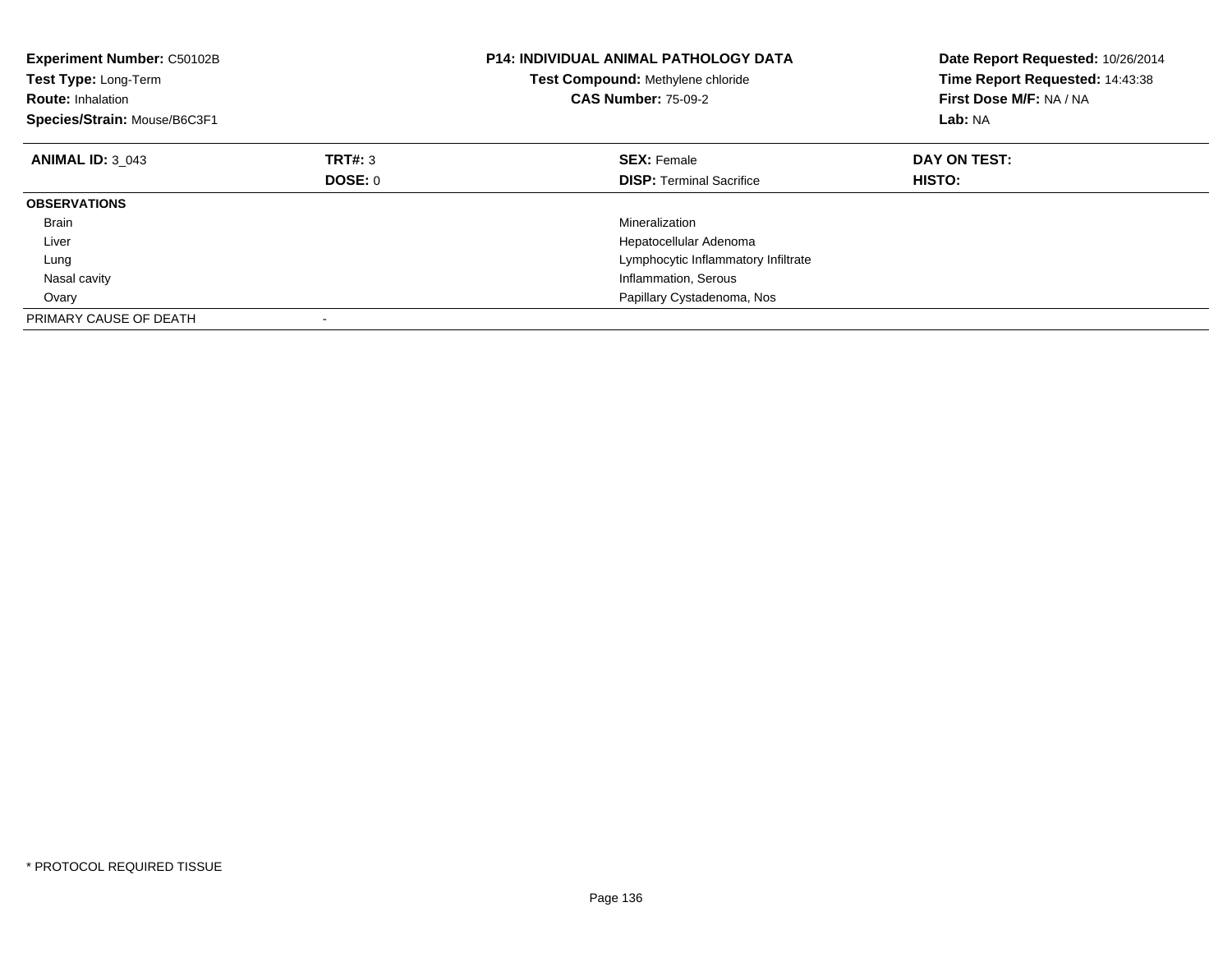**Experiment Number:** C50102B
**Test Type:** Long-Term
**Route:** Inhalation
**Species/Strain:** Mouse/B6C3F1

**P14: INDIVIDUAL ANIMAL PATHOLOGY DATA**
**Test Compound:** Methylene chloride
**CAS Number:** 75-09-2

**Date Report Requested:** 10/26/2014
**Time Report Requested:** 14:43:38
**First Dose M/F:** NA / NA
**Lab:** NA

| **ANIMAL ID:** 3_043 | **TRT#:** 3 | **SEX:** Female | **DAY ON TEST:** |
|---|---|---|---|
| | **DOSE:** 0 | **DISP:** Terminal Sacrifice | **HISTO:** |
| **OBSERVATIONS** | | | |
| Brain | | Mineralization | |
| Liver | | Hepatocellular Adenoma | |
| Lung | | Lymphocytic Inflammatory Infiltrate | |
| Nasal cavity | | Inflammation, Serous | |
| Ovary | | Papillary Cystadenoma, Nos | |
| PRIMARY CAUSE OF DEATH | - | | |

* PROTOCOL REQUIRED TISSUE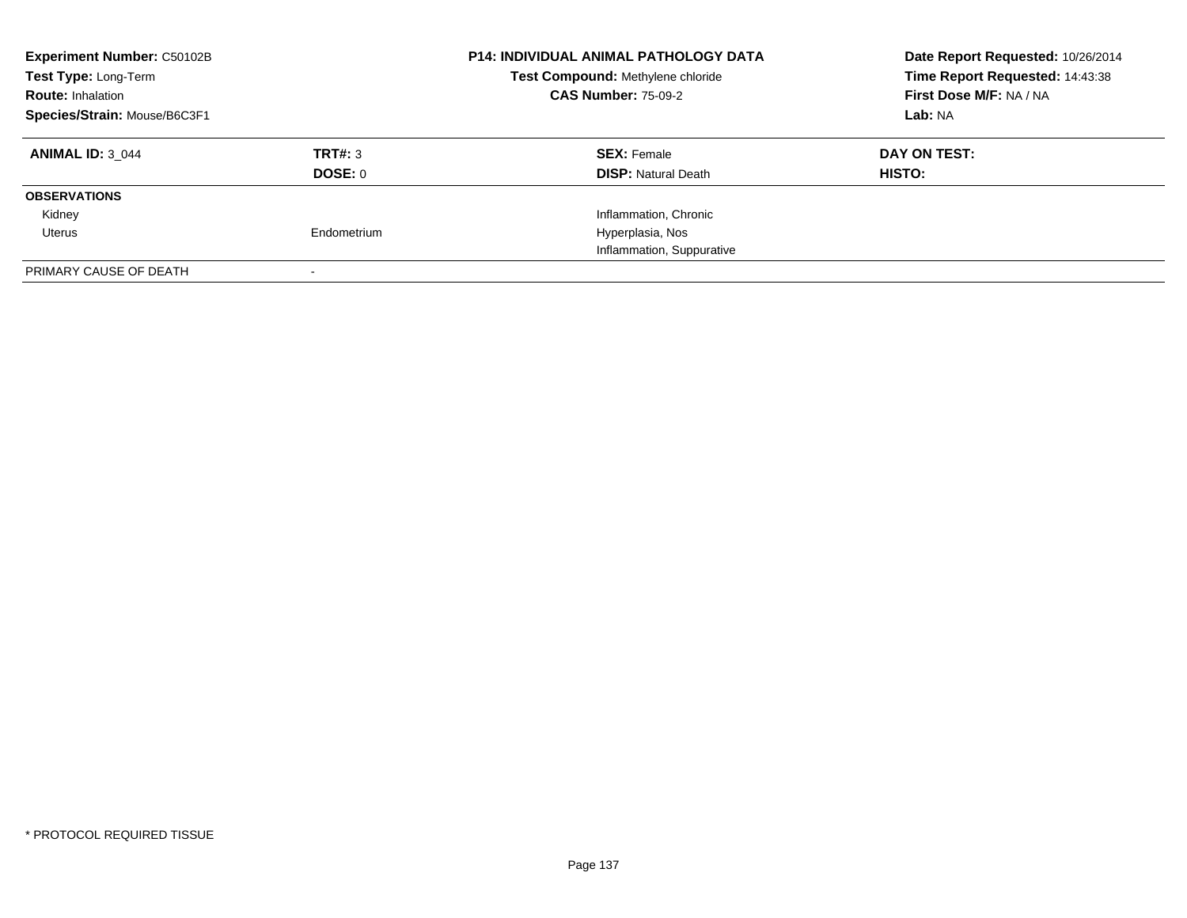**Experiment Number:** C50102B
**Test Type:** Long-Term
**Route:** Inhalation
**Species/Strain:** Mouse/B6C3F1

**P14: INDIVIDUAL ANIMAL PATHOLOGY DATA**
**Test Compound:** Methylene chloride
**CAS Number:** 75-09-2

**Date Report Requested:** 10/26/2014
**Time Report Requested:** 14:43:38
**First Dose M/F:** NA / NA
**Lab:** NA

| **ANIMAL ID:** 3_044 | **TRT#:** 3 | **SEX:** Female | **DAY ON TEST:** |
|---|---|---|---|
| | **DOSE:** 0 | **DISP:** Natural Death | **HISTO:** |
| **OBSERVATIONS** | | | |
| Kidney | | Inflammation, Chronic | |
| Uterus | Endometrium | Hyperplasia, Nos | |
| | | Inflammation, Suppurative | |
| PRIMARY CAUSE OF DEATH | - | | |

* PROTOCOL REQUIRED TISSUE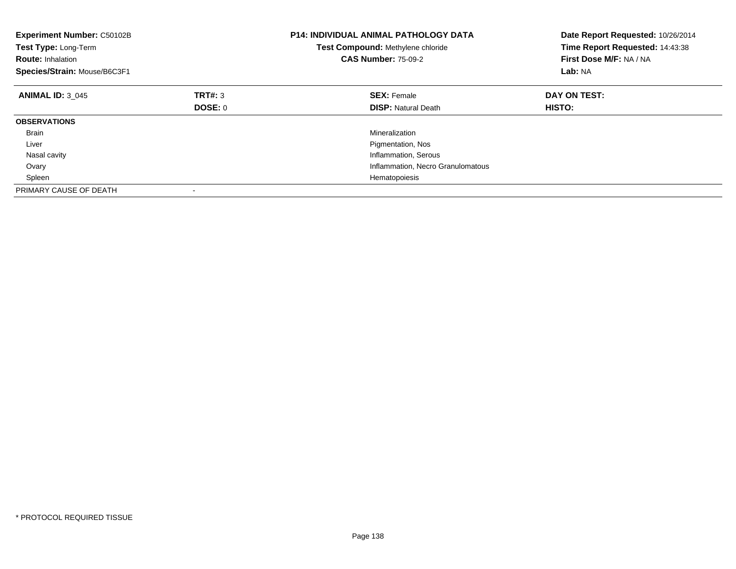**Experiment Number:** C50102B
**Test Type:** Long-Term
**Route:** Inhalation
**Species/Strain:** Mouse/B6C3F1

**P14: INDIVIDUAL ANIMAL PATHOLOGY DATA**
**Test Compound:** Methylene chloride
**CAS Number:** 75-09-2

**Date Report Requested:** 10/26/2014
**Time Report Requested:** 14:43:38
**First Dose M/F:** NA / NA
**Lab:** NA

| **ANIMAL ID:** 3_045 | **TRT#:** 3 | **SEX:** Female | **DAY ON TEST:** |
|---|---|---|---|
| | **DOSE:** 0 | **DISP:** Natural Death | **HISTO:** |
| **OBSERVATIONS** | | | |
| Brain | | Mineralization | |
| Liver | | Pigmentation, Nos | |
| Nasal cavity | | Inflammation, Serous | |
| Ovary | | Inflammation, Necro Granulomatous | |
| Spleen | | Hematopoiesis | |
| PRIMARY CAUSE OF DEATH | - | | |

* PROTOCOL REQUIRED TISSUE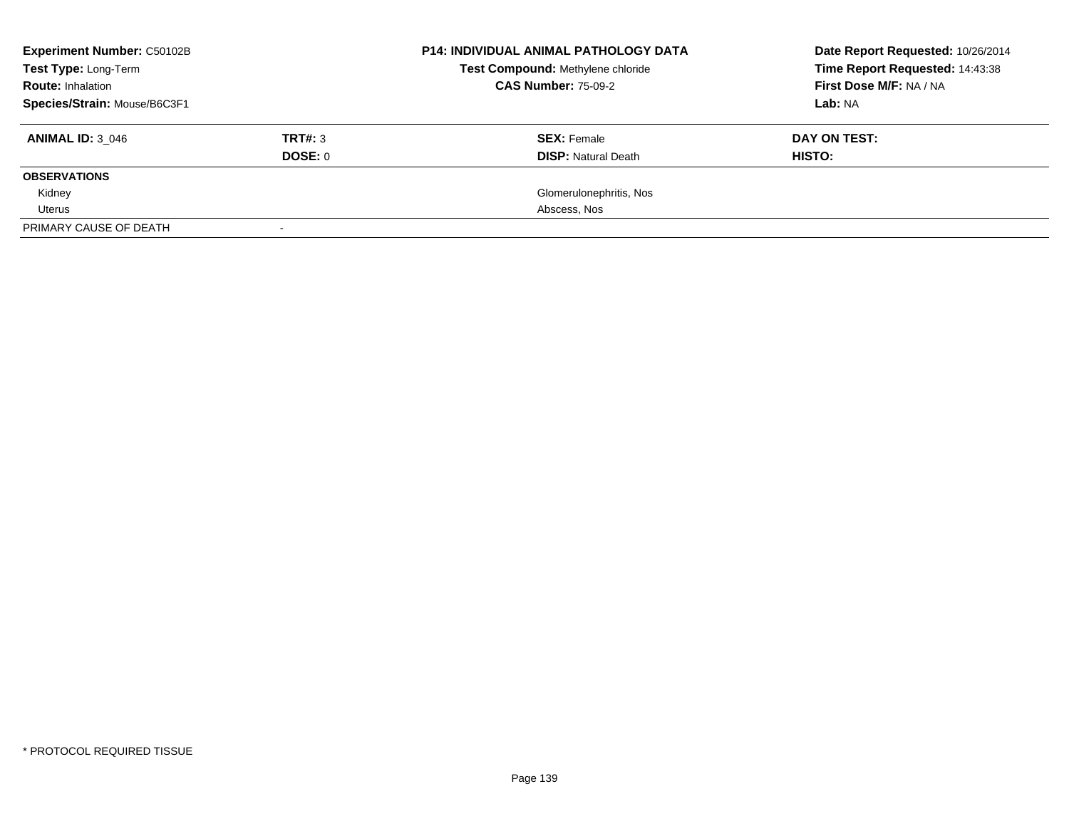**Experiment Number:** C50102B
**Test Type:** Long-Term
**Route:** Inhalation
**Species/Strain:** Mouse/B6C3F1

**P14: INDIVIDUAL ANIMAL PATHOLOGY DATA**
**Test Compound:** Methylene chloride
**CAS Number:** 75-09-2

**Date Report Requested:** 10/26/2014
**Time Report Requested:** 14:43:38
**First Dose M/F:** NA / NA
**Lab:** NA

| **ANIMAL ID:** 3_046 | **TRT#:** 3 | **SEX:** Female | **DAY ON TEST:** |
|---|---|---|---|
| | **DOSE:** 0 | **DISP:** Natural Death | **HISTO:** |
| **OBSERVATIONS** | | | |
| Kidney | | Glomerulonephritis, Nos | |
| Uterus | | Abscess, Nos | |
| PRIMARY CAUSE OF DEATH | - | | |

* PROTOCOL REQUIRED TISSUE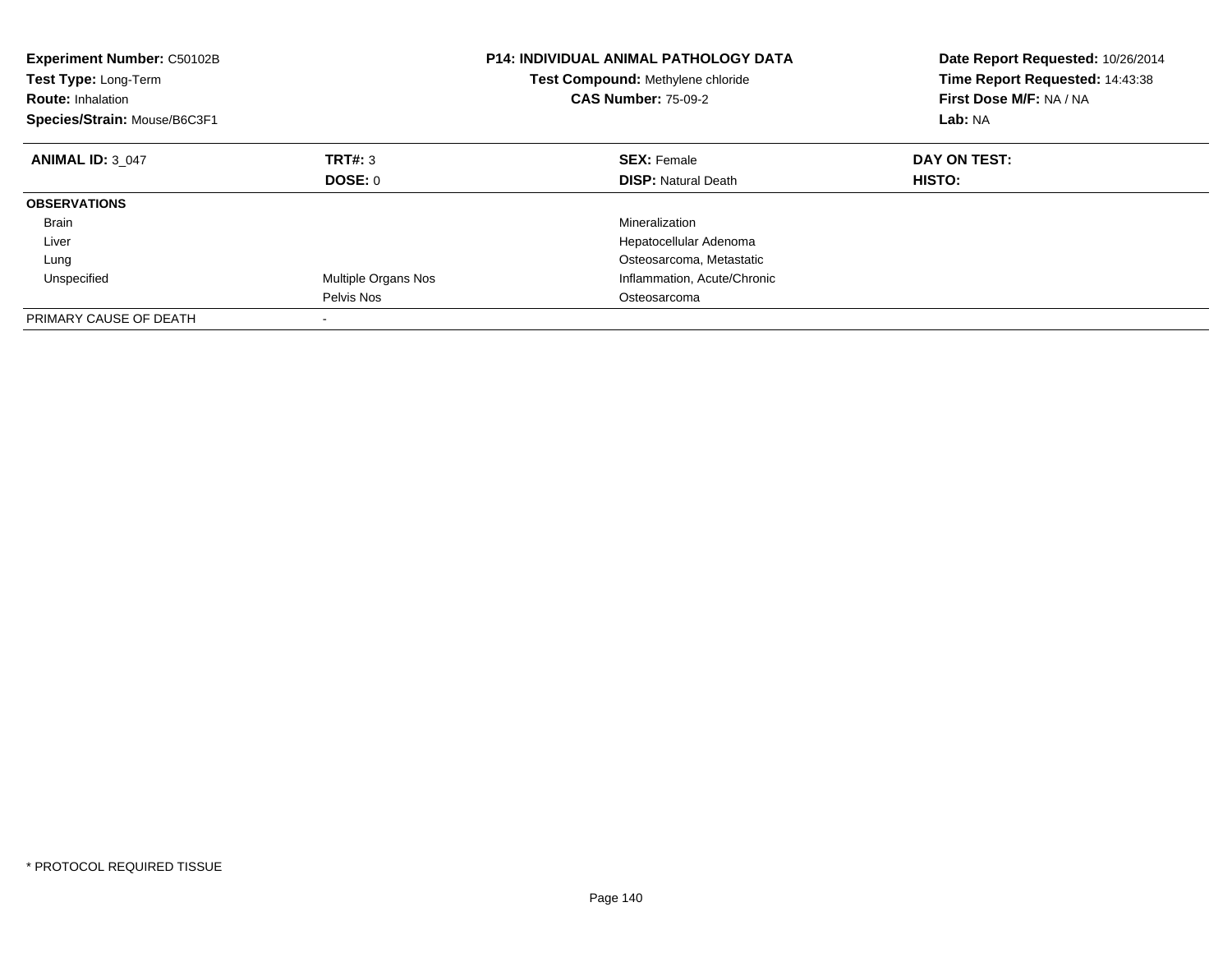**Experiment Number:** C50102B
**Test Type:** Long-Term
**Route:** Inhalation
**Species/Strain:** Mouse/B6C3F1

**P14: INDIVIDUAL ANIMAL PATHOLOGY DATA**
**Test Compound:** Methylene chloride
**CAS Number:** 75-09-2

**Date Report Requested:** 10/26/2014
**Time Report Requested:** 14:43:38
**First Dose M/F:** NA / NA
**Lab:** NA

| **ANIMAL ID:** 3_047 | **TRT#:** 3 | **SEX:** Female | **DAY ON TEST:** |
|---|---|---|---|
| | **DOSE:** 0 | **DISP:** Natural Death | **HISTO:** |
| **OBSERVATIONS** | | | |
| Brain | | Mineralization | |
| Liver | | Hepatocellular Adenoma | |
| Lung | | Osteosarcoma, Metastatic | |
| Unspecified | Multiple Organs Nos | Inflammation, Acute/Chronic | |
| | Pelvis Nos | Osteosarcoma | |
| PRIMARY CAUSE OF DEATH | - | | |

* PROTOCOL REQUIRED TISSUE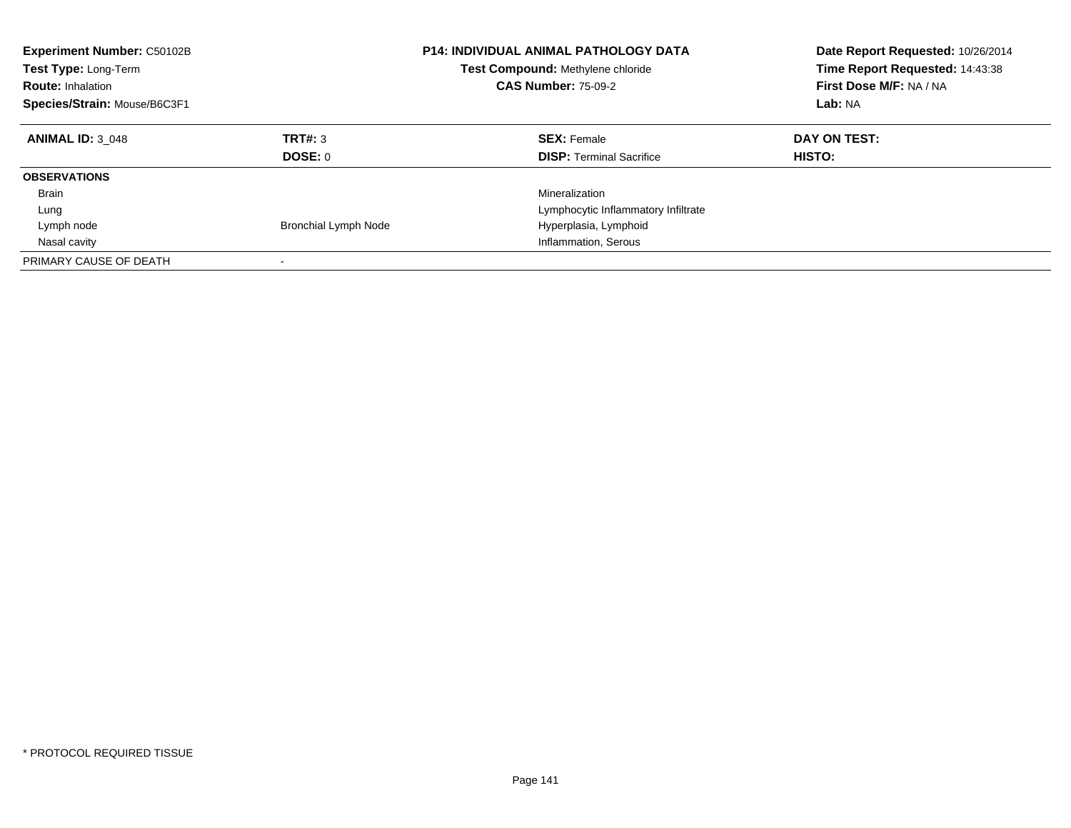**Experiment Number:** C50102B
**Test Type:** Long-Term
**Route:** Inhalation
**Species/Strain:** Mouse/B6C3F1

**P14: INDIVIDUAL ANIMAL PATHOLOGY DATA**
**Test Compound:** Methylene chloride
**CAS Number:** 75-09-2

**Date Report Requested:** 10/26/2014
**Time Report Requested:** 14:43:38
**First Dose M/F:** NA / NA
**Lab:** NA

| **ANIMAL ID:** 3_048 | **TRT#:** 3 | **SEX:** Female | **DAY ON TEST:** |
|---|---|---|---|
| | **DOSE:** 0 | **DISP:** Terminal Sacrifice | **HISTO:** |
| **OBSERVATIONS** | | | |
| Brain | | Mineralization | |
| Lung | | Lymphocytic Inflammatory Infiltrate | |
| Lymph node | Bronchial Lymph Node | Hyperplasia, Lymphoid | |
| Nasal cavity | | Inflammation, Serous | |
| PRIMARY CAUSE OF DEATH | - | | |

* PROTOCOL REQUIRED TISSUE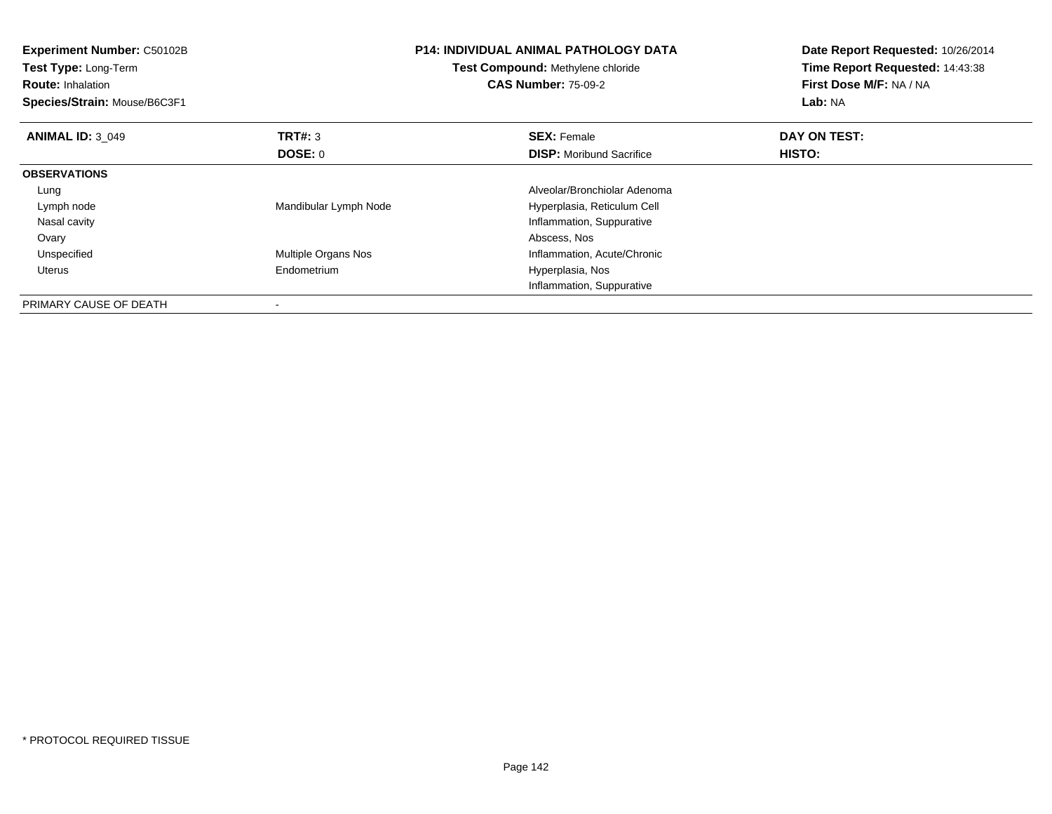**Experiment Number:** C50102B
**Test Type:** Long-Term
**Route:** Inhalation
**Species/Strain:** Mouse/B6C3F1

**P14: INDIVIDUAL ANIMAL PATHOLOGY DATA**
**Test Compound:** Methylene chloride
**CAS Number:** 75-09-2

**Date Report Requested:** 10/26/2014
**Time Report Requested:** 14:43:38
**First Dose M/F:** NA / NA
**Lab:** NA

| **ANIMAL ID:** 3_049 | **TRT#:** 3 | **SEX:** Female | **DAY ON TEST:** |
|---|---|---|---|
| | **DOSE:** 0 | **DISP:** Moribund Sacrifice | **HISTO:** |
| **OBSERVATIONS** | | | |
| Lung | | Alveolar/Bronchiolar Adenoma | |
| Lymph node | Mandibular Lymph Node | Hyperplasia, Reticulum Cell | |
| Nasal cavity | | Inflammation, Suppurative | |
| Ovary | | Abscess, Nos | |
| Unspecified | Multiple Organs Nos | Inflammation, Acute/Chronic | |
| Uterus | Endometrium | Hyperplasia, Nos | |
| | | Inflammation, Suppurative | |
| PRIMARY CAUSE OF DEATH | - | | |

* PROTOCOL REQUIRED TISSUE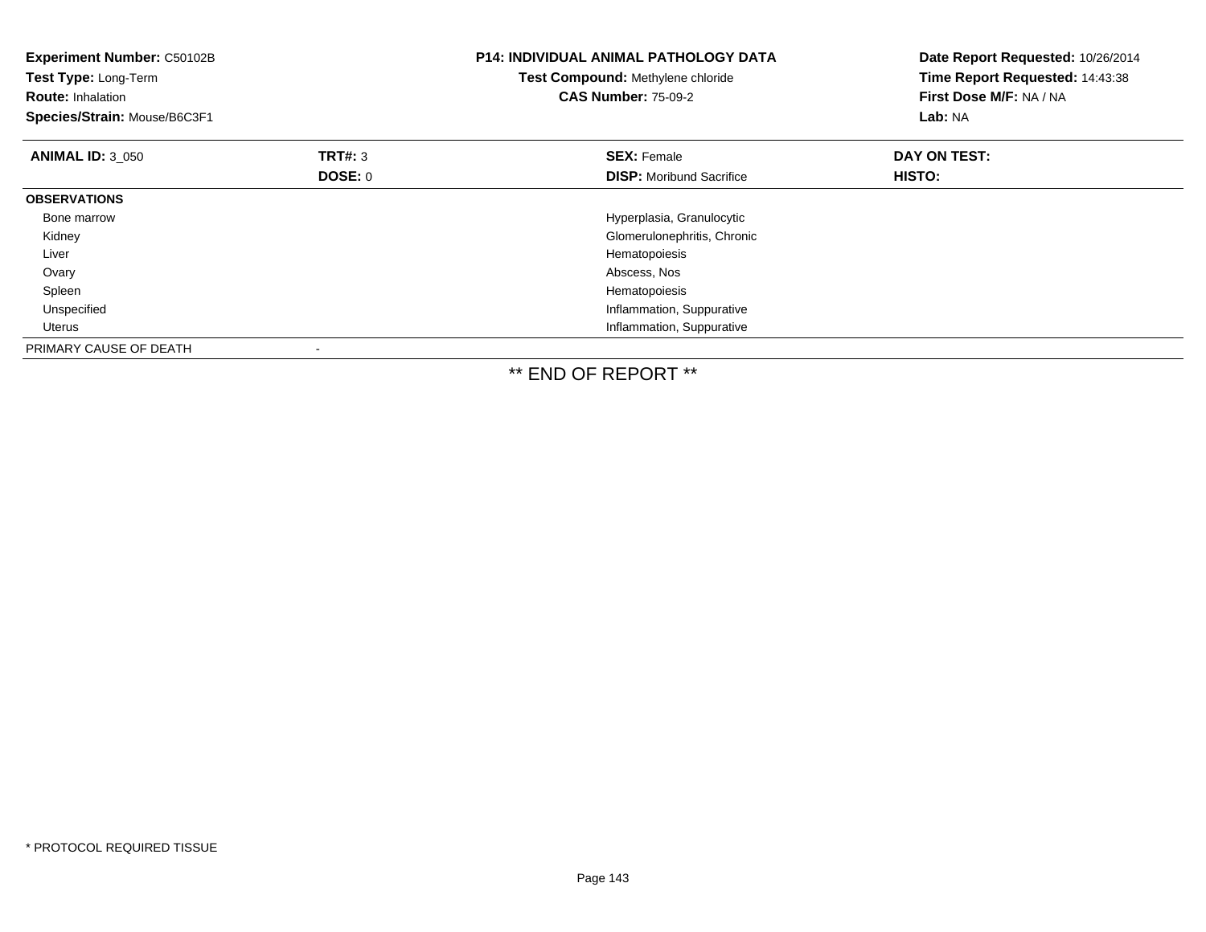**Experiment Number:** C50102B
**Test Type:** Long-Term
**Route:** Inhalation
**Species/Strain:** Mouse/B6C3F1

**P14: INDIVIDUAL ANIMAL PATHOLOGY DATA**
**Test Compound:** Methylene chloride
**CAS Number:** 75-09-2

**Date Report Requested:** 10/26/2014
**Time Report Requested:** 14:43:38
**First Dose M/F:** NA / NA
**Lab:** NA

| **ANIMAL ID:** 3_050 | **TRT#:** 3 | **SEX:** Female | **DAY ON TEST:** |
|---|---|---|---|
| | **DOSE:** 0 | **DISP:** Moribund Sacrifice | **HISTO:** |
| **OBSERVATIONS** | | | |
| Bone marrow | | Hyperplasia, Granulocytic | |
| Kidney | | Glomerulonephritis, Chronic | |
| Liver | | Hematopoiesis | |
| Ovary | | Abscess, Nos | |
| Spleen | | Hematopoiesis | |
| Unspecified | | Inflammation, Suppurative | |
| Uterus | | Inflammation, Suppurative | |
| PRIMARY CAUSE OF DEATH | - | | |

** END OF REPORT **

* PROTOCOL REQUIRED TISSUE